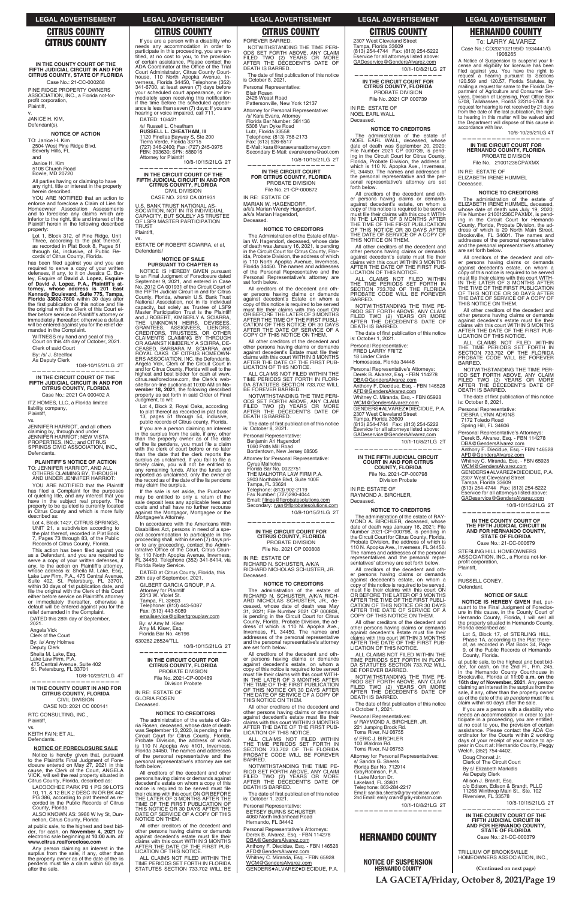# CITRUS COUNTY

**IN THE COUNTY COURT OF THE FIFTH JUDICIAL CIRCUIT IN AND FOR CITRUS COUNTY, STATE OF FLORIDA**

Case No.: 21-CC-00268

PINE RIDGE PROPERTY OWNERS ASSOCIATION, INC., a Florida not-for-profit corporation,
Plaintiff,

v.

JANICE H. KIM,
Defendant(s).

**NOTICE OF ACTION**

TO: Janice H. Kim
2504 West Pine Ridge Blvd.
Beverly Hills, FL

and

Janice H. Kim
5108 Church Road
Bowie, MD 20720

All parties having or claiming to have any right, title or interest in the property herein described.

YOU ARE NOTIFIED that an action to enforce and foreclose a Claim of Lien for Homeowner Association Assessments and to foreclose any claims which are inferior to the right, title and interest of the Plaintiff herein in the following described property:

Lot 1, Block 312, of Pine Ridge, Unit Three, according to the plat thereof, as recorded in Plat Book 8, Pages 51 through 64, inclusive, of Public Records of Citrus County, Florida.

has been filed against you and you are required to serve a copy of your written defenses, if any, to it on Jessica C. Burley, Esquire of **David J. Lopez, Esquire of David J. Lopez, P.A., Plaintiff's attorney, whose address is 201 East Kennedy Boulevard, Suite 775, Tampa, Florida 33602-7800** within 30 days after the first publication of this notice and file the original with the Clerk of this Court either before service on Plaintiff's attorney or immediately thereafter; otherwise a default will be entered against you for the relief demanded in the Complaint.

WITNESS my hand and seal of this Court on this 4th day of October, 2021.

Clerk of said Court
By: /s/ J. Steelfox
As Deputy Clerk

10-8-10/15/21LG 2T

---

**IN THE CIRCUIT COURT OF THE FIFTH JUDICIAL CIRCUIT IN AND FOR CITRUS COUNTY, FLORIDA**

Case No.: 2021 CA 000402 A

ITZ HOMES, LLC, a Florida limited liability company,
Plaintiff,

vs.

JENNIFER HARRIOT, and all others claiming by, through and under JENNIFER HARRIOT; NEW VISTA PROPERTIES, INC.; and CITRUS SPRINGS CIVIC ASSOCIATION, INC.,
Defendants.

**PLAINTIFF'S NOTICE OF ACTION**

TO: JENNIFER HARRIOT, AND ALL OTHERS CLAIMING BY, THROUGH AND UNDER JENNIFER HARRIOT:

YOU ARE NOTIFIED that the Plaintiff has filed a Complaint for the purposes of quieting title, and any interest that you have in the subject real property. The property to be quieted is currently located in Citrus County and which is more fully described as:

Lot 4, Block 1427, CITRUS SPRINGS, UNIT 21, a subdivision according to the plat thereof, recorded in Plat Book 7, Pages 73 through 83, of the Public Records of Citrus County, Florida.

This action has been filed against you as a Defendant, and you are required to serve a copy of your written defenses, if any, to the action on Plaintiff's attorney, whose address is: Sheila M. Lake, Esq., Lake Law Firm, P.A., 475 Central Avenue, Suite 402, St. Petersburg, FL 33701, within 30 days of 1st publication date, and file the original with the Clerk of this Court either before service on Plaintiff's attorney or immediately thereafter, otherwise a default will be entered against you for the relief demanded in the Complaint.

DATED this 28th day of September, 2021.

Angela Vick
Clerk of the Court
By: /s/ Amy Holmes
Deputy Clerk

Sheila M. Lake, Esq.
Lake Law Firm, P.A.
475 Central Avenue, Suite 402
St. Petersburg, FL 33701

10-8-10/29/21LG 4T

---

**IN THE COUNTY COURT FOR CITRUS COUNTY, FLORIDA**
CIVIL DIVISION
CASE NO: 2021 CC 000141

RTC CONSULTING, INC.,
Plaintiff,

vs.

KEITH FAIN; ET AL,
Defendants.

**NOTICE OF FORECLOSURE SALE**

Notice is hereby given that, pursuant to the Plaintiffs Final Judgment of Foreclosure entered on May 27, 2021 in this cause, the Clerk of the Court, ANGELA VICK, will sell the real property situated in Citrus County, Florida, described as:

LACOOCHEE PARK PB 1 PG 39 LOTS 10, 11, & 12 BLK 2 DESC IN OR BK 442 PG 386, according to plat thereof as recorded in the Public Records of Citrus County, Florida.

ALSO KNOWN AS: 3986 W Ivy St, Dunnellon, Citrus County, Florida

at public sale, to the highest and best bidder, for cash, on **November 4, 2021** by electronic sale beginning at **10:00 a.m.** at: **www.citrus.realforeclose.com**

Any person claiming an interest in the surplus from the sale, if any, other than the property owner as of the date of the lis pendens must file a claim within 60 days after the sale.

If you are a person with a disability who needs any accommodation in order to participate in this proceeding, you are entitled, at no cost to you, to the provision of certain assistance. Please contact the ADA Coordinator at the Office of the Trial Court Administrator, Citrus County Courthouse, 110 North Apopka Avenue, Inverness, Florida 34450, Telephone (352) 341-6700, at least seven (7) days before your scheduled court appearance, or immediately upon receiving this notification if the time before the scheduled appearance is less than seven (7) days; if you are hearing or voice impaired, call 711.

DATED: 10/4/21

/s/ Russell L. Cheatham
**RUSSELL L. CHEATHAM, III**
1120 Pinellas Bayway S, Ste 200
Tierra Verde, Florida 33715
(727) 346-2400; Fax: (727) 245-0975
FBN: 393630; SPN: 588016
Attorney for Plaintiff

10-8-10/15/21LG 2T

---

**IN THE CIRCUIT COURT OF THE FIFTH JUDICIAL CIRCUIT IN AND FOR CITRUS COUNTY, FLORIDA**
CIVIL DIVISION
CASE NO. 2012 CA 001931

U.S. BANK TRUST NATIONAL ASSOCIATION, NOT IN ITS INDIVIDUAL CAPACITY, BUT SOLELY AS TRUSTEE OF LSF9 MASTER PARTICIPATION TRUST
Plaintiff,

vs.

ESTATE OF ROBERT SCIARRA, et al,
Defendants/

**NOTICE OF SALE PURSUANT TO CHAPTER 45**

NOTICE IS HEREBY GIVEN pursuant to an Final Judgment of Foreclosure dated September 9, 2021, and entered in Case No. 2012 CA 001931 of the Circuit Court of the FIFTH Judicial Circuit in and for Citrus County, Florida, wherein U.S. Bank Trust National Association, not in its individual capacity, but solely as Trustee of LSF9 Master Participation Trust is the Plaintiff and J ROBERT, KIMBERLY A. SCIARRA, THE UNKNOWN HEIRS, DEVISEES, GRANTEES, ASSIGNEES, LIENORS, CREDITORS, TRUSTEES, OR OTHER CLAIMANTS CLAIMING BY THROUGH OR AGAINST KIMBERLY A SCIARRA, DECEASED, BARBARA M. SCIARRA, and ROYAL OAKS OF CITRUS HOMEOWNERS ASSOCIATION, INC. the Defendants. Angela Vick, Clerk of the Circuit Court in and for Citrus County, Florida will sell to the highest and best bidder for cash at www.citrus.realforeclose.com, the Clerk's website for on-line auctions at 10:00 AM on **November 18, 2021**, the following described property as set forth in said Order of Final Judgment, to wit:

Lot 4, Block 2, Royal Oaks, according to plat thereof as recorded in plat book 13, pages 51 through 54, inclusive, public records of Citrus county, Florida.

If you are a person claiming an interest in the surplus from the sale, if any, other than the property owner as of the date of the lis pendens, you must file a claim with the clerk of court before or no later than the date that the clerk reports the surplus as unclaimed. If you fail to file a timely claim, you will not be entitled to any remaining funds. After the funds are reported as unclaimed, only the owner of the record as of the date of the lis pendens may claim the surplus.

If the sale is set aside, the Purchaser may be entitled to only a return of the sale deposit less any applicable fees and costs and shall have no further recourse against the Mortgagor, Mortgagee or the Mortgagee's Attorney.

In accordance with the Americans With Disabilities Act, persons in need of a special accommodation to participate in this proceeding shall, within seven (7) days prior to any proceeding, contact the Administrative Office of the Court, Citrus County, 110 North Apopka Avenue, Inverness, FL 34450, Telephone (352) 341-6414, via Florida Relay Service.

DATED at Citrus County, Florida, this 29th day of September, 2021.

GILBERT GARCIA GROUP, P.A.
Attorney for Plaintiff
2313 W. Violet St.
Tampa, FL 33603
Telephone: (813) 443-5087
Fax: (813) 443-5089
emailservice@gilbertgrouplaw.com
By: /s/ Amy M. Kiser
Amy M. Kiser, Esq.
Florida Bar No. 46196

630282.28524/TLL

10-8-10/15/21LG 2T

---

**IN THE CIRCUIT COURT FOR CITRUS COUNTY, FLORIDA**
PROBATE DIVISION
File No. 2021-CP-000489
Division Probate

IN RE: ESTATE OF
GLORIA ROSEN
Deceased.

**NOTICE TO CREDITORS**

The administration of the estate of Gloria Rosen, deceased, whose date of death was September 13, 2020, is pending in the Circuit Court for Citrus County, Florida, Probate Division, the address of which is 110 N. Apopka Ave #101, Inverness, Florida 34450. The names and addresses of the personal representative and the personal representative's attorney are set forth below.

All creditors of the decedent and other persons having claims or demands against decedent's estate on whom a copy of this notice is required to be served must file their claims with this court ON OR BEFORE THE LATER OF 3 MONTHS AFTER THE TIME OF THE FIRST PUBLICATION OF THIS NOTICE OR 30 DAYS AFTER THE DATE OF SERVICE OF A COPY OF THIS NOTICE ON THEM.

All other creditors of the decedent and other persons having claims or demands against decedent's estate must file their claims with this court WITHIN 3 MONTHS AFTER THE DATE OF THE FIRST PUBLICATION OF THIS NOTICE.

ALL CLAIMS NOT FILED WITHIN THE TIME PERIODS SET FORTH IN FLORIDA STATUTES SECTION 733.702 WILL BE FOREVER BARRED.

NOTWITHSTANDING THE TIME PERIODS SET FORTH ABOVE, ANY CLAIM FILED TWO (2) YEARS OR MORE AFTER THE DECEDENT'S DATE OF DEATH IS BARRED.

The date of first publication of this notice is October 8, 2021.

Personal Representative:
Blair Rosen
2426 Weast Road
Pattersonville, New York 12137

Attorney for Personal Representative:
/s/ Kara Evans, Attorney
Florida Bar Number: 381136
5308 Van Dyke Road
Lutz, Florida 33558
Telephone: (813) 758-2173
Fax: (813) 926-6517
E-Mail: kara@karaevansattorney.com
Secondary E-Mail: evanskeene@aol.com

10-8-10/15/21LG 2T

---

**IN THE CIRCUIT COURT FOR CITRUS COUNTY, FLORIDA**
PROBATE DIVISION
File No. 21-CP-000672

IN RE: ESTATE OF
MARIAN W. HAGENDORF,
a/k/a Marian Wendy Hagendorf,
a/k/a Marian Hagendorf,
Deceased.

**NOTICE TO CREDITORS**

The Administration of the Estate of Marian W. Hagendorf, deceased, whose date of death was January 16, 2021, is pending in the Circuit Court for Citrus County, Florida, Probate Division, the address of which is 110 North Apopka Avenue, Inverness, Florida 34450. The names and addresses of the Personal Representative and the Personal Representative's attorney are set forth below.

All creditors of the decedent and other persons having claims or demands against decedent's Estate on whom a copy of this notice is required to be served must file their claims with this court ON OR BEFORE THE LATER OF 3 MONTHS AFTER THE TIME OF THE FIRST PUBLICATION OF THIS NOTICE OR 30 DAYS AFTER THE DATE OF SERVICE OF A COPY OF THIS NOTICE ON THEM.

All other creditors of the decedent and other persons having claims or demands against decedent's Estate must file their claims with this court WITHIN 3 MONTHS AFTER THE DATE OF THE FIRST PUBLICATION OF THIS NOTICE.

ALL CLAIMS NOT FILED WITHIN THE TIME PERIODS SET FORTH IN FLORIDA STATUTES SECTION 733.702 WILL BE FOREVER BARRED.

NOTWITHSTANDING THE TIME PERIODS SET FORTH ABOVE, ANY CLAIM FILED TWO (2) YEARS OR MORE AFTER THE DECEDENT'S DATE OF DEATH IS BARRED.

The date of first publication of this notice is: October 8, 2021.

Personal Representative:
Benjamin Ari Hagendorf
1060 Potts Mill Road
Bordentown, New Jersey 08505

Attorney for Personal Representative:
Cyrus Malhotra
Florida Bar No. 0022751
THE MALHOTRA LAW FIRM P.A.
3903 Northdale Blvd, Suite 100E
Tampa, FL 33624
Telephone: (813) 902-2119
Fax Number: (727)290-4044
Email: filings@flprobatesolutions.com
Secondary: ryan@flprobatesolutions.com

10-8-10/15/21LG 2T

---

**IN THE CIRCUIT COURT FOR CITRUS COUNTY, FLORIDA**
PROBATE DIVISION
File No. 2021 CP 000808

IN RE: ESTATE OF
RICHARD N. SCHUSTER, A/K/A
RICHARD NICHOLAS SCHUSTER, JR.
Deceased.

**NOTICE TO CREDITORS**

The administration of the estate of RICHARD N. SCHUSTER, A/K/A RICHARD NICHOLAS SCHUSTER, JR., deceased, whose date of death was May 31, 2021; File Number 2021 CP 000808, is pending in the Circuit Court for Citrus County, Florida, Probate Division, the address of which is 110 N. Apopka Ave., Inverness, FL 34450. The names and addresses of the personal representative and the personal representative's attorney are set forth below.

All creditors of the decedent and other persons having claims or demands against decedent's estate, on whom a copy of this notice is required to be served must file their claims with this court WITHIN THE LATER OF 3 MONTHS AFTER THE TIME OF THE FIRST PUBLICATION OF THIS NOTICE OR 30 DAYS AFTER THE DATE OF SERVICE OF A COPY OF THIS NOTICE ON THEM.

All other creditors of the decedent and other persons having claims or demands against decedent's estate must file their claims with this court WITHIN 3 MONTHS AFTER THE DATE OF THE FIRST PUBLICATION OF THIS NOTICE.

ALL CLAIMS NOT FILED WITHIN THE TIME PERIODS SET FORTH IN SECTION 733.702 OF THE FLORIDA PROBATE CODE WILL BE FOREVER BARRED.

NOTWITHSTANDING THE TIME PERIOD SET FORTH ABOVE, ANY CLAIM FILED TWO (2) YEARS OR MORE AFTER THE DECEDENT'S DATE OF DEATH IS BARRED.

The date of first publication of this notice is: October 1, 2021.

Personal Representative:
BETSEY BURNS SCHUSTER
4060 North Indianhead Road
Hernando, FL 34442

Personal Representative's Attorneys:
Derek B. Alvarez, Esq. - FBN 114278
DBA@GendersAlvarez.com
Anthony F. Diecidue, Esq. - FBN 146528
AFD@GendersAlvarez.com
Whitney C. Miranda, Esq. - FBN 65928
WCM@GendersAlvarez.com
GENDERS♦ALVAREZ♦DIECIDUE, P.A.
2307 West Cleveland Street
Tampa, Florida 33609
(813) 254-4744 Fax: (813) 254-5222
Eservice for all attorneys listed above:
GADeservice@GendersAlvarez.com

10-1-10/8/21LG 2T

---

**IN THE CIRCUIT COURT FOR CITRUS COUNTY, FLORIDA**
PROBATE DIVISION
File No. 2021 CP 000739

IN RE: ESTATE OF
NOEL EARL WALL
Deceased.

**NOTICE TO CREDITORS**

The administration of the estate of NOEL EARL WALL, deceased, whose date of death was September 20, 2020; File Number 2021 CP 000739, is pending in the Circuit Court for Citrus County, Florida, Probate Division, the address of which is 110 N. Apopka Ave., Inverness, FL 34450. The names and addresses of the personal representative and the personal representative's attorney are set forth below.

All creditors of the decedent and other persons having claims or demands against decedent's estate, on whom a copy of this notice is required to be served must file their claims with this court WITHIN THE LATER OF 3 MONTHS AFTER THE TIME OF THE FIRST PUBLICATION OF THIS NOTICE OR 30 DAYS AFTER THE DATE OF SERVICE OF A COPY OF THIS NOTICE ON THEM.

All other creditors of the decedent and other persons having claims or demands against decedent's estate must file their claims with this court WITHIN 3 MONTHS AFTER THE DATE OF THE FIRST PUBLICATION OF THIS NOTICE.

ALL CLAIMS NOT FILED WITHIN THE TIME PERIODS SET FORTH IN SECTION 733.702 OF THE FLORIDA PROBATE CODE WILL BE FOREVER BARRED.

NOTWITHSTANDING THE TIME PERIOD SET FORTH ABOVE, ANY CLAIM FILED TWO (2) YEARS OR MORE AFTER THE DECEDENT'S DATE OF DEATH IS BARRED.

The date of first publication of this notice is: October 1, 2021.

Personal Representative:
FRED LARRY FRITZ
18 Linder Circle
Homosassa, Florida 34446

Personal Representative's Attorneys:
Derek B. Alvarez, Esq. - FBN 114278
DBA@GendersAlvarez.com
Anthony F. Diecidue, Esq. - FBN 146528
AFD@GendersAlvarez.com
Whitney C. Miranda, Esq. - FBN 65928
WCM@GendersAlvarez.com
GENDERS♦ALVAREZ♦DIECIDUE, P.A.
2307 West Cleveland Street
Tampa, Florida 33609
(813) 254-4744 Fax: (813) 254-5222
Eservice for all attorneys listed above:
GADeservice@GendersAlvarez.com

10-1-10/8/21LG 2T

---

**IN THE FIFTH JUDICIAL CIRCUIT COURT IN AND FOR CITRUS COUNTY, FLORIDA**
File No. 2021-CP-000798
Division Probate

IN RE: ESTATE OF
RAYMOND A. BIRCHLER,
Deceased.

**NOTICE TO CREDITORS**

The administration of the estate of RAYMOND A. BIRCHLER, deceased, whose date of death was January 16, 2021; File Number 2021-CP-000798, is pending in the Circuit Court for Citrus County, Florida, Probate Division, the address of which is 110 N. Apopka Ave., Inverness, FL 34450. The names and addresses of the personal representatives and the personal representatives' attorney are set forth below.

All creditors of the decedent and other persons having claims or demands against decedent's estate, on whom a copy of this notice is required to be served, must file their claims with this court ON OR BEFORE THE LATER OF 3 MONTHS AFTER THE TIME OF THE FIRST PUBLICATION OF THIS NOTICE OR 30 DAYS AFTER THE DATE OF SERVICE OF A COPY OF THIS NOTICE ON THEM.

All other creditors of the decedent and other persons having claims or demands against decedent's estate must file their claims with this court WITHIN 3 MONTHS AFTER THE DATE OF THE FIRST PUBLICATION OF THIS NOTICE.

ALL CLAIMS NOT FILED WITHIN THE TIME PERIODS SET FORTH IN FLORIDA STATUTES SECTION 733.702 WILL BE FOREVER BARRED.

NOTWITHSTANDING THE TIME PERIODS SET FORTH ABOVE, ANY CLAIM FILED TWO (2) YEARS OR MORE AFTER THE DECEDENT'S DATE OF DEATH IS BARRED.

The date of first publication of this notice is October 1, 2021.

Personal Representatives:
s/ RAYMOND A. BIRCHLER, JR.
221 Jumping Brook Rd.
Toms River, NJ 08755
s/ ERIC J. BIRCHLER
100 Waldron Rd.
Toms River, NJ 08753

Attorney for Personal Representatives:
s/ Sandra G. Sheets
Florida Bar No. 712914
GrayRobinson, P.A.
1 Lake Morton Dr.
Lakeland, FL 33801
Telephone: 863-284-2217
Email: sandra.sheets@gray-robinson.com
2nd Email: emily.crain@gray-robinson.com

10-1-10/8/21LG 2T

# HERNANDO COUNTY

**NOTICE OF SUSPENSION
HERNANDO COUNTY**

To: LARRY ALVAREZ
Case No.: CD202102199/D 1934441/G 1908265

A Notice of Suspension to suspend your license and eligibility for licensure has been filed against you. You have the right to request a hearing pursuant to Sections 120.569 and 120.57, Florida Statutes, by mailing a request for same to the Florida Department of Agriculture and Consumer Services, Division of Licensing, Post Office Box 5708, Tallahassee, Florida 32314-5708. If a request for hearing is not received by 21 days from the date of the last publication, the right to hearing in this matter will be waived and the Department will dispose of this cause in accordance with law.

10-8-10/29/21LG 4T

---

**IN THE CIRCUIT COURT FOR HERNANDO COUNTY, FLORIDA**
PROBATE DIVISION
File No. 21001236CPAXMX

IN RE: ESTATE OF
ELIZABETH IRENE HUMMEL
Deceased.

**NOTICE TO CREDITORS**

The administration of the estate of ELIZABETH IRENE HUMMEL, deceased, whose date of death was July 19, 2020; File Number 21001236CPAXMX, is pending in the Circuit Court for Hernando County, Florida, Probate Division, the address of which is 20 North Main Street, Brooksville, FL 34601. The names and addresses of the personal representative and the personal representative's attorney are set forth below.

All creditors of the decedent and other persons having claims or demands against decedent's estate, on whom a copy of this notice is required to be served must file their claims with this court WITHIN THE LATER OF 3 MONTHS AFTER THE TIME OF THE FIRST PUBLICATION OF THIS NOTICE OR 30 DAYS AFTER THE DATE OF SERVICE OF A COPY OF THIS NOTICE ON THEM.

All other creditors of the decedent and other persons having claims or demands against decedent's estate must file their claims with this court WITHIN 3 MONTHS AFTER THE DATE OF THE FIRST PUBLICATION OF THIS NOTICE.

ALL CLAIMS NOT FILED WITHIN THE TIME PERIODS SET FORTH IN SECTION 733.702 OF THE FLORIDA PROBATE CODE WILL BE FOREVER BARRED.

NOTWITHSTANDING THE TIME PERIOD SET FORTH ABOVE, ANY CLAIM FILED TWO (2) YEARS OR MORE AFTER THE DECEDENT'S DATE OF DEATH IS BARRED.

The date of first publication of this notice is: October 8, 2021.

Personal Representative:
DEBRA LYNN ADKINS
7172 Toledo Road
Spring Hill, FL 34606

Personal Representative's Attorneys:
Derek B. Alvarez, Esq. - FBN 114278
DBA@GendersAlvarez.com
Anthony F. Diecidue, Esq. - FBN 146528
AFD@GendersAlvarez.com
Whitney C. Miranda, Esq. - FBN 65928
WCM@GendersAlvarez.com
GENDERS♦ALVAREZ♦DIECIDUE, P.A.
2307 West Cleveland Street
Tampa, Florida 33609
(813) 254-4744 Fax: (813) 254-5222
Eservice for all attorneys listed above:
GADeservice@GendersAlvarez.com

10-8-10/15/21LG 2T

---

**IN THE COUNTY COURT OF THE FIFTH JUDICIAL CIRCUIT IN AND FOR HERNANDO COUNTY, STATE OF FLORIDA**
Case No.: 21-CC-000679

STERLING HILL HOMEOWNERS ASSOCIATION, INC., a Florida not-for-profit corporation,
Plaintiff,

v.

RUSSELL CONEY,
Defendant.

**NOTICE OF SALE**

**NOTICE IS HEREBY GIVEN** that, pursuant to the Final Judgment of Foreclosure in this cause, in the County Court of Hernando County, Florida, I will sell all the property situated in Hernando County, Florida described as:

Lot 5, Block 17, of STERLING HILL, Phase 1A, according to the Plat thereof, as recorded in Plat Book 34, Page 9, of the Public Records of Hernando County, Florida.

at public sale, to the highest and best bidder, for cash, on the 2nd Fl., Rm. 245, in the Hernando County Courthouse in Brooksville, Florida at **11:00 a.m. on the 16th day of November, 2021**. Any person claiming an interest in the surplus from the sale, if any, other than the property owner as of the date of the lis pendens must file a claim within 60 days after the sale.

If you are a person with a disability who needs an accommodation in order to participate in a proceeding, you are entitled, at no cost to you, to the provision of certain assistance. Please contact the ADA Coordinator for the Courts within 2 working days of your receipt of your notice to appear in Court at: Hernando County, Peggy Welch, (352) 754-4402.

Doug Chorvat Jr.
Clerk of The Circuit Court
By s/ Elizabeth Markidis
As Deputy Clerk

Allison J. Brandt, Esq.
c/o Edison, Edison & Brandt, PLLC
11268 Winthrop Main St., Ste. 102
Riverview, FL 33578

10-8-10/15/21LG 2T

---

**IN THE COUNTY COURT OF THE FIFTH JUDICIAL CIRCUIT IN AND FOR HERNANDO COUNTY, STATE OF FLORIDA**
Case No.: 21-CC-000379

TRILLIUM OF BROOKSVILLE HOMEOWNERS ASSOCIATION, INC.,

**(Continued on next page)**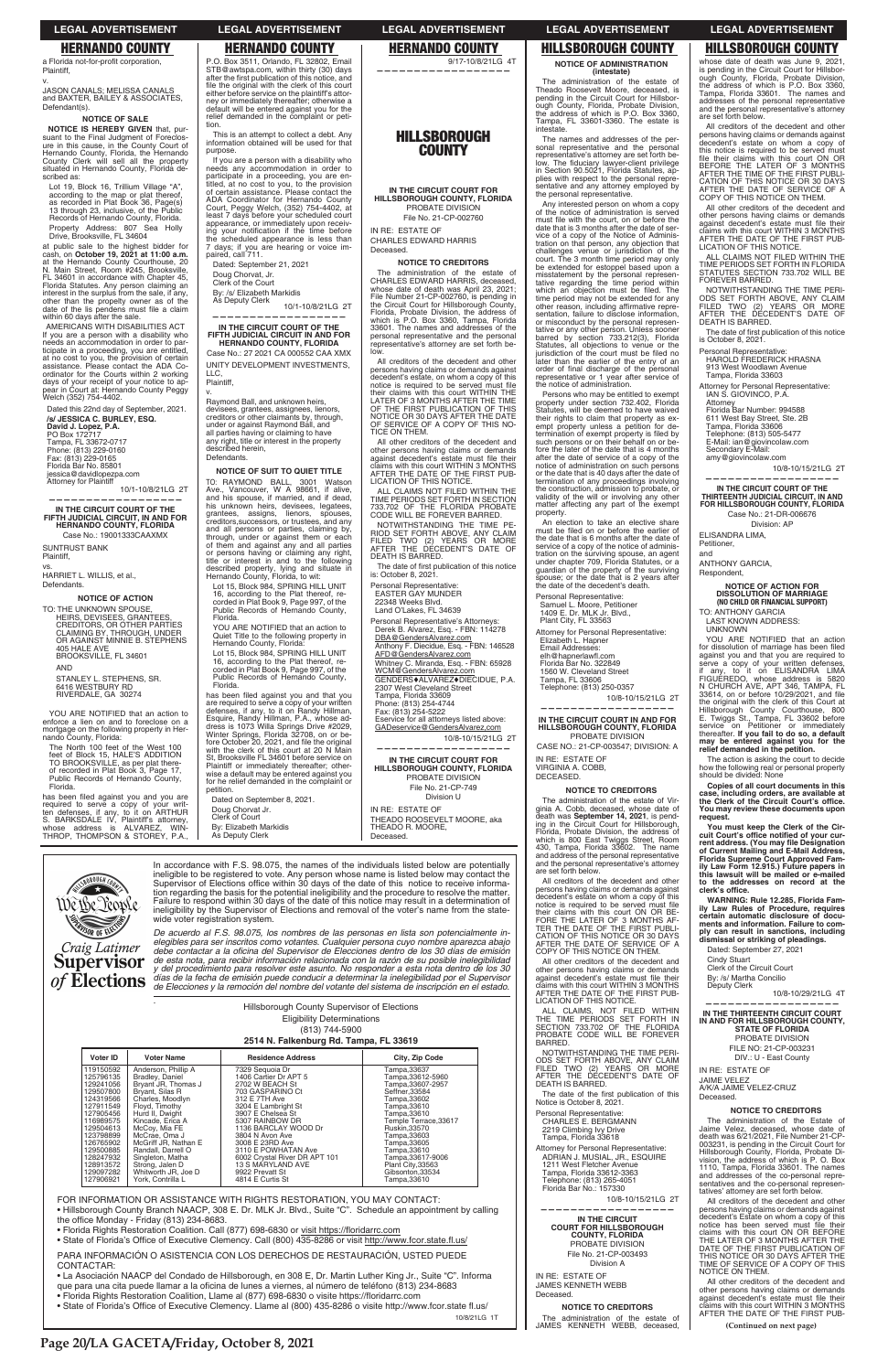## HERNANDO COUNTY

a Florida not-for-profit corporation,
Plaintiff,

v.

JASON CANALS; MELISSA CANALS and BAXTER, BAILEY & ASSOCIATES,
Defendant(s).

### NOTICE OF SALE

**NOTICE IS HEREBY GIVEN** that, pursuant to the Final Judgment of Foreclosure in this cause, in the County Court of Hernando County, Florida, the Hernando County Clerk will sell all the property situated in Hernando County, Florida described as:

Lot 19, Block 16, Trillium Village "A", according to the map or plat thereof, as recorded in Plat Book 36, Page(s) 13 through 23, inclusive, of the Public Records of Hernando County, Florida.

Property Address: 807 Sea Holly Drive, Brooksville, FL 34604

at public sale to the highest bidder for cash, on **October 19, 2021 at 11:00 a.m.** at the Hernando County Courthouse, 20 N. Main Street, Room #245, Brooksville, FL 34601 in accordance with Chapter 45, Florida Statutes. Any person claiming an interest in the surplus from the sale, if any, other than the property owner as of the date of the lis pendens must file a claim within 60 days after the sale.

AMERICANS WITH DISABILITIES ACT If you are a person with a disability who needs an accommodation in order to participate in a proceeding, you are entitled, at no cost to you, the provision of certain assistance. Please contact the ADA Coordinator for the Courts within 2 working days of your receipt of your notice to appear in Court at: Hernando County Peggy Welch (352) 754-4402.

Dated this 22nd day of September, 2021.

**/s/ JESSICA C. BURLEY, ESQ.**
**David J. Lopez, P.A.**
PO Box 172717
Tampa, FL 33672-0717
Phone: (813) 229-0160
Fax: (813) 229-0165
Florida Bar No. 85801
jessica@davidlopezpa.com
Attorney for Plaintiff

10/1-10/8/21LG 2T

---

**IN THE CIRCUIT COURT OF THE FIFTH JUDICIAL CIRCUIT, IN AND FOR HERNANDO COUNTY, FLORIDA**
Case No.: 19001333CAAXMX

SUNTRUST BANK
Plaintiff,

vs.

HARRIET L. WILLIS, et. al.,
Defendants.

### NOTICE OF ACTION

TO: THE UNKNOWN SPOUSE, HEIRS, DEVISEES, GRANTEES, CREDITORS, OR OTHER PARTIES CLAIMING BY, THROUGH, UNDER OR AGAINST MINNIE B. STEPHENS
405 HALE AVE
BROOKSVILLE, FL 34601

AND

STANLEY L. STEPHENS, SR.
6416 WESTBURY RD
RIVERDALE, GA 30274

YOU ARE NOTIFIED that an action to enforce a lien on and to foreclose on a mortgage on the following property in Hernando County, Florida:

The North 100 feet of the West 100 feet of Block 15, HALE'S ADDITION TO BROOKSVILLE, as per plat thereof recorded in Plat Book 3, Page 17, Public Records of Hernando County, Florida.

has been filed against you and you are required to serve a copy of your written defenses, if any, to it on ARTHUR S. BARKSDALE IV, Plaintiff's attorney, whose address is ALVAREZ, WINTHROP, THOMPSON & STOREY, P.A., P.O. Box 3511, Orlando, FL 32802, Email STB@awtspa.com, within thirty (30) days after the first publication of this notice, and file the original with the clerk of this court either before service on the plaintiff's attorney or immediately thereafter; otherwise a default will be entered against you for the relief demanded in the complaint or petition.

This is an attempt to collect a debt. Any information obtained will be used for that purpose.

If you are a person with a disability who needs any accommodation in order to participate in a proceeding, you are entitled, at no cost to you, to the provision of certain assistance. Please contact the ADA Coordinator for Hernando County Court, Peggy Welch, (352) 754-4402, at least 7 days before your scheduled court appearance, or immediately upon receiving your notification if the time before the scheduled appearance is less than 7 days; if you are hearing or voice impaired, call 711.

Dated: September 21, 2021
Doug Chorvat, Jr.
Clerk of the Court
By: /s/ Elizabeth Markidis
As Deputy Clerk

10/1-10/8/21LG 2T

---

**IN THE CIRCUIT COURT OF THE FIFTH JUDICIAL CIRCUIT IN AND FOR HERNANDO COUNTY, FLORIDA**
Case No.: 27 2021 CA 000552 CAA XMX

UNITY DEVELOPMENT INVESTMENTS, LLC,
Plaintiff,

v.

Raymond Ball, and unknown heirs, devisees, grantees, assignees, lienors, creditors or other claimants by, through, under or against Raymond Ball, and all parties having or claiming to have any right, title or interest in the property described herein,
Defendants.

### NOTICE OF SUIT TO QUIET TITLE

TO: RAYMOND BALL, 3001 Watson Ave., Vancouver, W A 98661, if alive, and his spouse, if married, and if dead, his unknown heirs, devisees, legatees, grantees, assigns, lienors, spouses, creditors,successors, or trustees, and any and all persons or parties, claiming by, through, under or against them or each of them and against any and all parties or persons having or claiming any right, title or interest in and to the following described property, lying and situate in Hernando County, Florida, to wit:

Lot 15, Block 984, SPRING HILL UNIT 16, according to the Plat thereof, recorded in Plat Book 9, Page 997, of the Public Records of Hernando County, Florida.

YOU ARE NOTIFIED that an action for Quiet Title to the following property in Hernando County, Florida:

Lot 15, Block 984, SPRING HILL UNIT 16, according to the Plat thereof, recorded in Plat Book 9, Page 997, of the Public Records of Hernando County, Florida.

has been filed against you and that you are required to serve a copy of your written defenses, if any, to it on Randy Hillman, Esquire, Randy Hillman, P.A., whose address is 1073 Willa Springs Drive #2029, Winter Springs, Florida 32708, on or before October 20, 2021, and file the original with the clerk of this court at 20 N Main St, Brooksville FL 34601 before service on Plaintiff or immediately thereafter; otherwise a default may be entered against you for the relief demanded in the complaint or petition.

Dated on September 8, 2021.
Doug Chorvat Jr.
Clerk of Court
By: Elizabeth Markidis
As Deputy Clerk

9/17-10/8/21LG 4T

---

## HILLSBOROUGH COUNTY

**IN THE CIRCUIT COURT FOR HILLSBOROUGH COUNTY, FLORIDA**
PROBATE DIVISION
File No. 21-CP-002760

IN RE: ESTATE OF
CHARLES EDWARD HARRIS
Deceased.

### NOTICE TO CREDITORS

The administration of the estate of CHARLES EDWARD HARRIS, deceased, whose date of death was April 23, 2021; File Number 21-CP-002760, is pending in the Circuit Court for Hillsborough County, Florida, Probate Division, the address of which is P.O. Box 3360, Tampa, Florida 33601. The names and addresses of the personal representative and the personal representative's attorney are set forth below.

All creditors of the decedent and other persons having claims or demands against decedent's estate, on whom a copy of this notice is required to be served must file their claims with this court ON OR BEFORE THE LATER OF 3 MONTHS AFTER THE TIME OF THE FIRST PUBLICATION OF THIS NOTICE OR 30 DAYS AFTER THE DATE OF SERVICE OF A COPY OF THIS NOTICE ON THEM.

All other creditors of the decedent and other persons having claims or demands against decedent's estate must file their claims with this court WITHIN 3 MONTHS AFTER THE DATE OF THE FIRST PUBLICATION OF THIS NOTICE.

ALL CLAIMS NOT FILED WITHIN THE TIME PERIODS SET FORTH IN SECTION 733.702 OF THE FLORIDA PROBATE CODE WILL BE FOREVER BARRED.

NOTWITHSTANDING THE TIME PERIOD SET FORTH ABOVE, ANY CLAIM FILED TWO (2) YEARS OR MORE AFTER THE DECEDENT'S DATE OF DEATH IS BARRED.

The date of first publication of this notice is: October 8, 2021.

Personal Representative:
EASTER GAY MUNDER
22348 Weeks Blvd.
Land O'Lakes, FL 34639

Personal Representative's Attorneys:
Derek B. Alvarez, Esq. - FBN: 114278
DBA@GendersAlvarez.com
Anthony F. Diecidue, Esq. - FBN: 146528
AFD@GendersAlvarez.com
Whitney C. Miranda, Esq. - FBN: 65928
WCM@GendersAlvarez.com
GENDERS♦ALVAREZ♦DIECIDUE, P.A.
2307 West Cleveland Street
Tampa, Florida 33609
Phone: (813) 254-4744
Fax: (813) 254-5222
Eservice for all attorneys listed above:
GADeservice@GendersAlvarez.com

10/8-10/15/21LG 2T

---

**IN THE CIRCUIT COURT FOR HILLSBOROUGH COUNTY, FLORIDA**
PROBATE DIVISION
File No. 21-CP-749
Division U

IN RE: ESTATE OF
THEADO ROOSEVELT MOORE, aka THEADO R. MOORE,
Deceased.

### NOTICE OF ADMINISTRATION (intestate)

The administration of the estate of Theado Roosevelt Moore, deceased, is pending in the Circuit Court for Hillsborough County, Florida, Probate Division, the address of which is P.O. Box 3360, Tampa, FL 33601-3360. The estate is intestate.

The names and addresses of the personal representative and the personal representative's attorney are set forth below. The fiduciary lawyer-client privilege in Section 90.5021, Florida Statutes, applies with respect to the personal representative and any attorney employed by the personal representative.

Any interested person on whom a copy of the notice of administration is served must file with the court, on or before the date that is 3 months after the date of service of a copy of the Notice of Administration on that person, any objection that challenges venue or jurisdiction of the court. The 3 month time period may only be extended for estoppel based upon a misstatement by the personal representative regarding the time period within which an objection must be filed. The time period may not be extended for any other reason, including affirmative representation, failure to disclose information, or misconduct by the personal representative or any other person. Unless sooner barred by section 733.212(3), Florida Statutes, all objections to venue or the jurisdiction of the court must be filed no later than the earlier of the entry of an order of final discharge of the personal representative or 1 year after service of the notice of administration.

Persons who may be entitled to exempt property under section 732.402, Florida Statutes, will be deemed to have waived their rights to claim that property as exempt property unless a petition for determination of exempt property is filed by such persons or on their behalf on or before the later of the date that is 4 months after the date of service of a copy of the notice of administration on such persons or the date that is 40 days after the date of termination of any proceedings involving the construction, admission to probate, or validity of the will or involving any other matter affecting any part of the exempt property.

An election to take an elective share must be filed on or before the earlier of the date that is 6 months after the date of service of a copy of the notice of administration on the surviving spouse, an agent under chapter 709, Florida Statutes, or a guardian of the property of the surviving spouse; or the date that is 2 years after the date of the decedent's death.

Personal Representative:
Samuel L. Moore, Petitioner
1409 E. Dr. MLK Jr. Blvd.,
Plant City, FL 33563

Attorney for Personal Representative:
Elizabeth L. Hapner
Email Addresses:
elh@hapnerlaw.com
Florida Bar No. 522849
1560 W. Cleveland Street
Tampa, FL 33606
Telephone: (813) 250-0357

10/8-10/15/21LG 2T

---

**IN THE CIRCUIT COURT IN AND FOR HILLSBOROUGH COUNTY, FLORIDA**
PROBATE DIVISION
CASE NO.: 21-CP-003547; DIVISION: A

IN RE: ESTATE OF
VIRGINIA A. COBB,
DECEASED.

### NOTICE TO CREDITORS

The administration of the estate of Virginia A. Cobb, deceased, whose date of death was **September 14, 2021**, is pending in the Circuit Court for Hillsborough, Florida, Probate Division, the address of which is 800 East Twiggs Street, Room 430, Tampa, Florida 33602. The name and address of the personal representative and the personal representative's attorney are set forth below.

All creditors of the decedent and other persons having claims or demands against decedent's estate on whom a copy of this notice is required to be served must file their claims with this court ON OR BEFORE THE LATER OF 3 MONTHS AFTER THE TIME OF THE FIRST PUBLICATION OF THIS NOTICE OR 30 DAYS AFTER THE DATE OF SERVICE OF A COPY OF THIS NOTICE ON THEM.

All other creditors of the decedent and other persons having claims or demands against decedent's estate must file their claims with this court WITHIN 3 MONTHS AFTER THE DATE OF THE FIRST PUBLICATION OF THIS NOTICE.

ALL CLAIMS, NOT FILED WITHIN THE TIME PERIODS SET FORTH IN SECTION 733.702 OF THE FLORIDA PROBATE CODE WILL BE FOREVER BARRED.

NOTWITHSTANDING THE TIME PERIODS SET FORTH ABOVE, ANY CLAIM FILED TWO (2) YEARS OR MORE AFTER THE DECEDENT'S DATE OF DEATH IS BARRED.

The date of the first publication of this Notice is October 8, 2021.

Personal Representative:
CHARLES E. BERGMANN
2219 Climbing Ivy Drive
Tampa, Florida 33618

Attorney for Personal Representative:
ADRIAN J. MUSIAL, JR., ESQUIRE
1211 West Fletcher Avenue
Tampa, Florida 33612-3363
Telephone: (813) 265-4051
Florida Bar No.: 157330

10/8-10/15/21LG 2T

---

**IN THE CIRCUIT COURT FOR HILLSBOROUGH COUNTY, FLORIDA**
PROBATE DIVISION
File No. 21-CP-003493
Division A

IN RE: ESTATE OF
JAMES KENNETH WEBB
Deceased.

### NOTICE TO CREDITORS

The administration of the estate of JAMES KENNETH WEBB, deceased, whose date of death was June 9, 2021, is pending in the Circuit Court for Hillsborough County, Florida, Probate Division, the address of which is P.O. Box 3360, Tampa, Florida 33601. The names and addresses of the personal representative and the personal representative's attorney are set forth below.

All creditors of the decedent and other persons having claims or demands against decedent's estate on whom a copy of this notice is required to be served must file their claims with this court ON OR BEFORE THE LATER OF 3 MONTHS AFTER THE TIME OF THE FIRST PUBLICATION OF THIS NOTICE OR 30 DAYS AFTER THE DATE OF SERVICE OF A COPY OF THIS NOTICE ON THEM.

All other creditors of the decedent and other persons having claims or demands against decedent's estate must file their claims with this court WITHIN 3 MONTHS AFTER THE DATE OF THE FIRST PUBLICATION OF THIS NOTICE.

ALL CLAIMS NOT FILED WITHIN THE TIME PERIODS SET FORTH IN FLORIDA STATUTES SECTION 733.702 WILL BE FOREVER BARRED.

NOTWITHSTANDING THE TIME PERIODS SET FORTH ABOVE, ANY CLAIM FILED TWO (2) YEARS OR MORE AFTER THE DECEDENT'S DATE OF DEATH IS BARRED.

The date of first publication of this notice is October 8, 2021.

Personal Representative:
HAROLD FREDERICK HRASNA
913 West Woodlawn Avenue
Tampa, Florida 33603

Attorney for Personal Representative:
IAN S. GIOVINCO, P.A
Attorney
Florida Bar Number: 994588
611 West Bay Street, Ste. 2B
Tampa, Florida 33606
Telephone: (813) 505-5477
E-Mail: ian@giovincolaw.com
Secondary E-Mail:
amy@giovincolaw.com

10/8-10/15/21LG 2T

---

**IN THE CIRCUIT COURT OF THE THIRTEENTH JUDICIAL CIRCUIT IN AND FOR HILLSBOROUGH COUNTY, FLORIDA**
Case No.: 21-DR-006676
Division: AP

ELISANDRA LIMA,
Petitioner,

and

ANTHONY GARCIA,
Respondent.

### NOTICE OF ACTION FOR DISSOLUTION OF MARRIAGE (NO CHILD OR FINANCIAL SUPPORT)

TO: ANTHONY GARCIA
LAST KNOWN ADDRESS:
UNKNOWN

YOU ARE NOTIFIED that an action for dissolution of marriage has been filed against you and that you are required to serve a copy of your written defenses, if any, to it on ELISANDRA LIMA FIGUEREDO, whose address is 5820 N CHURCH AVE, APT 346, TAMPA, FL 33614, on or before 10/29/2021, and file the original with the clerk of this Court at Hillsborough County Courthouse, 800 E. Twiggs St., Tampa, FL 33602 before service on Petitioner or immediately thereafter. **If you fail to do so, a default may be entered against you for the relief demanded in the petition.**

The action is asking the court to decide how the following real or personal property should be divided: None

**Copies of all court documents in this case, including orders, are available at the Clerk of the Circuit Court's office. You may review these documents upon request.**

**You must keep the Clerk of the Circuit Court's office notified of your current address. (You may file Designation of Current Mailing and E-Mail Address, Florida Supreme Court Approved Family Law Form 12.915.) Future papers in this lawsuit will be mailed or e-mailed to the addresses on record at the clerk's office.**

**WARNING: Rule 12.285, Florida Family Law Rules of Procedure, requires certain automatic disclosure of documents and information. Failure to comply can result in sanctions, including dismissal or striking of pleadings.**

Dated: September 27, 2021
Cindy Stuart
Clerk of the Circuit Court
By: /s/ Martha Concilio
Deputy Clerk

10/8-10/29/21LG 4T

---

**IN THE THIRTEENTH CIRCUIT COURT IN AND FOR HILLSBOROUGH COUNTY, STATE OF FLORIDA**
PROBATE DIVISION
FILE NO: 21-CP-003231
DIV.: U - East County

IN RE: ESTATE OF
JAIME VELEZ
A/K/A JAIME VELEZ-CRUZ
Deceased.

### NOTICE TO CREDITORS

The administration of the Estate of Jaime Velez, deceased, whose date of death was 6/21/2021, File Number 21-CP-003231, is pending in the Circuit Court for Hillsborough County, Florida, Probate Division, the address of which is P. O. Box 1110, Tampa, Florida 33601. The names and addresses of the co-personal representatives and the co-personal representatives' attorney are set forth below.

All creditors of the decedent and other persons having claims or demands against decedent's Estate on whom a copy of this notice has been served must file their claims with this court ON OR BEFORE THE LATER OF 3 MONTHS AFTER THE DATE OF THE FIRST PUBLICATION OF THIS NOTICE OR 30 DAYS AFTER THE TIME OF SERVICE OF A COPY OF THIS NOTICE ON THEM.

All other creditors of the decedent and other persons having claims or demands against decedent's Estate must file their claims with this court WITHIN 3 MONTHS AFTER THE DATE OF THE FIRST PUB-

**(Continued on next page)**

---

In accordance with F.S. 98.075, the names of the individuals listed below are potentially ineligible to be registered to vote. Any person whose name is listed below may contact the Supervisor of Elections office within 30 days of the date of this notice to receive information regarding the basis for the potential ineligibility and the procedure to resolve the matter. Failure to respond within 30 days of the date of this notice may result in a determination of ineligibility by the Supervisor of Elections and removal of the voter's name from the statewide voter registration system.

*De acuerdo al F.S. 98.075, los nombres de las personas en ista son potencialmente inelegibles para ser inscritos como votantes. Cualquier persona cuyo nombre aparezca abajo debe contactar a la oficina del Supervisor de Elecciones dentro de los 30 días de emisión de esta nota, para recibir información relacionada con la razón de su posible inelegibilidad y del procedimiento para resolver este asunto. No responder a este aviso dentro de los 30 días de la fecha de emisión puede conducir a determinar la inelegibilidad por el Supervisor de Elecciones y la remoción del nombre del votante del sistema de inscripción en el estado.*

Craig Latimer
Supervisor of Elections

Hillsborough County Supervisor of Elections
Eligibility Determinations
(813) 744-5900
**2514 N. Falkenburg Rd. Tampa, FL 33619**

| Voter ID | Voter Name | Residence Address | City, Zip Code |
|---|---|---|---|
| 119150592 | Anderson, Phillip A | 7329 Sequoia Dr | Tampa,33637 |
| 125796135 | Bradley, Daniel | 1406 Cartier Dr APT 5 | Tampa,33612-5960 |
| 129241058 | Bryant JR, Thomas J | 2702 W BEACH St | Tampa,33607-2957 |
| 129507800 | Bryant, Silas R | 703 GASPARINO Ct | Seffner,33584 |
| 124319566 | Charles, Moodlyn | 312 E 7TH Ave | Tampa,33602 |
| 127911549 | Floyd, Timothy | 3204 E Lambright St | Tampa,33610 |
| 127905456 | Hurd II, Dwight | 3907 E Chelsea St | Tampa,33610 |
| 116989575 | Kincade, Erica A | 5307 RAINBOW DR | Temple Terrace,33617 |
| 129504613 | McCoy, Mia FE | 1136 BARCLAY WOOD Dr | Ruskin,33570 |
| 123798899 | McCrae, Oma J | 3804 N Avon Ave | Tampa,33603 |
| 126765902 | McGriff JR, Nathan E | 3008 E 23RD Ave | Tampa,33605 |
| 129500885 | Randall, Darrell O | 3110 E POWHATAN Ave | Tampa,33610 |
| 128247932 | Singleton, Matha | 6002 Crystal River DR APT 101 | Tampa,33617-9006 |
| 128913572 | Strong, Jalen D | 13 S MARYLAND AVE | Plant City,33563 |
| 129097282 | Whitworth JR, Joe D | 9922 Prevatt St | Gibsonton,33534 |
| 127906921 | York, Contrilla L | 4814 E Curtis St | Tampa,33610 |

FOR INFORMATION OR ASSISTANCE WITH RIGHTS RESTORATION, YOU MAY CONTACT:
- Hillsborough County Branch NAACP, 308 E. Dr. MLK Jr. Blvd., Suite "C". Schedule an appointment by calling the office Monday - Friday (813) 234-8683.
- Florida Rights Restoration Coalition. Call (877) 698-6830 or visit https://floridarrc.com
- State of Florida's Office of Executive Clemency. Call (800) 435-8286 or visit http://www.fcor.state.fl.us/

PARA INFORMACIÓN O ASISTENCIA CON LOS DERECHOS DE RESTAURACIÓN, USTED PUEDE CONTACTAR:
- La Asociación NAACP del Condado de Hillsborough, en 308 E, Dr. Martin Luther King Jr., Suite "C". Informa que para una cita puede llamar a la oficina de lunes a viernes, al número de teléfono (813) 234-8683
- Florida Rights Restoration Coalition, Llame al (877) 698-6830 o visite https://floridarrc.com
- State of Florida's Office of Executive Clemency. Llame al (800) 435-8286 o visite http://www.fcor.state.fl.us/

10/8/21LG 1T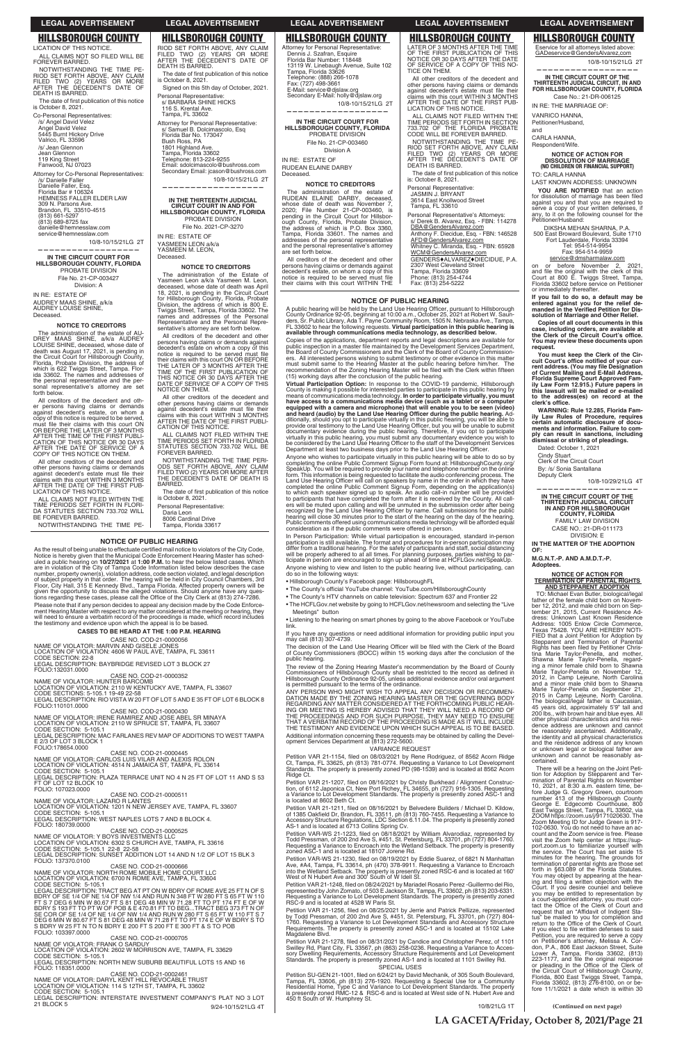## HILLSBOROUGH COUNTY

LICATION OF THIS NOTICE.

ALL CLAIMS NOT SO FILED WILL BE FOREVER BARRED.

NOTWITHSTANDING THE TIME PERIOD SET FORTH ABOVE, ANY CLAIM FILED TWO (2) YEARS OR MORE AFTER THE DECEDENT'S DATE OF DEATH IS BARRED.

The date of first publication of this notice is October 8, 2021.

Co-Personal Representatives:
/s/ Angel David Velez
Angel David Velez
5445 Burnt Hickory Drive
Valrico, FL 33596
/s/ Jean Glennon
Jean Glennon
119 King Street
Fanwood, NJ 07023

Attorney for Co-Personal Representatives:
/s/ Danielle Faller
Danielle Faller, Esq.
Florida Bar # 106324
HEMNESS FALLER ELDER LAW
309 N. Parsons Ave.
Brandon, FL 33510-4515
(813) 661-5297
(813) 689-8725 fax
danielle@hemnesslaw.com
service@hemnesslaw.com

10/8-10/15/21LG 2T

---

**IN THE CIRCUIT COURT FOR HILLSBOROUGH COUNTY, FLORIDA**
PROBATE DIVISION
File No. 21-CP-003427
Division: A

IN RE: ESTATE OF
AUDREY MAAS SHINE, a/k/a AUDREY LOUISE SHINE,
Deceased.

**NOTICE TO CREDITORS**

The administration of the estate of AUDREY MAAS SHINE, a/k/a AUDREY LOUISE SHINE, deceased, whose date of death was August 17, 2021, is pending in the Circuit Court for Hillsborough County, Florida, Probate Division, the address of which is 822 Twiggs Street, Tampa, Florida 33602. The names and addresses of the personal representative and the personal representative's attorney are set forth below.

All creditors of the decedent and other persons having claims or demands against decedent's estate, on whom a copy of this notice is required to be served, must file their claims with this court ON OR BEFORE THE LATER OF 3 MONTHS AFTER THE TIME OF THE FIRST PUBLICATION OF THIS NOTICE OR 30 DAYS AFTER THE DATE OF SERVICE OF A COPY OF THIS NOTICE ON THEM.

All other creditors of the decedent and other persons having claims or demands against decedent's estate must file their claims with this court WITHIN 3 MONTHS AFTER THE DATE OF THE FIRST PUBLICATION OF THIS NOTICE.

ALL CLAIMS NOT FILED WITHIN THE TIME PERIODS SET FORTH IN FLORIDA STATUTES SECTION 733.702 WILL BE FOREVER BARRED.

NOTWITHSTANDING THE TIME PERIOD SET FORTH ABOVE, ANY CLAIM FILED TWO (2) YEARS OR MORE AFTER THE DECEDENT'S DATE OF DEATH IS BARRED.

The date of first publication of this notice is October 8, 2021.

Signed on this 5th day of October, 2021.

Personal Representative:
s/ BARBARA SHINE HICKS
116 S. Krental Ave.
Tampa, FL 33602

Attorney for Personal Representative:
s/ Samuel B. Dolcimascolo, Esq
Florida Bar No. 173047
Bush Ross, PA
1801 Highland Ave.
Tampa, Florida 33602
Telephone: 813-224-9255
Email: sdolcimascolo@bushross.com
Secondary Email: jcason@bushross.com

10/8-10/15/21LG 2T

---

**IN THE THIRTEENTH JUDICIAL CIRCUIT COURT IN AND FOR HILLSBOROUGH COUNTY, FLORIDA**
PROBATE DIVISION
File No. 2021-CP-3270

IN RE: ESTATE OF
YASMEEN LEON a/k/a YASMEEN M. LEON,
Deceased.

**NOTICE TO CREDITORS**

The administration of the Estate of Yasmeen Leon a/k/a Yasmeen M. Leon, deceased, whose date of death was April 18, 2021, is pending in the Circuit Court for Hillsborough County, Florida, Probate Division, the address of which is 800 E. Twiggs Street, Tampa, Florida 33602. The names and addresses of the Personal Representative and the Personal Representative's attorney are set forth below.

All creditors of the decedent and other persons having claims or demands against decedent's estate on whom a copy of this notice is required to be served must file their claims with this court ON OR BEFORE THE LATER OF 3 MONTHS AFTER THE TIME OF THE FIRST PUBLICATION OF THIS NOTICE OR 30 DAYS AFTER THE DATE OF SERVICE OF A COPY OF THIS NOTICE ON THEM.

All other creditors of the decedent and other persons having claims or demands against decedent's estate must file their claims with this court WITHIN 3 MONTHS AFTER THE DATE OF THE FIRST PUBLICATION OF THIS NOTICE.

ALL CLAIMS NOT FILED WITHIN THE TIME PERIODS SET FORTH IN FLORIDA STATUTES SECTION 733.702 WILL BE FOREVER BARRED.

NOTWITHSTANDING THE TIME PERIODS SET FORTH ABOVE, ANY CLAIM FILED TWO (2) YEARS OR MORE AFTER THE DECEDENT'S DATE OF DEATH IS BARRED.

The date of first publication of this notice is October 8, 2021.

Personal Representative:
Daria Leon
8006 Cardinal Drive
Tampa, Florida 33617

Attorney for Personal Representative:
Dennis J. Szafran, Esquire
Florida Bar Number: 118448
13119 W. Linebaugh Avenue, Suite 102
Tampa, Florida 33626
Telephone: (888) 266-1078
Fax: (727) 498-3661
E-Mail: service@djslaw.org
Secondary E-Mail: holly@djslaw.org

10/8-10/15/21LG 2T

---

**IN THE CIRCUIT COURT FOR HILLSBOROUGH COUNTY, FLORIDA**
PROBATE DIVISION
File No. 21-CP-003460
Division A

IN RE: ESTATE OF
RUDEAN ELAINE DARBY
Deceased.

**NOTICE TO CREDITORS**

The administration of the estate of RUDEAN ELAINE DARBY, deceased, whose date of death was November 7, 2020; File Number 21-CP-003460, is pending in the Circuit Court for Hillsborough County, Florida, Probate Division, the address of which is P.O. Box 3360, Tampa, Florida 33601. The names and addresses of the personal representative and the personal representative's attorney are set forth below.

All creditors of the decedent and other persons having claims or demands against decedent's estate, on whom a copy of this notice is required to be served must file their claims with this court WITHIN THE LATER OF 3 MONTHS AFTER THE TIME OF THE FIRST PUBLICATION OF THIS NOTICE OR 30 DAYS AFTER THE DATE OF SERVICE OF A COPY OF THIS NOTICE ON THEM.

All other creditors of the decedent and other persons having claims or demands against decedent's estate must file their claims with this court WITHIN 3 MONTHS AFTER THE DATE OF THE FIRST PUBLICATION OF THIS NOTICE.

ALL CLAIMS NOT FILED WITHIN THE TIME PERIODS SET FORTH IN SECTION 733.702 OF THE FLORIDA PROBATE CODE WILL BE FOREVER BARRED.

NOTWITHSTANDING THE TIME PERIOD SET FORTH ABOVE, ANY CLAIM FILED TWO (2) YEARS OR MORE AFTER THE DECEDENT'S DATE OF DEATH IS BARRED.

The date of first publication of this notice is: October 8, 2021.

Personal Representative:
JASMIN J. BRYANT
3614 East Knollwood Street
Tampa, FL 33610

Personal Representative's Attorneys:
s/ Derek B. Alvarez, Esq. - FBN: 114278
DBA@GendersAlvarez.com
Anthony F. Diecidue, Esq. - FBN: 146528
AFD@GendersAlvarez.com
Whitney C. Miranda, Esq. - FBN: 65928
WCM@GendersAlvarez.com
GENDERS♦ALVAREZ♦DIECIDUE, P.A.
2307 West Cleveland Street
Tampa, Florida 33609
Phone: (813) 254-4744
Fax: (813) 254-5222
Eservice for all attorneys listed above:
GADeservice@GendersAlvarez.com

10/8-10/15/21LG 2T

---

**IN THE CIRCUIT COURT OF THE THIRTEENTH JUDICIAL CIRCUIT, IN AND FOR HILLSBOROUGH COUNTY, FLORIDA**
Case No.: 21-DR-006125

IN RE: THE MARRIAGE OF:

VANRICO HANNA,
Petitioner/Husband,
and
CARLA HANNA,
Respondent/Wife.

**NOTICE OF ACTION FOR DISSOLUTION OF MARRIAGE (NO CHILDREN OR FINANCIAL SUPPORT)**

TO: CARLA HANNA
LAST KNOWN ADDRESS: UNKNOWN

**YOU ARE NOTIFIED** that an action for dissolution of marriage has been filed against you and that you are required to serve a copy of your written defenses, if any, to it on the following counsel for the Petitioner/Husband:

DIKSHA MEHAN SHARNA, P.A.
500 East Broward Boulevard, Suite 1710
Fort Lauderdale, Florida 33394
Tel: 954-514-9954
Fax: 954-514-9959
service@dmsharmalaw.com

on or before November 2, 2021, and file the original with the clerk of this Court at 800 E. Twiggs Street, Tampa, Florida 33602 before service on Petitioner or immediately thereafter.

**If you fail to do so, a default may be entered against you for the relief demanded in the Verified Petition for Dissolution of Marriage and Other Relief.**

**Copies of all court documents in this case, including orders, are available at the Clerk of the Circuit Court's office. You may review these documents upon request.**

**You must keep the Clerk of the Circuit Court's office notified of your current address. (You may file Designation of Current Mailing and E-Mail Address, Florida Supreme Court Approved Family Law Form 12.915.) Future papers in this lawsuit will be mailed or e-mailed to the address(es) on record at the clerk's office.**

**WARNING: Rule 12.285, Florida Family Law Rules of Procedure, requires certain automatic disclosure of documents and information. Failure to comply can result in sanctions, including dismissal or striking of pleadings.**

Dated: October 1, 2021

Cindy Stuart
Clerk of the Circuit Court
By: /s/ Sonia Santallana
Deputy Clerk

10/8-10/29/21LG 4T

---

**IN THE CIRCUIT COURT OF THE THIRTEENTH JUDICIAL CIRCUIT IN AND FOR HILLSBOROUGH COUNTY, FLORIDA**
FAMILY LAW DIVISION
CASE NO.: 21-DR-011173
DIVISION: E

**IN THE MATTER OF THE ADOPTION OF:**

**M.G.N.T.-P. AND A.M.D.T.-P.**
**Adoptees.**

**NOTICE OF ACTION FOR TERMINATION OF PARENTAL RIGHTS AND STEPPARENT ADOPTION**

TO: Michael Evan Butler, biological/legal father of the female child born on November 12, 2012, and male child born on September 21, 2015, Current Residence Address: Unknown Last Known Residence Address: 1005 Enlow Circle Commerce, Texas 75428. YOU ARE HEREBY NOTIFIED that a Joint Petition for Adoption by Stepparent and Termination of Parental Rights has been filed by Petitioner Christina Marie Taylor-Penella, and mother, Shawna Marie Taylor-Penella, regarding a minor female child born to Shawna Marie Taylor-Penella on November 12, 2012, in Camp Lejeune, North Carolina and a minor male child born to Shawna Marie Taylor-Penella on September 21, 2015 in Camp Lejeune, North Carolina. The biological/legal father is Caucasian, 45 years old, approximately 5'9" tall and 200 lbs., with brown hair and blue eyes. All other physical characteristics and his residence address are unknown and cannot be reasonably ascertained. Additionally, the identity and all physical characteristics and the residence address of any known or unknown legal or biological father are unknown and cannot be reasonably ascertained.

There will be a hearing on the Joint Petition for Adoption by Stepparent and Termination of Parental Rights on November 10, 2021, at 8:30 a.m. eastern time, before Judge G. Gregory Green, courtroom number 413 of the Hillsborough County George E. Edgecomb Courthouse, 800 East Twiggs Street, Tampa, FL 33602, via ZOOM https://zoom.us/j/9171020630. The Zoom Meeting ID for Judge Green is 917-102-0630. You do not need to have an account and the Zoom service is free. Please visit the Zoom help center at https://support.zoom.us to familiarize yourself with the service. The Court has set aside 15 minutes for the hearing. The grounds for termination of parental rights are those set forth in §63.089 of the Florida Statutes. You may object by appearing at the hearing and filing a written objection with the Court. If you desire counsel and believe you may be entitled to representation by a court-appointed attorney, you must contact the Office of the Clerk of Court and request that an "Affidavit of Indigent Status" be mailed to you for completion and return to the Office of the Clerk of Court. If you elect to file written defenses to said Petition, you are required to serve a copy on Petitioner's attorney, Melissa A. Cordon, P.A., 806 East Jackson Street, Suite Lower A, Tampa, Florida 33602, (813) 223-1177, and file the original response or pleading in the Office of the Clerk of the Circuit Court of Hillsborough County, Florida, 800 East Twiggs Street, Tampa, Florida 33602, (813) 276-8100, on or before 11/1/2021 a date which is within 30

**(Continued on next page)**

---

### NOTICE OF PUBLIC HEARING

As the result of being unable to effectuate certified mail notice to violators of the City Code, Notice is hereby given that the Municipal Code Enforcement Hearing Master has scheduled a public hearing on **10/27/2021** at **1:00 P.M.** to hear the below listed cases. Which are in violation of the City of Tampa Code Information listed below describes the case number, property owner(s), violation address, code section violated, and legal description of subject property in that order. The hearing will be held in City Council Chambers, 3rd Floor, City Hall, 315 E Kennedy Blvd., Tampa Florida. Affected property owners will be given the opportunity to discuss the alleged violations. Should anyone have any questions regarding these cases, please call the Office of the City Clerk at (813) 274-7286.

Please note that if any person decides to appeal any decision made by the Code Enforcement Hearing Master with respect to any matter considered at the meeting or hearing, they will need to ensure a verbatim record of the proceedings is made, which record includes the testimony and evidence upon which the appeal is to be based.

**CASES TO BE HEARD AT THE 1:00 P.M. HEARING**

CASE NO. COD-21-0000056
NAME OF VIOLATOR: MARVIN AND GISELE JONES
LOCATION OF VIOLATION: 4606 W PAUL AVE, TAMPA, FL 33611
CODE SECTION: 22-8
LEGAL DESCRIPTION: BAYBRIDGE REVISED LOT 3 BLOCK 27
FOLIO:132031.0000

CASE NO. COD-21-0000352
NAME OF VIOLATOR: HUNTER BARCOMB
LOCATION OF VIOLATION: 2110 W KENTUCKY AVE, TAMPA, FL 33607
CODE SECTIONS: 5-105.1 19-49 22-58
LEGAL DESCRIPTION: RIO VISTA W 20 FT OF LOT 5 AND E 35 FT OF LOT 6 BLOCK 8
FOLIO:110101.0000

CASE NO. COD-21-0000430
NAME OF VIOLATOR: IRENE RAMIREZ AND JOSE ABEL SR MINAYA
LOCATION OF VIOLATION: 2110 W SPRUCE ST, TAMPA, FL 33607
CODE SECTION: 5-105.1
LEGAL DESCRIPTION: MAC FARLANES REV MAP OF ADDITIONS TO WEST TAMPA E 2/3 OF LOT 3 BLOCK 1
FOLIO:178654.0000

CASE NO. COD-21-0000445
NAME OF VIOLATOR: CARLOS LUIS VILAR AND ALEXIS ROLON
LOCATION OF VIOLATION: 4514 N JAMAICA ST, TAMPA, FL 33614
CODE SECTION: 5-105.1
LEGAL DESCRIPTION: PLAZA TERRACE UNIT NO 4 N 25 FT OF LOT 11 AND S 53 FT OF LOT 12 BLOCK 10
FOLIO: 107023.0000

CASE NO. COD-21-0000511
NAME OF VIOLATOR: LAZARO R LANTES
LOCATION OF VIOLATION: 1201 N NEW JERSEY AVE, TAMPA, FL 33607
CODE SECTION: 5-105.1
LEGAL DESCRIPTION: WEST NAPLES LOTS 7 AND 8 BLOCK 4.
FOLIO: 180739.0000

CASE NO. COD-21-0000525
NAME OF VIOLATOR: Y BOYS INVESTMENTS LLC
LOCATION OF VIOLATION: 6302 S CHURCH AVE, TAMPA, FL 33616
CODE SECTION: 5-105.1 22-8 22-58
LEGAL DESCRIPTION: SUNSET ADDITION LOT 14 AND N 1/2 OF LOT 15 BLK 3
FOLIO: 137370.0100

CASE NO. COD-21-0000666
NAME OF VIOLATOR: NORTH ROME MOBILE HOME COURT LLC
LOCATION OF VIOLATION: 6700 N ROME AVE, TAMPA, FL 33604
CODE SECTION: 5-105.1
LEGAL DESCRIPTION: TRACT BEG AT PT ON W BDRY OF ROME AVE 25 FT N OF S BDRY OF SE 1/4 OF NE 1/4 OF NW 1/4 AND RUN N 348 FT W 280 FT S 65 FT W 110 FT S 7 DEG 6 MIN W 80.67 FT S 81 DEG 48 MIN W 71.28 FT TO PT 174 FT E OF W BDRY S 193 FT TO PT W OF POB & E 470.81 FT TO BEG...TRACT BEG 373 FT N OF SE COR OF SE 1/4 OF NE 1/4 OF NW 1/4 AND RUN W 280 FT S 65 FT W 110 FT S 7 DEG 6 MIN W 80.67 FT S 81 DEG 48 MIN W 71.28 FT TO PT 174 E OF W BDRY S TO S BDRY W 25 FT N TO N BDRY E 200 FT S 200 FT E 300 FT & S TO POB
FOLIO: 103397.0000

CASE NO. COD-21-0000705
NAME OF VIOLATOR: FRANK O SARDUY
LOCATION OF VIOLATION: 2802 W MORRISON AVE, TAMPA, FL 33629
CODE SECTION: 5-105.1
LEGAL DESCRIPTION: NORTH NEW SUBURB BEAUTIFUL LOTS 15 AND 16
FOLIO: 118351.0000

CASE NO. COD-21-0002461
NAME OF VIOLATOR: DARYL KENT HILL REVOCABLE TRUST
LOCATION OF VIOLATION: 114 S 12TH ST, TAMPA, FL 33602
CODE SECTION: 5-105.1
LEGAL DESCRIPTION: INTERSTATE INVESTMENT COMPANY'S PLAT NO 3 LOT 21 BLOCK 5

9/24-10/15/21LG 4T

---

### NOTICE OF PUBLIC HEARING

A public hearing will be held by the Land Use Hearing Officer, pursuant to Hillsborough County Ordinance 92-05, beginning at 10:00 a.m., October 25, 2021 at Robert W. Saunders, Sr. Public Library, Ada T. Payne Community Room, 1505 N. Nebraska Ave., Tampa, FL 33602 to hear the following requests. **Virtual participation in this public hearing is available through communications media technology, as described below.**

Copies of the applications, department reports and legal descriptions are available for public inspection in a master file maintained by the Development Services Department, the Board of County Commissioners and the Clerk of the Board of County Commissioners. All interested persons wishing to submit testimony or other evidence in this matter must submit same to the Hearing Master at the public hearing before him/her. The recommendation of the Zoning Hearing Master will be filed with the Clerk within fifteen (15) working days after the conclusion of the public hearing.

**Virtual Participation Option:** In response to the COVID-19 pandemic, Hillsborough County is making it possible for interested parties to participate in this public hearing by means of communications media technology. **In order to participate virtually, you must have access to a communications media device (such as a tablet or a computer equipped with a camera and microphone) that will enable you to be seen (video) and heard (audio) by the Land Use Hearing Officer during the public hearing.** Additionally, should you opt to participate virtually in this public hearing, you will be able to provide oral testimony to the Land Use Hearing Officer, but you will be unable to submit documentary evidence during the public hearing. Therefore, if you opt to participate virtually in this public hearing, you must submit any documentary evidence you wish to be considered by the Land Use Hearing Officer to the staff of the Development Services Department at least two business days prior to the Land Use Hearing Officer.

Anyone who wishes to participate virtually in this public hearing will be able to do so by completing the online Public Comment Signup Form found at: HillsboroughCounty.org/SpeakUp. You will be required to provide your name and telephone number on the online form. This information is being requested to facilitate the audio conferencing process. The Land Use Hearing Officer will call on speakers by name in the order in which they have completed the online Public Comment Signup Form, depending on the application(s) to which each speaker signed up to speak. An audio call-in number will be provided to participants that have completed the form after it is received by the County. All callers will be muted upon calling and will be unmuted in the submission order after being recognized by the Land Use Hearing Officer by name. Call submissions for the public hearing will close 30 minutes prior to the start of the hearing on the day of the hearing. Public comments offered using communications media technology will be afforded equal consideration as if the public comments were offered in person.

In Person Participation: While virtual participation is encouraged, standard in-person participation is still available. The format and procedures for in-person participation may differ from a traditional hearing. For the safety of participants and staff, social distancing will be properly adhered to at all times. For planning purposes, parties wishing to participate in person are encouraged to sign up ahead of time at HCFLGov.net/SpeakUp.

Anyone wishing to view and listen to the public hearing live, without participating, can do so in the following ways:

- Hillsborough County's Facebook page: HillsboroughFL
- The County's official YouTube channel: YouTube.com/HillsboroughCounty
- The County's HTV channels on cable television: Spectrum 637 and Frontier 22
- The HCFLGov.net website by going to HCFLGov.net/newsroom and selecting the "Live Meetings" button
- Listening to the hearing on smart phones by going to the above Facebook or YouTube link.

If you have any questions or need additional information for providing public input you may call (813) 307-4739.

The decision of the Land Use Hearing Officer will be filed with the Clerk of the Board of County Commissioners (BOCC) within 15 working days after the conclusion of the public hearing.

The review of the Zoning Hearing Master's recommendation by the Board of County Commissioners of Hillsborough County shall be restricted to the record as defined in Hillsborough County Ordinance 92-05, unless additional evidence and/or oral argument is permitted pursuant to the terms of the ordinance.

ANY PERSON WHO MIGHT WISH TO APPEAL ANY DECISION OR RECOMMENDATION MADE BY THE ZONING HEARING MASTER OR THE GOVERNING BODY REGARDING ANY MATTER CONSIDERED AT THE FORTHCOMING PUBLIC HEARING OR MEETING IS HEREBY ADVISED THAT THEY WILL NEED A RECORD OF THE PROCEEDINGS AND FOR SUCH PURPOSE, THEY MAY NEED TO ENSURE THAT A VERBATIM RECORD OF THE PROCEEDING IS MADE AS IT WILL INCLUDE THE TESTIMONY AND EVIDENCE UPON WHICH SUCH APPEAL IS TO BE BASED.

Additional information concerning these requests may be obtained by calling the Development Services Department at (813) 272-5600.

VARIANCE REQUEST

Petition VAR 21-1154, filed on 08/03/2021 by Rene Rodriguez, of 8562 Acorn Ridge Ct, Tampa, FL 33625, ph (813) 781-0774. Requesting a Variance to Lot Development Standards. The property is presently zoned PD (98-1539) and is located at 8562 Acorn Ridge Ct.

Petition VAR 21-1207, filed on 08/16/2021 by Christy Burkhead / Alignment Construction, of 6112 Japonica Ct, New Port Richey, FL 34655, ph (727) 916-1305. Requesting a Variance to Lot Development Standards. The property is presently zoned ASC-1 and is located at 8602 Beth Ct.

Petition VAR 21-1211, filed on 08/16/2021 by Belvedere Builders / Michael D. Kildow, of 1385 Oakfield Dr, Brandon, FL 33511, ph (813) 760-7455. Requesting a Variance to Accessory Structure Regulations, LDC Section 6.11.04. The property is presently zoned AS-1 and is located at 6713 Collins Spring Ct.

Petition VAR-WS 21-1223, filed on 08/18/2021 by William Alvarodiaz, represented by Todd Pressman, of 200 2nd Ave S, #451, St. Petersburg, FL 33701, ph (727) 804-1760. Requesting a Variance to Encroach into the Wetland Setback. The property is presently zoned ASC-1 and is located at 18107 Jorene Rd.

Petition VAR-WS 21-1230, filed on 08/19/2021 by Eddie Suarez, of 6821 N Manhattan Ave, #A4, Tampa, FL 33614, ph (470) 378-0911. Requesting a Variance to Encroach into the Wetland Setback. The property is presently zoned RSC-6 and is located at 160' West of N Hubert Ave and 300' South of W Idell St.

Petition VAR 21-1248, filed on 08/24/2021 by Mariadel Rosario Perez -Guillermo del Rio, represented by John Zomato, of 503 E Jackson St, Tampa, FL 33602, ph (813) 203-6331. Requesting a Variance to Lot Development Standards. The property is presently zoned RSC-9 and is located at 4528 W Paris St.

Petition VAR 21-1256, filed on 08/25/2021 by Jerrie and Patrick Pellizze, represented by Todd Pressman, of 200 2nd Ave S, #451, St. Petersburg, FL 33701, ph (727) 804-1760. Requesting a Variance to Lot Development Standards and Accessory Structure Requirements. The property is presently zoned ASC-1 and is located at 15102 Lake Magdalene Blvd.

Petition VAR 21-1278, filed on 08/31/2021 by Candice and Christopher Perez, of 1101 Swilley Rd, Plant City, FL 33567, ph (863) 258-0236. Requesting a Variance to Accessory Dwelling Requirements, Accessory Structure Requirements and Lot Development Standards. The property is presently zoned AS-1 and is located at 1101 Swilley Rd.

SPECIAL USES

Petition SU-GEN 21-1001, filed on 6/24/21 by David Mechanik, of 305 South Boulevard, Tampa, FL 33606, ph (813) 276-1920. Requesting a Special Use for a Community Residential Home, Type C and Variance to Lot Development Standards. The property is presently zoned RMC-12 & RSC-6 and is located at West side of N. Hubert Ave and 450 ft South of W. Humphrey St.

10/8/21LG 1T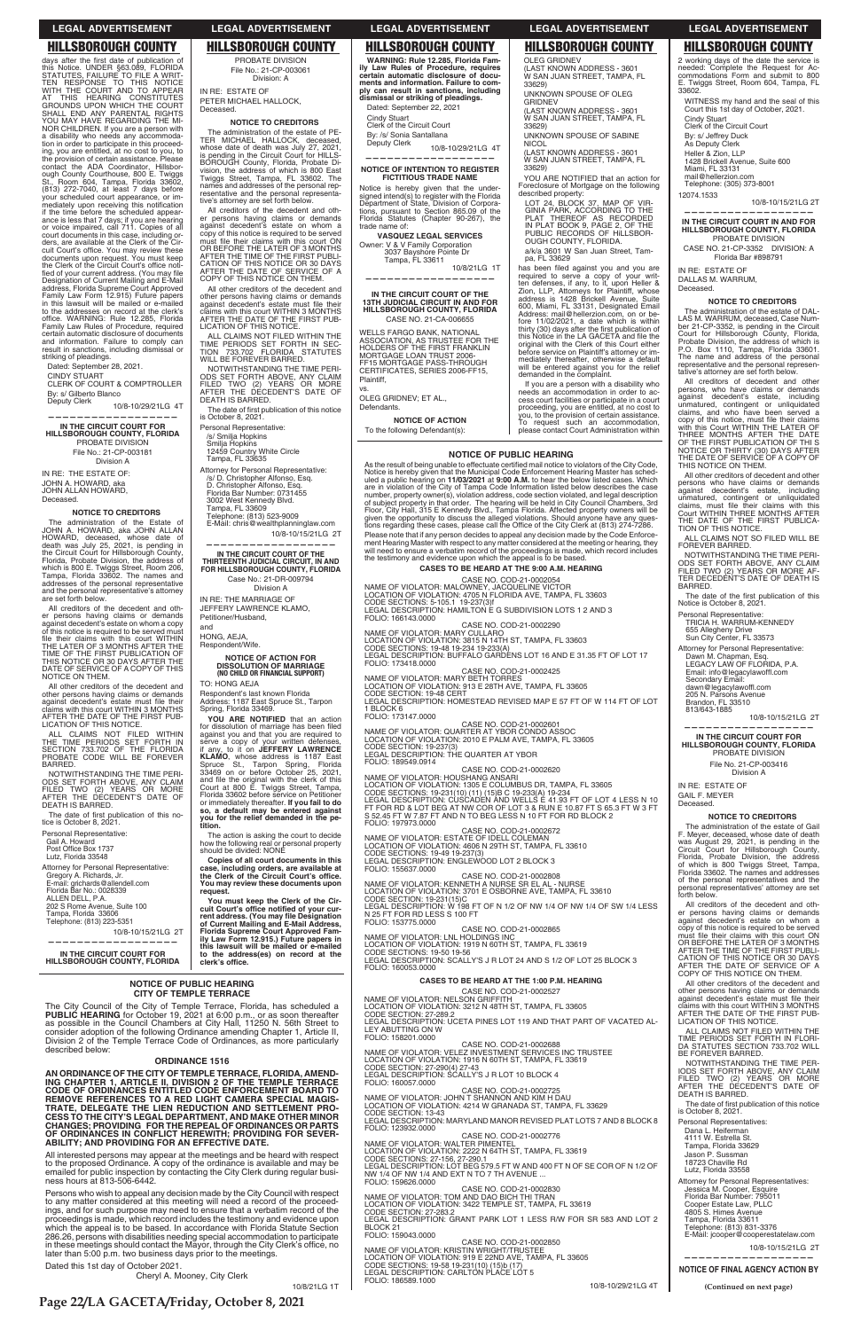days after the first date of publication of this Notice. UNDER §63.089, FLORIDA STATUTES, FAILURE TO FILE A WRITTEN RESPONSE TO THIS NOTICE WITH THE COURT AND TO APPEAR AT THIS HEARING CONSTITUTES GROUNDS UPON WHICH THE COURT SHALL END ANY PARENTAL RIGHTS YOU MAY HAVE REGARDING THE MINOR CHILDREN. If you are a person with a disability who needs any accommodation in order to participate in this proceeding, you are entitled, at no cost to you, to the provision of certain assistance. Please contact the ADA Coordinator, Hillsborough County Courthouse, 800 E. Twiggs St., Room 604, Tampa, Florida 33602, (813) 272-7040, at least 7 days before your scheduled court appearance, or immediately upon receiving this notification if the time before the scheduled appearance is less than 7 days; if you are hearing or voice impaired, call 711. Copies of all court documents in this case, including orders, are available at the Clerk of the Circuit Court's office. You may review these documents upon request. You must keep the Clerk of the Circuit Court's office notified of your current address. (You may file Designation of Current Mailing and E-Mail address, Florida Supreme Court Approved Family Law Form 12.915) Future papers in this lawsuit will be mailed or e-mailed to the addresses on record at the clerk's office. WARNING: Rule 12.285, Florida Family Law Rules of Procedure, requires certain automatic disclosure of documents and information. Failure to comply can result in sanctions, including dismissal or striking of pleadings.

Dated: September 28, 2021.

CINDY STUART
CLERK OF COURT & COMPTROLLER
By: s/ Gilberto Blanco
Deputy Clerk

10/8-10/29/21LG 4T

---

**IN THE CIRCUIT COURT FOR HILLSBOROUGH COUNTY, FLORIDA**
PROBATE DIVISION
File No.: 21-CP-003181
Division A

IN RE: THE ESTATE OF:
JOHN A. HOWARD, aka
JOHN ALLAN HOWARD,
Deceased.

**NOTICE TO CREDITORS**

The administration of the Estate of JOHN A. HOWARD, aka JOHN ALLAN HOWARD, deceased, whose date of death was July 25, 2021, is pending in the Circuit Court for Hillsborough County, Florida, Probate Division, the address of which is 800 E. Twiggs Street, Room 206, Tampa, Florida 33602. The names and addresses of the personal representative and the personal representative's attorney are set forth below.

All creditors of the decedent and other persons having claims or demands against decedent's estate on whom a copy of this notice is required to be served must file their claims with this court WITHIN THE LATER OF 3 MONTHS AFTER THE TIME OF THE FIRST PUBLICATION OF THIS NOTICE OR 30 DAYS AFTER THE DATE OF SERVICE OF A COPY OF THIS NOTICE ON THEM.

All other creditors of the decedent and other persons having claims or demands against decedent's estate must file their claims with this court WITHIN 3 MONTHS AFTER THE DATE OF THE FIRST PUBLICATION OF THIS NOTICE.

ALL CLAIMS NOT FILED WITHIN THE TIME PERIODS SET FORTH IN SECTION 733.702 OF THE FLORIDA PROBATE CODE WILL BE FOREVER BARRED.

NOTWITHSTANDING THE TIME PERIODS SET FORTH ABOVE, ANY CLAIM FILED TWO (2) YEARS OR MORE AFTER THE DECEDENT'S DATE OF DEATH IS BARRED.

The date of first publication of this notice is October 8, 2021.

Personal Representative:
Gail A. Howard
Post Office Box 1737
Lutz, Florida 33548

Attorney for Personal Representative:
Gregory A. Richards, Jr.
E-mail: grichards@allendell.com
Florida Bar No.: 0028339
ALLEN DELL, P.A.
202 S Rome Avenue, Suite 100
Tampa, Florida 33606
Telephone: (813) 223-5351

10/8-10/15/21LG 2T

---

**IN THE CIRCUIT COURT FOR HILLSBOROUGH COUNTY, FLORIDA**
PROBATE DIVISION
File No.: 21-CP-003061
Division: A

IN RE: ESTATE OF
PETER MICHAEL HALLOCK,
Deceased.

**NOTICE TO CREDITORS**

The administration of the estate of PETER MICHAEL HALLOCK, deceased, whose date of death was July 27, 2021, is pending in the Circuit Court for HILLSBOROUGH County, Florida, Probate Division, the address of which is 800 East Twiggs Street, Tampa, FL 33602. The names and addresses of the personal representative and the personal representative's attorney are set forth below.

All creditors of the decedent and other persons having claims or demands against decedent's estate on whom a copy of this notice is required to be served must file their claims with this court ON OR BEFORE THE LATER OF 3 MONTHS AFTER THE TIME OF THE FIRST PUBLICATION OF THIS NOTICE OR 30 DAYS AFTER THE DATE OF SERVICE OF A COPY OF THIS NOTICE ON THEM.

All other creditors of the decedent and other persons having claims or demands against decedent's estate must file their claims with this court WITHIN 3 MONTHS AFTER THE DATE OF THE FIRST PUBLICATION OF THIS NOTICE.

ALL CLAIMS NOT FILED WITHIN THE TIME PERIODS SET FORTH IN SECTION 733.702 FLORIDA STATUTES WILL BE FOREVER BARRED.

NOTWITHSTANDING THE TIME PERIODS SET FORTH ABOVE, ANY CLAIM FILED TWO (2) YEARS OR MORE AFTER THE DECEDENT'S DATE OF DEATH IS BARRED.

The date of first publication of this notice is October 8, 2021.

Personal Representative:
/s/ Smilja Hopkins
Smilja Hopkins
12459 Country White Circle
Tampa, FL 33635

Attorney for Personal Representative:
/s/ D. Christopher Alfonso, Esq.
D. Christopher Alfonso, Esq.
Florida Bar Number: 0731455
3002 West Kennedy Blvd.
Tampa, FL 33609
Telephone: (813) 523-9009
E-Mail: chris@wealthplanninglaw.com

10/8-10/15/21LG 2T

---

**IN THE CIRCUIT COURT OF THE THIRTEENTH JUDICIAL CIRCUIT, IN AND FOR HILLSBOROUGH COUNTY, FLORIDA**
Case No.: 21-DR-009794
Division A

IN RE: THE MARRIAGE OF
JEFFERY LAWRENCE KLAMO,
Petitioner/Husband,
and
HONG, AEJA,
Respondent/Wife.

**NOTICE OF ACTION FOR DISSOLUTION OF MARRIAGE (NO CHILD OR FINANCIAL SUPPORT)**

TO: HONG AEJA

Respondent's last known Florida Address: 1187 East Spruce St., Tarpon Spring, Florida 33469.

**YOU ARE NOTIFIED** that an action for dissolution of marriage has been filed against you and that you are required to serve a copy of your written defenses, if any, to it on **JEFFERY LAWRENCE KLAMO**, whose address is 1187 East Spruce St., Tarpon Spring, Florida 33469 on or before October 25, 2021, and file the original with the clerk of this Court at 800 E. Twiggs Street, Tampa, Florida 33602 before service on Petitioner or immediately thereafter. **If you fail to do so, a default may be entered against you for the relief demanded in the petition.**

The action is asking the court to decide how the following real or personal property should be divided: NONE

**Copies of all court documents in this case, including orders, are available at the Clerk of the Circuit Court's office. You may review these documents upon request.**

**You must keep the Clerk of the Circuit Court's office notified of your current address. (You may file Designation of Current Mailing and E-Mail Address, Florida Supreme Court Approved Family Law Form 12.915.) Future papers in this lawsuit will be mailed or e-mailed to the address(es) on record at the clerk's office.**

**WARNING: Rule 12.285, Florida Family Law Rules of Procedure, requires certain automatic disclosure of documents and information. Failure to comply can result in sanctions, including dismissal or striking of pleadings.**

Dated: September 22, 2021

Cindy Stuart
Clerk of the Circuit Court
By: /s/ Sonia Santallana
Deputy Clerk

10/8-10/29/21LG 4T

---

**NOTICE OF INTENTION TO REGISTER FICTITIOUS TRADE NAME**

Notice is hereby given that the undersigned intend(s) to register with the Florida Department of State, Division of Corporations, pursuant to Section 865.09 of the Florida Statutes (Chapter 90-267), the trade name of:

**VASQUEZ LEGAL SERVICES**

Owner: V & V Family Corporation
3037 Bayshore Pointe Dr
Tampa, FL 33611

10/8/21LG 1T

---

**IN THE CIRCUIT COURT OF THE 13TH JUDICIAL CIRCUIT IN AND FOR HILLSBOROUGH COUNTY, FLORIDA**
CASE NO. 21-CA-006655

WELLS FARGO BANK, NATIONAL ASSOCIATION, AS TRUSTEE FOR THE HOLDERS OF THE FIRST FRANKLIN MORTGAGE LOAN TRUST 2006-FF15 MORTGAGE PASS-THROUGH CERTIFICATES, SERIES 2006-FF15,
Plaintiff,
vs.
OLEG GRIDNEV; ET AL.,
Defendants.

**NOTICE OF ACTION**

To the following Defendant(s):

OLEG GRIDNEV
(LAST KNOWN ADDRESS - 3601 W SAN JUAN STREET, TAMPA, FL 33629)

UNKNOWN SPOUSE OF OLEG GRIDNEV
(LAST KNOWN ADDRESS - 3601 W SAN JUAN STREET, TAMPA, FL 33629)

UNKNOWN SPOUSE OF SABINE NICOL
(LAST KNOWN ADDRESS - 3601 W SAN JUAN STREET, TAMPA, FL 33629)

YOU ARE NOTIFIED that an action for Foreclosure of Mortgage on the following described property:

LOT 24, BLOCK 37, MAP OF VIRGINIA PARK, ACCORDING TO THE PLAT THEREOF AS RECORDED IN PLAT BOOK 9, PAGE 2, OF THE PUBLIC RECORDS OF HILLSBOROUGH COUNTY, FLORIDA.

a/k/a 3601 W San Juan Street, Tampa, FL 33629

has been filed against you and you are required to serve a copy of your written defenses, if any, to it, upon Heller & Zion, LLP, Attorneys for Plaintiff, whose address is 1428 Brickell Avenue, Suite 600, Miami, FL 33131, Designated Email Address: mail@hellerzion.com, on or before 11/02/2021, a date which is within thirty (30) days after the first publication of this Notice in the LA GACETA and file the original with the Clerk of this Court either before service on Plaintiff's attorney or immediately thereafter, otherwise a default will be entered against you for the relief demanded in the complaint.

If you are a person with a disability who needs an accommodation in order to access court facilities or participate in a court proceeding, you are entitled, at no cost to you, to the provision of certain assistance. To request such an accommodation, please contact Court Administration within 2 working days of the date the service is needed: Complete the Request for Accommodations Form and submit to 800 E. Twiggs Street, Room 604, Tampa, FL 33602.

WITNESS my hand and the seal of this Court this 1st day of October, 2021.

Cindy Stuart
Clerk of the Circuit Court
By: s/ Jeffery Duck
As Deputy Clerk

Heller & Zion, LLP
1428 Brickell Avenue, Suite 600
Miami, FL 33131
mail@hellerzion.com
Telephone: (305) 373-8001
12074.1533

10/8-10/15/21LG 2T

---

**NOTICE OF PUBLIC HEARING**

As the result of being unable to effectuate certified mail notice to violators of the City Code, Notice is hereby given that the Municipal Code Enforcement Hearing Master has scheduled a public hearing on **11/03/2021** at **9:00 A.M.** to hear the below listed cases. Which are in violation of the City of Tampa Code Information listed below describes the case number, property owner(s), violation address, code section violated, and legal description of subject property in that order. The hearing will be held in City Council Chambers, 3rd Floor, City Hall, 315 E Kennedy Blvd., Tampa Florida. Affected property owners will be given the opportunity to discuss the alleged violations. Should anyone have any questions regarding these cases, please call the Office of the City Clerk at (813) 274-7286.

Please note that if any person decides to appeal any decision made by the Code Enforcement Hearing Master with respect to any matter considered at the meeting or hearing, they will need to ensure a verbatim record of the proceedings is made, which record includes the testimony and evidence upon which the appeal is to be based.

**CASES TO BE HEARD AT THE 9:00 A.M. HEARING**

CASE NO. COD-21-0002054
NAME OF VIOLATOR: MALOWNEY, JACQUELINE VICTOR
LOCATION OF VIOLATION: 4705 N FLORIDA AVE, TAMPA, FL 33603
CODE SECTIONS: 5-105.1 19-237(3)f
LEGAL DESCRIPTION: HAMILTON E G SUBDIVISION LOTS 1 2 AND 3
FOLIO: 166143.0000

CASE NO. COD-21-0002290
NAME OF VIOLATOR: MARY CULLARO
LOCATION OF VIOLATION: 3815 N 14TH ST, TAMPA, FL 33603
CODE SECTIONS: 19-48 19-234 19-233(A)
LEGAL DESCRIPTION: BUFFALO GARDENS LOT 16 AND E 31.35 FT OF LOT 17
FOLIO: 173418.0000

CASE NO. COD-21-0002425
NAME OF VIOLATOR: MARY BETH TORRES
LOCATION OF VIOLATION: 913 E 28TH AVE, TAMPA, FL 33605
CODE SECTION: 19-48 CERT
LEGAL DESCRIPTION: HOMESTEAD REVISED MAP E 57 FT OF W 114 FT OF LOT 1 BLOCK 6
FOLIO: 173147.0000

CASE NO. COD-21-0002601
NAME OF VIOLATOR: QUARTER AT YBOR CONDO ASSOC
LOCATION OF VIOLATION: 2010 E PALM AVE, TAMPA, FL 33605
CODE SECTION: 19-237(3)
LEGAL DESCRIPTION: THE QUARTER AT YBOR
FOLIO: 189549.0914

CASE NO. COD-21-0002620
NAME OF VIOLATOR: HOUSHANG ANSARI
LOCATION OF VIOLATION: 1305 E COLUMBUS DR, TAMPA, FL 33605
CODE SECTIONS: 19-231(10) (11) (15)B C 19-233(A) 19-234
LEGAL DESCRIPTION: CUSCADEN AND WELLS E 41.93 FT OF LOT 4 LESS N 10 FT FOR RD & LOT BEG AT NW COR OF LOT 3 & RUN E 10.87 FT S 65.3 FT W 3 FT S 52.45 FT W 7.87 FT AND N TO BEG LESS N 10 FT FOR RD BLOCK 2
FOLIO: 197973.0000

CASE NO. COD-21-0002672
NAME OF VIOLATOR: ESTATE OF IDELL COLEMAN
LOCATION OF VIOLATION: 4606 N 29TH ST, TAMPA, FL 33610
CODE SECTIONS: 19-49 19-237(3)
LEGAL DESCRIPTION: ENGLEWOOD LOT 2 BLOCK 3
FOLIO: 155637.0000

CASE NO. COD-21-0002808
NAME OF VIOLATOR: KENNETH A NURSE SR EL AL - NURSE
LOCATION OF VIOLATION: 3701 E OSBORNE AVE, TAMPA, FL 33610
CODE SECTION: 19-231(15)C
LEGAL DESCRIPTION: W 198 FT OF N 1/2 OF NW 1/4 OF NW 1/4 OF SW 1/4 LESS N 25 FT FOR RD LESS S 100 FT
FOLIO: 153775.0000

CASE NO. COD-21-0002865
NAME OF VIOLATOR: LNL HOLDINGS INC
LOCATION OF VIOLATION: 1919 N 60TH ST, TAMPA, FL 33619
CODE SECTIONS: 19-50 19-56
LEGAL DESCRIPTION: SCALLY'S J R LOT 24 AND S 1/2 OF LOT 25 BLOCK 3
FOLIO: 160053.0000

**CASES TO BE HEARD AT THE 1:00 P.M. HEARING**

CASE NO. COD-21-0002527
NAME OF VIOLATOR: NELSON GRIFFITH
LOCATION OF VIOLATION: 3212 N 48TH ST, TAMPA, FL 33605
CODE SECTION: 27-289.2
LEGAL DESCRIPTION: UCETA PINES LOT 119 AND THAT PART OF VACATED ALLEY ABUTTING ON W
FOLIO: 158201.0000

CASE NO. COD-21-0002688
NAME OF VIOLATOR: VELEZ INVESTMENT SERVICES INC TRUSTEE
LOCATION OF VIOLATION: 1916 N 60TH ST, TAMPA, FL 33619
CODE SECTION: 27-290(4) 27-43
LEGAL DESCRIPTION: SCALLY'S J R LOT 10 BLOCK 4
FOLIO: 160057.0000

CASE NO. COD-21-0002725
NAME OF VIOLATOR: JOHN T SHANNON AND KIM H DAU
LOCATION OF VIOLATION: 4214 W GRANADA ST, TAMPA, FL 33629
CODE SECTION: 13-43
LEGAL DESCRIPTION: MARYLAND MANOR REVISED PLAT LOTS 7 AND 8 BLOCK 8
FOLIO: 123932.0000

CASE NO. COD-21-0002776
NAME OF VIOLATOR: WALTER PIMENTEL
LOCATION OF VIOLATION: 2222 N 64TH ST, TAMPA, FL 33619
CODE SECTIONS: 27-156, 27-290.1
LEGAL DESCRIPTION: LOT BEG 579.5 FT W AND 400 FT N OF SE COR OF N 1/2 OF NW 1/4 OF NW 1/4 AND EXT N TO 7 TH AVENUE ...
FOLIO: 159626.0000

CASE NO. COD-21-0002830
NAME OF VIOLATOR: TOM AND DAO BICH THI TRAN
LOCATION OF VIOLATION: 3422 TEMPLE ST, TAMPA, FL 33619
CODE SECTION: 27-283.2
LEGAL DESCRIPTION: GRANT PARK LOT 1 LESS R/W FOR SR 583 AND LOT 2 BLOCK 21
FOLIO: 159043.0000

CASE NO. COD-21-0002850
NAME OF VIOLATOR: KRISTIN WRIGHT/TRUSTEE
LOCATION OF VIOLATION: 919 E 22ND AVE, TAMPA, FL 33605
CODE SECTIONS: 19-58 19-371(10) (15)b (17)
LEGAL DESCRIPTION: CARLTON PLACE LOT 5
FOLIO: 186589.1000

10/8-10/29/21LG 4T

---

**NOTICE OF PUBLIC HEARING**
**CITY OF TEMPLE TERRACE**

The City Council of the City of Temple Terrace, Florida, has scheduled a **PUBLIC HEARING** for October 19, 2021 at 6:00 p.m., or as soon thereafter as possible in the Council Chambers at City Hall, 11250 N. 56th Street to consider adoption of the following Ordinance amending Chapter 1, Article II, Division 2 of the Temple Terrace Code of Ordinances, as more particularly described below:

**ORDINANCE 1516**

**AN ORDINANCE OF THE CITY OF TEMPLE TERRACE, FLORIDA, AMENDING CHAPTER 1, ARTICLE II, DIVISION 2 OF THE TEMPLE TERRACE CODE OF ORDINANCES ENTITLED CODE ENFORCEMENT BOARD TO REMOVE REFERENCES TO A RED LIGHT CAMERA SPECIAL MAGISTRATE, DELEGATE THE LIEN REDUCTION AND SETTLEMENT PROCESS TO THE CITY'S LEGAL DEPARTMENT, AND MAKE OTHER MINOR CHANGES; PROVIDING FOR THE REPEAL OF ORDINANCES OR PARTS OF ORDINANCES IN CONFLICT HEREWITH; PROVIDING FOR SEVERABILITY; AND PROVIDING FOR AN EFFECTIVE DATE.**

All interested persons may appear at the meetings and be heard with respect to the proposed Ordinance. A copy of the ordinance is available and may be emailed for public inspection by contacting the City Clerk during regular business hours at 813-506-6442.

Persons who wish to appeal any decision made by the City Council with respect to any matter considered at this meeting will need a record of the proceedings, and for such purpose may need to ensure that a verbatim record of the proceedings is made, which record includes the testimony and evidence upon which the appeal is to be based. In accordance with Florida Statute Section 286.26, persons with disabilities needing special accommodation to participate in these meetings should contact the Mayor, through the City Clerk's office, no later than 5:00 p.m. two business days prior to the meetings.

Dated this 1st day of October 2021.

Cheryl A. Mooney, City Clerk

10/8/21LG 1T

---

**IN THE CIRCUIT COURT IN AND FOR HILLSBOROUGH COUNTY, FLORIDA**
PROBATE DIVISION
CASE NO. 21-CP-3352 DIVISION: A
Florida Bar #898791

IN RE: ESTATE OF
DALLAS M. WARRUM,
Deceased.

**NOTICE TO CREDITORS**

The administration of the estate of DALLAS M. WARRUM, deceased, Case Number 21-CP-3352, is pending in the Circuit Court for Hillsborough County, Florida, Probate Division, the address of which is P.O. Box 1110, Tampa, Florida 33601. The name and address of the personal representative and the personal representative's attorney are set forth below.

All creditors of decedent and other persons who have claims or demands against decedent's estate, including unmatured, contingent or unliquidated claims, and who have been served a copy of this notice, must file their claims with this Court WITHIN THE LATER OF THREE MONTHS AFTER THE DATE OF THE FIRST PUBLICATION OF THIS NOTICE OR THIRTY (30) DAYS AFTER THE DATE OF SERVICE OF A COPY OF THIS NOTICE ON THEM.

All other creditors of decedent and other persons who have claims or demands against decedent's estate, including unmatured, contingent or unliquidated claims, must file their claims with this Court WITHIN THREE MONTHS AFTER THE DATE OF THE FIRST PUBLICATION OF THIS NOTICE.

ALL CLAIMS NOT SO FILED WILL BE FOREVER BARRED.

NOTWITHSTANDING THE TIME PERIODS SET FORTH ABOVE, ANY CLAIM FILED TWO (2) YEARS OR MORE AFTER DECEDENT'S DATE OF DEATH IS BARRED.

The date of the first publication of this Notice is October 8, 2021.

Personal Representative:
TRICIA H. WARRUM-KENNEDY
655 Allegheny Drive
Sun City Center, FL 33573

Attorney for Personal Representative:
Dawn M. Chapman, Esq.
LEGACY LAW OF FLORIDA, P.A.
Email: info@legacylawoffl.com
Secondary Email:
dawn@legacylawoffl.com
205 N. Parsons Avenue
Brandon, FL 33510
813/643-1885

10/8-10/15/21LG 2T

---

**IN THE CIRCUIT COURT FOR HILLSBOROUGH COUNTY, FLORIDA**
PROBATE DIVISION
File No. 21-CP-003416
Division A

IN RE: ESTATE OF
GAIL F. MEYER
Deceased.

**NOTICE TO CREDITORS**

The administration of the estate of Gail F. Meyer, deceased, whose date of death was August 29, 2021, is pending in the Circuit Court for Hillsborough County, Florida, Probate Division, the address of which is 800 Twiggs Street, Tampa, Florida 33602. The names and addresses of the personal representatives and the personal representatives' attorney are set forth below.

All creditors of the decedent and other persons having claims or demands against decedent's estate on whom a copy of this notice is required to be served must file their claims with this court ON OR BEFORE THE LATER OF 3 MONTHS AFTER THE TIME OF THE FIRST PUBLICATION OF THIS NOTICE OR 30 DAYS AFTER THE DATE OF SERVICE OF A COPY OF THIS NOTICE ON THEM.

All other creditors of the decedent and other persons having claims or demands against decedent's estate must file their claims with this court WITHIN 3 MONTHS AFTER THE DATE OF THE FIRST PUBLICATION OF THIS NOTICE.

ALL CLAIMS NOT FILED WITHIN THE TIME PERIODS SET FORTH IN FLORIDA STATUTES SECTION 733.702 WILL BE FOREVER BARRED.

NOTWITHSTANDING THE TIME PERIODS SET FORTH ABOVE, ANY CLAIM FILED TWO (2) YEARS OR MORE AFTER THE DECEDENT'S DATE OF DEATH IS BARRED.

The date of first publication of this notice is October 8, 2021.

Personal Representatives:
Dana L. Hefferman
4111 W. Estrella St.
Tampa, Florida 33629
Jason P. Sussman
18723 Chaville Rd
Lutz, Florida 33558

Attorney for Personal Representatives:
Jessica M. Cooper, Esquire
Florida Bar Number: 795011
Cooper Estate Law, PLLC
4805 S. Himes Avenue
Tampa, Florida 33611
Telephone: (813) 831-3376
E-Mail: jcooper@cooperestatelaw.com

10/8-10/15/21LG 2T

---

**NOTICE OF FINAL AGENCY ACTION BY**

**(Continued on next page)**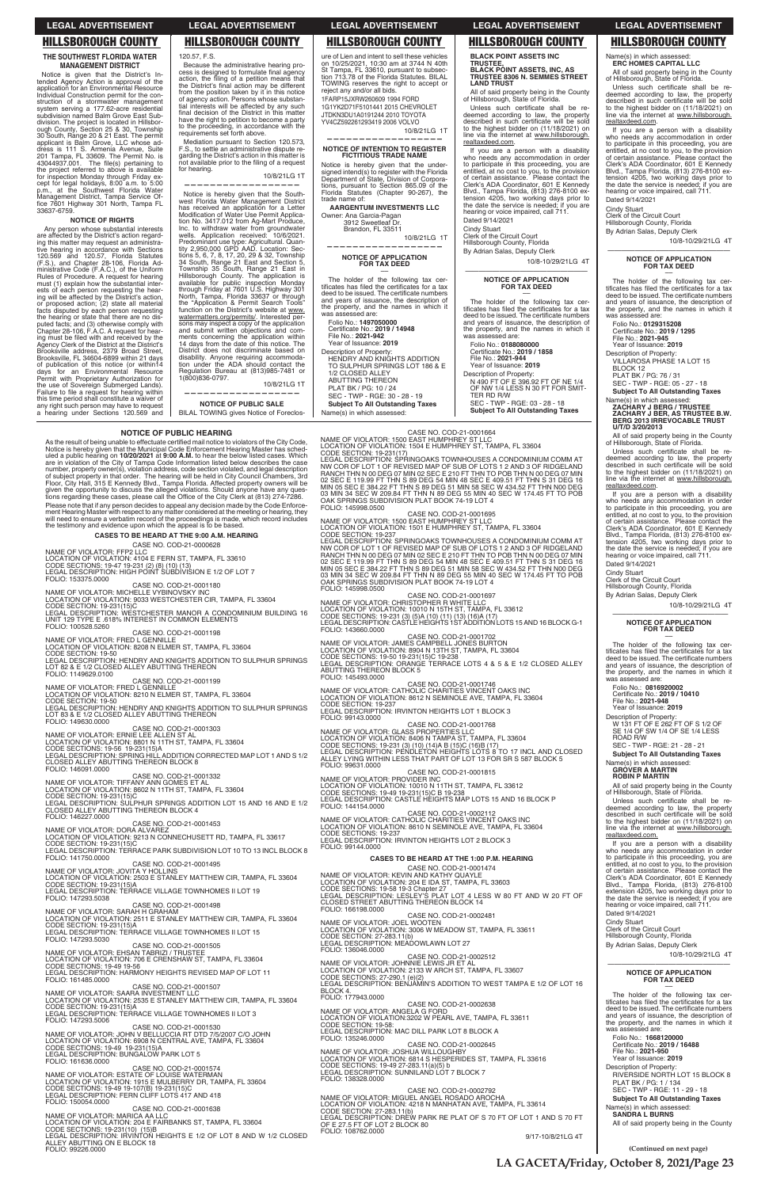## HILLSBOROUGH COUNTY

**THE SOUTHWEST FLORIDA WATER MANAGEMENT DISTRICT**

Notice is given that the District's Intended Agency Action is approval of the application for an Environmental Resource Individual Construction permit for the construction of a stormwater management system serving a 177.62-acre residential subdivision named Balm Grove East Subdivision. The project is located in Hillsborough County, Section 25 & 30, Township 30 South, Range 20 & 21 East. The permit applicant is Balm Grove, LLC whose address is 111 S. Armenia Avenue, Suite 201 Tampa, FL 33609. The Permit No. is 43044937.001. The file(s) pertaining to the project referred to above is available for inspection Monday through Friday except for legal holidays, 8:00 a.m. to 5:00 p.m., at the Southwest Florida Water Management District, Tampa Service Office 7601 Highway 301 North, Tampa FL 33637-6759.

**NOTICE OF RIGHTS**

Any person whose substantial interests are affected by the District's action regarding this matter may request an administrative hearing in accordance with Sections 120.569 and 120.57, Florida Statutes (F.S.), and Chapter 28-106, Florida Administrative Code (F.A.C.), of the Uniform Rules of Procedure. A request for hearing must (1) explain how the substantial interests of each person requesting the hearing will be affected by the District's action, or proposed action; (2) state all material facts disputed by each person requesting the hearing or state that there are no disputed facts; and (3) otherwise comply with Chapter 28-106, F.A.C. A request for hearing must be filed with and received by the Agency Clerk of the District at the District's Brooksville address, 2379 Broad Street, Brooksville, FL 34604-6899 within 21 days of publication of this notice (or within14 days for an Environmental Resource Permit with Proprietary Authorization for the use of Sovereign Submerged Lands). Failure to file a request for hearing within this time period shall constitute a waiver of any right such person may have to request a hearing under Sections 120.569 and 120.57, F.S.

Because the administrative hearing process is designed to formulate final agency action, the filing of a petition means that the District's final action may be different from the position taken by it in this notice of agency action. Persons whose substantial interests will be affected by any such final decision of the District in this matter have the right to petition to become a party to the proceeding, in accordance with the requirements set forth above.

Mediation pursuant to Section 120.573, F.S., to settle an administrative dispute regarding the District's action in this matter is not available prior to the filing of a request for hearing.

10/8/21LG 1T

---

Notice is hereby given that the Southwest Florida Water Management District has received an application for a Letter Modification of Water Use Permit Application No. 3417.012 from Ag-Mart Produce, Inc. to withdraw water from groundwater wells. Application received: 10/6/2021. Predominant use type: Agricultural. Quantity 2,950,000 GPD AAD. Location: Sections 5, 6, 7, 8, 17, 20, 29 & 32, Township 34 South, Range 21 East and Section 5, Township 35 South, Range 21 East in Hillsborough County. The application is available for public inspection Monday through Friday at 7601 U.S. Highway 301 North, Tampa, Florida 33637 or through the "Application & Permit Search Tools" function on the District's website at www.watermatters.org/permits/. Interested persons may inspect a copy of the application and submit written objections and comments concerning the application within 14 days from the date of this notice. The District does not discriminate based on disability. Anyone requiring accommodation under the ADA should contact the Regulation Bureau at (813)985-7481 or 1(800)836-0797.

10/8/21LG 1T

---

**NOTICE OF PUBLIC SALE**

BILAL TOWING gives Notice of Foreclosure of Lien and intent to sell these vehicles on 10/25/2021, 10:30 am at 3744 N 40th St Tampa, FL 33610, pursuant to subsection 713.78 of the Florida Statutes. BILAL TOWING reserves the right to accept or reject any and/or all bids.

1FARP15JXRW260609 1994 FORD
1G1YK2D71F5101441 2015 CHEVROLET
JTDKN3DU1A0191244 2010 TOYOTA
YV4CZ592261293419 2006 VOLVO

10/8/21LG 1T

---

**NOTICE OF INTENTION TO REGISTER FICTITIOUS TRADE NAME**

Notice is hereby given that the undersigned intend(s) to register with the Florida Department of State, Division of Corporations, pursuant to Section 865.09 of the Florida Statutes (Chapter 90-267), the trade name of:

**AARGENTUM INVESTMENTS LLC**

Owner: Ana Garcia-Pagan
3912 Sweetleaf Dr.
Brandon, FL 33511

10/8/21LG 1T

---

**NOTICE OF APPLICATION FOR TAX DEED**

The holder of the following tax certificates has filed the certificates for a tax deed to be issued. The certificate numbers and years of issuance, the description of the property, and the names in which it was assessed are:

Folio No.: **1497050000**
Certificate No.: **2019 / 14948**
File No.: **2021-942**
Year of Issuance: **2019**

Description of Property:
HENDRY AND KNIGHTS ADDITION TO SULPHUR SPRINGS LOT 186 & E 1/2 CLOSED ALLEY ABUTTING THEREON
PLAT BK / PG: 10 / 24
SEC - TWP - RGE: 30 - 28 - 19
**Subject To All Outstanding Taxes**

Name(s) in which assessed:
**BLACK POINT ASSETS INC TRUSTEE, BLACK POINT ASSETS, INC, AS TRUSTEE 8306 N. SEMMES STREET LAND TRUST**

All of said property being in the County of Hillsborough, State of Florida.

Unless such certificate shall be redeemed according to law, the property described in such certificate will be sold to the highest bidder on (11/18/2021) on line via the internet at www.hillsborough.realtaxdeed.com.

If you are a person with a disability who needs any accommodation in order to participate in this proceeding, you are entitled, at no cost to you, to the provision of certain assistance. Please contact the Clerk's ADA Coordinator, 601 E Kennedy Blvd., Tampa Florida, (813) 276-8100 extension 4205, two working days prior to the date the service is needed; if you are hearing or voice impaired, call 711.

Dated 9/14/2021
Cindy Stuart
Clerk of the Circuit Court
Hillsborough County, Florida
By Adrian Salas, Deputy Clerk

10/8-10/29/21LG 4T

---

**NOTICE OF APPLICATION FOR TAX DEED**

The holder of the following tax certificates has filed the certificates for a tax deed to be issued. The certificate numbers and years of issuance, the description of the property, and the names in which it was assessed are:

Folio No.: **0188080000**
Certificate No.: **2019 / 1858**
File No.: **2021-944**
Year of Issuance: **2019**

Description of Property:
N 490 FT OF E 396.92 FT OF NE 1/4 OF NW 1/4 LESS N 30 FT FOR SMITTER RD R/W
SEC - TWP - RGE: 03 - 28 - 18
**Subject To All Outstanding Taxes**

Name(s) in which assessed:
**ERC HOMES CAPITAL LLC**

All of said property being in the County of Hillsborough, State of Florida.

Unless such certificate shall be redeemed according to law, the property described in such certificate will be sold to the highest bidder on (11/18/2021) on line via the internet at www.hillsborough.realtaxdeed.com.

If you are a person with a disability who needs any accommodation in order to participate in this proceeding, you are entitled, at no cost to you, to the provision of certain assistance. Please contact the Clerk's ADA Coordinator, 601 E Kennedy Blvd., Tampa Florida, (813) 276-8100 extension 4205, two working days prior to the date the service is needed; if you are hearing or voice impaired, call 711.

Dated 9/14/2021
Cindy Stuart
Clerk of the Circuit Court
Hillsborough County, Florida
By Adrian Salas, Deputy Clerk

10/8-10/29/21LG 4T

---

**NOTICE OF APPLICATION FOR TAX DEED**

The holder of the following tax certificates has filed the certificates for a tax deed to be issued. The certificate numbers and years of issuance, the description of the property, and the names in which it was assessed are:

Folio No.: **0129315208**
Certificate No.: **2019 / 1295**
File No.: **2021-945**
Year of Issuance: **2019**

Description of Property:
VILLAROSA PHASE 1A LOT 15 BLOCK 12
PLAT BK / PG: 76 / 31
SEC - TWP - RGE: 05 - 27 - 18
**Subject To All Outstanding Taxes**

Name(s) in which assessed:
**ZACHARY J BERG / TRUSTEE ZACHARY J BER, AS TRUSTEE B.W. BERG 2013 IRREVOCABLE TRUST U/T/D 3/20/2013**

All of said property being in the County of Hillsborough, State of Florida.

Unless such certificate shall be redeemed according to law, the property described in such certificate will be sold to the highest bidder on (11/18/2021) on line via the internet at www.hillsborough.realtaxdeed.com.

If you are a person with a disability who needs any accommodation in order to participate in this proceeding, you are entitled, at no cost to you, to the provision of certain assistance. Please contact the Clerk's ADA Coordinator, 601 E Kennedy Blvd., Tampa Florida, (813) 276-8100 extension 4205, two working days prior to the date the service is needed; if you are hearing or voice impaired, call 711.

Dated 9/14/2021
Cindy Stuart
Clerk of the Circuit Court
Hillsborough County, Florida
By Adrian Salas, Deputy Clerk

10/8-10/29/21LG 4T

---

**NOTICE OF APPLICATION FOR TAX DEED**

The holder of the following tax certificates has filed the certificates for a tax deed to be issued. The certificate numbers and years of issuance, the description of the property, and the names in which it was assessed are:

Folio No.: **0816920002**
Certificate No.: **2019 / 10410**
File No.: **2021-948**
Year of Issuance: **2019**

Description of Property:
W 131 FT OF E 262 FT OF S 1/2 OF SE 1/4 OF SW 1/4 OF SE 1/4 LESS ROAD R/W
SEC - TWP - RGE: 21 - 28 - 21
**Subject To All Outstanding Taxes**

Name(s) in which assessed:
**GROVER A MARTIN**
**ROBIN P MARTIN**

All of said property being in the County of Hillsborough, State of Florida.

Unless such certificate shall be redeemed according to law, the property described in such certificate will be sold to the highest bidder on (11/18/2021) on line via the internet at www.hillsborough.realtaxdeed.com.

If you are a person with a disability who needs any accommodation in order to participate in this proceeding, you are entitled, at no cost to you, to the provision of certain assistance. Please contact the Clerk's ADA Coordinator, 601 E Kennedy Blvd., Tampa Florida, (813) 276-8100 extension 4205, two working days prior to the date the service is needed; if you are hearing or voice impaired, call 711.

Dated 9/14/2021
Cindy Stuart
Clerk of the Circuit Court
Hillsborough County, Florida
By Adrian Salas, Deputy Clerk

10/8-10/29/21LG 4T

---

**NOTICE OF APPLICATION FOR TAX DEED**

The holder of the following tax certificates has filed the certificates for a tax deed to be issued. The certificate numbers and years of issuance, the description of the property, and the names in which it was assessed are:

Folio No.: **1668120000**
Certificate No.: **2019 / 16488**
File No.: **2021-950**
Year of Issuance: **2019**

Description of Property:
RIVERSIDE NORTH LOT 15 BLOCK 8
PLAT BK / PG: 1 / 134
SEC - TWP - RGE: 11 - 29 - 18
**Subject To All Outstanding Taxes**

Name(s) in which assessed:
**SANDRA L BURNS**

All of said property being in the County

**(Continued on next page)**

---

**NOTICE OF PUBLIC HEARING**

As the result of being unable to effectuate certified mail notice to violators of the City Code, Notice is hereby given that the Municipal Code Enforcement Hearing Master has scheduled a public hearing on **10/20/2021** at **9:00 A.M.** to hear the below listed cases. Which are in violation of the City of Tampa Code Information listed below describes the case number, property owner(s), violation address, code section violated, and legal description of subject property in that order. The hearing will be held in City Council Chambers, 3rd Floor, City Hall, 315 E Kennedy Blvd., Tampa Florida. Affected property owners will be given the opportunity to discuss the alleged violations. Should anyone have any questions regarding these cases, please call the Office of the City Clerk at (813) 274-7286.

Please note that if any person decides to appeal any decision made by the Code Enforcement Hearing Master with respect to any matter considered at the meeting or hearing, they will need to ensure a verbatim record of the proceedings is made, which record includes the testimony and evidence upon which the appeal is to be based.

**CASES TO BE HEARD AT THE 9:00 A.M. HEARING**

CASE NO. COD-21-0000628
NAME OF VIOLATOR: FFP2 LLC
LOCATION OF VIOLATION: 4104 E FERN ST, TAMPA, FL 33610
CODE SECTIONS: 19-47 19-231 (2) (8) (10) (13)
LEGAL DESCRIPTION: HIGH POINT SUBDIVISION E 1/2 OF LOT 7
FOLIO: 153375.0000

CASE NO. COD-21-0001180
NAME OF VIOLATOR: MICHELLE VYBINOVSKY INC
LOCATION OF VIOLATION: 9033 WESTCHESTER CIR, TAMPA, FL 33604
CODE SECTION: 19-231(15)C
LEGAL DESCRIPTION: WESTCHESTER MANOR A CONDOMINIUM BUILDING 16 UNIT 129 TYPE E .618% INTEREST IN COMMON ELEMENTS
FOLIO: 100528.5260

CASE NO. COD-21-0001198
NAME OF VIOLATOR: FRED L GENNILLE
LOCATION OF VIOLATION: 8208 N ELMER ST, TAMPA, FL 33604
CODE SECTION: 19-50
LEGAL DESCRIPTION: HENDRY AND KNIGHTS ADDITION TO SULPHUR SPRINGS LOT 82 & E 1/2 CLOSED ALLEY ABUTTING THEREON
FOLIO: 149629.0100

CASE NO. COD-21-0001199
NAME OF VIOLATOR: FRED L GENNILLE
LOCATION OF VIOLATION: 8210 N ELMER ST, TAMPA, FL 33604
CODE SECTION: 19-50
LEGAL DESCRIPTION: HENDRY AND KNIGHTS ADDITION TO SULPHUR SPRINGS LOT 83 & E 1/2 CLOSED ALLEY ABUTTING THEREON
FOLIO: 149630.0000

CASE NO. COD-21-0001303
NAME OF VIOLATOR: ERNIE LEE ALLEN ST AL
LOCATION OF VIOLATION: 8801 N 11TH ST, TAMPA, FL 33604
CODE SECTIONS: 19-56 19-231(15)A
LEGAL DESCRIPTION: SPRING HILL ADDITION CORRECTED MAP LOT 1 AND S 1/2 CLOSED ALLEY ABUTTING THEREON BLOCK 8
FOLIO: 146091.0000

CASE NO. COD-21-0001332
NAME OF VIOLATOR: TIFFANY ANN GOMES ET AL
LOCATION OF VIOLATION: 8602 N 11TH ST, TAMPA, FL 33604
CODE SECTION: 19-231(15)C
LEGAL DESCRIPTION: SULPHUR SPRINGS ADDITION LOT 15 AND 16 AND E 1/2 CLOSED ALLEY ABUTTING THEREON BLOCK 4
FOLIO: 146227.0000

CASE NO. COD-21-0001453
NAME OF VIOLATOR: DORA ALVAREZ
LOCATION OF VIOLATION: 9213 N CONNECHUSETT RD, TAMPA, FL 33617
CODE SECTION: 19-231(15)C
LEGAL DESCRIPTION: TERRACE PARK SUBDIVISION LOT 10 TO 13 INCL BLOCK 8
FOLIO: 141750.0000

CASE NO. COD-21-0001495
NAME OF VIOLATOR: JOVITA Y HOLLINS
LOCATION OF VIOLATION: 2503 E STANLEY MATTHEW CIR, TAMPA, FL 33604
CODE SECTION: 19-231(15)A
LEGAL DESCRIPTION: TERRACE VILLAGE TOWNHOMES II LOT 19
FOLIO: 147293.5038

CASE NO. COD-21-0001498
NAME OF VIOLATOR: SARAH H GRAHAM
LOCATION OF VIOLATION: 2511 E STANLEY MATTHEW CIR, TAMPA, FL 33604
CODE SECTION: 19-231(15)A
LEGAL DESCRIPTION: TERRACE VILLAGE TOWNHOMES II LOT 15
FOLIO: 147293.5030

CASE NO. COD-21-0001505
NAME OF VIOLATOR: EHSAN TABRIZI / TRUSTEE
LOCATION OF VIOLATION: 706 E CRENSHAW ST, TAMPA, FL 33604
CODE SECTIONS: 19-49 19-56
LEGAL DESCRIPTION: HARMONY HEIGHTS REVISED MAP OF LOT 11
FOLIO: 161485.0000

CASE NO. COD-21-0001507
NAME OF VIOLATOR: SAARA INVESTMENT LLC
LOCATION OF VIOLATION: 2535 E STANLEY MATTHEW CIR, TAMPA, FL 33604
CODE SECTION: 19-231(15)A
LEGAL DESCRIPTION: TERRACE VILLAGE TOWNHOMES II LOT 3
FOLIO: 147293.5006

CASE NO. COD-21-0001530
NAME OF VIOLATOR: JOHN V BELLUCCIA RT DTD 7/5/2007 C/O JOHN
LOCATION OF VIOLATION: 6908 N CENTRAL AVE, TAMPA, FL 33604
CODE SECTIONS: 19-49 19-231(15)A
LEGAL DESCRIPTION: BUNGALOW PARK LOT 5
FOLIO: 161636.0000

CASE NO. COD-21-0001574
NAME OF VIOLATOR: ESTATE OF LOUISE WATERMAN
LOCATION OF VIOLATION: 1915 E MULBERRY DR, TAMPA, FL 33604
CODE SECTIONS: 19-49 19-107(B) 19-231(15)C
LEGAL DESCRIPTION: FERN CLIFF LOTS 417 AND 418
FOLIO: 150054.0000

CASE NO. COD-21-0001638
NAME OF VIOLATOR: MARICA AA LLC
LOCATION OF VIOLATION: 204 E FAIRBANKS ST, TAMPA, FL 33604
CODE SECTIONS: 19-231(10) (15)B
LEGAL DESCRIPTION: IRVINTON HEIGHTS E 1/2 OF LOT 8 AND W 1/2 CLOSED ALLEY ABUTTING ON E BLOCK 18
FOLIO: 99226.0000

CASE NO. COD-21-0001664
NAME OF VIOLATOR: 1500 EAST HUMPHREY ST LLC
LOCATION OF VIOLATION: 1504 E HUMPHREY ST, TAMPA, FL 33604
CODE SECTION: 19-231(17)
LEGAL DESCRIPTION: SPRINGOAKS TOWNHOUSES A CONDOMINIUM COMM AT NW COR OF LOT 1 OF REVISED MAP OF SUB OF LOTS 1 2 AND 3 OF RIDGELAND RANCH THN N 00 DEG 07 MIN 02 SEC E 210 FT THN TO POB THN N 00 DEG 07 MIN 02 SEC E 119.99 FT THN S 89 DEG 54 MIN 48 SEC E 409.51 FT THN S 31 DEG 16 MIN 05 SEC E 384.22 FT THN S 89 DEG 51 MIN 58 SEC W 434.52 FT THN N00 DEG 03 MIN 34 SEC W 209.84 FT THN N 89 DEG 55 MIN 40 SEC W 174.45 FT TO POB OAK SPRINGS SUBDIVISION PLAT BOOK 74-19 LOT 4
FOLIO: 145998.0500

CASE NO. COD-21-0001695
NAME OF VIOLATOR: 1500 EAST HUMPHREY ST LLC
LOCATION OF VIOLATION: 1504 E HUMPHREY ST, TAMPA, FL 33604
CODE SECTION: 19-237
LEGAL DESCRIPTION: SPRINGOAKS TOWNHOUSES A CONDOMINIUM COMM AT NW COR OF LOT 1 OF REVISED MAP OF SUB OF LOTS 1 2 AND 3 OF RIDGELAND RANCH THN N 00 DEG 07 MIN 02 SEC E 210 FT THN TO POB THN N 00 DEG 07 MIN 02 SEC E 119.99 FT THN S 89 DEG 54 MIN 48 SEC E 409.51 FT THN S 31 DEG 16 MIN 05 SEC E 384.22 FT THN S 89 DEG 51 MIN 58 SEC W 434.52 FT THN N00 DEG 03 MIN 34 SEC W 209.84 FT THN N 89 DEG 55 MIN 40 SEC W 174.45 FT TO POB OAK SPRINGS SUBDIVISION PLAT BOOK 74-19 LOT 4
FOLIO: 145998.0500

CASE NO. COD-21-0001697
NAME OF VIOLATOR: CHRISTOPHER R WHITE LLC
LOCATION OF VIOLATION: 10010 N 15TH ST, TAMPA, FL 33612
CODE SECTIONS: 19-231 (3) (5)A (10) (11) (13) (16)A (17)
LEGAL DESCRIPTION: CASTLE HEIGHTS 1ST ADDITION LOTS 15 AND 16 BLOCK G-1
FOLIO: 143660.0000

CASE NO. COD-21-0001702
NAME OF VIOLATOR: JAMES CAMPBELL JONES BURTON
LOCATION OF VIOLATION: 8904 N 13TH ST, TAMPA, FL 33604
CODE SECTIONS: 19-50 19-231(15)C 19-238
LEGAL DESCRIPTION: ORANGE TERRACE LOTS 4 & 5 & E 1/2 CLOSED ALLEY ABUTTING THEREON BLOCK 5
FOLIO: 145493.0000

CASE NO. COD-21-0001746
NAME OF VIOLATOR: CATHOLIC CHARITIES VINCENT OAKS INC
LOCATION OF VIOLATION: 8612 N SEMINOLE AVE, TAMPA, FL 33604
CODE SECTION: 19-237
LEGAL DESCRIPTION: IRVINTON HEIGHTS LOT 1 BLOCK 3
FOLIO: 99143.0000

CASE NO. COD-21-0001768
NAME OF VIOLATOR: GLASS PROPERTIES LLC
LOCATION OF VIOLATION: 8406 N TAMPA ST, TAMPA, FL 33604
CODE SECTIONS: 19-231 (3) (10) (14)A B (15)C (16)B (17)
LEGAL DESCRIPTION: PENDLETON HEIGHTS LOTS 8 TO 17 INCL AND CLOSED ALLEY LYING WITHIN LESS THAT PART OF LOT 13 FOR SR S 587 BLOCK 5
FOLIO: 99631.0000

CASE NO. COD-21-0001815
NAME OF VIOLATOR: PROVIDER INC
LOCATION OF VIOLATION: 10010 N 11TH ST, TAMPA, FL 33612
CODE SECTIONS: 19-49 19-231(15)C B 19-238
LEGAL DESCRIPTION: CASTLE HEIGHTS MAP LOTS 15 AND 16 BLOCK P
FOLIO: 144154.0000

CASE NO. COD-21-0002112
NAME OF VIOLATOR: CATHOLIC CHARITIES VINCENT OAKS INC
LOCATION OF VIOLATION: 8610 N SEMINOLE AVE, TAMPA, FL 33604
CODE SECTIONS: 19-237
LEGAL DESCRIPTION: IRVINTON HEIGHTS LOT 2 BLOCK 3
FOLIO: 99144.0000

**CASES TO BE HEARD AT THE 1:00 P.M. HEARING**

CASE NO. COD-21-0001474
NAME OF VIOLATOR: KEVIN AND KATHY QUAYLE
LOCATION OF VIOLATION: 204 E IDA ST, TAMPA, FL 33603
CODE SECTIONS: 19-58 19-3 Chapter 27
LEGAL DESCRIPTION: LESLEY'S PLAT LOT 4 LESS W 80 FT AND W 20 FT OF CLOSED STREET ABUTTING THEREON BLOCK 14
FOLIO: 166198.0000

CASE NO. COD-21-0002481
NAME OF VIOLATOR: JOEL WOOTEN
LOCATION OF VIOLATION: 3006 W MEADOW ST, TAMPA, FL 33611
CODE SECTION: 27-283.11(b)
LEGAL DESCRIPTION: MEADOWLAWN LOT 27
FOLIO: 136046.0000

CASE NO. COD-21-0002512
NAME OF VIOLATOR: JOHNNIE LEWIS JR ET AL
LOCATION OF VIOLATION: 2133 W ARCH ST, TAMPA, FL 33607
CODE SECTIONS: 27-290.1 (e)(2)
LEGAL DESCRIPTION: BENJAMIN'S ADDITION TO WEST TAMPA E 1/2 OF LOT 16 BLOCK 4.
FOLIO: 177943.0000

CASE NO. COD-21-0002638
NAME OF VIOLATOR: ANGELA G FORD
LOCATION OF VIOLATION:3202 W PEARL AVE, TAMPA, FL 33611
CODE SECTION: 19-58:
LEGAL DESCRIPTION: MAC DILL PARK LOT 8 BLOCK A
FOLIO: 135246.0000

CASE NO. COD-21-0002645
NAME OF VIOLATOR: JOSHUA WILLOUGHBY
LOCATION OF VIOLATION: 6814 S HESPERIDES ST, TAMPA, FL 33616
CODE SECTIONS: 19-49 27-283.11(a)(5) b
LEGAL DESCRIPTION: SUNNILAND LOT 7 BLOCK 7
FOLIO: 138328.0000

CASE NO. COD-21-0002792
NAME OF VIOLATOR: MIGUEL ANGEL POSADO AROCHA
LOCATION OF VIOLATION: 4218 N MANHATAN AVE, TAMPA, FL 33614
CODE SECTION: 27-283.11(b)
LEGAL DESCRIPTION: DREW PARK RE PLAT OF S 70 FT OF LOT 1 AND S 70 FT OF E 27.5 FT OF LOT 2 BLOCK 80
FOLIO: 108762.0000

9/17-10/8/21LG 4T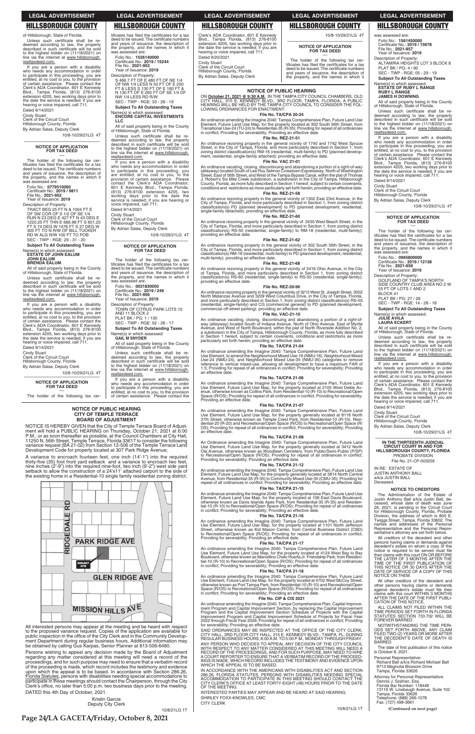of Hillsborough, State of Florida.

Unless such certificate shall be redeemed according to law, the property described in such certificate will be sold to the highest bidder on (11/18/2021) on line via the internet at www.hillsborough.realtaxdeed.com.

If you are a person with a disability who needs any accommodation in order to participate in this proceeding, you are entitled, at no cost to you, to the provision of certain assistance. Please contact the Clerk's ADA Coordinator, 601 E Kennedy Blvd., Tampa Florida, (813) 276-8100 extension 4205, two working days prior to the date the service is needed; if you are hearing or voice impaired, call 711.

Dated 9/14/2021

Cindy Stuart
Clerk of the Circuit Court
Hillsborough County, Florida
By Adrian Salas, Deputy Clerk

10-8-10/29/21LG 4T

---

**NOTICE OF APPLICATION FOR TAX DEED**

The holder of the following tax certificates has filed the certificates for a tax deed to be issued. The certificate numbers and years of issuance, the description of the property, and the names in which it was assessed are:

Folio No.: **0779510060**
Certificate No.: **2019 / 9811**
File No.: **2021-952**
Year of Issuance: **2019**

Description of Property:
TRACT BEG 25 FT N & 1004 FT E OF SW COR OF S 1/2 OF SE 1/4 RUN N 23 DEG E 427 FT N 43 DEG E 1220.25 FT THN E 666.98 FT S 601.25 FT S 74 DEG W 1476 FT S 27 DEG W 305 FT TO N R/W OF BILL TUCKER RD W ALG R/W 100 FT TO POB
SEC - TWP - RGE: 29 - 31 - 20

**Subject To All Outstanding Taxes**

Name(s) in which assessed:
**ESTATE OF JOHN EALUM**
**JOHN EALUM**
**BRENDA EALUM**

All of said property being in the County of Hillsborough, State of Florida.

Unless such certificate shall be redeemed according to law, the property described in such certificate will be sold to the highest bidder on (11/18/2021) on line via the internet at www.hillsborough.realtaxdeed.com.

If you are a person with a disability who needs any accommodation in order to participate in this proceeding, you are entitled, at no cost to you, to the provision of certain assistance. Please contact the Clerk's ADA Coordinator, 601 E Kennedy Blvd., Tampa Florida, (813) 276-8100 extension 4205, two working days prior to the date the service is needed; if you are hearing or voice impaired, call 711.

Dated 9/14/2021

Cindy Stuart
Clerk of the Circuit Court
Hillsborough County, Florida
By Adrian Salas, Deputy Clerk

10-8-10/29/21LG 4T

---

**NOTICE OF APPLICATION FOR TAX DEED**

The holder of the following tax certificates has filed the certificates for a tax deed to be issued. The certificate numbers and years of issuance, the description of the property, and the names in which it was assessed are:

Folio No.: **1526140000**
Certificate No.: **2019 / 15244**
File No.: **2021-953**
Year of Issuance: **2019**

Description of Property:
S 466.7 FT OF E 480 FT OF NE 1/4 OF NW 1/4 LESS N 50 FT OF E 200 FT & LESS S 130 FT OF E 180 FT & N 130 FT OF E 265 FT OF SE 1/4 OF NW 1/4 LESS RD R/W
SEC - TWP - RGE: 33 - 28 - 19

**Subject To All Outstanding Taxes**

Name(s) in which assessed:
**ENCORE CAPITAL INVESTMENTS LLC**

All of said property being in the County of Hillsborough, State of Florida.

Unless such certificate shall be redeemed according to law, the property described in such certificate will be sold to the highest bidder on (11/18/2021) on line via the internet at www.hillsborough.realtaxdeed.com.

If you are a person with a disability who needs any accommodation in order to participate in this proceeding, you are entitled, at no cost to you, to the provision of certain assistance. Please contact the Clerk's ADA Coordinator, 601 E Kennedy Blvd., Tampa Florida, (813) 276-8100 extension 4205, two working days prior to the date the service is needed; if you are hearing or voice impaired, call 711.

Dated 9/14/2021

Cindy Stuart
Clerk of the Circuit Court
Hillsborough County, Florida
By Adrian Salas, Deputy Clerk

10-8-10/29/21LG 4T

---

**NOTICE OF APPLICATION FOR TAX DEED**

The holder of the following tax certificates has filed the certificates for a tax deed to be issued. The certificate numbers and years of issuance, the description of the property, and the names in which it was assessed are:

Folio No.: **0031830050**
Certificate No.: **2019 / 249**
File No.: **2021-956**
Year of Issuance: **2019**

Description of Property:
TOWN OF CITRUS PARK LOTS 10 AND 11 BLOCK 2
PLAT BK / PG: 1 / 130
SEC - TWP - RGE: 02 - 28 - 17

**Subject To All Outstanding Taxes**

Name(s) in which assessed:
**GAIL M SNYDER**

All of said property being in the County of Hillsborough, State of Florida.

Unless such certificate shall be redeemed according to law, the property described in such certificate will be sold to the highest bidder on (11/18/2021) on line via the internet at www.hillsborough.realtaxdeed.com.

If you are a person with a disability who needs any accommodation in order to participate in this proceeding, you are entitled, at no cost to you, to the provision of certain assistance. Please contact the Clerk's ADA Coordinator, 601 E Kennedy Blvd., Tampa Florida, (813) 276-8100 extension 4205, two working days prior to the date the service is needed; if you are hearing or voice impaired, call 711.

Dated 9/20/2021

Cindy Stuart
Clerk of the Circuit Court
Hillsborough County, Florida
By Adrian Salas, Deputy Clerk

10-8-10/29/21LG 4T

---

**NOTICE OF APPLICATION FOR TAX DEED**

The holder of the following tax certificates has filed the certificates for a tax deed to be issued. The certificate numbers and years of issuance, the description of the property, and the names in which it was assessed are:

Folio No.: **1561450000**
Certificate No.: **2019 / 15678**
File No.: **2021-957**
Year of Issuance: **2019**

Description of Property:
ALTAMIRA HEIGHTS LOT 3 BLOCK 8
PLAT BK / PG: 4 / 30
SEC - TWP - RGE: 05 - 29 - 19

**Subject To All Outstanding Taxes**

Name(s) in which assessed:
**ESTATE OF RUBY L RANGE**
**RUBY L RANGE**
**JAMES H DOWNING**

All of said property being in the County of Hillsborough, State of Florida.

Unless such certificate shall be redeemed according to law, the property described in such certificate will be sold to the highest bidder on (11/18/2021) on line via the internet at www.hillsborough.realtaxdeed.com.

If you are a person with a disability who needs any accommodation in order to participate in this proceeding, you are entitled, at no cost to you, to the provision of certain assistance. Please contact the Clerk's ADA Coordinator, 601 E Kennedy Blvd., Tampa Florida, (813) 276-8100 extension 4205, two working days prior to the date the service is needed; if you are hearing or voice impaired, call 711.

Dated 9/14/2021

Cindy Stuart
Clerk of the Circuit Court
Hillsborough County, Florida
By Adrian Salas, Deputy Clerk

10-8-10/29/21LG 4T

---

**NOTICE OF APPLICATION FOR TAX DEED**

The holder of the following tax certificates has filed the certificates for a tax deed to be issued. The certificate numbers and years of issuance, the description of the property, and the names in which it was assessed are:

Folio No.: **0965800000**
Certificate No.: **2019 / 12138**
File No.: **2021-959**
Year of Issuance: **2019**

Description of Property:
GOLFLAND OF TAMPA'S NORTH SIDE COUNTRY CLUB AREA NO 2 W 55 FT OF LOTS 1 AND 2
BLOCK 41
PLAT BK / PG: 27 / 28
SEC - TWP - RGE: 14 - 28 - 18

**Subject To All Outstanding Taxes**

Name(s) in which assessed:
**JULIE AVILA**
**LAURA ECKERT**

All of said property being in the County of Hillsborough, State of Florida.

Unless such certificate shall be redeemed according to law, the property described in such certificate will be sold to the highest bidder on (11/18/2021) on line via the internet at www.hillsborough.realtaxdeed.com.

If you are a person with a disability who needs any accommodation in order to participate in this proceeding, you are entitled, at no cost to you, to the provision of certain assistance. Please contact the Clerk's ADA Coordinator, 601 E Kennedy Blvd., Tampa Florida, (813) 276-8100 extension 4205, two working days prior to the date the service is needed; if you are hearing or voice impaired, call 711.

Dated 9/14/2021

Cindy Stuart
Clerk of the Circuit Court
Hillsborough County, Florida
By Adrian Salas, Deputy Clerk

10-8-10/29/21LG 4T

---

**NOTICE OF APPLICATION FOR TAX DEED**

The holder of the following tax certificates has filed the certificates for a tax deed to be issued. The certificate numbers and years of issuance, the description of the property, and the names in which it

---

**NOTICE OF APPLICATION FOR TAX DEED**

The holder of the following tax cer-

---

**NOTICE OF PUBLIC HEARING**
**CITY OF TEMPLE TERRACE**
**BOARD OF ADJUSTMENT**

NOTICE IS HEREBY GIVEN that the City of Temple Terrace Board of Adjustment will hold a PUBLIC HEARING on Thursday, October 21, 2021 at 6:00 P.M., or as soon thereafter as possible, at the Council Chambers at City Hall, 11250 N. 56th Street, Temple Terrace, Florida 33617 to consider the following variance request (BA 21-02) from Section 12-506 of the Temple Terrace Land Development Code for property located at 307 Park Ridge Avenue;

A variance to encroach fourteen feet, one inch (14'-1") into the required thirty-five (35) foot front yard setback and a variance to encroach two feet, nine inches (2'-9") into the required nine-foot, two inch (9'-2") west side yard setback to allow the construction of a 24'x11' attached carport to the side of the existing home in a Residential-10 single family residential zoning district.

RIDGEDALE RD
PARK RIDGE AVE
SUBJECT SITE
GLEN RIDGE AVE
MISSION HILLS AVE

All interested persons may appear at the meeting and be heard with respect to the proposed variance request. Copies of the application are available for public inspection in the office of the City Clerk and in the Community Development Department during regular business hours. Additional information may be obtained by calling Gus Karpas, Senior Planner at 813-506-6480.

Persons wishing to appeal any decision made by the Board of Adjustment regarding any matter considered at this meeting will need a record of the proceeding, and for such purpose may need to ensure that a verbatim record of the proceeding is made, which record includes the testimony and evidence upon which the appeal is to be based. In accordance with Section 286.26, Florida Statutes, persons with disabilities needing special accommodations to participate in these meetings should contact the Chairperson, through the City Clerk's office, no later than 5:00 p.m. two business days prior to the meeting.

DATED this 4th Day of October, 2021.

Kristin Garcia
Deputy City Clerk

10/8/21LG 1T

---

**NOTICE OF PUBLIC HEARING**

ON **October 21, 2021 @ 9:30 A.M.** IN THE TAMPA CITY COUNCIL CHAMBERS, OLD CITY HALL, 315 E. KENNEDY BLVD., 3RD FLOOR, TAMPA, FLORIDA, A PUBLIC HEARING WILL BE HELD BY THE TAMPA CITY COUNCIL TO CONSIDER THE FOLLOWING ORDINANCES FOR ENACTMENT:

**File No. TA/CPA 20-24**

An ordinance amending the Imagine 2040: Tampa Comprehensive Plan, Future Land Use Element, Future Land Use Map, for the property located at 302 South 56th Street, from Transitional Use-24 (TU-24) to Residential-35 (R-35); Providing for repeal of all ordinances in conflict; Providing for severability; Providing an effective date.

**File No. REZ-21-51**

An ordinance rezoning property in the general vicinity of 1740 and 1742 West Spruce Street, in the City of Tampa, Florida, and more particularly described in Section 1, from zoning district classification(s) RM-16 (residential, multi-family) to PD (planned development, residential, single-family attached); providing an effective date.

**File No. VAC 21-01**

An ordinance vacating, closing, discontinuing and abandoning a portion of a right-of-way (alleyway) located South of Lee Roy Selmon Crosstown Expressway, North of Washington Street, East of 56th Street, and West of the Tampa Bypass Canal, within the plat of Thomas J. Robert's Six Mile Creek subdivision, a subdivision in the City of Tampa, Hillsborough County, Florida, as more fully described in Section 1 hereof, subject to certain covenants, conditions and restrictions as more particularly set forth herein; providing an effective date.

**File No. REZ-21-58**

An ordinance rezoning property in the general vicinity of 1302 East 23rd Avenue, in the City of Tampa, Florida, and more particularly described in Section 1, from zoning district classification(s) PD (planned development) to PD (planned development, residential, single-family detached); providing an effective date.

**File No. REZ-21-60**

An ordinance rezoning property in the general vicinity of 3430 West Beach Street, in the City of Tampa, Florida, and more particularly described in Section 1, from zoning district classification(s) RS-50 (residential, single-family) to RM-18 (residential, multi-family); providing an effective date.

**File No. REZ-21-62**

An ordinance rezoning property in the general vicinity of 302 South 56th Street, in the City of Tampa, Florida, and more particularly described in Section 1, from zoning district classification(s) RM-16 (residential, multi-family) to PD (planned development, residential, multi-family); providing an effective date.

**File No. REZ-21-68**

An ordinance rezoning property in the general vicinity of 3416 Ohio Avenue, in the City of Tampa, Florida, and more particularly described in Section 1, from zoning district classification(s) RS-60 (residential, single-family) to RS-50 (residential, single-family); providing an effective date.

**File No. REZ-20-96**

An ordinance rezoning property in the general vicinity of 3215 West St. Joseph Street, 3002 North Matanzas Avenue and 3209 West Columbus Drive, in the City of Tampa, Florida, and more particularly described in Section 1, from zoning district classification(s) RS-50 (residential, single-family) and CG (commercial general) to PD (planned development, commercial off-street parking); providing an effective date.

**File No. VAC-21-10**

An ordinance vacating, closing, discontinuing and abandoning a portion of a right-of-way (alleyway) located South of Indiana Avenue, North of Ohio Avenue, East of Myrtle Avenue, and West of North Boulevard, within the plat of North Riverside Addition No. 2, a subdivision in the City of Tampa, Hillsborough County, Florida, as more fully described in Section 1 hereof, subject to certain covenants, conditions and restrictions as more particularly set forth herein; providing an effective date.

**File No. TA/CPA 21-04**

An ordinance amending the Imagine 2040: Tampa Comprehensive Plan, Future Land Use Element, to amend the Neighborhood Mixed Use-16 (NMU-16), Neighborhood Mixed Use-24 (NMU-24), and Neighborhood Mixed Use-35 (NMU-35) categories to remove reference to vertical mixed-use, allowing all development to have a maximum FAR of 1.5; Providing for repeal of all ordinances in conflict; Providing for severability; Providing an effective date.

**File No. TA/CPA 21-06**

An ordinance amending the Imagine 2040: Tampa Comprehensive Plan, Future Land Use Element, Future Land Use Map, for the property generally located at 2105 West Dekle Avenue, otherwise known as Collins Park, from Residential-10 (R-10) to Recreational/Open Space (R/OS); Providing for repeal of all ordinances in conflict; Providing for severability; Providing an effective date.

**File No. TA/CPA 21-07**

An ordinance amending the Imagine 2040: Tampa Comprehensive Plan, Future Land Use Element, Future Land Use Map, for the property generally located at 8116 North 37th Street, otherwise known as Temple Crest Park, from Residential-10 (R-10), Residential-20 (R-20) and Recreational/Open Space (R/OS) to Recreational/Open Space (R/OS); Providing for repeal of all ordinances in conflict; Providing for severability; Providing an effective date.

**File No. TA/CPA 21-08**

An Ordinance amending the Imagine 2040: Tampa Comprehensive Plan, Future Land Use Element, Future Land Use Map, for the property generally located at 3412 North Ola Avenue, otherwise known as Woodlawn Cemetery, from Public/Semi-Public (P/SP) to Recreational/Open Space (R/OS); Providing for repeal of all ordinances in conflict; Providing for severability; Providing an effective date.

**File No. TA/CPA 21-12**

An ordinance amending the Imagine 2040: Tampa Comprehensive Plan, Future Land Use Element, Future Land Use Map, for the property generally located at 3814 North Central Avenue, from Residential-35 (R-35) to Community Mixed Use-35 (CMU-35); Providing for repeal of all ordinances in conflict; Providing for severability; Providing an effective date.

**File No. TA/CPA 21-15**

An ordinance amending the Imagine 2040: Tampa Comprehensive Plan, Future Land Use Element, Future Land Use Map, for the property located at 106 East Davis Boulevard, otherwise known as Davis Islands Apex Park, from Residential-35 (R-35) and Residential-10 (R-10) to Recreational/Open Space (R/OS); Providing for repeal of all ordinances in conflict; Providing for severability; Providing an effective date.

**File No. TA/CPA 21-16**

An ordinance amending the Imagine 2040: Tampa Comprehensive Plan, Future Land Use Element, Future Land Use Map, for the property located at 1101 North Jefferson Street, otherwise known as Kid Mason Center, from Central Business District (CBD) to Recreational/Open Space (R/OS); Providing for repeal of all ordinances in conflict; Providing for severability; Providing an effective date.

**File No. TA/CPA 21-17**

An ordinance amending the Imagine 2040: Tampa Comprehensive Plan, Future Land Use Element, Future Land Use Map, for the property located at 4124 West Bay to Bay Boulevard, otherwise known as Marcellino Chelo Huerta Jr. Friendship Park, from Residential-10 (R-10) to Recreational/Open Space (R/OS); Providing for repeal of all ordinances in conflict; Providing for severability; Providing an effective date.

**File No. TA/CPA 21-18**

An ordinance amending the Imagine 2040: Tampa Comprehensive Plan, Future Land Use Element, Future Land Use Map, for the property located at 4702 West McCoy Street, otherwise known as Port Tampa Park, from Residential-10 (R-10) and Recreational/Open Space (R/OS) to Recreational/Open Space (R/OS); Providing for repeal of all ordinances in conflict; Providing for severability; Providing an effective date.

**File No. CIP & CIS 2021**

An ordinance amending the Imagine 2040: Tampa Comprehensive Plan, Capital Improvement Program and Capital Improvement Section, by replacing the Capital Improvement Program and the Capital Improvement Section Schedule of Projects with the Capital Improvement Program and Capital Improvement Schedule of Projects for Fiscal Year 2022 through Fiscal Year 2026; Providing for repeal of all ordinances in conflict; Providing for severability; Providing an effective date.

SAID ORDINANCES MAY BE INSPECTED AT THE OFFICE OF THE CITY CLERK, CITY HALL, 3RD FLOOR CITY HALL, 315 E. KENNEDY BLVD., TAMPA, FL, DURING REGULAR BUSINESS HOURS, 8:00 A.M. TO 5:00 P.M., MONDAY THROUGH FRIDAY.

ANY PERSON WHO DECIDES TO APPEAL ANY DECISION OF THE CITY COUNCIL WITH RESPECT TO ANY MATTER CONSIDERED AT THIS MEETING WILL NEED A RECORD OF THE PROCEEDINGS, AND FOR SUCH PURPOSE, MAY NEED TO HIRE A COURT REPORTER TO ENSURE THAT A VERBATIM RECORD OF THE PROCEEDINGS IS MADE, WHICH RECORD INCLUDES THE TESTIMONY AND EVIDENCE UPON WHICH THE APPEAL IS TO BE BASED.

IN ACCORDANCE WITH THE AMERICANS WITH DISABILITIES ACT AND SECTION 286.26, FLORIDA STATUTES, PERSONS WITH DISABILITIES NEEDING SPECIAL ACCOMMODATION TO PARTICIPATE IN THIS MEETING SHOULD CONTACT THE CITY CLERK'S OFFICE AT LEAST FORTY-EIGHT (48) HOURS PRIOR TO THE DATE OF THE MEETING.

INTERESTED PARTIES MAY APPEAR AND BE HEARD AT SAID HEARING.

SHIRLEY FOXX-KNOWLES, CMC
CITY CLERK

10/8/21LG 1T

---

**IN THE THIRTEENTH JUDICIAL CIRCUIT COURT IN AND FOR HILLSBOROUGH COUNTY, FLORIDA**
PROBATE DIVISION
File No. 21-CP-003259

IN RE: ESTATE OF
JUSTIN ANTHONY BALL
a/k/a JUSTIN BALL
Deceased.

**NOTICE TO CREDITORS**

The Administration of the Estate of Justin Anthony Ball a/k/a Justin Ball, deceased, whose date of death was June 26, 2021, is pending in the Circuit Court for Hillsborough County, Florida, Probate Division, the address of which is 800 E. Twiggs Street, Tampa, Florida 33602. The names and addresses of the Personal Representative and the Personal Representative's attorney are set forth below.

All creditors of the decedent and other persons having claims or demands against decedent's estate on whom a copy of this notice is required to be served must file their claims with this court ON OR BEFORE THE LATER OF 3 MONTHS AFTER THE TIME OF THE FIRST PUBLICATION OF THIS NOTICE OR 30 DAYS AFTER THE DATE OF SERVICE OF A COPY OF THIS NOTICE ON THEM.

All other creditors of the decedent and other persons having claims or demands against decedent's estate must file their claims with this court WITHIN 3 MONTHS AFTER THE DATE OF THE FIRST PUBLICATION OF THIS NOTICE.

ALL CLAIMS NOT FILED WITHIN THE TIME PERIODS SET FORTH IN FLORIDA STATUTES SECTION 733.702 WILL BE FOREVER BARRED.

NOTWITHSTANDING THE TIME PERIODS SET FORTH ABOVE, ANY CLAIM FILED TWO (2) YEARS OR MORE AFTER THE DECEDENT'S DATE OF DEATH IS BARRED.

The date of first publication of this notice is October 8, 2021.

Personal Representative:
Richard Ball a/k/a Richard Michael Ball
9713 Magnolia Blossom Drive
Tampa, Florida 33626

Attorney for Personal Representative:
Dennis J. Szafran, Esq.
Florida Bar Number: 118448
13119 W. Linebaugh Avenue, Suite 102
Tampa, Florida 33626
Telephone: (888) 266-1078
Fax: (727) 498-3661

**(Continued on next page)**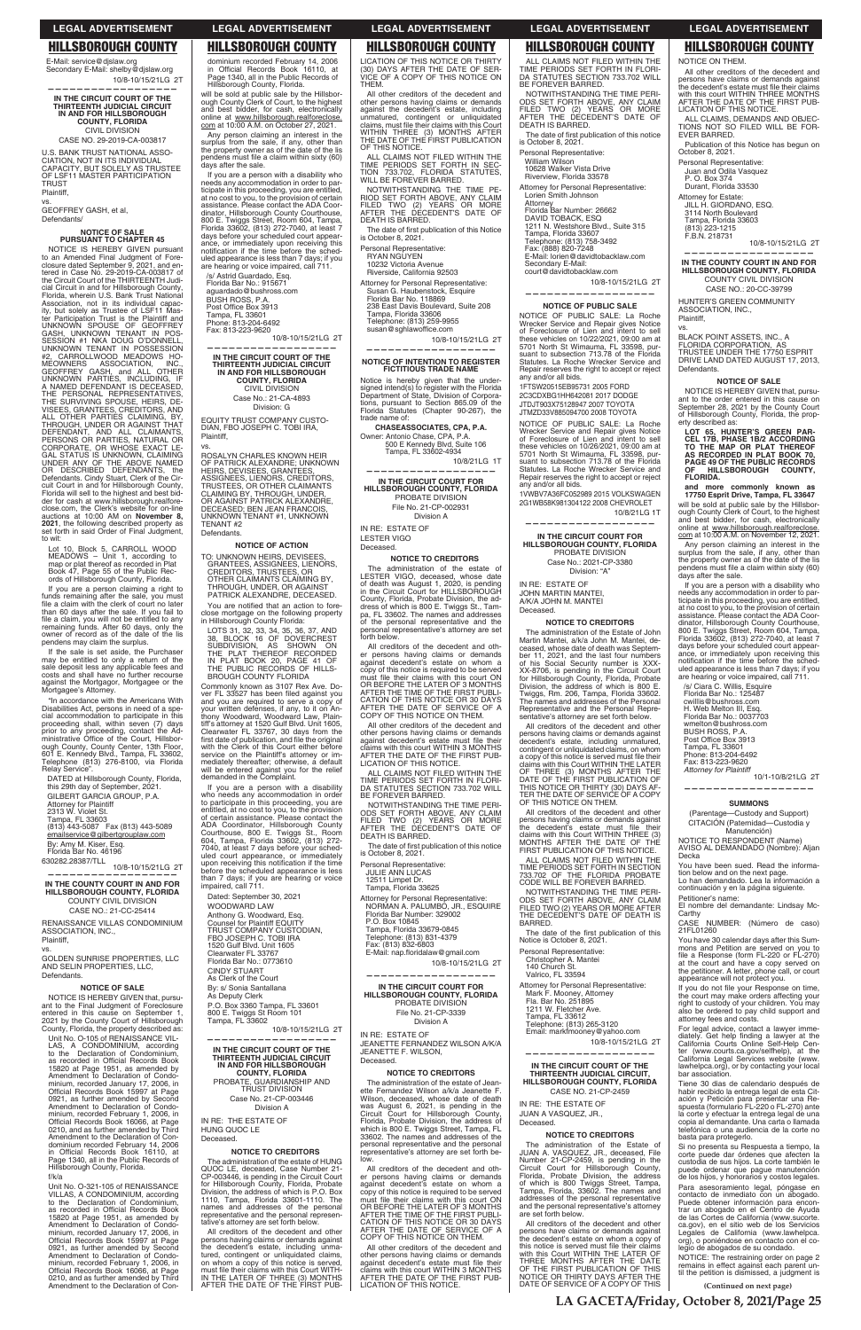E-Mail: service@djslaw.org
Secondary E-Mail: shelby@djslaw.org

10/8-10/15/21LC 2T

**IN THE CIRCUIT COURT OF THE THIRTEENTH JUDICIAL CIRCUIT IN AND FOR HILLSBOROUGH COUNTY, FLORIDA**
CIVIL DIVISION
CASE NO. 29-2019-CA-003817

U.S. BANK TRUST NATIONAL ASSOCIATION, NOT IN ITS INDIVIDUAL CAPACITY, BUT SOLELY AS TRUSTEE OF LSF11 MASTER PARTICIPATION TRUST
Plaintiff,
vs.
GEOFFREY GASH, et al,
Defendants/

**NOTICE OF SALE PURSUANT TO CHAPTER 45**

NOTICE IS HEREBY GIVEN pursuant to an Amended Final Judgment of Foreclosure dated September 9, 2021, and entered in Case No. 29-2019-CA-003817 of the Circuit Court of the THIRTEENTH Judicial Circuit in and for Hillsborough County, Florida, wherein U.S. Bank Trust National Association, not in its individual capacity, but solely as Trustee of LSF11 Master Participation Trust is the Plaintiff and UNKNOWN SPOUSE OF GEOFFREY GASH, UNKNOWN TENANT IN POSSESSION #1 NKA DOUG O'DONNELL, UNKNOWN TENANT IN POSSESSION #2, CARROLLWOOD MEADOWS HOMEOWNERS ASSOCIATION, INC., GEOFFREY GASH, and ALL OTHER UNKNOWN PARTIES, INCLUDING, IF A NAMED DEFENDANT IS DECEASED, THE PERSONAL REPRESENTATIVES, THE SURVIVING SPOUSE, HEIRS, DEVISEES, GRANTEES, CREDITORS, AND ALL OTHER PARTIES CLAIMING, BY, THROUGH, UNDER OR AGAINST THAT DEFENDANT, AND ALL CLAIMANTS, PERSONS OR PARTIES, NATURAL OR CORPORATE, OR WHOSE EXACT LEGAL STATUS IS UNKNOWN, CLAIMING UNDER ANY OF THE ABOVE NAMED OR DESCRIBED DEFENDANTS, the Defendants. Cindy Stuart, Clerk of the Circuit Court in and for Hillsborough County, Florida will sell to the highest and best bidder for cash at www.hillsborough.realforeclose.com, the Clerk's website for on-line auctions at 10:00 AM on **November 8, 2021**, the following described property as set forth in said Order of Final Judgment, to wit:

Lot 10, Block 5, CARROLL WOOD MEADOWS – Unit 1, according to map or plat thereof as recorded in Plat Book 47, Page 55 of the Public Records of Hillsborough County, Florida.

If you are a person claiming a right to funds remaining after the sale, you must file a claim with the clerk of court no later than 60 days after the sale. If you fail to file a claim, you will not be entitled to any remaining funds. After 60 days, only the owner of record as of the date of the lis pendens may claim the surplus.

If the sale is set aside, the Purchaser may be entitled to only a return of the sale deposit less any applicable fees and costs and shall have no further recourse against the Mortgagor, Mortgagee or the Mortgagee's Attorney.

"In accordance with the Americans with Disabilities Act, persons in need of a special accommodation to participate in this proceeding shall, within seven (7) days prior to any proceeding, contact the Administrative Office of the Court, Hillsborough County, County Center, 13th Floor, 601 E. Kennedy Blvd., Tampa, FL 33602, Telephone (813) 276-8100, via Florida Relay Service".

DATED at Hillsborough County, Florida, this 29th day of September, 2021.
GILBERT GARCIA GROUP, P.A.
Attorney for Plaintiff
2313 W. Violet St.
Tampa, Florida 33603
(813) 443-5087 Fax (813) 443-5089
emailservice@gilbertgrouplaw.com
By: Amy M. Kiser, Esq.
Florida Bar No. 46196
630282.28387/TLL

10/8-10/15/21LC 2T

**IN THE COUNTY COURT IN AND FOR HILLSBOROUGH COUNTY, FLORIDA**
COUNTY CIVIL DIVISION
CASE NO.: 21-CC-25414

RENAISSANCE VILLAS CONDOMINIUM ASSOCIATION, INC.,
Plaintiff,
vs.
GOLDEN SUNRISE PROPERTIES, LLC AND SELIN PROPERTIES, LLC,
Defendants.

**NOTICE OF SALE**

NOTICE IS HEREBY GIVEN that, pursuant to the Final Judgment of Foreclosure entered in this cause on September 1, 2021 by the County Court of Hillsborough County, Florida, the property described as:

Unit No. O-105 of RENAISSANCE VILLAS, A CONDOMINIUM, according to the Declaration of Condominium, as recorded in Official Records Book 15820 at Page 1951, as amended by Amendment to Declaration of Condominium, recorded January 17, 2006, in Official Records Book 15997 at Page 0921, as further amended by Second Amendment to Declaration of Condominium, recorded February 1, 2006, in Official Records Book 16066, at Page 0210, and as further amended by Third Amendment to the Declaration of Condominium recorded February 14, 2006 in Official Records Book 16110, at Page 1340, all in the Public Records of Hillsborough County, Florida.

f/k/a

Unit No. O-321-105 of RENAISSANCE VILLAS, A CONDOMINIUM, according to the Declaration of Condominium, as recorded in Official Records Book 15820 at Page 1951, as amended by Amendment to Declaration of Condominium, recorded January 17, 2006, in Official Records Book 15997 at Page 0921, as further amended by Second Amendment to Declaration of Condominium, recorded February 1, 2006, in Official Records Book 16066, at Page 0210, and as further amended by Third Amendment to the Declaration of Condominium recorded February 14, 2006 in Official Records Book 16110, at Page 1340, all in the Public Records of Hillsborough County, Florida.

will be sold at public sale by the Hillsborough County Clerk of Court, to the highest and best bidder, for cash, electronically online at www.hillsborough.realforeclose.com at 10:00 A.M. on October 27, 2021.

Any person claiming an interest in the surplus from the sale, if any, other than the property owner as of the date of the lis pendens must file a claim within sixty (60) days after the sale.

If you are a person with a disability who needs any accommodation in order to participate in this proceeding, you are entitled, at no cost to you, to the provision of certain assistance. Please contact the ADA Coordinator, Hillsborough County Courthouse, 800 E. Twiggs Street, Room 604, Tampa, Florida 33602, (813) 272-7040, at least 7 days before your scheduled court appearance, or immediately upon receiving this notification if the time before the scheduled appearance is less than 7 days; if you are hearing or voice impaired, call 711.

/s/ Astrid Guardado, Esq.
Florida Bar No.: 915671
aguardado@bushross.com
BUSH ROSS, P.A.
Post Office Box 3913
Tampa, FL 33601
Phone: 813-204-6492
Fax: 813-223-9620

10/8-10/15/21LC 2T

**IN THE CIRCUIT COURT OF THE THIRTEENTH JUDICIAL CIRCUIT IN AND FOR HILLSBOROUGH COUNTY, FLORIDA**
CIVIL DIVISION
Case No.: 21-CA-4893
Division: G

EQUITY TRUST COMPANY CUSTODIAN, FBO JOSEPH C. TOBI IRA,
Plaintiff,
vs.
ROSALYN CHARLES KNOWN HEIR OF PATRICK ALEXANDRE; UNKNOWN HEIRS, DEVISEES, GRANTEES, ASSIGNEES, LIENORS, CREDITORS, TRUSTEES, OR OTHER CLAIMANTS CLAIMING BY, THROUGH, UNDER, OR AGAINST PATRICK ALEXANDRE, DECEASED; BEN JEAN FRANCOIS, UNKNOWN TENANT #1, UNKNOWN TENANT #2
Defendants.

**NOTICE OF ACTION**

TO: UNKNOWN HEIRS, DEVISEES, GRANTEES, ASSIGNEES, LIENORS, CREDITORS, TRUSTEES, OR OTHER CLAIMANTS CLAIMING BY, THROUGH, UNDER, OR AGAINST PATRICK ALEXANDRE, DECEASED.

You are notified that an action to foreclose mortgage on the following property in Hillsborough County Florida:

LOTS 31, 32, 33, 34, 35, 36, 37, AND 38, BLOCK 16 OF DOVERCREST SUBDIVISION, AS SHOWN ON THE PLAT THEREOF RECORDED IN PLAT BOOK 20, PAGE 41 OF THE PUBLIC RECORDS OF HILLSBOROUGH COUNTY FLORIDA

Commonly known as 3107 Rex Ave. Dover FL 33527 has been filed against you and you are required to serve a copy of your written defenses, if any, to it on Anthony Woodward, Woodward Law, Plaintiff's attorney at 1520 Gulf Blvd. Unit 1605, Clearwater FL 33767, 30 days from the first date of publication, and file the original with the Clerk of this Court either before service on the Plaintiff's attorney or immediately thereafter; otherwise, a default will be entered against you for the relief demanded in the Complaint.

If you are a person with a disability who needs any accommodation in order to participate in this proceeding, you are entitled, at no cost to you, to the provision of certain assistance. Please contact the ADA Coordinator, Hillsborough County Courthouse, 800 E. Twiggs St., Room 604, Tampa, Florida 33602, (813) 272-7040, at least 7 days before your scheduled court appearance, or immediately upon receiving this notification if the time before the scheduled appearance is less than 7 days; if you are hearing or voice impaired, call 711.

Dated: September 30, 2021
WOODWARD LAW
Anthony G. Woodward, Esq.
Counsel for Plaintiff EQUITY TRUST COMPANY CUSTODIAN, FBO JOSEPH C. TOBI IRA
1520 Gulf Blvd. Unit 1605
Clearwater FL 33767
Florida Bar No.: 0773610
CINDY STUART
As Clerk of the Court
By: s/ Sonia Santallana
As Deputy Clerk
P.O. Box 3360 Tampa, FL 33601
800 E. Twiggs St Room 101
Tampa, FL 33602

10/8-10/15/21LC 2T

**IN THE CIRCUIT COURT OF THE THIRTEENTH JUDICIAL CIRCUIT IN AND FOR HILLSBOROUGH COUNTY, FLORIDA**
PROBATE, GUARDIANSHIP AND TRUST DIVISION
Case No. 21-CP-003446
Division A

IN RE: THE ESTATE OF
HUNG QUOC LE
Deceased.

**NOTICE TO CREDITORS**

The administration of the estate of HUNG QUOC LE, deceased, Case Number 21-CP-003446, is pending in the Circuit Court for Hillsborough County, Florida, Probate Division, the address of which is P.O. Box 1110, Tampa, Florida 33601-1110. The names and addresses of the personal representative and the personal representative's attorney are set forth below.

All creditors of the decedent and other persons having claims or demands against the decedent's estate, including unmatured, contingent or unliquidated claims, on whom a copy of this notice is served, must file their claims with this Court WITHIN THE LATER OF THREE (3) MONTHS AFTER THE DATE OF THE FIRST PUBLICATION OF THIS NOTICE OR THIRTY (30) DAYS AFTER THE DATE OF SERVICE OF A COPY OF THIS NOTICE ON THEM.

All other creditors of the decedent and other persons having claims or demands against the decedent's estate, including unmatured, contingent or unliquidated claims, must file their claims with this Court WITHIN THREE (3) MONTHS AFTER THE DATE OF THE FIRST PUBLICATION OF THIS NOTICE.

ALL CLAIMS NOT FILED WITHIN THE TIME PERIODS SET FORTH IN SECTION 733.702, FLORIDA STATUTES, WILL BE FOREVER BARRED.

NOTWITHSTANDING THE TIME PERIOD SET FORTH ABOVE, ANY CLAIM FILED TWO (2) YEARS OR MORE AFTER THE DECEDENT'S DATE OF DEATH IS BARRED.

The date of first publication of this notice is October 8, 2021.

Personal Representative:
RYAN NGUYEN
10232 Victoria Avenue
Riverside, California 92503

Attorney for Personal Representative:
Susan G. Haubenstock, Esquire
Florida Bar No. 118869
238 East Davis Boulevard, Suite 208
Tampa, Florida 33606
Telephone: (813) 259-9955
susan@sghlawoffice.com

10/8-10/15/21LC 2T

**NOTICE OF INTENTION TO REGISTER FICTITIOUS TRADE NAME**

Notice is hereby given that the undersigned intend(s) to register with the Florida Department of State, Division of Corporations, pursuant to Section 865.09 of the Florida Statutes (Chapter 90-267), the trade name of:

**CHASEASSOCIATES, CPA, P.A.**

Owner: Antonio Chase, CPA, P.A.
500 E Kennedy Blvd, Suite 106
Tampa, FL 33602-4934

10/8/21LC 1T

**IN THE CIRCUIT COURT FOR HILLSBOROUGH COUNTY, FLORIDA**
PROBATE DIVISION
File No. 21-CP-002931
Division A

IN RE: ESTATE OF
LESTER VIGO
Deceased.

**NOTICE TO CREDITORS**

The administration of the estate of LESTER VIGO, deceased, whose date of death was August 1, 2020, is pending in the Circuit Court for HILLSBOROUGH County, Florida, Probate Division, the address of which is 800 E. Twiggs St., Tampa, FL 33602. The names and addresses of the personal representative and the personal representative's attorney are set forth below.

All creditors of the decedent and other persons having claims or demands against decedent's estate on whom a copy of this notice is required to be served must file their claims with this court ON OR BEFORE THE LATER OF 3 MONTHS AFTER THE TIME OF THE FIRST PUBLICATION OF THIS NOTICE OR 30 DAYS AFTER THE DATE OF SERVICE OF A COPY OF THIS NOTICE ON THEM.

All other creditors of the decedent and other persons having claims or demands against decedent's estate must file their claims with this court WITHIN 3 MONTHS AFTER THE DATE OF THE FIRST PUBLICATION OF THIS NOTICE.

ALL CLAIMS NOT FILED WITHIN THE TIME PERIODS SET FORTH IN FLORIDA STATUTES SECTION 733.702 WILL BE FOREVER BARRED.

NOTWITHSTANDING THE TIME PERIODS SET FORTH ABOVE, ANY CLAIM FILED TWO (2) YEARS OR MORE AFTER THE DECEDENT'S DATE OF DEATH IS BARRED.

The date of first publication of this notice is October 8, 2021.

Personal Representative:
JULIE ANN LUCAS
12511 Limpet Dr.
Tampa, Florida 33625

Attorney for Personal Representative:
NORMAN A. PALUMBO, JR., ESQUIRE
Florida Bar Number: 329002
P.O. Box 10845
Tampa, Florida 33679-0845
Telephone: (813) 831-4379
Fax: (813) 832-6803
E-Mail: nap.floridalaw@gmail.com

10/8-10/15/21LC 2T

**IN THE CIRCUIT COURT FOR HILLSBOROUGH COUNTY, FLORIDA**
PROBATE DIVISION
File No. 21-CP-3339
Division A

IN RE: ESTATE OF
JEANETTE FERNANDEZ WILSON A/K/A JEANETTE F. WILSON,
Deceased.

**NOTICE TO CREDITORS**

The administration of the estate of Jeanette Fernandez Wilson a/k/a Jeanette F. Wilson, deceased, whose date of death was August 6, 2021, is pending in the Circuit Court for Hillsborough County, Florida, Probate Division, the address of which is 800 E. Twiggs Street, Tampa, FL 33602. The names and addresses of the personal representative and the personal representative's attorney are set forth below.

All creditors of the decedent and other persons having claims or demands against decedent's estate on whom a copy of this notice is required to be served must file their claims with this court ON OR BEFORE THE LATER OF 3 MONTHS AFTER THE TIME OF THE FIRST PUBLICATION OF THIS NOTICE OR 30 DAYS AFTER THE DATE OF SERVICE OF A COPY OF THIS NOTICE ON THEM.

All other creditors of the decedent and other persons having claims or demands against decedent's estate must file their claims with this court WITHIN 3 MONTHS AFTER THE DATE OF THE FIRST PUBLICATION OF THIS NOTICE.

ALL CLAIMS NOT FILED WITHIN THE TIME PERIODS SET FORTH IN FLORIDA STATUTES SECTION 733.702 WILL BE FOREVER BARRED.

NOTWITHSTANDING THE TIME PERIODS SET FORTH ABOVE, ANY CLAIM FILED TWO (2) YEARS OR MORE AFTER THE DECEDENT'S DATE OF DEATH IS BARRED.

The date of first publication of this notice is October 8, 2021.

Personal Representative:
William Wilson
10628 Walker Vista Drive
Riverview, Florida 33578

Attorney for Personal Representative:
Lorien Smith Johnson
Attorney
Florida Bar Number: 26662
DAVID TOBACK, ESQ
1211 N. Westshore Blvd., Suite 315
Tampa, Florida 33607
Telephone: (813) 758-3492
Fax: (888) 820-7248
E-Mail: lorien@davidtobacklaw.com
Secondary E-Mail:
court@davidtobacklaw.com

10/8-10/15/21LC 2T

**NOTICE OF PUBLIC SALE**

NOTICE OF PUBLIC SALE: La Roche Wrecker Service and Repair gives Notice of Foreclosure of Lien and intent to sell these vehicles on 10/22/2021, 09:00 am at 5701 North St Wimauma, FL 33598, pursuant to subsection 713.78 of the Florida Statutes. La Roche Wrecker Service and Repair reserves the right to accept or reject any and/or all bids.

1FTSW20515EB95731 2005 FORD
2C3CDXBG1HH642081 2017 DODGE
JTDJT903X75128947 2007 TOYOTA
JTMZD33V885094700 2008 TOYOTA

NOTICE OF PUBLIC SALE: La Roche Wrecker Service and Repair gives Notice of Foreclosure of Lien and intent to sell these vehicles on 10/26/2021, 09:00 am at 5701 North St Wimauma, FL 33598, pursuant to subsection 713.78 of the Florida Statutes. La Roche Wrecker Service and Repair reserves the right to accept or reject any and/or all bids.

1VWBV7A36FC052989 2015 VOLKSWAGEN
2G1WB58K981304122 2008 CHEVROLET

10/8/21LC 1T

**IN THE CIRCUIT COURT FOR HILLSBOROUGH COUNTY, FLORIDA**
PROBATE DIVISION
Case No.: 2021-CP-3380
Division: "A"

IN RE: ESTATE OF
JOHN MARTIN MANTEI,
A/K/A JOHN M. MANTEI
Deceased.

**NOTICE TO CREDITORS**

The administration of the Estate of John Martin Mantei, a/k/a John M. Mantei, deceased, whose date of death was September 11, 2021, and the last four numbers of his Social Security number is XXX-XX-8706, is pending in the Circuit Court for Hillsborough County, Florida, Probate Division, the address of which is 800 E Twiggs, Rm. 206, Tampa, Florida 33602. The names and addresses of the Personal Representative and the Personal Representative's attorney are set forth below.

All creditors of the decedent and other persons having claims or demands against decedent's estate, including unmatured, contingent or unliquidated claims, on whom a copy of this notice is served must file their claims with this Court WITHIN THE LATER OF THREE (3) MONTHS AFTER THE DATE OF THE FIRST PUBLICATION OF THIS NOTICE OR THIRTY (30) DAYS AFTER THE DATE OF SERVICE OF A COPY OF THIS NOTICE ON THEM.

All creditors of the decedent and other persons having claims or demands against the decedent's estate must file their claims with this Court WITHIN THREE (3) MONTHS AFTER THE DATE OF THE FIRST PUBLICATION OF THIS NOTICE.

ALL CLAIMS NOT FILED WITHIN THE TIME PERIODS SET FORTH IN SECTION 733.702 OF THE FLORIDA PROBATE CODE WILL BE FOREVER BARRED.

NOTWITHSTANDING THE TIME PERIODS SET FORTH ABOVE, ANY CLAIM FILED TWO (2) YEARS OR MORE AFTER THE DECEDENT'S DATE OF DEATH IS BARRED.

The date of the first publication of this Notice is October 8, 2021.

Personal Representative:
Christopher A. Mantei
140 Church St.
Valrico, FL 33594

Attorney for Personal Representative:
Mark F. Mooney, Attorney
Fla. Bar No. 251895
1211 W. Fletcher Ave.
Tampa, FL 33612
Telephone: (813) 265-3120
Email: markfmooney@yahoo.com

10/8-10/15/21LC 2T

**IN THE CIRCUIT COURT OF THE THIRTEENTH JUDICIAL CIRCUIT, HILLSBOROUGH COUNTY, FLORIDA**
CASE NO. 21-CP-2459

IN RE: THE ESTATE OF
JUAN A. VASQUEZ, JR.,
Deceased.

**NOTICE TO CREDITORS**

The administration of the Estate of JUAN A. VASQUEZ, JR., deceased, File Number 21-CP-2459, is pending in the Circuit Court for Hillsborough County, Florida, Probate Division, the address of which is 800 Twiggs Street, Tampa, Florida, 33602. The names and addresses of the personal representative and the personal representative's attorney are set forth below.

All creditors of the decedent and other persons having claims or demands against the decedent's estate on whom a copy of this notice is served must file their claims with this Court WITHIN THE LATER OF THREE MONTHS AFTER THE DATE OF THE FIRST PUBLICATION OF THIS NOTICE OR THIRTY DAYS AFTER THE DATE OF SERVICE OF A COPY OF THIS NOTICE ON THEM.

All other creditors of the decedent and persons having claims or demands against the decedent's estate must file their claims with this court WITHIN THREE MONTHS AFTER THE DATE OF THE FIRST PUBLICATION OF THIS NOTICE.

ALL CLAIMS, DEMANDS AND OBJECTIONS NOT SO FILED WILL BE FOREVER BARRED.

Publication of this Notice has begun on October 8, 2021.

Personal Representative:
Juan and Odila Vasquez
P. O. Box 374
Durant, Florida 33530

Attorney for Estate:
JILL H. GIORDANO, ESQ.
3114 North Boulevard
Tampa, Florida 33603
(813) 223-1215
F.B.N. 218731

10/8-10/15/21LC 2T

**IN THE COUNTY COURT IN AND FOR HILLSBOROUGH COUNTY, FLORIDA**
COUNTY CIVIL DIVISION
CASE NO.: 20-CC-39799

HUNTER'S GREEN COMMUNITY ASSOCIATION, INC.,
Plaintiff,
vs.
BLACK POINT ASSETS, INC., A FLORIDA CORPORATION, AS TRUSTEE UNDER THE 17750 ESPRIT DRIVE LAND DATED AUGUST 17, 2013,
Defendants.

**NOTICE OF SALE**

NOTICE IS HEREBY GIVEN that, pursuant to the order entered in this cause on September 28, 2021 by the County Court of Hillsborough County, Florida, the property described as:

**LOT 65, HUNTER'S GREEN PARCEL 17B, PHASE 1B/2 ACCORDING TO THE MAP OR PLAT THEREOF AS RECORDED IN PLAT BOOK 70, PAGE 49 OF THE PUBLIC RECORDS OF HILLSBOROUGH COUNTY, FLORIDA.**

**and more commonly known as 17750 Esprit Drive, Tampa, FL 33647**

will be sold at public sale by the Hillsborough County Clerk of Court, to the highest and best bidder, for cash, electronically online at www.hillsborough.realforeclose.com at 10:00 A.M. on November 12, 2021.

Any person claiming an interest in the surplus from the sale, if any, other than the property owner as of the date of the lis pendens must file a claim within sixty (60) days after the sale.

If you are a person with a disability who needs any accommodation in order to participate in this proceeding, you are entitled, at no cost to you, to the provision of certain assistance. Please contact the ADA Coordinator, Hillsborough County Courthouse, 800 E. Twiggs Street, Room 604, Tampa, Florida 33602, (813) 272-7040, at least 7 days before your scheduled court appearance, or immediately upon receiving this notification if the time before the scheduled appearance is less than 7 days; if you are hearing or voice impaired, call 711.

/s/ Ciara C. Willis, Esquire
Florida Bar No.: 125487
cwillis@bushross.com
H. Web Melton III, Esq.
Florida Bar No.: 0037703
wmelton@bushross.com
BUSH ROSS, P.A.
Post Office Box 3913
Tampa, FL 33601
Phone: 813-204-6492
Fax: 813-223-9620
*Attorney for Plaintiff*

10/1-10/8/21LC 2T

**SUMMONS**

(Parentage—Custody and Support)
CITACIÓN (Paternidad—Custodia y Manutención)

NOTICE TO RESPONDENT (Name)
AVISO AL DEMANDADO (Nombre): Aijan Decka

You have been sued. Read the information below and on the next page.
Lo han demandado. Lea la información a continuación y en la página siguiente.

Petitioner's name:
El nombre del demandante: Lindsay McCarthy

CASE NUMBER: (Número de caso) 21FL01260

You have 30 calendar days after this Summons and Petition are served on you to file a Response (form FL-220 or FL-270) at the court and have a copy served on the petitioner. A letter, phone call, or court appearance will not protect you.

If you do not file your Response on time, the court may make orders affecting your right to custody of your children. You may also be ordered to pay child support and attorney fees and costs.

For legal advice, contact a lawyer immediately. Get help finding a lawyer at the California Courts Online Self-Help Center (www.courts.ca.gov/selfhelp), at the California Legal Services website (www.lawhelpca.org), or by contacting your local bar association.

Tiene 30 días de calendario después de haber recibido la entrega legal de esta Citación y Petición para presentar una Respuesta (formulario FL-220 o FL-270) ante la corte y efectuar la entrega legal de una copia al demandante. Una carta o llamada telefónica o una audiencia de la corte no basta para protegerlo.

Si no presenta su Respuesta a tiempo, la corte puede dar órdenes que afecten la custodia de sus hijos. La corte también le puede ordenar que pague manutención de los hijos, y honorarios y costos legales.

Para asesoramiento legal, póngase en contacto de inmediato con un abogado. Puede obtener información para encontrar un abogado en el Centro de Ayuda de las Cortes de California (www.sucorte.ca.gov), en el sitio web de los Servicios Legales de California (www.lawhelpca.org), o poniéndose en contacto con el colegio de abogados de su condado.

NOTICE: The restraining order on page 2 remains in effect against each parent until the petition is dismissed, a judgment is

**(Continued on next page)**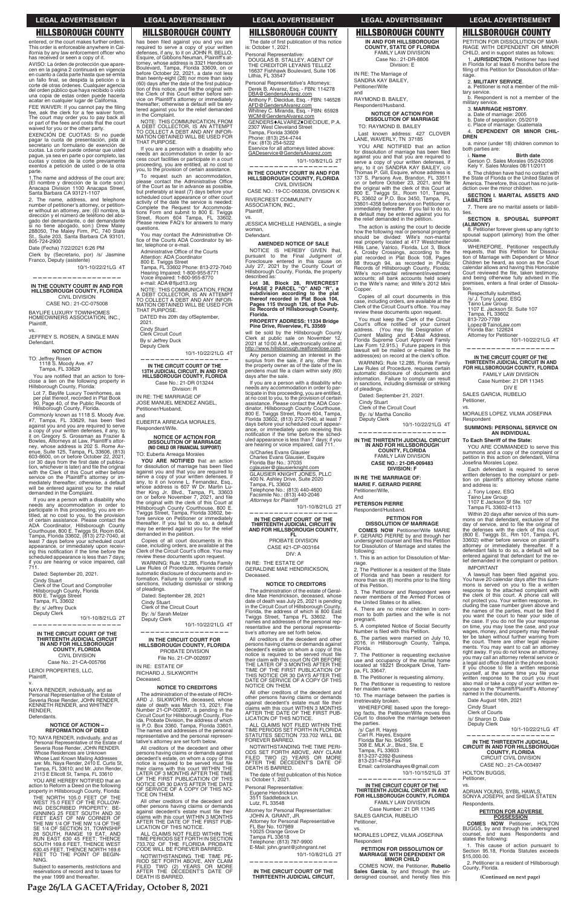entered, or the court makes further orders. This order is enforceable anywhere in California by any law enforcement officer who has received or seen a copy of it.

AVISO: La órden de protección que aparecen en la pagina 2 continuará en vigencia en cuanto a cada parte hasta que se emita un fallo final, se despida la petición o la corte dé otras órdenes. Cualquier agencia del orden público que haya recibido ó visto una copia de estas orden puede hacerla acatar en cualquier lugar de California.

FEE WAIVER: If you cannot pay the filing fee, ask the clerk for a fee waiver form. The court may order you to pay back all or part of the fees and costs that the court waived for you or the other party.

EXENCIÓN DE CUOTAS: Si no puede pagar la cuota de presentación, pida al secretario un formulario de exención de cuotas. La corte puede ordenar que usted pague, ya sea en parte o por completo, las cuotas y costos de la corte previamente exentos a petición de usted o de la otra parte.

1.The name and address of the court are: (El nombre y dirección de la corte son:) Anacapa Division 1100 Anacapa Street, Santa Barbara CA 93121-1107

2. The name, address, and telephone number of petitioner's attorney, or petitioner without an attorney, are: (El nombre, la dirección y el número de teléfono del abogado del demandante, o del demandante si no tiene abogado, son:) Drew Maley 288050, The Maley Firm, PC, 740 State St., Suite 203, Santa Barbara CA 93101, 805-724-2900

Date (Fecha) 7/22/2021 6:26 PM

Clerk by (Secretario, por) /s/ Jasmine Franco, Deputy (asistente)

10/1-10/22/21LG 4T

---

## IN THE COUNTY COURT IN AND FOR HILLSBOROUGH COUNTY, FLORIDA
CIVIL DIVISION
CASE NO.: 21-CC-075008

BAYLIFE LUXURY TOWNHOMES HOMEOWNERS ASSOCIATION, INC., Plaintiff,
vs.
JEFFREY S. ROSEN, A SINGLE MAN Defendant.

### NOTICE OF ACTION

TO: Jeffrey Rosen
1118 S. Moody Ave. #7
Tampa, FL 33629

You are notified that an action to foreclose a lien on the following property in Hillsborough County, Florida:

Lot 7, Baylife Luxury Townhomes, as per plat thereof, recorded in Plat Book 90, Page 40, of the Public Records of Hillsborough County, Florida.

Commonly known as 1118 S. Moody Ave. #7, Tampa, FL 33629, has been filed against you and you are required to serve a copy of your written defenses, if any, to it on Gregory S. Grossman as Frazier & Bowles, Attorneys at Law, Plaintiff's attorney, whose address is 202 S. Rome Avenue, Suite 125, Tampa, FL 33606, (813) 603-8600, on or before October 22, 2021, (or 30 days from the first date of publication, whichever is later) and file the original with the Clerk of this Court either before service on the Plaintiff's attorney or immediately thereafter; otherwise, a default will be entered against you for the relief demanded in the Complaint.

If you are a person with a disability who needs any accommodation in order to participate in this proceeding, you are entitled, at no cost to you, to the provision of certain assistance. Please contact the ADA Coordinator, Hillsborough County Courthouse, 800 E. Twiggs St. Room 604, Tampa, Florida 33602, (813) 272-7040, at least 7 days before your scheduled court appearance, or immediately upon receiving this notification if the time before the scheduled appearance is less than 7 days; if you are hearing or voice impaired, call 711.

Dated: September 20, 2021.
Cindy Stuart
Clerk of the Court and Comptroller
Hillsborough County, Florida
800 E. Twiggs Street
Tampa, FL 33602
By: s/ Jeffrey Duck
Deputy Clerk

10/1-10/8/21LG 2T

---

## IN THE CIRCUIT COURT OF THE THIRTEENTH JUDICIAL CIRCUIT IN AND FOR HILLSBOROUGH COUNTY, FLORIDA
CIVIL DIVISION
Case No.: 21-CA-005766

LEROI PROPERTIES, LLC, Plaintiff,
vs.
NAYA RENDER, individually, and as Personal Representative of the Estate of Severia Rose Render, JOHN RENDER, KENNETH RENDER, and WHITNEY RENDER, Defendants.

### NOTICE OF ACTION – REFORMATION OF DEED

TO: NAYA RENDER, individually, and as Personal Representative of the Estate of Severia Rose Render, JOHN RENDER. Whose Residences are Unknown
Whose Last Known Mailing Addresses are: Ms. Naya Render, 2410 E. Curtis St, Tampa, FL 33610; and Mr. John Render, 2113 E Ellicott St, Tampa, FL 33610

YOU ARE HEREBY NOTIFIED that an action to Reform a Deed on the following property in Hillsborough County, Florida:

THE NORTH 105.0 FEET OF THE WEST 75.0 FEET OF THE FOLLOWING DESCRIBED PROPERTY; BEGINNING 25 FEET SOUTH AND 30 FEET EAST OF NW CORNER OF THE NW 1/4 OF THE NW 1/4 OF THE SE 1/4 OF SECTION 31, TOWNSHIP 28 SOUTH, RANGE 19 EAT, AND RUN EAST 630.45 FEET; THENCE SOUTH 169.6 FEET, THENCE WEST 630.45 FEET, THENCE NORTH 169.6 FEET TO THE POINT OF BEGINNING.

Subject to easements, restrictions and reservations of record and to taxes for the year 1999 and thereafter.

has been filed against you and you are required to serve a copy of your written defenses, if any, to it on JOHN R. BELLO, Esquire, of Gibbons Neuman, Plaintiff's attorney, whose address is 3321 Henderson Boulevard, Tampa, Florida 33609, on or before October 22, 2021, a date not less than twenty-eight (28) nor more than sixty (60) days after the date of the first publication of this notice, and file the original with the Clerk of this Court either before service on Plaintiff's attorney or immediately thereafter; otherwise a default will be entered against you for the relief demanded in the Complaint.

NOTE: THIS COMMUNICATION, FROM A DEBT COLLECTOR, IS AN ATTEMPT TO COLLECT A DEBT AND ANY INFORMATION OBTAINED WILL BE USED FOR THAT PURPOSE.

If you are a person with a disability who needs an accommodation in order to access court facilities or participate in a court proceeding, you are entitled, at no cost to you, to the provision of certain assistance.

To request such an accommodation, please contact the Administrative Office of the Court as far in advance as possible, but preferably at least (7) days before your scheduled court appearance or other court activity of the date the service is needed: Complete the Request for Accommodations Form and submit to 800 E. Twiggs Street, Room 604 Tampa, FL 33602. Please review FAQ's for answers to many questions.

You may contact the Administrative Office of the Courts ADA Coordinator by letter, telephone or e-mail.

Administrative Office of the Courts
Attention: ADA Coordinator
800 E. Twiggs Street
Tampa, FL 33602 Phone: 813-272-7040
Hearing Impaired: 1-800-955-8771
Voice impaired: 1-800-955-8770
e-mail: ADA@fljud13.org

NOTE: THIS COMMUNICATION, FROM A DEBT COLLECTOR, IS AN ATTEMPT TO COLLECT A DEBT AND ANY INFORMATION OBTAINED WILL BE USED FOR THAT PURPOSE.

DATED this 20th day ofSeptember, 2021.
Cindy Stuart
Clerk Circuit Court
By s/ Jeffrey Duck
Deputy Clerk

10/1-10/22/21LG 4T

---

## IN THE CIRCUIT COURT OF THE 13TH JUDICIAL CIRCUIT, IN AND FOR HILLSBOROUGH COUNTY, FLORIDA
Case No.: 21-DR 013244
Division: H

IN RE: THE MARRIAGE OF
JOSE MANUEL MENDEZ ANGEL, Petitioner/Husband,
and
EUBERTA ARREAGA MORALES, Respondent/Wife.

### NOTICE OF ACTION FOR DISSOLUTION OF MARRIAGE (NO CHILD OR FINANCIAL SUPPORT)

TO: Euberta Arreaga Morales

**YOU ARE NOTIFIED** that an action for dissolution of marriage has been filed against you and that you are required to serve a copy of your written defenses, if any, to it on Ivonne L. Fernandez, Esq., whose address is 607 W Dr. Martin Luther King Jr. Blvd., Tampa, FL 33603 on or before November 7, 2021, and file the original with the clerk of this Court at Hillsborough County Courthouse, 800 E. Twiggs Street, Tampa, Florida 33602, before service on Petitioner or immediately thereafter. If you fail to do so, a default may be entered against you for the relief demanded in the petition.

Copies of all court documents in this case, including orders, are available at the Clerk of the Circuit Court's office. You may review these documents upon request.

WARNING: Rule 12.285, Florida Family Law Rules of Procedure, requires certain automatic disclosure of documents and information. Failure to comply can result in sanctions, including dismissal or striking of pleadings.

Dated: September 28, 2021
Cindy Stuart
Clerk of the Circuit Court
By: /s/ Sarah Melzer
Deputy Clerk

10/1-10/22/21LG 4T

---

## IN THE CIRCUIT COURT FOR HILLSBOROUGH COUNTY, FLORIDA
PROBATE DIVISION
File No. 21-CP-002697

IN RE: ESTATE OF
RICHARD J. SILKWORTH
Deceased.

### NOTICE TO CREDITORS

The administration of the estate of RICHARD J. SILKWORTH, deceased, whose date of death was March 13, 2021; File Number 21-CP-002697, is pending in the Circuit Court for Hillsborough County, Florida, Probate Division, the address of which is P.O. Box 3360, Tampa, Florida 33601. The names and addresses of the personal representative and the personal representative's attorney are set forth below.

All creditors of the decedent and other persons having claims or demands against decedent's estate, on whom a copy of this notice is required to be served must file their claims with this court WITHIN THE LATER OF 3 MONTHS AFTER THE TIME OF THE FIRST PUBLICATION OF THIS NOTICE OR 30 DAYS AFTER THE DATE OF SERVICE OF A COPY OF THIS NOTICE ON THEM.

All other creditors of the decedent and other persons having claims or demands against decedent's estate must file their claims with this court WITHIN 3 MONTHS AFTER THE DATE OF THE FIRST PUBLICATION OF THIS NOTICE.

ALL CLAIMS NOT FILED WITHIN THE TIME PERIODS SET FORTH IN SECTION 733.702 OF THE FLORIDA PROBATE CODE WILL BE FOREVER BARRED.

NOTWITHSTANDING THE TIME PERIOD SET FORTH ABOVE, ANY CLAIM FILED TWO (2) YEARS OR MORE AFTER THE DECEDENT'S DATE OF DEATH IS BARRED.

The date of first publication of this notice is: October 1, 2021.

Personal Representative:
DOUGLAS B. STALLEY, AGENT OF THE CREDITOR LEYANIS TELLEZ
16637 Fishhawk Boulevard, Suite 106
Lithia, FL 33547

Personal Representative's Attorneys:
Derek B. Alvarez, Esq. - FBN: 114278
DBA@GendersAlvarez.com
Anthony F. Diecidue, Esq. - FBN: 146528
AFD@GendersAlvarez.com
Whitney C. Miranda, Esq. - FBN: 65928
WCM@GendersAlvarez.com
GENDERS♦ALVAREZ♦DIECIDUE, P.A.
2307 West Cleveland Street
Tampa, Florida 33609
Phone: (813) 254-4744
Fax: (813) 254-5222
Eservice for all attorneys listed above:
GADeservice@GendersAlvarez.com

10/1-10/8/21LG 2T

---

## IN THE COUNTY COURT IN AND FOR HILLSBOROUGH COUNTY, FLORIDA
CIVIL DIVISION
CASE NO.: 19-CC-068336, DIVISION K

RIVERCREST COMMUNITY ASSOCIATION, INC., Plaintiff,
vs.
JESSICA MICHELLE HAENGEL, a single woman, Defendant.

### AMENDED NOTICE OF SALE

NOTICE IS HEREBY GIVEN that, pursuant to the Final Judgment of Foreclosure entered in this cause on July 27, 2021 by the County Court of Hillsborough County, Florida, the property described as:

**Lot 38, Block 28, RIVERCREST PHASE 2 PARCEL "O" AND "R", a subdivision according to the plat thereof recorded in Plat Book 104, Pages 115 through 126, of the Public Records of Hillsborough County, Florida.**

**PROPERTY ADDRESS: 11334 Bridge Pine Drive, Riverview, FL 33569**

will be sold by the Hillsborough County Clerk at public sale on November 12, 2021 at 10:00 A.M., electronically online at http://www.hillsborough.realforeclose.com.

Any person claiming an interest in the surplus from the sale, if any, other than the property owner as of the date of the lis pendens must file a claim within sixty (60) days after the sale.

If you are a person with a disability who needs any accommodation in order to participate in this proceeding, you are entitled, at no cost to you, to the provision of certain assistance. Please contact the ADA Coordinator, Hillsborough County Courthouse, 800 E. Twiggs Street, Room 604, Tampa, Florida 33602, (813) 272-7040, at least 7 days before your scheduled court appearance, or immediately upon receiving this notification if the time before the scheduled appearance is less than 7 days; if you are hearing or voice impaired, call 711.

/s/Charles Evans Glausier
Charles Evans Glausier, Esquire
Florida Bar No.: 37035
cglausier@glausierknight.com
GLAUSIER KNIGHT JONES, PLLC
400 N. Ashley Drive, Suite 2020
Tampa, FL 33602
Telephone No.: (813) 440-4600
Facsimile No.: (813) 440-2046
*Attorneys for Plaintiff*

10/1-10/8/21LG 2T

---

## IN THE CIRCUIT COURT OF THE THIRTEENTH JUDICIAL CIRCUIT IN AND FOR HILLSBOROUGH COUNTY, FL
PROBATE DIVISION
CASE #21-CP-003164
DIV: A

IN RE: THE ESTATE OF
GERALDINE MAE HENDRICKSON, Deceased.

### NOTICE TO CREDITORS

The administration of the estate of Geraldine Mae Hendrickson, deceased, whose date of death was July 25, 2021 is pending in the Circuit Court of Hillsborough County, Florida, the address of which is 800 East Twiggs Street, Tampa, FL 33602. The names and addresses of the personal representative and the personal representative's attorney are set forth below.

All creditors of the decedent and other persons having claims or demands against decedent's estate on whom a copy of this notice is required to be served must file their claim with this court ON OR BEFORE THE LATER OF 3 MONTHS AFTER THE TIME OF THE FIRST PUBLICATION OF THIS NOTICE OR 30 DAYS AFTER THE DATE OF SERVICE OF A COPY OF THIS NOTICE ON THEM.

All other creditors of the decedent and other persons having claims or demands against decedent's estate must file their claims with this court WITHIN 3 MONTHS AFTER THE DATE OF THE FIRST PUBLICATION OF THIS NOTICE.

ALL CLAIMS NOT FILED WITHIN THE TIME PERIODS SET FORTH IN FLORIDA STATUTES SECTION 733.702 WILL BE FOREVER BARRED.

NOTWITHSTANDING THE TIME PERIODS SET FORTH ABOVE, ANY CLAIM FILED TWO (2) YEARS OR MORE AFTER THE DECEDENT'S DATE OF DEATH IS BARRED.

The date of first publication of this Notice is: October 1, 2021.

Personal Representative:
Eugene Hendrickson
3511 Saddleback Ln.
Lutz, FL 33548

Attorney for Personal Representative:
JOHN A. GRANT, JR.
Attorney for Personal Representative
FL Bar No. 107989
10025 Orange Grove Dr
Tampa FL 33618
Telephone: (813) 787-9900
E-Mail: john.grant@johngrant.net

10/1-10/8/21LG 2T

---

## IN THE CIRCUIT COURT OF THE THIRTEENTH JUDICIAL CIRCUIT, IN AND FOR HILLSBOROUGH COUNTY, STATE OF FLORIDA
FAMILY LAW DIVISION
Case No.: 21-DR-8806
Division: E

IN RE: The Marriage of
SANDRA KAY BAILEY, Petitioner/Wife
and
RAYMOND B. BAILEY, Respondent/Husband.

### NOTICE OF ACTION FOR DISSOLUTION OF MARRIAGE

TO: RAYMOND B. BAILEY

Last known address: 427 CLOVER LANE, WAVERLY, TN 37185

YOU ARE NOTIFIED that an action for dissolution of marriage has been filed against you and that you are required to serve a copy of your written defenses, if any, to it on SANDRA KAY BAILEY, c/o Thomas P. Gill, Esquire, whose address is 137 S. Parsons Ave, Brandon, FL 33511 on or before October 23, 2021, and file the original with the clerk of this Court at 800 E. Twiggs St., Room 101, Tampa, FL 33602 or P.O. Box 3450, Tampa, FL 33601-4358 before service on Petitioner or immediately thereafter. If you fail to do so, a default may be entered against you for the relief demanded in the petition.

The action is asking the court to decide how the following real or personal property should be divided: Wife's non-marital real property located at 417 Westchester Hills Lane, Valrico, Florida, Lot 3, Block 4, Crosby Crossings, according to the plat recorded in Plat Book 108, Pages 88 through 94, as recorded in Public Records of Hillsborough County, Florida; Wife's non-marital retirement/investment accounts; all bank accounts held solely in the Wife's name; and Wife's 2012 Mini Copper.

Copies of all court documents in this case, including orders, are available at the Clerk of the Circuit Court's office. You may review these documents upon request.

You must keep the Clerk of the Circuit Court's office notified of your current address. (You may file Designation of Current Mailing and E-Mail Address, Florida Supreme Court Approved Family Law Form 12.915.) Future papers in this lawsuit will be mailed or e-mailed to the address(es) on record at the clerk's office.

WARNING: Rule 12.285, Florida Family Law Rules of Procedure, requires certain automatic disclosure of documents and information. Failure to comply can result in sanctions, including dismissal or striking of pleadings.

Dated: September 21, 2021.
Cindy Stuart
Clerk of the Circuit Court
By: /s/ Martha Concilio
Deputy Clerk

10/1-10/22/21LG 4T

---

## IN THE THIRTEENTH JUDICIAL CIRCUIT IN AND FOR HILLSBOROUGH COUNTY, FLORIDA
FAMILY LAW DIVISION
**CASE NO.: 21-DR-009483**
**DIVISION: F**

**IN RE THE MARRIAGE OF:**
**MARIE F. GERARD PIERRE**
Petitioner/Wife,
And
**PETERSON PIERRE**
Respondent/Husband.

### PETITION FOR DISSOLUTION OF MARRIAGE

**COMES NOW** Petitioner/Wife MARIE F. GERARD PIERRE by and through her undersigned counsel and files this Petition for Dissolution of Marriage and states the following:

1. This is an action for Dissolution of Marriage.

2. The Petitioner is a resident of the State of Florida and has been a resident for more than six (6) months prior to the filing of this Petition.

3. The Petitioner and Respondent were never members of the Armed Forces of the United States or its allies.

4. There are no minor children in common to both parties and the wife is not pregnant.

5. A completed Notice of Social Security Number is filed with this Petition.

6. The parties were married on July 10, 2016, in Hillsborough County, Tampa, Florida.

7. The Petitioner is requesting exclusive use and occupancy of the marital home located at 18221 Brookpark Drive, Tampa, FL 33647.

8. The Petitioner is requesting alimony.

9. The Petitioner is requesting to restore her maiden name.

10. The marriage between the parties is irretrievably broken.

WHEREFORE based upon the foregoing facts, the Petitioner/Wife moves this Court to dissolve the marriage between the parties.

/s/ Carl R. Hayes
Carl R. Hayes, Esquire
Florida Bar No. 942995
308 E. MLK Jr., Blvd., Ste. E
Tampa, FL 33603
813-237-2392-Business
813-231-4758-Fax
Email: carlrolandhayes@gmail.com

10/1-10/15/21LG 3T

---

## IN THE CIRCUIT COURT OF THE THIRTEENTH JUDICIAL CIRCUIT IN AND FOR HILLSBOROUGH COUNTY, FLORIDA
FAMILY LAW DIVISION
Case Number: 21 DR 11345

SALES GARCIA, RUBELIO
Petitioner,
vs.
MORALES LOPEZ, VILMA JOSEFINA
Respondent

### PETITION FOR DISSOLUTION OF MARRIAGE WITH DEPENDENT OR MINOR CHILD

COMES NOW, the Petitioner, **Rubelio Sales Garcia**, by and through the undersigned counsel, and hereby files this PETITION FOR DISSOLUTION OF MARRIAGE WITH DEPENDENT OR MINOR CHILD, and in support states as follows:

1. **JURISDICTION**. Petitioner has lived in Florida for at least 6 months before the filing of this Petition for Dissolution of Marriage.

2. **MILITARY SERVICE**.
a. Petitioner is not a member of the military service.
b. Respondent is not a member of the military service.

3. **MARRIAGE HISTORY**.
a. Date of marriage: 2005
b. Date of separation: 05/2019
c. Place of marriage: Guatemala

4. **DEPENDENT OR MINOR CHILDREN**
a. minor (under 18) children common to both parties are:

| i. **Name** | **Birth date** |
|---|---|
| Gerson O. Sales Morales | 05/24/2006 |
| Kely Y. Sales Morales | 08/11/2011 |

6. The children have had no contact with the State of Florida or the United States of America. Therefore, this court has no jurisdiction over the minor children.

**SECTION I. MARITAL ASSETS AND LIABILITIES**

7. There are no marital assets or liabilities.

**SECTION II. SPOUSAL SUPPORT (ALIMONY)**

8. Petitioner forever gives up any right to spousal support (alimony) from the other spouse.

WHEREFORE, Petitioner respectfully requests, that this Petition for Dissolution of Marriage with Dependent or Minor Children be heard, as soon as the Court calendar allows and having this Honorable Court reviewed the file, taken testimony, and being otherwise fully advised in the premises, enters a final order of Dissolution.

Respectfully submitted,
/s/ J. Tony Lopez, ESQ
Taino Law Group
1107 E. Jackson St. Suite 107
Tampa, FL 33602
813-720-7789
Lopez@TainoLaw.com
Florida Bar: 122624
Attorney for Petitioner

10/1-10/22/21LG 4T

---

## IN THE CIRCUIT COURT OF THE THIRTEENTH JUDICIAL CIRCUIT IN AND FOR HILLSBOROUGH COUNTY, FLORIDA
FAMILY LAW DIVISION
Case Number: 21 DR 11345
DIV E

SALES GARCIA, RUBELIO
Petitioner,
vs.
MORALES LOPEZ, VILMA JOSEFINA
Respondent

### SUMMONS: PERSONAL SERVICE ON AN INDIVIDUAL

**To Each Sheriff of the State:**

YOU ARE COMMANDED to serve this summons and a copy of the complaint or petition in this action on defendant, Vilma Josefina Morales Lopez.

Each defendant is required to serve written defenses to the complaint or petition on plaintiff's attorney whose name and address is:

J. Tony Lopez, ESQ
Taino Law Group
1107 E Jackson St Ste. 107
Tampa FL 33602-4113

Within 20 days after service of this summons on that defendant, exclusive of the day of service, and to file the original of the defenses with the clerk of this court (800 E. Twiggs St., Rm 101, Tampa, FL 33602) either before service on plaintiff's attorney or immediately thereafter. If a defendant fails to do so, a default will be entered against that defendant for the relief demanded in the complaint or petition.

IMPORTANT

A lawsuit has been filed against you. You have 20 calendar days after this summons is served on you to file a written response to the attached complaint with the clerk of this court. A phone call will not protect you. Your written response, including the case number given above and the names of the parties, must be filed if you want the court to hear your side of the case. If you do not file your response on time, you may lose the case, and your wages, money, and property may thereafter be taken without further warning from the court. There are other legal requirements. You may want to call an attorney right away. If you do not know an attorney, you may call an attorney referral service or a legal aid office (listed in the phone book). If you choose to file a written response yourself, at the same time you file your written response to the court you must also mail or take a copy of your written response to the "Plaintiff/Plaintiff's Attorney" named in the documents.

Date August 16th, 2021
Cindy Stuart
Clerk of Courts
/s/ Sharon D. Dale
Deputy Clerk

10/1-10/22/21LG 4T

---

## IN THE THIRTEENTH JUDICIAL CIRCUIT IN AND FOR HILLSBOROUGH COUNTY, FLORIDA
CIRCUIT CIVIL DIVISION
CASE NO.: 21-CA-003497

HOLTON BUGGS,
Petitioner,
vs.
ADRIAN YOUNG, SYBIL HAWLS, SONYA JOSEPH, and SHELIA STATEN
Respondents.

### PETITION FOR ADVERSE POSSESSION

**COMES NOW** Petitioner, HOLTON BUGGS, by and through his undersigned counsel, and sues Respondents and states the following:

1. This cause of action pursuant to Section 95.18, Florida Statutes exceeds $15,000.00.

2. Petitioner is a resident of Hillsborough County, Florida.

**(Continued on next page)**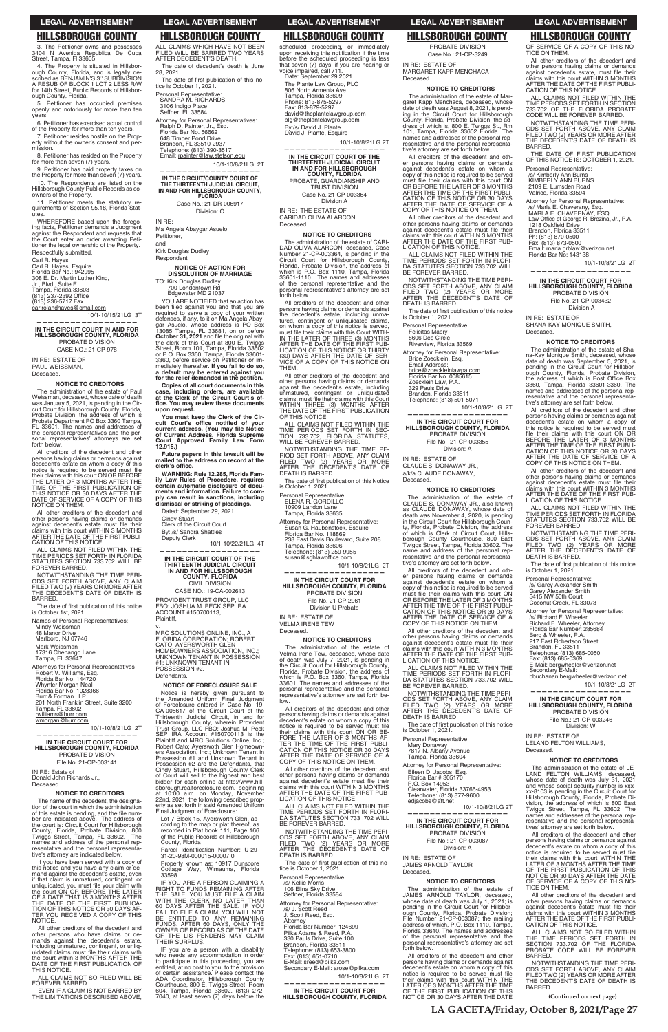3. The Petitioner owns and possesses 3404 N Avenida Republica De Cuba Street, Tampa, Fl 33605

4. The Property is situated in Hillsborough County, Florida, and is legally described as BENJAMIN'S 3rd SUBDIVISION A RESUB OF BLOCK 1 LOT 2 LESS R/W for 14th Street, Public Records of Hillsborough County, Florida.

5. Petitioner has occupied premises openly and notoriously for more than ten years.

6. Petitioner has exercised actual control of the Property for more than ten years.

7. Petitioner resides hostile on the Property without the owner's consent and permission.

8. Petitioner has resided on the Property for more than seven (7) years.

9. Petitioner has paid property taxes on the Property for more than seven (7) years.

10. The Respondents are listed on the Hillsborough County Public Records as co-owners of the Property.

11. Petitioner meets the statutory requirements of Section 95.18, Florida Statutes.

WHEREFORE based upon the foregoing facts, Petitioner demands a Judgment against the Respondent and requests that the Court enter an order awarding Petitioner the legal ownership of the Property.

Respectfully submitted,

Carl R. Hayes
Carl R. Hayes, Esquire
Florida Bar No.: 942995
308 E. Dr. Martin Luther King, Jr., Blvd., Suite E
Tampa, Florida 33603
(813) 237-2992 Office
(813) 236-5717 Fax
carlrolandhayes@gmail.com

10/1-10/15/21LG 3T

---

**IN THE CIRCUIT COURT IN AND FOR HILLSBOROUGH COUNTY, FLORIDA**
PROBATE DIVISION
CASE NO.: 21-CP-978

IN RE: ESTATE OF
PAUL WEISSMAN,
Deceased.

**NOTICE TO CREDITORS**

The administration of the estate of Paul Weissman, deceased, whose date of death was January 5, 2021, is pending in the Circuit Court for Hillsborough County, Florida, Probate Division, the address of which is Probate Department PO Box 3360 Tampa, FL 33601. The names and addresses of the personal representatives and the personal representatives' attorneys are set forth below.

All creditors of the decedent and other persons having claims or demands against decedent's estate on whom a copy of this notice is required to be served must file their claims with this court ON OR BEFORE THE LATER OF 3 MONTHS AFTER THE TIME OF THE FIRST PUBLICATION OF THIS NOTICE OR 30 DAYS AFTER THE DATE OF SERVICE OF A COPY OF THIS NOTICE ON THEM.

All other creditors of the decedent and other persons having claims or demands against decedent's estate must file their claims with this court WITHIN 3 MONTHS AFTER THE DATE OF THE FIRST PUBLICATION OF THIS NOTICE.

ALL CLAIMS NOT FILED WITHIN THE TIME PERIODS SET FORTH IN FLORIDA STATUTES SECTION 733.702 WILL BE FOREVER BARRED.

NOTWITHSTANDING THE TIME PERIODS SET FORTH ABOVE, ANY CLAIM FILED TWO (2) YEARS OR MORE AFTER THE DECEDENT'S DATE OF DEATH IS BARRED.

The date of first publication of this notice is October 1st, 2021.

Names of Personal Representatives:
Mindy Weissman
48 Manor Drive
Marlboro, NJ 07746

Mark Weissman
17316 Chenango Lane
Tampa, FL 33647

Attorneys for Personal Representatives
Robert V. Williams, Esq.
Florida Bar No. 144720
Whynter Morgan-Neal
Florida Bar No. 1028366
Burr & Forman LLP
201 North Franklin Street, Suite 3200
Tampa, FL 33602
rwilliams@burr.com
wmorgan@burr.com

10/1-10/8/21LG 2T

---

**IN THE CIRCUIT COURT FOR HILLSBOROUGH COUNTY, FLORIDA**
PROBATE DIVISION
File No. 21-CP-003141

IN RE: Estate of
Donald John Richards Jr.,
Deceased

**NOTICE TO CREDITORS**

The name of the decedent, the designation of the court in which the administration of this estate is pending, and the file number are indicated above. The address of the court is: Circuit Court for Hillsborough County, Florida, Probate Division, 800 Twiggs Street, Tampa, FL 33602. The names and address of the personal representative and the personal representative's attorney are indicated below.

If you have been served with a copy of this notice and you have any claim or demand against the decedent's estate, even if that claim is unmatured, contingent, or unliquidated, you must file your claim with the court ON OR BEFORE THE LATER OF A DATE THAT IS 3 MONTHS AFTER THE DATE OF THE FIRST PUBLICATION OF THIS NOTICE OR 30 DAYS AFTER YOU RECEIVED A COPY OF THIS NOTICE.

All other creditors of the decedent and other persons who have claims or demands against the decedent's estate, including unmatured, contingent, or unliquidated claims must file their claims with the court within 3 MONTHS AFTER THE DATE OF THE FIRST PUBLICATION OF THIS NOTICE.

ALL CLAIMS NOT SO FILED WILL BE FOREVER BARRED.

EVEN IF A CLAIM IS NOT BARRED BY THE LIMITATIONS DESCRIBED ABOVE, ALL CLAIMS WHICH HAVE NOT BEEN FILED WILL BE BARRED TWO YEARS AFTER DECEDENT'S DEATH.

The date of decedent's death is June 28, 2021.

The date of first publication of this notice is October 1, 2021.

Personal Representative:
SANDRA M. RICHARDS,
3106 Indigo Place
Seffner, FL 33584

Attorney for Personal Representatives:
Ralph D. Painter, Jr., Esq.
Florida Bar No. 56662
648 Timber Pond Drive
Brandon, FL 33510-2937
Telephone: (813) 390-3517
Email: rpainter@law.stetson.edu

10/1-10/8/21LG 2T

---

**IN THE CIRCUIT/COUNTY COURT OF THE THIRTEENTH JUDICIAL CIRCUIT, IN AND FOR HILLSBOROUGH COUNTY, FLORIDA**
Case No.: 21-DR-006917
Division: C

IN RE:
Ma Angela Abaygar Asuelo
Petitioner,
and
Kirk Douglas Dudley
Respondent

**NOTICE OF ACTION FOR DISSOLUTION OF MARRIAGE**

TO: Kirk Douglas Dudley
700 Londontown Rd
Edgewater MD 21037

YOU ARE NOTIFIED that an action has been filed against you and that you are required to serve a copy of your written defenses, if any, to it on Ma Angela Abaygar Asuelo, whose address is PO Box 13085 Tampa, FL 33681, on or before **October 31, 2021** and file the original with the clerk of this Court at 800 E. Twiggs Street, Room 101, Tampa, Florida 33602 or P.O. Box 3360, Tampa, Florida 33601-3360, before service on Petitioner or immediately thereafter. **If you fail to do so, a default may be entered against you for the relief demanded in the petition.**

**Copies of all court documents in this case, including orders, are available at the Clerk of the Circuit Court's office. You may review these documents upon request.**

**You must keep the Clerk of the Circuit Court's office notified of your current address. (You may file Notice of Current Address, Florida Supreme Court Approved Family Law Form 12.915.)**

**Future papers in this lawsuit will be mailed to the address on record at the clerk's office.**

**WARNING: Rule 12.285, Florida Family Law Rules of Procedure, requires certain automatic disclosure of documents and information. Failure to comply can result in sanctions, including dismissal or striking of pleadings.**

Dated: September 29, 2021
Cindy Stuart
Clerk of the Circuit Court
By: /s/ Sandra Shattles
Deputy Clerk

10/1-10/22/21LG 4T

---

**IN THE CIRCUIT COURT OF THE THIRTEENTH JUDICIAL CIRCUIT IN AND FOR HILLSBOROUGH COUNTY, FLORIDA**
CIVIL DIVISION
CASE NO.: 19-CA-002613

PROVIDENT TRUST GROUP, LLC FBO JOSHUA M. PECK SEP IRA ACCOUNT #150700113,
Plaintiff,
v.
MRC SOLUTIONS ONLINE, INC., A FLORIDA CORPORATION; ROBERT CATO; AYERSWORTH GLEN HOMEOWNERS ASSOCIATION, INC.; UNKNOWN TENANT IN POSSESSION #1; UNKNOWN TENANT IN POSSESSION #2,
Defendants.

**NOTICE OF FORECLOSURE SALE**

Notice is hereby given pursuant to the Amended Uniform Final Judgment of Foreclosure entered in Case No. 19-CA-005617 of the Circuit Court of the Thirteenth Judicial Circuit, in and for Hillsborough County, wherein Provident Trust Group, LLC FBO Joshua M. Peck SEP IRA Account #150700113 is the Plaintiff and MRC Solutions Online, Inc.; Robert Cato; Ayersworth Glen Homeowners Association, Inc.; Unknown Tenant in Possession #1 and Unknown Tenant in Possession #2 are the Defendants, that Cindy Stuart, Hillsborough County Clerk of Court will sell to the highest and best bidder for cash online at http://www.hillsborough.realforeclosure.com, beginning at 10:00 a.m. on Monday, November 22nd, 2021, the following described property as set forth in said Amended Uniform Final Judgment of Foreclosure:

Lot 7 Block 15, Ayersworth Glen, according to the map or plat thereof, as recorded in Plat book 111, Page 166 of the Public Records of Hillsborough County, Florida

Parcel Identification Number: U-29-31-20-98M-000015-00007.0

Property known as: 10917 Dunscore Cottage Way, Wimauma, Florida 33598

IF YOU ARE A PERSON CLAIMING A RIGHT TO FUNDS REMAINING AFTER THE SALE, YOU MUST FILE A CLAIM WITH THE CLERK NO LATER THAN 60 DAYS AFTER THE SALE. IF YOU FAIL TO FILE A CLAIM, YOU WILL NOT BE ENTITLED TO ANY REMAINING FUNDS. AFTER 60 DAYS, ONLY THE OWNER OF RECORD AS OF THE DATE OF THE LIS PENDENS MAY CLAIM THEIR SURPLUS.

If you are a person with a disability who needs any accommodation in order to participate in this proceeding, you are entitled, at no cost to you, to the provision of certain assistance. Please contact the ADA Coordinator, Hillsborough County Courthouse, 800 E. Twiggs Street, Room 604, Tampa, Florida 33602, (813) 272-7040, at least seven (7) days before the scheduled proceeding, or immediately upon receiving this notification if the time before the scheduled proceeding is less that seven (7) days; if you are hearing or voice impaired, call 711.

Date: September 29 2021

The Plante Law Group, PLLC
806 North Armenia Ave
Tampa, Florida 33609
Phone: 813-875-5297
Fax: 813-879-5297
david@theplantelawgroup.com
plg@theplantelawgroup.com
By:/s/ David J. Plante
David J. Plante, Esquire

10/1-10/8/21LG 2T

---

**IN THE CIRCUIT COURT OF THE THIRTEENTH JUDICIAL CIRCUIT IN AND FOR HILLSBOROUGH COUNTY, FLORIDA**
PROBATE, GUARDIANSHIP AND TRUST DIVISION
Case No. 21-CP-003364
Division A

IN RE: THE ESTATE OF
CARIDAD OLIVA ALARCON
Deceased.

**NOTICE TO CREDITORS**

The administration of the estate of CARIDAD OLIVA ALARCON, deceased, Case Number 21-CP-003364, is pending in the Circuit Court for Hillsborough County, Florida, Probate Division, the address of which is P.O. Box 1110, Tampa, Florida 33601-1110. The names and addresses of the personal representative and the personal representative's attorney are set forth below.

All creditors of the decedent and other persons having claims or demands against the decedent's estate, including unmatured, contingent or unliquidated claims, on whom a copy of this notice is served, must file their claims with this Court WITHIN THE LATER OF THREE (3) MONTHS AFTER THE DATE OF THE FIRST PUBLICATION OF THIS NOTICE OR THIRTY (30) DAYS AFTER THE DATE OF SERVICE OF A COPY OF THIS NOTICE ON THEM.

All other creditors of the decedent and other persons having claims or demands against the decedent's estate, including unmatured, contingent or unliquidated claims, must file their claims with this Court WITHIN THREE (3) MONTHS AFTER THE DATE OF THE FIRST PUBLICATION OF THIS NOTICE.

ALL CLAIMS NOT FILED WITHIN THE TIME PERIODS SET FORTH IN SECTION 733.702, FLORIDA STATUTES, WILL BE FOREVER BARRED.

NOTWITHSTANDING THE TIME PERIOD SET FORTH ABOVE, ANY CLAIM FILED TWO (2) YEARS OR MORE AFTER THE DECEDENT'S DATE OF DEATH IS BARRED.

The date of first publication of this Notice is October 1, 2021.

Personal Representative:
ELENA R. GORDILLO
10909 Landon Lane
Tampa, Florida 33635

Attorney for Personal Representative:
Susan G. Haubenstock, Esquire
Florida Bar No. 118869
238 East Davis Boulevard, Suite 208
Tampa, Florida 33606
Telephone: (813) 259-9955
susan@sghlawoffice.com

10/1-10/8/21LG 2T

---

**IN THE CIRCUIT COURT FOR HILLSBOROUGH COUNTY, FLORIDA**
PROBATE DIVISION
File No. 21-CP-2961
Division U Probate

IN RE: ESTATE OF
VELMA IRENE TEW
Deceased.

**NOTICE TO CREDITORS**

The administration of the estate of Velma Irene Tew, deceased, whose date of death was July 7, 2021, is pending in the Circuit Court for Hillsborough County, Florida, Probate Division, the address of which is P.O. Box 3360, Tampa, Florida 33601. The names and addresses of the personal representative and the personal representative's attorney are set forth below.

All creditors of the decedent and other persons having claims or demands against decedent's estate on whom a copy of this notice is required to be served must file their claims with this court ON OR BEFORE THE LATER OF 3 MONTHS AFTER THE TIME OF THE FIRST PUBLICATION OF THIS NOTICE OR 30 DAYS AFTER THE DATE OF SERVICE OF A COPY OF THIS NOTICE ON THEM.

All other creditors of the decedent and other persons having claims or demands against decedent's estate must file their claims with this court WITHIN 3 MONTHS AFTER THE DATE OF THE FIRST PUBLICATION OF THIS NOTICE.

ALL CLAIMS NOT FILED WITHIN THE TIME PERIODS SET FORTH IN FLORIDA STATUTES SECTION 733 .702 WILL BE FOREVER BARRED.

NOTWITHSTANDING THE TIME PERIODS SET FORTH ABOVE, ANY CLAIM FILED TWO (2) YEARS OR MORE AFTER THE DECEDENT'S DATE OF DEATH IS BARRED.

The date of first publication of this notice is October 1, 2021.

Personal Representative:
/s/ Kellie Morris
106 Elina Sky Drive
Seffner, Florida 33584

Attorney for Personal Representative:
/s/ J. Scott Reed
J. Scott Reed, Esq.
Attorney
Florida Bar Number: 124699
Pilka Adams & Reed, P.A.
330 Pauls Drive, Suite 100
Brandon, Florida 33511
Telephone: (813) 653-3800
Fax: (813) 651-0710
E-Mail: sreed@pilka.com
Secondary E-Mail: arose@pilka.com

10/1-10/8/21LG 2T

---

**IN THE CIRCUIT COURT FOR HILLSBOROUGH COUNTY, FLORIDA**
PROBATE DIVISION
Case No.: 21-CP-3249

IN RE: ESTATE OF
MARGARET KAPP MENCHACA
Deceased.

**NOTICE TO CREDITORS**

The administration of the estate of Margaret Kapp Menchaca, deceased, whose date of death was August 8, 2021, is pending in the Circuit Court for Hillsborough County, Florida, Probate Division, the address of which is, 800 E. Twiggs St., Rm 101, Tampa, Florida 33602 Florida. The names and addresses of the personal representative and the personal representative's attorney are set forth below.

All creditors of the decedent and other persons having claims or demands against decedent's estate on whom a copy of this notice is required to be served must file their claims with this court ON OR BEFORE THE LATER OF 3 MONTHS AFTER THE TIME OF THE FIRST PUBLICATION OF THIS NOTICE OR 30 DAYS AFTER THE DATE OF SERVICE OF A COPY OF THIS NOTICE ON THEM.

All other creditors of the decedent and other persons having claims or demands against decedent's estate must file their claims with this court WITHIN 3 MONTHS AFTER THE DATE OF THE FIRST PUBLICATION OF THIS NOTICE.

ALL CLAIMS NOT FILED WITHIN THE TIME PERIODS SET FORTH IN FLORIDA STATUTES SECTION 733.702 WILL BE FOREVER BARRED.

NOTWITHSTANDING THE TIME PERIODS SET FORTH ABOVE, ANY CLAIM FILED TWO (2) YEARS OR MORE AFTER THE DECEDENT'S DATE OF DEATH IS BARRED.

The date of first publication of this notice is October 1, 2021.

Personal Representative:
Felicitas Mabry
8606 Dee Circle
Riverview, Florida 33569

Attorney for Personal Representative:
Brice Zoecklein, Esq.
Email Address:
brice@zoeckleinlawpa.com
Florida Bar No. 0085615
Zoecklein Law, P.A.
329 Pauls Drive
Brandon, Florida 33511
Telephone: (813) 501-5071

10/1-10/8/21LG 2T

---

**IN THE CIRCUIT COURT FOR HILLSBOROUGH COUNTY, FLORIDA**
PROBATE DIVISION
File No. 21-CP-003355
Division: A

IN RE: ESTATE OF
CLAUDE S. DONAWAY JR.,
a/k/a CLAUDE DONAWAY,
Deceased.

**NOTICE TO CREDITORS**

The administration of the estate of CLAUDE S. DONAWAY JR., also known as CLAUDE DONAWAY, whose date of death was November 4, 2020, is pending in the Circuit Court for Hillsborough County, Florida, Probate Division, the address of which is Clerk of Circuit Court, Hillsborough County Courthouse, 800 East Twiggs Street, Tampa, Florida 33602. The name and address of the personal representative and the personal representative's attorney are set forth below.

All creditors of the decedent and other persons having claims or demands against decedent's estate on whom a copy of this notice is required to be served must file their claims with this court ON OR BEFORE THE LATER OF 3 MONTHS AFTER THE TIME OF THE FIRST PUBLICATION OF THIS NOTICE OR 30 DAYS AFTER THE DATE OF SERVICE OF A COPY OF THIS NOTICE ON THEM.

All other creditors of the decedent and other persons having claims or demands against decedent's estate must file their claims with this court WITHIN 3 MONTHS AFTER THE DATE OF THE FIRST PUBLICATION OF THIS NOTICE.

ALL CLAIMS NOT FILED WITHIN THE TIME PERIODS SET FORTH IN FLORIDA STATUTES SECTION 733.702 WILL BE FOREVER BARRED.

NOTWITHSTANDING THE TIME PERIODS SET FORTH ABOVE, ANY CLAIM FILED TWO (2) YEARS OR MORE AFTER THE DECEDENT'S DATE OF DEATH IS BARRED.

The date of first publication of this notice is October 1, 2021.

Personal Representative:
Mary Donaway
7817 N. Albany Avenue
Tampa, Florida 33604

Attorney for Personal Representative:
Eileen O. Jacobs, Esq.
Florida Bar # 305170
P.O. Box 14953
Clearwater, Florida 33766-4953
Telephone: (813) 877-9600
edjacobs@att.net

10/1-10/8/21LG 2T

---

**IN THE CIRCUIT COURT FOR HILLSBOROUGH COUNTY, FLORIDA**
PROBATE DIVISION
File No.: 21-CP-003087
Division: A

IN RE: ESTATE OF
JAMES ARNOLD TAYLOR
Deceased.

**NOTICE TO CREDITORS**

The administration of the estate of JAMES ARNOLD TAYLOR, deceased, whose date of death was July 1, 2021; is pending in the Circuit Court for Hillsborough County, Florida, Probate Division; File Number 21-CP-003087; the mailing address of which is, P.O. Box 1110, Tampa, Florida 33610. The names and addresses of the personal representative and the personal representative's attorney are set forth below.

All creditors of the decedent and other persons having claims or demands against decedent's estate on whom a copy of this notice is required to be served must file their claims with this court WITHIN THE LATER OF 3 MONTHS AFTER THE TIME OF THE FIRST PUBLICATION OF THIS NOTICE OR 30 DAYS AFTER THE DATE OF SERVICE OF A COPY OF THIS NOTICE ON THEM.

All other creditors of the decedent and other persons having claims or demands against decedent's estate, must file their claims with this court WITHIN 3 MONTHS AFTER THE DATE OF THE FIRST PUBLICATION OF THIS NOTICE.

ALL CLAIMS NOT FILED WITHIN THE TIME PERIODS SET FORTH IN SECTION 733.702 OF THE FLORIDA PROBATE CODE WILL BE FOREVER BARRED.

NOTWITHSTANDING THE TIME PERIODS SET FORTH ABOVE, ANY CLAIM FILED TWO (2) YEARS OR MORE AFTER THE DECEDENT'S DATE OF DEATH IS BARRED.

THE DATE OF FIRST PUBLICATION OF THIS NOTICE IS: OCTOBER 1, 2021.

Personal Representative:
/s/ Kimberly Ann Burns
KIMBERLY ANN BURNS
2109 E. Lumsden Road
Valrico, Florida 33594

Attorney for Personal Representative:
/s/ Marla E. Chaverany, Esq.
MARLA E. CHAVERANY, ESQ.
Law Office of George R. Brezina, Jr., P.A.
1218 Oakfield Drive
Brandon, Florida 33511
Ph: (813) 870-0500
Fax: (813) 873-0500
Email: marla.grblaw@verizon.net
Florida Bar No: 143138

10/1-10/8/21LG 2T

---

**IN THE CIRCUIT COURT FOR HILLSBOROUGH COUNTY, FLORIDA**
PROBATE DIVISION
File No. 21-CP-003432
Division A

IN RE: ESTATE OF
SHANA-KAY MONIQUE SMITH,
Deceased.

**NOTICE TO CREDITORS**

The administration of the estate of Shana-Kay Monique Smith, deceased, whose date of death was September 5, 2021, is pending in the Circuit Court for Hillsborough County, Florida, Probate Division, the address of which is Post Office Box 3360, Tampa, Florida 33601-3360. The names and addresses of the personal representative and the personal representative's attorney are set forth below.

All creditors of the decedent and other persons having claims or demands against decedent's estate on whom a copy of this notice is required to be served must file their claims with this court ON OR BEFORE THE LATER OF 3 MONTHS AFTER THE TIME OF THE FIRST PUBLICATION OF THIS NOTICE OR 30 DAYS AFTER THE DATE OF SERVICE OF A COPY OF THIS NOTICE ON THEM.

All other creditors of the decedent and other persons having claims or demands against decedent's estate must file their claims with this court WITHIN 3 MONTHS AFTER THE DATE OF THE FIRST PUBLICATION OF THIS NOTICE.

ALL CLAIMS NOT FILED WITHIN THE TIME PERIODS SET FORTH IN FLORIDA STATUTES SECTION 733.702 WILL BE FOREVER BARRED.

NOTWITHSTANDING THE TIME PERIODS SET FORTH ABOVE, ANY CLAIM FILED TWO (2) YEARS OR MORE AFTER THE DECEDENT'S DATE OF DEATH IS BARRED.

The date of first publication of this notice is October 1, 2021.

Personal Representative:
/s/ Garey Alexander Smith
Garey Alexander Smith
5415 NW 50th Court
Coconut Creek, FL 33073

Attorney for Personal Representative:
/s/ Richard F. Wheeler
Richard F. Wheeler, Attorney
Florida Bar Number: 285684
Berg & Wheeler, P.A.
217 East Robertson Street
Brandon, FL 33511
Telephone: (813) 685-0050
Fax: (813) 685-0369
E-Mail: bergwheeler@verizon.net
Secondary E-Mail:
bbuchanan.bergwheeler@verizon.net

10/1-10/8/21LG 2T

---

**IN THE CIRCUIT COURT FOR HILLSBOROUGH COUNTY, FLORIDA**
PROBATE DIVISION
File No.: 21-CP-003246
Division: W

IN RE: ESTATE OF
LELAND FELTON WILLIAMS,
Deceased.

**NOTICE TO CREDITORS**

The administration of the estate of LELAND FELTON WILLIAMS, deceased, whose date of death was July 31, 2021 and whose social security number is xxx-xx-8103 is pending in the Circuit Court for Hillsborough County, Florida, Probate Division, the address of which is 800 East Twiggs Street, Tampa, FL 33602. The names and addresses of the personal representative and the personal representatives' attorney are set forth below.

All creditors of the decedent and other persons having claims or demands against decedent's estate on whom a copy of this notice is required to be served must file their claims with this court WITHIN THE LATER OF 3 MONTHS AFTER THE TIME OF THE FIRST PUBLICATION OF THIS NOTICE OR 30 DAYS AFTER THE DATE OF SERVICE OF A COPY OF THIS NOTICE ON THEM.

All other creditors of the decedent and other persons having claims or demands against decedent's estate must file their claims with this court WITHIN 3 MONTHS AFTER THE DATE OF THE FIRST PUBLICATION OF THIS NOTICE.

ALL CLAIMS NOT SO FILED WITHIN THE TIME PERIODS SET FORTH IN SECTION 733.702 OF THE FLORIDA PROBATE CODE WILL BE FOREVER BARRED.

NOTWITHSTANDING THE TIME PERIODS SET FORTH ABOVE, ANY CLAIM FILED TWO (2) YEARS OR MORE AFTER THE DECEDENT'S DATE OF DEATH IS BARRED.

**(Continued on next page)**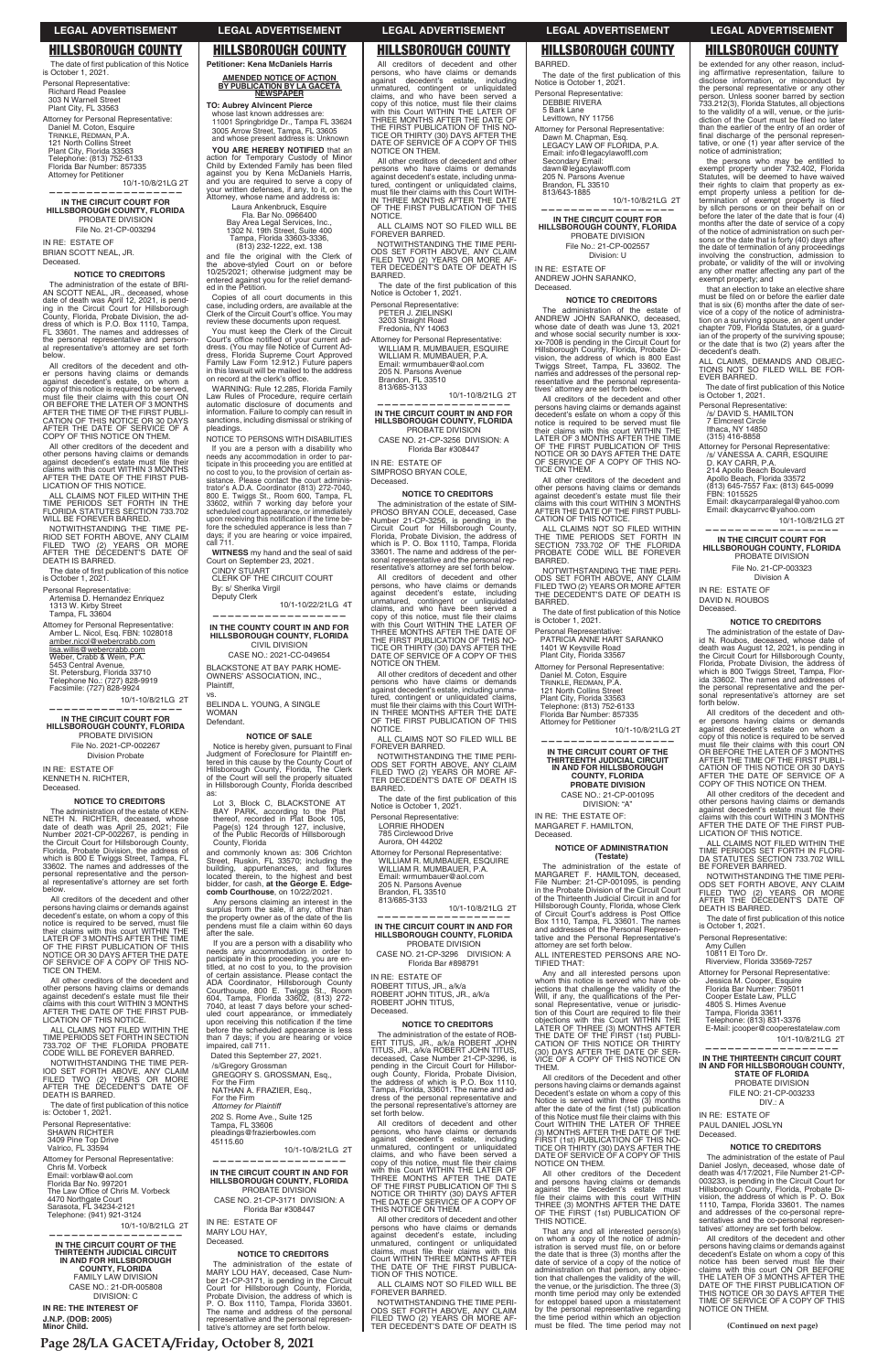## HILLSBOROUGH COUNTY

The date of first publication of this Notice is October 1, 2021.

Personal Representative:
Richard Read Peaslee
303 N Warnell Street
Plant City, FL 33563

Attorney for Personal Representative:
Daniel M. Coton, Esquire
TRINKLE, REDMAN, P.A.
121 North Collins Street
Plant City, Florida 33563
Telephone: (813) 752-6133
Florida Bar Number: 857335
Attorney for Petitioner

10/1-10/8/21LG 2T

———————————————————

**IN THE CIRCUIT COURT FOR HILLSBOROUGH COUNTY, FLORIDA**
PROBATE DIVISION
File No. 21-CP-003294

IN RE: ESTATE OF
BRIAN SCOTT NEAL, JR.
Deceased.

**NOTICE TO CREDITORS**

The administration of the estate of BRIAN SCOTT NEAL, JR., deceased, whose date of death was April 12, 2021, is pending in the Circuit Court for Hillsborough County, Florida, Probate Division, the address of which is P.O. Box 1110, Tampa, FL 33601. The names and addresses of the personal representative and personal representative's attorney are set forth below.

All creditors of the decedent and other persons having claims or demands against decedent's estate, on whom a copy of this notice is required to be served, must file their claims with this court ON OR BEFORE THE LATER OF 3 MONTHS AFTER THE TIME OF THE FIRST PUBLICATION OF THIS NOTICE OR 30 DAYS AFTER THE DATE OF SERVICE OF A COPY OF THIS NOTICE ON THEM.

All other creditors of the decedent and other persons having claims or demands against decedent's estate must file their claims with this court WITHIN 3 MONTHS AFTER THE DATE OF THE FIRST PUBLICATION OF THIS NOTICE.

ALL CLAIMS NOT FILED WITHIN THE TIME PERIODS SET FORTH IN THE FLORIDA STATUTES SECTION 733.702 WILL BE FOREVER BARRED.

NOTWITHSTANDING THE TIME PERIOD SET FORTH ABOVE, ANY CLAIM FILED TWO (2) YEARS OR MORE AFTER THE DECEDENT'S DATE OF DEATH IS BARRED.

The date of first publication of this notice is October 1, 2021.

Personal Representative:
Artemisa D. Hernandez Enriquez
1313 W. Kirby Street
Tampa, FL 33604

Attorney for Personal Representative:
Amber L. Nicol, Esq. FBN: 1028018
amber.nicol@webercrabb.com
lisa.willis@webercrabb.com
Weber, Crabb & Wein, P.A.
5453 Central Avenue
St. Petersburg, Florida 33710
Telephone No.: (727) 828-9919
Facsimile: (727) 828-9924

10/1-10/8/21LG 2T

———————————————————

**IN THE CIRCUIT COURT FOR HILLSBOROUGH COUNTY, FLORIDA**
PROBATE DIVISION
File No. 2021-CP-002267
Division Probate

IN RE: ESTATE OF
KENNETH N. RICHTER,
Deceased.

**NOTICE TO CREDITORS**

The administration of the estate of KENNETH N. RICHTER, deceased, whose date of death was April 25, 2021; File Number 2021-CP-002267, is pending in the Circuit Court for Hillsborough County, Florida, Probate Division, the address of which is 800 E Twiggs Street, Tampa, FL 33602. The names and addresses of the personal representative and the personal representative's attorney are set forth below.

All creditors of the decedent and other persons having claims or demands against decedent's estate, on whom a copy of this notice is required to be served, must file their claims with this court WITHIN THE LATER OF 3 MONTHS AFTER THE TIME OF THE FIRST PUBLICATION OF THIS NOTICE OR 30 DAYS AFTER THE DATE OF SERVICE OF A COPY OF THIS NOTICE ON THEM.

All other creditors of the decedent and other persons having claims or demands against decedent's estate must file their claims with this court WITHIN 3 MONTHS AFTER THE DATE OF THE FIRST PUBLICATION OF THIS NOTICE.

ALL CLAIMS NOT FILED WITHIN THE TIME PERIODS SET FORTH IN SECTION 733.702 OF THE FLORIDA PROBATE CODE WILL BE FOREVER BARRED.

NOTWITHSTANDING THE TIME PERIOD SET FORTH ABOVE, ANY CLAIM FILED TWO (2) YEARS OR MORE AFTER THE DECEDENT'S DATE OF DEATH IS BARRED.

The date of first publication of this notice is: October 1, 2021.

Personal Representative:
SHAWN RICHTER
3409 Pine Top Drive
Valrico, FL 33594

Attorney for Personal Representative:
Chris M. Vorbeck
Email: vorblaw@aol.com
Florida Bar No. 997201
The Law Office of Chris M. Vorbeck
4470 Northgate Court
Sarasota, FL 34234-2121
Telephone: (941) 921-3124

10/1-10/8/21LG 2T

———————————————————

**IN THE CIRCUIT COURT OF THE THIRTEENTH JUDICIAL CIRCUIT IN AND FOR HILLSBOROUGH COUNTY, FLORIDA**
FAMILY LAW DIVISION
CASE NO.: 21-DR-005808
DIVISION: C

**IN RE: THE INTEREST OF J.N.P. (DOB: 2005) Minor Child.**

**Petitioner: Kena McDaniels Harris**

**AMENDED NOTICE OF ACTION BY PUBLICATION BY LA GACETA NEWSPAPER**

**TO: Aubrey Avincent Pierce**
whose last known addresses are:
11001 Springbridge Dr., Tampa FL 33624
3005 Arrow Street, Tampa, FL 33605
and whose present address is: Unknown

**YOU ARE HEREBY NOTIFIED** that an action for Temporary Custody of Minor Child by Extended Family has been filed against you by Kena McDaniels Harris, and you are required to serve a copy of your written defenses, if any, to it, on the Attorney, whose name and address is:

Laura Ankenbruck, Esquire
Fla. Bar No. 0966400
Bay Area Legal Services, Inc.,
1302 N. 19th Street, Suite 400
Tampa, Florida 33603-3336,
(813) 232-1222, ext. 138

and file the original with the Clerk of the above-styled Court on or before 10/25/2021; otherwise judgment may be entered against you for the relief demanded in the Petition.

Copies of all court documents in this case, including orders, are available at the Clerk of the Circuit Court's office. You may review these documents upon request.

You must keep the Clerk of the Circuit Court's office notified of your current address. (You may file Notice of Current Address, Florida Supreme Court Approved Family Law Form 12.912.) Future papers in this lawsuit will be mailed to the address on record at the clerk's office.

WARNING: Rule 12.285, Florida Family Law Rules of Procedure, require certain automatic disclosure of documents and information. Failure to comply can result in sanctions, including dismissal or striking of pleadings.

NOTICE TO PERSONS WITH DISABILITIES

If you are a person with a disability who needs any accommodation in order to participate in this proceeding you are entitled at no cost to you, to the provision of certain assistance. Please contact the court administrator's A.D.A. Coordinator (813) 272-7040, 800 E Twiggs St., Room 600, Tampa, FL 33602, within 7 working day before your scheduled court appearance, or immediately upon receiving this notification if the time before the scheduled appearance is less than 7 days; if you are hearing or voice impaired, call 711.

**WITNESS** my hand and the seal of said Court on September 23, 2021.

CINDY STUART
CLERK OF THE CIRCUIT COURT
By: s/ Sherika Virgil
Deputy Clerk

10/1-10/22/21LG 4T

———————————————————

**IN THE COUNTY COURT IN AND FOR HILLSBOROUGH COUNTY, FLORIDA**
CIVIL DIVISION
CASE NO.: 2021-CC-049654

BLACKSTONE AT BAY PARK HOMEOWNERS' ASSOCIATION, INC.,
Plaintiff,
vs.
BELINDA L. YOUNG, A SINGLE WOMAN
Defendant.

**NOTICE OF SALE**

Notice is hereby given, pursuant to Final Judgment of Foreclosure for Plaintiff entered in this cause by the County Court of Hillsborough County, Florida, The Clerk of the Court will sell the property situated in Hillsborough County, Florida described as:

Lot 3, Block C, BLACKSTONE AT BAY PARK, according to the Plat thereof, recorded in Plat Book 105, Page(s) 124 through 127, inclusive, of the Public Records of Hillsborough County, Florida

and commonly known as: 306 Crichton Street, Ruskin, FL 33570; including the building, appurtenances, and fixtures located therein, to the highest and best bidder, for cash, **at the George E. Edgecomb Courthouse**, on 10/22/2021.

Any persons claiming an interest in the surplus from the sale, if any, other than the property owner as of the date of the lis pendens must file a claim within 60 days after the sale.

If you are a person with a disability who needs any accommodation in order to participate in this proceeding, you are entitled, at no cost to you, to the provision of certain assistance. Please contact the ADA Coordinator, Hillsborough County Courthouse, 800 E. Twiggs St., Room 604, Tampa, Florida 33602, (813) 272-7040, at least 7 days before your scheduled court appearance, or immediately upon receiving this notification if the time before the scheduled appearance is less than 7 days; if you are hearing or voice impaired, call 711.

Dated this September 27, 2021.

/s/Gregory Grossman
GREGORY S. GROSSMAN, Esq.,
For the Firm
NATHAN A. FRAZIER, Esq.,
For the Firm
*Attorney for Plaintiff*

202 S. Rome Ave., Suite 125
Tampa, FL 33606
pleadings@frazierbowles.com
45115.60

10/1-10/8/21LG 2T

———————————————————

**IN THE CIRCUIT COURT IN AND FOR HILLSBOROUGH COUNTY, FLORIDA**
PROBATE DIVISION
CASE NO. 21-CP-3171 DIVISION: A
Florida Bar #308447

IN RE: ESTATE OF
MARY LOU HAY,
Deceased.

**NOTICE TO CREDITORS**

The administration of the estate of MARY LOU HAY, deceased, Case Number 21-CP-3171, is pending in the Circuit Court for Hillsborough County, Florida, Probate Division, the address of which is P. O. Box 1110, Tampa, Florida 33601. The name and address of the personal representative and the personal representative's attorney are set forth below.

All creditors of decedent and other persons who have claims or demands against decedent's estate, including unmatured, contingent or unliquidated claims, and who have been served a copy of this notice, must file their claims with this Court WITHIN THE LATER OF THREE MONTHS AFTER THE DATE OF THE FIRST PUBLICATION OF THIS NOTICE OR THIRTY (30) DAYS AFTER THE DATE OF SERVICE OF A COPY OF THIS NOTICE ON THEM.

All other creditors of decedent and other persons who have claims or demands against decedent's estate, including unmatured, contingent or unliquidated claims, must file their claims with this Court WITHIN THREE MONTHS AFTER THE DATE OF THE FIRST PUBLICATION OF THIS NOTICE.

ALL CLAIMS NOT SO FILED WILL BE FOREVER BARRED.

NOTWITHSTANDING THE TIME PERIODS SET FORTH ABOVE, ANY CLAIM FILED TWO (2) YEARS OR MORE AFTER DECEDENT'S DATE OF DEATH IS BARRED.

The date of first publication of this Notice is October 1, 2021.

Personal Representative:
PETER J. ZIELINSKI
3203 Straight Road
Fredonia, NY 14063

Attorney for Personal Representative:
WILLIAM R. MUMBAUER, ESQUIRE
WILLIAM R. MUMBAUER, P.A.
Email: wrmumbauer@aol.com
205 N. Parsons Avenue
Brandon, FL 33510
813/685-3133

10/1-10/8/21LG 2T

———————————————————

**IN THE CIRCUIT COURT IN AND FOR HILLSBOROUGH COUNTY, FLORIDA**
PROBATE DIVISION
CASE NO. 21-CP-3256 DIVISION: A
Florida Bar #308447

IN RE: ESTATE OF
SIMPROSO BRYAN COLE,
Deceased.

**NOTICE TO CREDITORS**

The administration of the estate of SIMPROSO BRYAN COLE, deceased, Case Number 21-CP-3256, is pending in the Circuit Court for Hillsborough County, Florida, Probate Division, the address of which is P. O. Box 1110, Tampa, Florida 33601. The name and address of the personal representative and the personal representative's attorney are set forth below.

All creditors of decedent and other persons who have claims or demands against decedent's estate, including unmatured, contingent or unliquidated claims, and who have been served a copy of this notice, must file their claims with this Court WITHIN THE LATER OF THREE MONTHS AFTER THE DATE OF THE FIRST PUBLICATION OF THIS NOTICE OR THIRTY (30) DAYS AFTER THE DATE OF SERVICE OF A COPY OF THIS NOTICE ON THEM.

All other creditors of decedent and other persons who have claims or demands against decedent's estate, including unmatured, contingent or unliquidated claims, must file their claims with this Court WITHIN THREE MONTHS AFTER THE DATE OF THE FIRST PUBLICATION OF THIS NOTICE.

ALL CLAIMS NOT SO FILED WILL BE FOREVER BARRED.

NOTWITHSTANDING THE TIME PERIODS SET FORTH ABOVE, ANY CLAIM FILED TWO (2) YEARS OR MORE AFTER DECEDENT'S DATE OF DEATH IS BARRED.

The date of first publication of this Notice is October 1, 2021.

Personal Representative:
LORRIE RHODEN
785 Circlewood Drive
Aurora, OH 44202

Attorney for Personal Representative:
WILLIAM R. MUMBAUER, ESQUIRE
WILLIAM R. MUMBAUER, P.A.
Email: wrmumbauer@aol.com
205 N. Parsons Avenue
Brandon, FL 33510
813/685-3133

10/1-10/8/21LG 2T

———————————————————

**IN THE CIRCUIT COURT IN AND FOR HILLSBOROUGH COUNTY, FLORIDA**
PROBATE DIVISION
CASE NO. 21-CP-3296 DIVISION: A
Florida Bar #898791

IN RE: ESTATE OF
ROBERT TITUS, JR., a/k/a
ROBERT JOHN TITUS, JR., a/k/a
ROBERT JOHN TITUS,
Deceased.

**NOTICE TO CREDITORS**

The administration of the estate of ROBERT TITUS, JR., a/k/a ROBERT JOHN TITUS, JR., a/k/a ROBERT JOHN TITUS, deceased, Case Number 21-CP-3296, is pending in the Circuit Court for Hillsborough County, Florida, Probate Division, the address of which is P. O. Box 1110, Tampa, Florida, 33601. The name and address of the personal representative and the personal representative's attorney are set forth below.

All creditors of decedent and other persons, who have claims or demands against decedent's estate, including unmatured, contingent or unliquidated claims, and who have been served a copy of this notice, must file their claims with this Court WITHIN THE LATER OF THREE MONTHS AFTER THE DATE OF THE FIRST PUBLICATION OF THIS NOTICE OR THIRTY (30) DAYS AFTER THE DATE OF SERVICE OF A COPY OF THIS NOTICE ON THEM.

All other creditors of decedent and other persons who have claims or demands against decedent's estate, including unmatured, contingent or unliquidated claims, must file their claims with this Court WITHIN THREE MONTHS AFTER THE DATE OF THE FIRST PUBLICATION OF THIS NOTICE.

ALL CLAIMS NOT SO FILED WILL BE FOREVER BARRED.

NOTWITHSTANDING THE TIME PERIODS SET FORTH ABOVE, ANY CLAIM FILED TWO (2) YEARS OR MORE AFTER DECEDENT'S DATE OF DEATH IS BARRED.

The date of the first publication of this Notice is October 1, 2021.

Personal Representative:
DEBBIE RIVERA
5 Bark Lane
Levittown, NY 11756

Attorney for Personal Representative:
Dawn M. Chapman, Esq.
LEGACY LAW OF FLORIDA, P.A.
Email: info@legacylawofl.com
Secondary Email:
dawn@legacylawofl.com
205 N. Parsons Avenue
Brandon, FL 33510
813/643-1885

10/1-10/8/21LG 2T

———————————————————

**IN THE CIRCUIT COURT FOR HILLSBOROUGH COUNTY, FLORIDA**
PROBATE DIVISION
File No.: 21-CP-002557
Division: U

IN RE: ESTATE OF
ANDREW JOHN SARANKO,
Deceased.

**NOTICE TO CREDITORS**

The administration of the estate of ANDREW JOHN SARANKO, deceased, whose date of death was June 13, 2021 and whose social security number is xxx-xx-7008 is pending in the Circuit Court for Hillsborough County, Florida, Probate Division, the address of which is 800 East Twiggs Street, Tampa, FL 33602. The names and addresses of the personal representative and the personal representatives' attorney are set forth below.

All creditors of the decedent and other persons having claims or demands against decedent's estate on whom a copy of this notice is required to be served must file their claims with this court WITHIN THE LATER OF 3 MONTHS AFTER THE TIME OF THE FIRST PUBLICATION OF THIS NOTICE OR 30 DAYS AFTER THE DATE OF SERVICE OF A COPY OF THIS NOTICE ON THEM.

All other creditors of the decedent and other persons having claims or demands against decedent's estate must file their claims with this court WITHIN 3 MONTHS AFTER THE DATE OF THE FIRST PUBLICATION OF THIS NOTICE.

ALL CLAIMS NOT SO FILED WITHIN THE TIME PERIODS SET FORTH IN SECTION 733.702 OF THE FLORIDA PROBATE CODE WILL BE FOREVER BARRED.

NOTWITHSTANDING THE TIME PERIODS SET FORTH ABOVE, ANY CLAIM FILED TWO (2) YEARS OR MORE AFTER THE DECEDENT'S DATE OF DEATH IS BARRED.

The date of first publication of this Notice is October 1, 2021.

Personal Representative:
PATRICIA ANNE HART SARANKO
1401 W Keysville Road
Plant City, Florida 33567

Attorney for Personal Representative:
Daniel M. Coton, Esquire
TRINKLE, REDMAN, P.A.
121 North Collins Street
Plant City, Florida 33563
Telephone: (813) 752-6133
Florida Bar Number: 857335
Attorney for Petitioner

10/1-10/8/21LG 2T

———————————————————

**IN THE CIRCUIT COURT OF THE THIRTEENTH JUDICIAL CIRCUIT IN AND FOR HILLSBOROUGH COUNTY, FLORIDA PROBATE DIVISION**
CASE NO.: 21-CP-001095
DIVISION: "A"

IN RE: THE ESTATE OF:
MARGARET F. HAMILTON,
Deceased.

**NOTICE OF ADMINISTRATION (Testate)**

The administration of the estate of MARGARET F. HAMILTON, deceased, File Number: 21-CP-001095, is pending in the Probate Division of the Circuit Court of the Thirteenth Judicial Circuit in and for Hillsborough County, Florida, whose Clerk of Circuit Court's address is Post Office Box 1110, Tampa, FL 33601. The names and addresses of the Personal Representative and the Personal Representative's attorney are set forth below.

ALL INTERESTED PERSONS ARE NOTIFIED THAT:

Any and all interested persons upon whom this notice is served who have objections that challenge the validity of the Will, if any, the qualifications of the Personal Representative, venue or jurisdiction of this Court are required to file their objections with this Court WITHIN THE LATER OF THREE (3) MONTHS AFTER THE DATE OF THE FIRST (1st) PUBLICATION OF THIS NOTICE OR THIRTY (30) DAYS AFTER THE DATE OF SERVICE OF A COPY OF THIS NOTICE ON THEM.

All creditors of the Decedent and other persons having claims or demands against Decedent's estate on whom a copy of this Notice is served within three (3) months after the date of the first (1st) publication of this Notice must file their claims with this Court WITHIN THE LATER OF THREE (3) MONTHS AFTER THE DATE OF THE FIRST (1st) PUBLICATION OF THIS NOTICE OR THIRTY (30) DAYS AFTER THE DATE OF SERVICE OF A COPY OF THIS NOTICE ON THEM.

All other creditors of the Decedent and persons having claims or demands against the Decedent's estate must file their claims with this Court WITHIN THREE (3) MONTHS AFTER THE DATE OF THE FIRST (1st) PUBLICATION OF THIS NOTICE.

That any and all interested person(s) on whom a copy of the notice of administration is served must file, on or before the date that is three (3) months after the date of service of a copy of the notice of administration on that person, any objection that challenges the validity of the will, the venue, or the jurisdiction. The three (3) month time period may only be extended for estoppel based upon a misstatement by the personal representative regarding the time period within which an objection must be filed. The time period may not be extended for any other reason, including affirmative representation, failure to disclose information, or misconduct by the personal representative or any other person. Unless sooner barred by section 733.212(3), Florida Statutes, all objections to the validity of a will, venue, or the jurisdiction of the Court must be filed no later than the earlier of the entry of an order of final discharge of the personal representative, or one (1) year after service of the notice of administration;

the persons who may be entitled to exempt property under 732.402, Florida Statutes, will be deemed to have waived their rights to claim that property as exempt property unless a petition for determination of exempt property is filed by such persons or on their behalf on or before the later of the date that is four (4) months after the date of service of a copy of the notice of administration on such persons or the date that is forty (40) days after the date of termination of any proceedings involving the construction, admission to probate, or validity of the will or involving any other matter affecting any part of the exempt property; and

that an election to take an elective share must be filed on or before the earlier date that is six (6) months after the date of service of a copy of the notice of administration on a surviving spouse, an agent under chapter 709, Florida Statutes, or a guardian of the property of the surviving spouse; or the date that is two (2) years after the decedent's death.

ALL CLAIMS, DEMANDS AND OBJECTIONS NOT SO FILED WILL BE FOREVER BARRED.

The date of first publication of this Notice is October 1, 2021.

Personal Representative:
/s/ DAVID S. HAMILTON
7 Elmcrest Circle
Ithaca, NY 14850
(315) 416-8658

Attorney for Personal Representative:
/s/ VANESSA A. CARR, ESQUIRE
D. KAY CARR, P.A.
214 Apollo Beach Boulevard
Apollo Beach, Florida 33572
(813) 645-7557 Fax: (813) 645-0099
FBN: 1015525
Email: dkaycarrparalegal@yahoo.com
Email: dkaycarrvc@yahoo.com

10/1-10/8/21LG 2T

———————————————————

**IN THE CIRCUIT COURT FOR HILLSBOROUGH COUNTY, FLORIDA**
PROBATE DIVISION
File No. 21-CP-003323
Division A

IN RE: ESTATE OF
DAVID N. ROUBOS
Deceased.

**NOTICE TO CREDITORS**

The administration of the estate of David N. Roubos, deceased, whose date of death was August 17, 2021, is pending in the Circuit Court for Hillsborough County, Florida, Probate Division, the address of which is 800 Twiggs Street, Tampa, Florida 33602. The names and addresses of the personal representative and the personal representative's attorney are set forth below.

All creditors of the decedent and other persons having claims or demands against decedent's estate on whom a copy of this notice is required to be served must file their claims with this court ON OR BEFORE THE LATER OF 3 MONTHS AFTER THE TIME OF THE FIRST PUBLICATION OF THIS NOTICE OR 30 DAYS AFTER THE DATE OF SERVICE OF A COPY OF THIS NOTICE ON THEM.

All other creditors of the decedent and other persons having claims or demands against decedent's estate must file their claims with this court WITHIN 3 MONTHS AFTER THE DATE OF THE FIRST PUBLICATION OF THIS NOTICE.

ALL CLAIMS NOT FILED WITHIN THE TIME PERIODS SET FORTH IN FLORIDA STATUTES SECTION 733.702 WILL BE FOREVER BARRED.

NOTWITHSTANDING THE TIME PERIODS SET FORTH ABOVE, ANY CLAIM FILED TWO (2) YEARS OR MORE AFTER THE DECEDENT'S DATE OF DEATH IS BARRED.

The date of first publication of this notice is October 1, 2021.

Personal Representative:
Amy Cullen
10811 El Toro Dr.
Riverview, Florida 33569-7257

Attorney for Personal Representative:
Jessica M. Cooper, Esquire
Florida Bar Number: 795011
Cooper Estate Law, PLLC
4805 S. Himes Avenue
Tampa, Florida 33611
Telephone: (813) 831-3376
E-Mail: jcooper@cooperestatelaw.com

10/1-10/8/21LG 2T

———————————————————

**IN THE THIRTEENTH CIRCUIT COURT IN AND FOR HILLSBOROUGH COUNTY, STATE OF FLORIDA**
PROBATE DIVISION
FILE NO: 21-CP-003233
DIV.: A

IN RE: ESTATE OF
PAUL DANIEL JOSLYN
Deceased.

**NOTICE TO CREDITORS**

The administration of the estate of Paul Daniel Joslyn, deceased, whose date of death was 4/17/2021, File Number 21-CP-003233, is pending in the Circuit Court for Hillsborough County, Florida, Probate Division, the address of which is P. O. Box 1110, Tampa, Florida 33601. The names and addresses of the co-personal representatives and the co-personal representatives' attorney are set forth below.

All creditors of the decedent and other persons having claims or demands against decedent's Estate on whom a copy of this notice has been served must file their claims with this court ON OR BEFORE THE LATER OF 3 MONTHS AFTER THE DATE OF THE FIRST PUBLICATION OF THIS NOTICE OR 30 DAYS AFTER THE DATE OF SERVICE OF A COPY OF THIS NOTICE ON THEM.

**(Continued on next page)**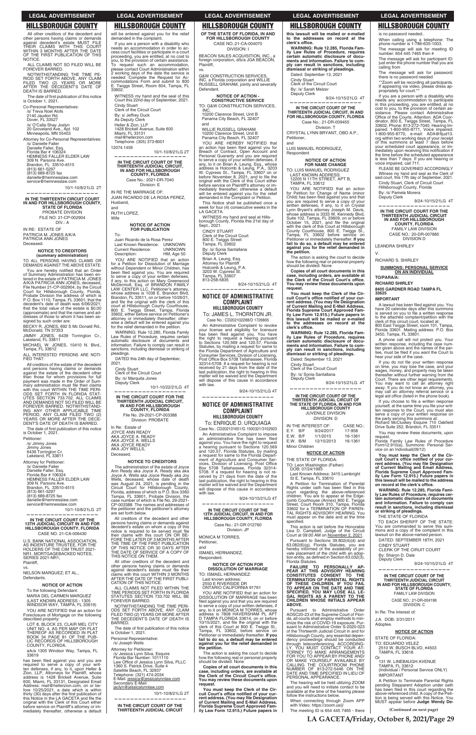All other creditors of the decedent and other persons having claims or demands against decedent's estate MUST FILE THEIR CLAIMS WITH THIS COURT WITHIN 3 MONTHS AFTER THE DATE OF THE FIRST PUBLICATION OF THIS NOTICE.

ALL CLAIMS NOT SO FILED WILL BE FOREVER BARRED.

NOTWITHSTANDING THE TIME PERIOD SET FORTH ABOVE, ANY CLAIM FILED TWO (2) YEARS OR MORE AFTER THE DECEDENT'S DATE OF DEATH IS BARRED.

The date of first publication of this notice is October 1, 2021.

Co-Personal Representatives:
/s/ Treva Noel Alofs
2140 Jaudon Rd.
Dover, FL 33527
/s/ O'Calla Shay Joslyn
20 Groveland Ave., Apt. 102
Minneapolis, MN 55403

Attorney for Co-Personal Representatives:
/s/ Danielle Faller
Danielle Faller, Esq.
Florida Bar # 106324
HEMNESS FALLER ELDER LAW
309 N. Parsons Ave.
Brandon, FL 33510-4515
(813) 661-5297
(813) 689-8725 fax
danielle@hemnesslaw.com
service@hemnesslaw.com

10/1-10/8/21LG 2T

---

**IN THE THIRTEENTH CIRCUIT COURT IN AND FOR HILLSBOROUGH COUNTY, STATE OF FLORIDA**
PROBATE DIVISION
FILE NO: 21-CP-002904
DIV.: A

IN RE: ESTATE OF
PATRICIA M. JONES A/K/A
PATRICIA ANN JONES
Deceased.

**NOTICE TO CREDITORS (summary administration)**

TO ALL PERSONS HAVING CLAIMS OR DEMANDS AGAINST THE ABOVE ESTATE:

You are hereby notified that an Order of Summary Administration has been entered in the estate of PATRICIA M. JONES A/K/A PATRICIA ANN JONES, deceased, File Number 21-CP-002904, by the Circuit Court for Hillsborough County, Florida, Probate Division the address of which is P.O. Box 1110, Tampa, FL 33601; that the decedent's date of death was 6/06/2021; that the total value of the estate is $0.00 (approximate) and that the names and addresses of those to whom it has been assigned by such order are:

BECKY R. JONES, 692 S Mc Donald Rd., McDonald, TN 37353

JIMMY JONES, 6439 Torrington Cr., Lakeland, FL 33811

MICHAEL W. JONES, 10410 N. Blvd., Tampa, FL 33612

ALL INTERESTED PERSONS ARE NOTIFIED THAT:

All creditors of the estate of the decedent and persons having claims or demands against the estate of the decedent other than those for whom provisions for full payment was made in the Order of Summary Administration must file their claims with this court WITHIN THE TIME PERIODS SET FORTH IN FLORIDA STATUTES SECTION 733.702. ALL CLAIMS AND DEMANDS NOT SO FILED WILL BE FOREVER BARRED. NOTWITHSTANDING ANY OTHER APPLICABLE TIME PERIOD, ANY CLAIM FILED TWO (2) YEARS OR MORE AFTER THE DECEDENT'S DATE OF DEATH IS BARRED.

The date of first publication of this notice is October 1, 2021.

Petitioner:
/s/ Jimmy Jones
Jimmy Jones
6439 Torrington Cr.
Lakeland, FL 33811

Attorney for Petitioner:
/s/ Danielle Faller
Danielle Faller, Esq.
Florida Bar # 106324
HEMNESS FALLER ELDER LAW
309 N. Parsons Ave.
Brandon, FL 33510-4515
(813) 661-5297
(813) 689-8725 fax
danielle@hemnesslaw.com
service@hemnesslaw.com

10/1-10/8/21LG 2T

---

**IN THE CIRCUIT COURT OF THE 13TH JUDICIAL CIRCUIT IN AND FOR HILLSBOROUGH COUNTY, FLORIDA**
CASE NO. 21-CA-006430

U.S. BANK NATIONAL ASSOCIATION, AS INDENTURE TRUSTEE, FOR THE HOLDERS OF THE CIM TRUST 2021-NR1, MORTGAGE-BACKED NOTES, SERIES 2021-NR1,
Plaintiff,
vs.
NELSON MARQUEZ; ET AL.,
Defendants.

**NOTICE OF ACTION**

To the following Defendant:
MARIA DEL CARMEN MARQUEZ (LAST KNOWN ADDRESS - 1305 WINDSOR WAY, TAMPA, FL 33619)

YOU ARE NOTIFIED that an action for Foreclosure of Mortgage on the following described property:

LOT 8, BLOCK 23, CLAIR MEL CITY UNIT NO. 4, AS PER MAP OR PLAT THEREOF AS RECORDED IN PLAT BOOK 34 PAGE 81 OF THE PUBLIC RECORDS OF HILLSBOROUGH COUNTY, FLORIDA.

a/k/a 1305 Windsor Way, Tampa, FL 33619

has been filed against you and you are required to serve a copy of your written defenses, if any, to it, upon Heller & Zion, LLP, Attorneys for Plaintiff, whose address is 1428 Brickell Avenue, Suite 600, Miami, FL 33131, Designated Email Address: mail@hellerzion.com, on or before 10/25/2021, a date which is within thirty (30) days after the first publication of this Notice in the LA GACETA and file the original with the Clerk of this Court either before service on Plaintiff's attorney or immediately thereafter, otherwise a default will be entered against you for the relief demanded in the complaint.

If you are a person with a disability who needs an accommodation in order to access court facilities or participate in a court proceeding, you are entitled, at no cost to you, to the provision of certain assistance. To request such an accommodation, please contact Court Administration within 2 working days of the date the service is needed: Complete the Request for Accommodations Form and submit to 800 E. Twiggs Street, Room 604, Tampa, FL 33602.

WITNESS my hand and the seal of this Court this 22nd day of September, 2021.

Cindy Stuart
Clerk of the Circuit Court
By: s/ Jeffrey Duck
As Deputy Clerk

Heller & Zion, LLP
1428 Brickell Avenue, Suite 600
Miami, FL 33131
mail@hellerzion.com
Telephone: (305) 373-8001
12074.1459

10/1-10/8/21LG 2T

---

**IN THE CIRCUIT COURT OF THE THIRTEENTH JUDICIAL CIRCUIT, IN AND FOR HILLSBOROUGH COUNTY, FLORIDA**
Case No.: 2021-DR-7040
Division: E

IN RE THE MARRIAGE OF:
JUAN RICARDO DE LA ROSA PEREZ,
Husband,
and
RUTH LOPEZ,
Wife

**NOTICE OF ACTION FOR PUBLICATION**

To:
Juan Ricardo de la Rosa Perez
Last Known Residence: UNKNOWN
Current Residence: UNKNOWN
Description: HM, Age 50

YOU ARE NOTIFIED that an action for a Petition for Dissolution of Marriage without Dependent or Minor Children, has been filed against you. You are required to serve a copy of your written defenses, if any, to this action on Mary Greenwood McDermott, Esq, of BRANDON FAMILY LAW CENTER LLC, Petitioner's attorney, whose address is 1038 E. Brandon Blvd, Brandon, FL 33511, on or before 10/26/21, and file the original with the clerk of this court at Hillsborough County Courthouse, 800 E. Twiggs Street, Tampa, Florida 33602, either before service on Petitioner's attorney or immediately thereafter; otherwise a default will be entered against you for the relief demanded in the petition.

WARNING: Rule 12.285, Florida Family Law Rules of Procedure, requires certain automatic disclosure of documents and information. Failure to comply can result in sanctions, including dismissal or striking of pleadings.

DATED this 24th day of September, 2021.

Cindy Stuart
Clerk of the Circuit Court
By: /S/ Marquita Jones
Deputy Clerk

10/1-10/22/21LG 4T

---

**IN THE CIRCUIT COURT FOR THE THIRTEENTH JUDICIAL CIRCUIT, IN AND FOR HILLSBOROUGH COUNTY, FLORIDA**
File No. 29-2021-CP-003388
Division: PROBATE

In Re: Estate of
JOYCE ANN READY
AKA JOYCE A. READY
AKA JOYCE A. WELLS
AKA JOYCE READY
AKA JOY WELLS,
Deceased.

**NOTICE TO CREDITORS**

The administration of the estate of Joyce Ann Ready aka Joyce A. Ready aka aka Joyce A. Wells aka Joyce Ready aka Joy Wells, deceased, whose date of death was August 24, 2021, is pending in the Circuit Court for Hillsborough County, Florida, address of which is P.O. Box 3360 Tampa, FL 33601, Probate Division, the case number of which is File No. 29-2021-CP-003388. The names and addresses of the petitioner and the petitioner's attorney are set forth below.

All creditors of the decedent and other persons having claims or demands against decedent's estate on whom a copy of this notice is required to be served must file their claims with this court ON OR BEFORE THE LATER OF 3 MONTHS AFTER THE TIME OF THE FIRST PUBLICATION OF THIS NOTICE OR 30 DAYS AFTER THE DATE OF SERVICE OF A COPY OF THIS NOTICE ON THEM.

All other creditors of the decedent and other persons having claims or demands against decedent's estate must file their claims with this court WITHIN 3 MONTHS AFTER THE DATE OF THE FIRST PUBLICATION OF THIS NOTICE.

ALL CLAIMS NOT FILED WITHIN THE TIME PERIODS SET FORTH IN FLORIDA STATUTES SECTION 733.702 WILL BE FOREVER BARRED.

NOTWITHSTANDING THE TIME PERIODS SET FORTH ABOVE, ANY CLAIM FILED TWO (2) YEARS OR MORE AFTER THE DECEDENT'S DATE OF DEATH IS BARRED.

The date of first publication of this notice is October 1, 2021.

Personal Representative:
/s/ Joseph Wells

Attorney for Petitioner:
/s/ Jessica Lynn Silva, Esquire
Florida Bar Number: 1011110
Law Office of Jessica Lynn Silva, PLLC
1360 S. Patrick Drive, Suite 4
Satellite Beach, FL 32937
Telephone: (321) 474-2034
E-Mail: jessica@jessicalynnlaw.com
Secondary E-Mail: jaclyn@jessicalynnlaw.com

10/1-10/8/21LG 2T

---

**IN THE CIRCUIT COURT OF THE THIRTEENTH JUDICIAL CIRCUIT OF THE STATE OF FLORIDA, IN AND FOR HILLSBOROUGH COUNTY**
CASE NO.:21-CA-004070
DIVISION: I

BEACON SALES ACQUISITION, INC., a foreign corporation, d/b/a JGA BEACON,
Plaintiff,
vs.
G&W CONSTRUCTION SERVICES, INC. a Florida corporation and WILLIE RUSSELL GRAHAM, jointly and severally
Defendant.

**NOTICE OF ACTION - CONSTRUCTIVE SERVICE**

TO: G&W CONSTRUCTION SERVICES, INC.
10200 Clarence Street, Unit B
Panama City Beach, FL 32407
and
WILLIE RUSSELL GRAHAM
10200 Clarence Street, Unit B
Panama City Beach, FL 32407

YOU ARE HEREBY NOTIFIED that an action has been filed against you for Breach of Contract, Open Account and Personal Guaranty and you are required to serve a copy of your written defenses, if any, to it on Brian A. Leung, Esq., whose address is Holcomb & Leung, P.A., 3203 W. Cypress St., Tampa, FL 33607 on or before November 8, 2021 and to file the original with the Clerk of this Court either before service on Plaintiff's attorney or immediately thereafter; otherwise a default will be entered against you for the relief demanded in the Complaint or Petition.

This Notice shall be published once a week for four (4) consecutive weeks in the LA GACETA.

WITNESS my hand and seal at Hillsborough County, Florida this 21st day of Sept., 2021.

CINDY STUART
Clerk of the Circuit Court
800 E. Twiggs Street
Tampa, FL 33602
By: /s/ Sonia Santallana
Deputy Clerk

Brian A. Leung, Esq.
Attorney for Plaintiff
Holcomb & Leung, P.A.
3203 W. Cypress St.
Tampa, FL 33607
813-258-5835

9/24-10/15/21LG 4T

---

**NOTICE OF ADMINISTRATIVE COMPLAINT**
**HILLSBOROUGH COUNTY**
To: JAMES L. THORNTON JR.
Case No.: CD202102288/D 1726865

An Administrative Complaint to revoke your license and eligibility for licensure has been filed against you. You have the right to request a hearing pursuant to Sections 120.569 and 120.57, Florida Statutes, by mailing a request for same to the Florida Department of Agriculture and Consumer Services, Division of Licensing, Post Office Box 5708 Tallahassee, Florida 32314-5708. If a request for hearing is not received by 21 days from the date of the last publication, the right to hearing in this matter will be waived and the Department will dispose of this cause in accordance with law.

9/24-10/15/21LG 4T

---

**NOTICE OF ADMINISTRATIVE COMPLAINT**
**HILLSBOROUGH COUNTY**
To: ENRIQUE D. URQUIAGA
Case No.: CD202101651/G 1500321/3102923

An Administrative Complaint to impose an administrative fine has been filed against you. You have the right to request a hearing pursuant to Sections 120.569 and 120.57, Florida Statutes, by mailing a request for same to the Florida Department of Agriculture and Consumer Services, Division of Licensing, Post Office Box 5708 Tallahassee, Florida 32314-5708. If a request for hearing is not received by 21 days from the date of the last publication, the right to hearing in this matter will be waived and the Department will dispose of this cause in accordance with law.

9/24-10/15/21LG 4T

---

**IN THE CIRCUIT COURT OF THE 13TH JUDICIAL CIRCUIT, IN AND FOR HILLSBOROUGH COUNTY, FLORIDA**
Case No.: 21-DR 012760
Division: JP

MONICA M TORRES,
Petitioner,
and
ISMAEL HERNANDEZ,
Respondent.

**NOTICE OF ACTION FOR DISSOLUTION OF MARRIAGE**

TO: ISMAEL HERNANDEZ:
Last known address:
2550 E RIVERSIDE DR
ONTARIO CALIFORNIA 91761

YOU ARE NOTIFIED that an action for DISSOLUTION OF MARRIAGE has been filed against you and that you are required to serve a copy of your written defenses, if any, to it on MONICA M TORRES, whose address is 7808 HAVERSHAM PL APT D TAMPA FLORIDA 33614, on or before 10/15/2021, and file the original with the clerk of this Court at 800 E. Twiggs St., Tampa, FL 33602, before service on Petitioner or immediately thereafter. **If you fail to do so, a default may be entered against you for the relief demanded in the petition.**

The action is asking the court to decide how the following real or personal property should be divided: None

**Copies of all court documents in this case, including orders, are available at the Clerk of the Circuit Court's office. You may review these documents upon request.**

**You must keep the Clerk of the Circuit Court's office notified of your current address. (You may file Designation of Current Mailing and E-Mail Address, Florida Supreme Court Approved Family Law Form 12.915.) Future papers in this lawsuit will be mailed or e-mailed to the addresses on record at the clerk's office.**

**WARNING: Rule 12.285, Florida Family Law Rules of Procedure, requires certain automatic disclosure of documents and information. Failure to comply can result in sanctions, including dismissal or striking of pleadings.**

Dated: September 13, 2021

Cindy Stuart
Clerk of the Circuit Court
By: /s/ Sarah Melzer
Deputy Clerk

9/24-10/15/21LG 4T

---

**IN THE CIRCUIT COURT OF THE THIRTEENTH JUDICIAL CIRCUIT, IN AND FOR HILLSBOROUGH COUNTY, FLORIDA**
Case No.: 21-DR-009455
Division: T

CRYSTAL LYNN BRYANT, OBO A.P.,
Petitioner,
and
LUIS MANUEL RODRIGUEZ,
Respondent

**NOTICE OF ACTION FOR NAME CHANGE**

TO: LUIS MANUEL RODRIGUEZ
LAST KNOWN ADDRESS:
12205 N 11TH STREET, APT B,
TAMPA, FL 33612

YOU ARE NOTIFIED that an action for Petition for Change of Name (minor Child) has been filed against you and that you are required to serve a copy of your written defenses, if any, to it on Crystal Lynn Bryant's attorney Joseph M. Davis, whose address is 3333 W. Kennedy Blvd, Suite 102, Tampa, FL 33609, on or before October 15, 2021, and file the original with the clerk of this Court at Hillsborough County Courthouse, 800 E. Twiggs St., Tampa, FL 33602 before service on Petitioner or immediately thereafter. **If you fail to do so, a default may be entered against you for the relief demanded in the petition.**

The action is asking the court to decide how the following real or personal property should be divided: None

**Copies of all court documents in this case, including orders, are available at the Clerk of the Circuit Court's office. You may review these documents upon request.**

**You must keep the Clerk of the Circuit Court's office notified of your current address. (You may file Designation of Current Mailing and E-Mail Address, Florida Supreme Court Approved Family Law Form 12.915.) Future papers in this lawsuit will be mailed or e-mailed to the addresses on record at the clerk's office.**

**WARNING: Rule 12.285, Florida Family Law Rules of Procedure, requires certain automatic disclosure of documents and information. Failure to comply can result in sanctions, including dismissal or striking of pleadings.**

Dated: September 13, 2021

Cindy Stuart
Clerk of the Circuit Court
By: /s/ Sonia Santallana
Deputy Clerk

9/24-10/15/21LG 4T

---

**IN THE CIRCUIT COURT OF THE THIRTEENTH JUDICIAL CIRCUIT OF THE STATE OF FLORIDA, IN AND FOR HILLSBOROUGH COUNTY**
JUVENILE DIVISION
DIVISION: D

| IN THE INTEREST OF: | | | CASE NO.: |
|---|---|---|---|
| E.Y. | B/F | 9/24/2017 | 17-958 |
| E.W. | B/F | 1/1/2015 | 16-1361 |
| E.W. | B/M | 12/15/2013 | 16-1361 |

Minor Children

**NOTICE OF ACTION**

THE STATE OF FLORIDA:
TO: Leon Washington (Father)
DOB: 07/24/1993
Last Known Address: 3415 Lambright St E, Tampa, FL 33610

A Petition for Termination of Parental Rights under oath has been filed in this court regarding the above-referenced children. You are to appear at the Edgecomb Courthouse (Annex) 800 E. Twiggs Street, Court Room 310, Tampa, Florida 33602 for a TERMINATION OF PARENTAL RIGHTS ADVISORY HEARING. You must appear on the date and at the time specified.

This action is set before the Honorable Lisa D. Campbell, Judge of the Circuit Court at 09:00 AM on November 2, 2021.

Pursuant to Sections 39.802(4)(d) and 63.082(6)(g), Florida Statutes, you are hereby informed of the availability of private placement of the child with an adoption entity, as defined in Section 63.032(3), Florida Statutes.

**FAILURE TO PERSONALLY APPEAR AT THIS ADVISORY HEARING CONSTITUTES CONSENT TO THE TERMINATION OF PARENTAL RIGHTS OF THESE CHILDREN. IF YOU FAIL TO APPEAR ON THE DATE AND TIME SPECIFIED, YOU MAY LOSE ALL LEGAL RIGHTS AS A PARENT TO THE CHILDREN WHOSE INITIALS APPEAR ABOVE.**

Pursuant to Administrative Order AOSC20-23 of the Supreme Court of Florida, all courts shall employ methods to minimize the risk of COVID-19 exposure. Pursuant to Administrative Order S-2020-023 of the Thirteenth Judicial Circuit in and for Hillsborough County, any essential dependency proceedings should be conducted through teleconferencing. ACCORDINGLY, YOU MUST CONTACT YOUR ATTORNEY TO MAKE ARRANGEMENTS FOR YOU TO APPEAR BY PHONE AND/OR MAKE YOURSELF AVAILABLE BY CALLING THE COURTROOM PHONE NUMBER OF 813-272-5446 ON THE DATE AND TIME SPECIFIED IN LIEU OF PERSONAL APPEARANCE.

The hearing will be held utilizing ZOOM and you will need to initiate contact to be available at the time of the hearing please follow the instructions below.

When connecting through Zoom APP with Video: https://zoom.us/j/

The meeting ID is 654 445 7465 - there is no password needed..

When calling using a telephone: The phone number is 1-786-635-1003.

The message will ask for meeting ID number: 654 445 7465 then #

The message will ask for participant ID: just enter the phone number that you are calling from

The message will ask for password: there is no password needed

**Zoom will be recording all participants. If appearing via video, please dress appropriately for court.**

If you are a person with a disability who needs any accommodation to participate in this proceeding, you are entitled, at no cost to you, to the provision of certain assistance. Please contact Administrative Office of the Courts, Attention: ADA Coordinator, 800 E. Twiggs Street, Tampa, FL 33602, Phone: 813-272-7040, Hearing Impaired: 1-800-955-8771, Voice impaired: 1-800-955-8770, e-mail: ADA@fljud13.org within two working days of your receipt of this summons at least 7 days before your scheduled court appearance, or immediately upon receiving this notification if the time before the scheduled appearance is less than 7 days. If you are hearing or voice impaired, call 711.

PLEASE BE GOVERNED ACCORDINGLY

Witness my hand and seal as the Clerk of said court, this 17th day of September, 2021.

Cindy Stuart, Clerk of Circuit Court
Hillsborough County, Florida
By: /s/ Pamela Morera
Deputy Clerk

9/24-10/15/21LG 4T

---

**IN THE CIRCUIT COURT FOR THE THIRTEENTH JUDICIAL CIRCUIT IN AND FOR HILLSBOROUGH COUNTY, FLORIDA**
FAMILY LAW DIVISION
CASE NO.: 20-DR-007885
DIVISON D

LEANDRA SHIRLEY
V.
RICHARD S. SHIRLEY

**SUMMONS: PERSONAL SERVICE ON AN INDIVIDUAL**

**TO/PARA/A:**
**RICHARD SHIRLEY**
**8405 GARDNER ROAD TAMPA FL 33625**

**IMPORTANT**

A lawsuit has been filed against you. You have 20 calendar days after this summons is served on you to file a written response to the attached complaint/petition with the clerk of this circuit court, located at: 800 East Twiggs Street, room 101, Tampa, Florida 33601. Mailing address: P.O. Box 3450, Tampa, FL 33601.

A phone call will not protect you. Your written response, including the case number given above and the names of the parties, must be filed if you want the Court to hear your side of the case.

If you do not file your written response on time, you may lose the case, and your wages, money, and property may be taken thereafter without further warning from the Court. There are other legal requirements. You may want to call an attorney right away. If you do not know an attorney, you may call an attorney referral service or a legal aid office (listed in the phone book).

If you choose to file a written response yourself, at the same time you file your written response to the Court, you must also serve a copy of your written response on the party serving this summons at: Richard McCluskey Esquire 710 Oakfield Drive Suite 252, Brandon, FL 33511

You may review these documents, upon request.

Florida Family Law Rules of Procedure Form12.910(a), Summons: Personal Service on an Individual(09/12)

**You must keep the Clerk of the Circuit Court's office notified of your current address. (You may file Designation of Current Mailing and Email Address, Florida Supreme Court Approved Family Law Form 12.915.) Future papers in this lawsuit will be mailed to the address on record at the clerk's office.**

**WARNING: Rule 12.285, Florida Family Law Rules of Procedure, requires certain automatic disclosure of documents and information. Failure to comply can result in sanctions, including dismissal or striking of pleadings.**

THE STATE OF FLORIDA

TO EACH SHERIFF OF THE STATE: You are commanded to serve this summons and a copy of the complaint in this lawsuit on the above-named person.

DATED: SEPTEMBER 18TH, 2021
CINDY STUART
CLERK OF THE CIRCUIT COURT
By: Sharon D. Dale
Deputy Clerk

9/24-10/15/21LG 4T

---

**IN THE CIRCUIT COURT OF THE THIRTEENTH JUDICIAL CIRCUIT IN AND FOR HILLSBOROUGH COUNTY, STATE OF FLORIDA**
FAMILY LAW DIVISION
CASE NO.: 21-DR-004196
DIVISION: C

In Re: The Interest of:
J.A. DOB: 3/31/2011
Adoptee.

**NOTICE OF ACTION**

STATE OF FLORIDA:
TO: EDUARDO VELEZ
2510 W. BUSCH BLVD, #4503
TAMPA, FL 33618
Or
131 W. LINEBAUGH AVENUE
TAMPA, FL 33612
(Individual / Personal Service ONLY)
IMPORTANT

A Petition to Terminate Parental Rights pending Stepparent Adoption under oath has been filed in this court regarding the above-referenced child. A copy of the Petition is being served with this Notice. You MUST appear before **Judge Wendy De-**

**(Continued on next page)**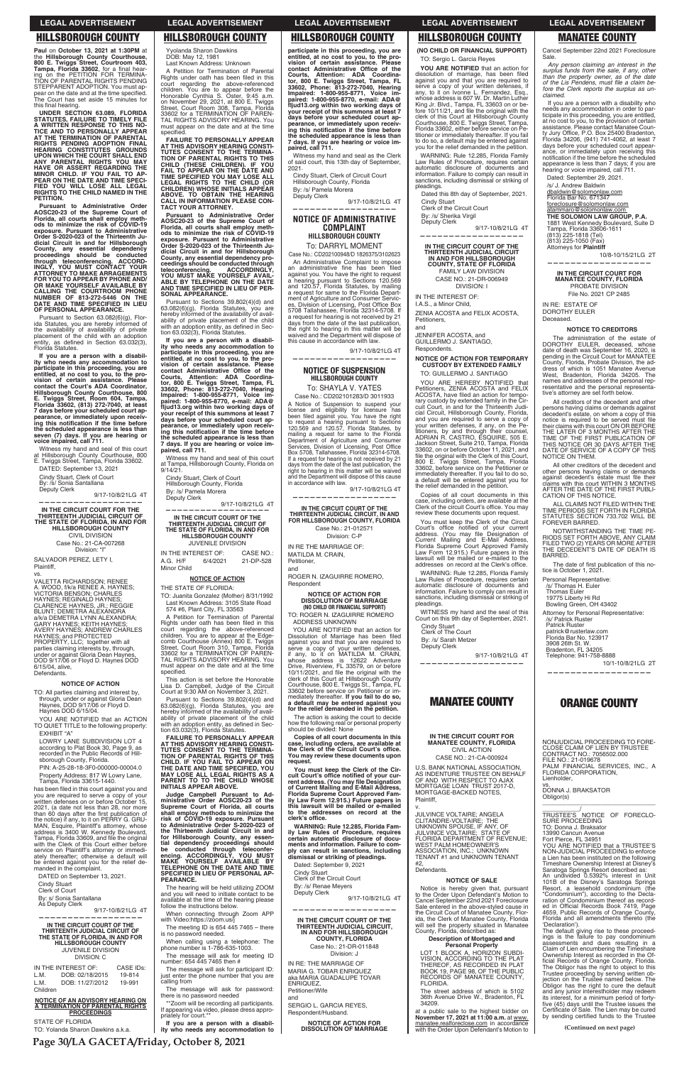## HILLSBOROUGH COUNTY

**Paul** on **October 13, 2021 at 1:30PM** at the **Hillsborough County Courthouse, 800 E. Twiggs Street, Courtroom 403, Tampa, Florida 33602**, for a final hearing on the PETITION FOR TERMINATION OF PARENTAL RIGHTS PENDING STEPPARENT ADOPTION. You must appear on the date and at the time specified. The Court has set aside 15 minutes for this final hearing.

**UNDER SECTION 63.089, FLORIDA STATUTES, FAILURE TO TIMELY FILE A WRITTEN RESPONSE TO THIS NOTICE AND TO PERSONALLY APPEAR AT THE TERMINATION OF PARENTAL RIGHTS PENDING ADOPTION FINAL HEARING CONSTITUTES GROUNDS UPON WHICH THE COURT SHALL END ANY PARENTAL RIGHTS YOU MAY HAVE OR ASSERT REGARDING THE MINOR CHILD. IF YOU FAIL TO APPEAR ON THE DATE AND TIME SPECIFIED YOU WILL LOSE ALL LEGAL RIGHTS TO THE CHILD NAMED IN THE PETITION.**

**Pursuant to Administrative Order AOSC20-23 of the Supreme Court of Florida, all courts shall employ methods to minimize the risk of COVID-19 exposure. Pursuant to Administrative Order S-2020-023 of the Thirteenth Judicial Circuit in and for Hillsborough County, any essential dependency proceedings should be conducted through teleconferencing. ACCORDINGLY, YOU MUST CONTACT YOUR ATTORNEY TO MAKE ARRAGEMENTS FOR YOU TO APPEAR BY PHONE AND/OR MAKE YOURSELF AVAILABLE BY CALLING THE COURTROOM PHONE NUMBER OF 813-272-5446 ON THE DATE AND TIME SPECIFIED IN LIEU OF PERSONAL APPEARANCE.**

Pursuant to Section 63.082(6)(g), Florida Statutes, you are hereby informed of the availability of availability of private placement of the child with an adoption entity, as defined in Section 63.032(3), Florida Statutes.

**If you are a person with a disability who needs any accommodation to participate in this proceeding, you are entitled, at no cost to you, to the provision of certain assistance. Please contact the Court's ADA Coordinator, Hillsborough County Courthouse, 800 E. Twiggs Street, Room 604, Tampa, Florida 33602, (813) 272-7040, at least 7 days before your scheduled court appearance, or immediately upon receiving this notification if the time before the scheduled appearance is less than seven (7) days. If you are hearing or voice impaired, call 711.**

Witness my hand and seal of this court at Hillsborough County Courthouse, 800 E. Twiggs Street, Tampa, Florida 33602.

DATED: September 13, 2021

Cindy Stuart, Clerk of Court
By: /s/ Sonia Santallana
Deputy Clerk

9/17-10/8/21LG 4T

---

**IN THE CIRCUIT COURT FOR THE THIRTEENTH JUDICIAL CIRCUIT OF THE STATE OF FLORIDA, IN AND FOR HILLSBOROUGH COUNTY**
CIVIL DIVISION
Case No.: 21-CA-007268
Division: "I"

SALVADOR PEREZ, LETY I,
Plaintiff,
vs.
VALETTA RICHARDSON; RENEE A. WOOD, f/k/a RENEE A. HAYNES; VICTORIA BENSON; CHARLES HAYNES; REGINALD HAYNES; CLARENCE HAYNES, JR.; REGGIE BLUNT; DEMETRA ALEXANDRA a/k/a DEMETRA LYNN ALEXANDRA; GARY HAYNES; KEITH HAYNES; AVERY HAYNES; ANDREW CHARLES HAYNES; and PROTECTED PROPERTY, LLC; together with all parties claiming interests by, through, under or against Gloria Dean Haynes, DOD 9/17/06 or Floyd D. Haynes DOD 6/15/04, alive,
Defendants.

**NOTICE OF ACTION**

TO: All parties claiming and interest by, through, under or against Gloria Dean Haynes, DOD 9/17/06 or Floyd D. Haynes DOD 6/15/04.

YOU ARE NOTIFIED that an ACTION TO QUIET TITLE to the following property:

EXHIBIT "A"

LOWRY LANE SUBDIVISION LOT 4 according to Plat Book 30, Page 9, as recorded in the Public Records of Hillsborough County, Florida.

PIN: A-25-28-18-3F0-000000-00004.0

Property Address: 817 W Lowry Lane, Tampa, Florida 33615-1440.

has been filed in this court against you and you are required to serve a copy of your written defenses on or before October 15, 2021, (a date not less than 28, nor more than 60 days after the first publication of the notice) if any, to it on PERRY G. GRUMAN, Esquire, Plaintiff's attorney, whose address is 3400 W. Kennedy Boulevard, Tampa, Florida 33609, and file the original with the Clerk of this Court either before service on Plaintiff's attorney or immediately thereafter; otherwise a default will be entered against you for the relief demanded in the complaint.

DATED on September 13, 2021.

Cindy Stuart
Clerk of Court
By: s/ Sonia Santallana
As Deputy Clerk

9/17-10/8/21LG 4T

---

**IN THE CIRCUIT COURT OF THE THIRTEENTH JUDICIAL CIRCUIT OF THE STATE OF FLORIDA, IN AND FOR HILLSBOROUGH COUNTY**
JUVENILE DIVISION
DIVISION: C

| IN THE INTEREST OF: | | CASE IDs: |
|---|---|---|
| L.M. | DOB: 02/18/2015 | 19-814 |
| L.M. | DOB: 11/27/2012 | 19-991 |
| Children | | |

**NOTICE OF AN ADVISORY HEARING ON A TERMINATION OF PARENTAL RIGHTS PROCEEDINGS**

STATE OF FLORIDA
TO: Yolanda Sharon Dawkins a.k.a. Yyolanda Sharon Dawkins
DOB: May 12, 1981
Last Known Address: Unknown

A Petition for Termination of Parental Rights under oath has been filed in this court regarding the above-referenced children. You are to appear before the Honorable Cynthia S. Oster, 9:45 a.m. on November 29, 2021, at 800 E. Twiggs Street, Court Room 308, Tampa, Florida 33602 for a TERMINATION OF PARENTAL RIGHTS ADVISORY HEARING. You must appear on the date and at the time specified.

**FAILURE TO PERSONALLY APPEAR AT THIS ADVISORY HEARING CONSTITUTES CONSENT TO THE TERMINATION OF PARENTAL RIGHTS TO THIS CHILD (THESE CHILDREN). IF YOU FAIL TO APPEAR ON THE DATE AND TIME SPECIFIED YOU MAY LOSE ALL LEGAL RIGHTS TO THE CHILD (OR CHILDREN) WHOSE INITIALS APPEAR ABOVE. TO OBTAIN THE HEARING CALL IN INFORMATION PLEASE CONTACT YOUR ATTORNEY.**

**Pursuant to Administrative Order AOSC20-23 of the Supreme Court of Florida, all courts shall employ methods to minimize the risk of COVID-19 exposure. Pursuant to Administrative Order S-2020-023 of the Thirteenth Judicial Circuit in and for Hillsborough County, any essential dependency proceedings should be conducted through teleconferencing. ACCORDINGLY, YOU MUST MAKE YOURSELF AVAILABLE BY TELEPHONE ON THE DATE AND TIME SPECIFIED IN LIEU OF PERSONAL APPEARANCE.**

Pursuant to Sections 39.802(4)(d) and 63.082(6)(g), Florida Statutes, you are hereby informed of the availability of availability of private placement of the child with an adoption entity, as defined in Section 63.032(3), Florida Statutes.

**If you are a person with a disability who needs any accommodation to participate in this proceeding, you are entitled, at no cost to you, to the provision of certain assistance. Please contact Administrative Office of the Courts, Attention: ADA Coordinator, 800 E. Twiggs Street, Tampa, FL 33602, Phone: 813-272-7040, Hearing Impaired: 1-800-955-8771, Voice impaired: 1-800-955-8770, e-mail: ADA@fljud13.org within two working days of your receipt of this summons at least 7 days before your scheduled court appearance, or immediately upon receiving this notification if the time before the scheduled appearance is less than 7 days. If you are hearing or voice impaired, call 711.**

Witness my hand and seal of this court at Tampa, Hillsborough County, Florida on 9/14/21.

Cindy Stuart, Clerk of Court
Hillsborough County, Florida
By: /s/ Pamela Morera
Deputy Clerk

9/17-10/8/21LG 4T

---

**IN THE CIRCUIT COURT OF THE THIRTEENTH JUDICIAL CIRCUIT OF THE STATE OF FLORIDA, IN AND FOR HILLSBOROUGH COUNTY**
JUVENILE DIVISION

| IN THE INTEREST OF: | | CASE NO.: |
|---|---|---|
| A.G. H/F | 6/4/2021 | 21-DP-528 |
| Minor Child | | |

**NOTICE OF ACTION**

THE STATE OF FLORIDA:

TO: Juanita Gonzalez (Mother) 8/31/1992
Last Known Address: 3105 State Road 574 #6, Plant City, FL 33563

A Petition for Termination of Parental Rights under oath has been filed in this court regarding the above-referenced children. You are to appear at the Edgecomb Courthouse (Annex) 800 E. Twiggs Street, Court Room 310, Tampa, Florida 33602 for a TERMINATION OF PARENTAL RIGHTS ADVISORY HEARING. You must appear on the date and at the time specified.

This action is set before the Honorable Lisa D. Campbell, Judge of the Circuit Court at 9:30 AM on November 3, 2021.

Pursuant to Sections 39.802(4)(d) and 63.082(6)(g), Florida Statutes, you are hereby informed of the availability of availability of private placement of the child with an adoption entity, as defined in Section 63.032(3), Florida Statutes.

**FAILURE TO PERSONALLY APPEAR AT THIS ADVISORY HEARING CONSTITUTES CONSENT TO THE TERMINATION OF PARENTAL RIGHTS TO THIS CHILD. IF YOU FAIL TO APPEAR ON THE DATE AND TIME SPECIFIED, YOU MAY LOSE ALL LEGAL RIGHTS AS A PARENT TO THE CHILD WHOSE INITIALS APPEAR ABOVE.**

**Judge Campbell Pursuant to Administrative Order AOSC20-23 of the Supreme Court of Florida, all courts shall employ methods to minimize the risk of COVID-19 exposure. Pursuant to Administrative Order S-2020-023 of the Thirteenth Judicial Circuit in and for Hillsborough County, any essential dependency proceedings should be conducted through teleconferencing. ACCORDINGLY, YOU MUST MAKE YOURSELF AVAILABLE BY TELEPHONE ON THE DATE AND TIME SPECIFIED IN LIEU OF PERSONAL APPEARANCE.**

The hearing will be held utilizing ZOOM and you will need to initiate contact to be available at the time of the hearing please follow the instructions below.

When connecting through Zoom APP with Video:https://zoom.us/j

The meeting ID is 654 445 7465 – there is no password needed.

When calling using a telephone: The phone number is 1-786-635-1003.

The message will ask for meeting ID number: 654 445 7465 then #

The message will ask for participant ID: just enter the phone number that you are calling from

The message will ask for password: there is no password needed

\*\*Zoom will be recording all participants. If appearing via video, please dress appropriately for court.\*\*

**If you are a person with a disability who needs any accommodation to participate in this proceeding, you are entitled, at no cost to you, to the provision of certain assistance. Please contact Administrative Office of the Courts, Attention: ADA Coordinator, 800 E. Twiggs Street, Tampa, FL 33602, Phone: 813-272-7040, Hearing Impaired: 1-800-955-8771, Voice impaired: 1-800-955-8770, e-mail: ADA@fljud13.org within two working days of your receipt of this summons at least 7 days before your scheduled court appearance, or immediately upon receiving this notification if the time before the scheduled appearance is less than 7 days. If you are hearing or voice impaired, call 711.**

Witness my hand and seal as the Clerk of said court, this 13th day of September, 2021.

Cindy Stuart, Clerk of Circuit Court
Hillsborough County, Florida
By: /s/ Pamela Morera
Deputy Clerk

9/17-10/8/21LG 4T

---

**NOTICE OF ADMINISTRATIVE COMPLAINT**
**HILLSBOROUGH COUNTY**

To: DARRYL MOMENT
Case No.: CD202100948/D 1826375/3102623

An Administrative Complaint to impose an administrative fine has been filed against you. You have the right to request a hearing pursuant to Sections 120.569 and 120.57, Florida Statutes, by mailing a request for same to the Florida Department of Agriculture and Consumer Services, Division of Licensing, Post Office Box 5708 Tallahassee, Florida 32314-5708. If a request for hearing is not received by 21 days from the date of the last publication, the right to hearing in this matter will be waived and the Department will dispose of this cause in accordance with law.

9/17-10/8/21LG 4T

---

**NOTICE OF SUSPENSION**
**HILLSBOROUGH COUNTY**

To: SHAYLA V. YATES
Case No.: CD202101283/D 3011933

A Notice of Suspension to suspend your license and eligibility for licensure has been filed against you. You have the right to request a hearing pursuant to Sections 120.569 and 120.57, Florida Statutes, by mailing a request for same to the Florida Department of Agriculture and Consumer Services, Division of Licensing, Post Office Box 5708, Tallahassee, Florida 32314-5708. If a request for hearing is not received by 21 days from the date of the last publication, the right to hearing in this matter will be waived and the Department will dispose of this cause in accordance with law.

9/17-10/8/21LG 4T

---

**IN THE CIRCUIT COURT OF THE THIRTEENTH JUDICIAL CIRCUIT, IN AND FOR HILLSBOROUGH COUNTY, FLORIDA**
Case No.: 21-012571
Division: C-P

IN RE THE MARRIAGE OF:
MATILDA M. CRAIN,
Petitioner,
and
ROGER N. IZAGUIRRE ROMERO,
Respondent

**NOTICE OF ACTION FOR DISSOLUTION OF MARRIAGE**
**(NO CHILD OR FINANCIAL SUPPORT)**

TO: ROGER N. IZAGUIRRE ROMERO
ADDRESS UNKNOWN

YOU ARE NOTIFIED that an action for Dissolution of Marriage has been filed against you and that you are required to serve a copy of your written defenses, if any, to it on MATILDA M. CRAIN, whose address is 12622 Adventure Drive, Riverview, FL 33579, on or before 10/11/2021, and file the original with the clerk of this Court at Hillsborough County Courthouse, 800 E. Twiggs St., Tampa, FL 33602 before service on Petitioner or immediately thereafter. **If you fail to do so, a default may be entered against you for the relief demanded in the petition.**

The action is asking the court to decide how the following real or personal property should be divided: None

**Copies of all court documents in this case, including orders, are available at the Clerk of the Circuit Court's office. You may review these documents upon request.**

**You must keep the Clerk of the Circuit Court's office notified of your current address. (You may file Designation of Current Mailing and E-Mail Address, Florida Supreme Court Approved Family Law Form 12.915.) Future papers in this lawsuit will be mailed or e-mailed to the addresses on record at the clerk's office.**

**WARNING: Rule 12.285, Florida Family Law Rules of Procedure, requires certain automatic disclosure of documents and information. Failure to comply can result in sanctions, including dismissal or striking of pleadings.**

Dated: September 9, 2021

Cindy Stuart
Clerk of the Circuit Court
By: /s/ Renae Meyers
Deputy Clerk

9/17-10/8/21LG 4T

---

**IN THE CIRCUIT COURT OF THE THIRTEENTH JUDICIAL CIRCUIT, IN AND FOR HILLSBOROUGH COUNTY, FLORIDA**
Case No.: 21-DR-011848
Division: J

IN RE: THE MARRIAGE OF
MARIA G. TOBAR ENRIQUEZ
aka MARIA GUADALUPE TOVAR ENRIQUEZ,
Petitioner/Wife
and
SERGIO L. GARCIA REYES,
Respondent/Husband.

**NOTICE OF ACTION FOR DISSOLUTION OF MARRIAGE**
**(NO CHILD OR FINANCIAL SUPPORT)**

TO: Sergio L. Garcia Reyes

**YOU ARE NOTIFIED** that an action for dissolution of marriage, has been filed against you and that you are required to serve a copy of your written defenses, if any, to it on Ivonne L. Fernandez, Esq., whose address is 607 W. Dr. Martin Luther King Jr. Blvd., Tampa, FL 33603 on or before 10/11/21, and file the original with the clerk of this Court at Hillsborough County Courthouse, 800 E. Twiggs Street, Tampa, Florida 33602, either before service on Petitioner or immediately thereafter. If you fail to do so, a default may be entered against you for the relief demanded in the petition.

WARNING: Rule 12.285, Florida Family Law Rules of Procedure, requires certain automatic disclosure of documents and information. Failure to comply can result in sanctions, including dismissal or striking of pleadings.

Dated this 8th day of September, 2021.

Cindy Stuart
Clerk of the Circuit Court
By: /s/ Sherika Virgil
Deputy Clerk

9/17-10/8/21LG 4T

---

**IN THE CIRCUIT COURT OF THE THIRTEENTH JUDICIAL CIRCUIT IN AND FOR HILLSBOROUGH COUNTY, STATE OF FLORIDA**
FAMILY LAW DIVISION
CASE NO.: 21-DR-006949
DIVISION: I

IN THE INTEREST OF:
I.A.S., a Minor Child,

ZENIA ACOSTA and FELIX ACOSTA,
Petitioners,
and
JENNIFER ACOSTA, and
GUILLERMO J. SANTIAGO,
Respondents.

**NOTICE OF ACTION FOR TEMPORARY CUSTODY BY EXTENDED FAMILY**

TO: GUILLERMO J. SANTIAGO

YOU ARE HEREBY NOTIFIED that Petitioners, ZENIA ACOSTA and FELIX ACOSTA, have filed an action for temporary custody by extended family in the Circuit Court, in and for the Thirteenth Judicial Circuit, Hillsborough County, Florida, and you are required to serve a copy of your written defenses, if any, on the Petitioners, by and through their counsel, ADRIAN R. CASTRO, ESQUIRE, 505 E. Jackson Street, Suite 210, Tampa, Florida 33602, on or before October 11, 2021, and file the original with the Clerk of this Court, 800 E. Twiggs Street, Tampa, Florida 33602, before service on the Petitioner or immediately thereafter. If you fail to do so, a default will be entered against you for the relief demanded in the petition.

Copies of all court documents in this case, including orders, are available at the Clerk of the Circuit Court's office. You may review these documents upon request.

You must keep the Clerk of the Circuit Court's office notified of your current address. (You may file Designation of Current Mailing and E-Mail Address, Florida Supreme Court Approved Family Law Form 12.915.) Future papers in this lawsuit will be mailed or e-mailed to the addresses on record at the Clerk's office.

WARNING: Rule 12.285, Florida Family Law Rules of Procedure, requires certain automatic disclosure of documents and information. Failure to comply can result in sanctions, including dismissal or striking of pleadings.

WITNESS my hand and the seal of this Court on this 9th day of September, 2021.

Cindy Stuart
Clerk of The Court
By: /s/ Sarah Metzer
Deputy Clerk

9/17-10/8/21LG 4T

---

## MANATEE COUNTY

**IN THE CIRCUIT COURT FOR MANATEE COUNTY, FLORIDA**
CIVIL ACTION
CASE NO.: 21-CA-000924

U.S. BANK NATIONAL ASSOCIATION, AS INDENTURE TRUSTEE ON BEHALF OF AND WITH RESPECT TO AJAX MORTGAGE LOAN TRUST 2017-D, MORTGAGE-BACKED NOTES,
Plaintiff,
v.
JULVINCE VOLTAIRE; ANGELA CLITANDRE-VOLTAIRE; THE UNKNOWN SPOUSE, IF ANY, OF JULVINCE VOLTAIRE; STATE OF FLORIDA DEPARTMENT OF REVENUE; WEST PALM HOMEOWNER'S ASSOCIATION, INC.; UNKNOWN TENANT #1 and UNKNOWN TENANT #2,
Defendants.

**NOTICE OF SALE**

Notice is hereby given that, pursuant to the Order Upon Defendant's Motion to Cancel September 22nd 2021 Foreclosure Sale entered in the above-styled cause in the Circuit Court of Manatee County, Florida, the Clerk of Manatee County, Florida will sell the property situated in Manatee County, Florida, described as:

**Description of Mortgaged and Personal Property**

LOT 1 BLOCK A, HORIZON SUBDIVISION, ACCORDING TO THE PLAT THEREOF, AS RECORDED IN PLAT BOOK 19, PAGE 98, OF THE PUBLIC RECORDS OF MANATEE COUNTY, FLORIDA.

The street address of which is 5102 36th Avenue Drive W., Bradenton, FL 34209.

at a public sale to the highest bidder on **November 17, 2021 at 11:00 a.m.** at www.manatee.realforeclose.com in accordance with the Order Upon Defendant's Motion to Cancel September 22nd 2021 Foreclosure Sale.

*Any person claiming an interest in the surplus funds from the sale, if any, other than the property owner, as of the date of the Lis Pendens, must file a claim before the Clerk reports the surplus as unclaimed.*

If you are a person with a disability who needs any accommodation in order to participate in this proceeding, you are entitled, at no cost to you, to the provision of certain assistance. Please contact Manatee County Jury Office, P.O. Box 25400 Bradenton, Florida 34206, (941) 741-4062, at least 7 days before your scheduled court appearance, or immediately upon receiving this notification if the time before the scheduled appearance is less than 7 days; if you are hearing or voice impaired, call 711.

Dated: September 29, 2021.

/s/ J. Andrew Baldwin
dbaldwin@solomonlaw.com
Florida Bar No. 671347
foreclosure@solomonlaw.com
atammaro@solomonlaw.com
**THE SOLOMON LAW GROUP, P.A.**
1881 West Kennedy Boulevard, Suite D
Tampa, Florida 33606-1611
(813) 225-1818 (Tel)
(813) 225-1050 (Fax)
Attorneys for **Plaintiff**

10/8-10/15/21LG 2T

---

**IN THE CIRCUIT COURT FOR MANATEE COUNTY, FLORIDA**
PROBATE DIVISION
File No. 2021 CP 2485

IN RE: ESTATE OF
DOROTHY EULER
Deceased.

**NOTICE TO CREDITORS**

The administration of the estate of DOROTHY EULER, deceased, whose date of death was September 16, 2020, is pending in the Circuit Court for MANATEE County, Florida, Probate Division, the address of which is 1051 Manatee Avenue West, Bradenton, Florida 34205. The names and addresses of the personal representative and the personal representative's attorney are set forth below.

All creditors of the decedent and other persons having claims or demands against decedent's estate, on whom a copy of this notice is required to be served must file their claims with this court ON OR BEFORE THE LATER OF 3 MONTHS AFTER THE TIME OF THE FIRST PUBLICATION OF THIS NOTICE OR 30 DAYS AFTER THE DATE OF SERVICE OF A COPY OF THIS NOTICE ON THEM.

All other creditors of the decedent and other persons having claims or demands against decedent's estate must file their claims with this court WITHIN 3 MONTHS AFTER THE DATE OF THE FIRST PUBLICATION OF THIS NOTICE.

ALL CLAIMS NOT FILED WITHIN THE TIME PERIODS SET FORTH IN FLORIDA STATUTES SECTION 733.702 WILL BE FOREVER BARRED.

NOTWITHSTANDING THE TIME PERIODS SET FORTH ABOVE, ANY CLAIM FILED TWO (2) YEARS OR MORE AFTER THE DECEDENT'S DATE OF DEATH IS BARRED.

The date of first publication of this notice is October 1, 2021.

Personal Representative:
/s/ Thomas H. Euler
Thomas Euler
19775 Liberty Hi Rd
Bowling Green, OH 43402

Attorney for Personal Representative:
/s/ Patrick Ruster
Patrick Ruster
patrick@rusterlaw.com
Florida Bar No. 123917
3908 26th St. W.
Bradenton, FL 34205
Telephone: 941-758-8888

10/1-10/8/21LG 2T

---

## ORANGE COUNTY

NONJUDICIAL PROCEEDING TO FORECLOSE CLAIM OF LIEN BY TRUSTEE
CONTRACT NO.: 7056502.000
FILE NO.: 21-019678
PALM FINANCIAL SERVICES, INC., A FLORIDA CORPORATION,
Lienholder,
vs.
DONNA J. BRAKSATOR
Obligor(s)

TRUSTEE'S NOTICE OF FORECLOSURE PROCEEDING
TO: Donna J. Braksator
13690 Cancun Avenue
Fort Pierce, FL 34951

YOU ARE NOTIFIED that a TRUSTEE'S NON-JUDICIAL PROCEEDING to enforce a Lien has been instituted on the following Timeshare Ownership Interest at Disney's Saratoga Springs Resort described as:

An undivided 0.5392% interest in Unit 101B of the Disney's Saratoga Springs Resort, a leasehold condominium (the "Condominium"), according to the Declaration of Condominium thereof as recorded in Official Records Book 7419, Page 4659, Public Records of Orange County, Florida and all amendments thereto (the 'Declaration').

The default giving rise to these proceedings is the failure to pay condominium assessments and dues resulting in a Claim of Lien encumbering the Timeshare Ownership Interest as recorded in the Official Records of Orange County, Florida. The Obligor has the right to object to this Trustee proceeding by serving written objection on the Trustee named below. The Obligor has the right to cure the default and any junior interestholder may redeem its interest, for a minimum period of forty-five (45) days until the Trustee issues the Certificate of Sale. The Lien may be cured by sending certified funds to the Trustee

**(Continued on next page)**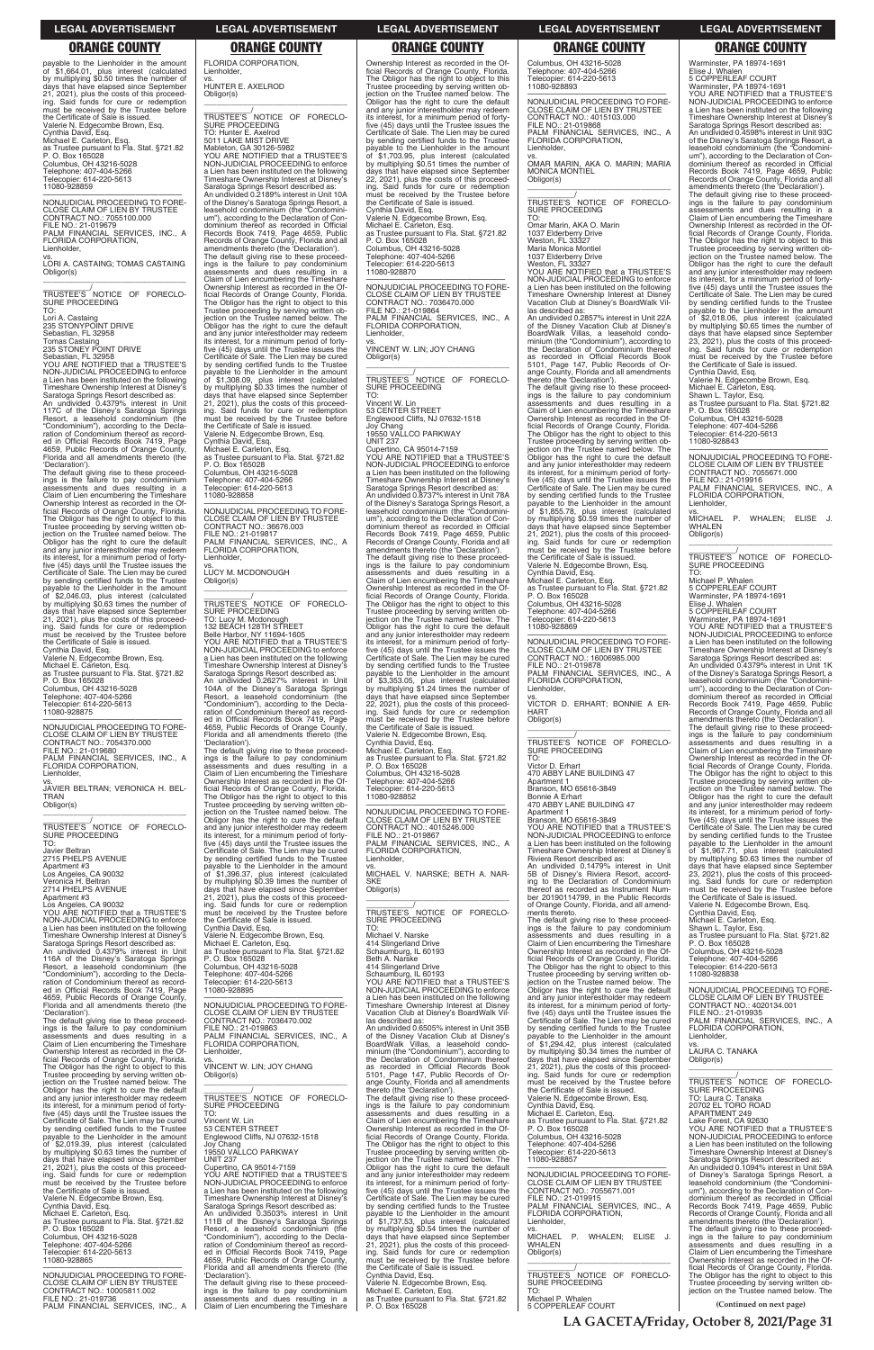payable to the Lienholder in the amount of $1,664.01, plus interest (calculated by multiplying $0.50 times the number of days that have elapsed since September 21, 2021), plus the costs of this proceeding. Said funds for cure or redemption must be received by the Trustee before the Certificate of Sale is issued.
Valerie N. Edgecombe Brown, Esq.
Cynthia David, Esq.
Michael E. Carleton, Esq.
as Trustee pursuant to Fla. Stat. §721.82
P. O. Box 165028
Columbus, OH 43216-5028
Telephone: 407-404-5266
Telecopier: 614-220-5613
11080-928859

---

NONJUDICIAL PROCEEDING TO FORECLOSE CLAIM OF LIEN BY TRUSTEE
CONTRACT NO.: 7055100.000
FILE NO.: 21-019679
PALM FINANCIAL SERVICES, INC., A FLORIDA CORPORATION,
Lienholder,
vs.
LORI A. CASTAING; TOMAS CASTAING
Obligor(s)

TRUSTEE'S NOTICE OF FORECLOSURE PROCEEDING
TO:
Lori A. Castaing
235 STONYPOINT DRIVE
Sebastian, FL 32958
Tomas Castaing
235 STONEY POINT DRIVE
Sebastian, FL 32958
YOU ARE NOTIFIED that a TRUSTEE'S NON-JUDICIAL PROCEEDING to enforce a Lien has been instituted on the following Timeshare Ownership Interest at Disney's Saratoga Springs Resort described as:
An undivided 0.4379% interest in Unit 117C of the Disney's Saratoga Springs Resort, a leasehold condominium (the "Condominium"), according to the Declaration of Condominium thereof as recorded in Official Records Book 7419, Page 4659, Public Records of Orange County, Florida and all amendments thereto (the 'Declaration').
The default giving rise to these proceedings is the failure to pay condominium assessments and dues resulting in a Claim of Lien encumbering the Timeshare Ownership Interest as recorded in the Official Records of Orange County, Florida. The Obligor has the right to object to this Trustee proceeding by serving written objection on the Trustee named below. The Obligor has the right to cure the default and any junior interestholder may redeem its interest, for a minimum period of forty-five (45) days until the Trustee issues the Certificate of Sale. The Lien may be cured by sending certified funds to the Trustee payable to the Lienholder in the amount of $2,046.03, plus interest (calculated by multiplying $0.63 times the number of days that have elapsed since September 21, 2021), plus the costs of this proceeding. Said funds for cure or redemption must be received by the Trustee before the Certificate of Sale is issued.
Cynthia David, Esq.
Valerie N. Edgecombe Brown, Esq.
Michael E. Carleton, Esq.
as Trustee pursuant to Fla. Stat. §721.82
P. O. Box 165028
Columbus, OH 43216-5028
Telephone: 407-404-5266
Telecopier: 614-220-5613
11080-928875

---

NONJUDICIAL PROCEEDING TO FORECLOSE CLAIM OF LIEN BY TRUSTEE
CONTRACT NO.: 7054370.000
FILE NO.: 21-019680
PALM FINANCIAL SERVICES, INC., A FLORIDA CORPORATION,
Lienholder,
vs.
JAVIER BELTRAN; VERONICA H. BELTRAN
Obligor(s)

TRUSTEE'S NOTICE OF FORECLOSURE PROCEEDING
TO:
Javier Beltran
2715 PHELPS AVENUE
Apartment #3
Los Angeles, CA 90032
Veronica H. Beltran
2714 PHELPS AVENUE
Apartment #3
Los Angeles, CA 90032
YOU ARE NOTIFIED that a TRUSTEE'S NON-JUDICIAL PROCEEDING to enforce a Lien has been instituted on the following Timeshare Ownership Interest at Disney's Saratoga Springs Resort described as:
An undivided 0.4379% interest in Unit 116A of the Disney's Saratoga Springs Resort, a leasehold condominium (the "Condominium"), according to the Declaration of Condominium thereof as recorded in Official Records Book 7419, Page 4659, Public Records of Orange County, Florida and all amendments thereto (the 'Declaration').
The default giving rise to these proceedings is the failure to pay condominium assessments and dues resulting in a Claim of Lien encumbering the Timeshare Ownership Interest as recorded in the Official Records of Orange County, Florida. The Obligor has the right to object to this Trustee proceeding by serving written objection on the Trustee named below. The Obligor has the right to cure the default and any junior interestholder may redeem its interest, for a minimum period of forty-five (45) days until the Trustee issues the Certificate of Sale. The Lien may be cured by sending certified funds to the Trustee payable to the Lienholder in the amount of $2,019.39, plus interest (calculated by multiplying $0.63 times the number of days that have elapsed since September 21, 2021), plus the costs of this proceeding. Said funds for cure or redemption must be received by the Trustee before the Certificate of Sale is issued.
Valerie N. Edgecombe Brown, Esq.
Cynthia David, Esq.
Michael E. Carleton, Esq.
as Trustee pursuant to Fla. Stat. §721.82
P. O. Box 165028
Columbus, OH 43216-5028
Telephone: 407-404-5266
Telecopier: 614-220-5613
11080-928865

---

NONJUDICIAL PROCEEDING TO FORECLOSE CLAIM OF LIEN BY TRUSTEE
CONTRACT NO.: 10005811.002
FILE NO.: 21-019736
PALM FINANCIAL SERVICES, INC., A FLORIDA CORPORATION,
Lienholder,
vs.
HUNTER E. AXELROD
Obligor(s)

TRUSTEE'S NOTICE OF FORECLOSURE PROCEEDING
TO: Hunter E. Axelrod
5011 LAKE MIST DRIVE
Mableton, GA 30126-5282
YOU ARE NOTIFIED that a TRUSTEE'S NON-JUDICIAL PROCEEDING to enforce a Lien has been instituted on the following Timeshare Ownership Interest at Disney's Saratoga Springs Resort described as:
An undivided 0.2189% interest in Unit 10A of the Disney's Saratoga Springs Resort, a leasehold condominium (the "Condominium"), according to the Declaration of Condominium thereof as recorded in Official Records Book 7419, Page 4659, Public Records of Orange County, Florida and all amendments thereto (the 'Declaration').
The default giving rise to these proceedings is the failure to pay condominium assessments and dues resulting in a Claim of Lien encumbering the Timeshare Ownership Interest as recorded in the Official Records of Orange County, Florida. The Obligor has the right to object to this Trustee proceeding by serving written objection on the Trustee named below. The Obligor has the right to cure the default and any junior interestholder may redeem its interest, for a minimum period of forty-five (45) days until the Trustee issues the Certificate of Sale. The Lien may be cured by sending certified funds to the Trustee payable to the Lienholder in the amount of $1,308.09, plus interest (calculated by multiplying $0.33 times the number of days that have elapsed since September 21, 2021), plus the costs of this proceeding. Said funds for cure or redemption must be received by the Trustee before the Certificate of Sale is issued.
Valerie N. Edgecombe Brown, Esq.
Cynthia David, Esq.
Michael E. Carleton, Esq.
as Trustee pursuant to Fla. Stat. §721.82
P. O. Box 165028
Columbus, OH 43216-5028
Telephone: 407-404-5266
Telecopier: 614-220-5613
11080-928858

---

NONJUDICIAL PROCEEDING TO FORECLOSE CLAIM OF LIEN BY TRUSTEE
CONTRACT NO.: 38676.003
FILE NO.: 21-019817
PALM FINANCIAL SERVICES, INC., A FLORIDA CORPORATION,
Lienholder,
vs.
LUCY M. MCDONOUGH
Obligor(s)

TRUSTEE'S NOTICE OF FORECLOSURE PROCEEDING
TO: Lucy M. Mcdonough
132 BEACH 128TH STREET
Belle Harbor, NY 11694-1605
YOU ARE NOTIFIED that a TRUSTEE'S NON-JUDICIAL PROCEEDING to enforce a Lien has been instituted on the following Timeshare Ownership Interest at Disney's Saratoga Springs Resort described as:
An undivided 0.2627% interest in Unit 104A of the Disney's Saratoga Springs Resort, a leasehold condominium (the "Condominium"), according to the Declaration of Condominium thereof as recorded in Official Records Book 7419, Page 4659, Public Records of Orange County, Florida and all amendments thereto (the 'Declaration').
The default giving rise to these proceedings is the failure to pay condominium assessments and dues resulting in a Claim of Lien encumbering the Timeshare Ownership Interest as recorded in the Official Records of Orange County, Florida. The Obligor has the right to object to this Trustee proceeding by serving written objection on the Trustee named below. The Obligor has the right to cure the default and any junior interestholder may redeem its interest, for a minimum period of forty-five (45) days until the Trustee issues the Certificate of Sale. The Lien may be cured by sending certified funds to the Trustee payable to the Lienholder in the amount of $1,396.37, plus interest (calculated by multiplying $0.39 times the number of days that have elapsed since September 21, 2021), plus the costs of this proceeding. Said funds for cure or redemption must be received by the Trustee before the Certificate of Sale is issued.
Cynthia David, Esq.
Valerie N. Edgecombe Brown, Esq.
Michael E. Carleton, Esq.
as Trustee pursuant to Fla. Stat. §721.82
P. O. Box 165028
Columbus, OH 43216-5028
Telephone: 407-404-5266
Telecopier: 614-220-5613
11080-928895

---

NONJUDICIAL PROCEEDING TO FORECLOSE CLAIM OF LIEN BY TRUSTEE
CONTRACT NO.: 7036470.002
FILE NO.: 21-019863
PALM FINANCIAL SERVICES, INC., A FLORIDA CORPORATION,
Lienholder,
vs.
VINCENT W. LIN; JOY CHANG
Obligor(s)

TRUSTEE'S NOTICE OF FORECLOSURE PROCEEDING
TO:
Vincent W. Lin
53 CENTER STREET
Englewood Cliffs, NJ 07632-1518
Joy Chang
19550 VALLCO PARKWAY
UNIT 237
Cupertino, CA 95014-7159
YOU ARE NOTIFIED that a TRUSTEE'S NON-JUDICIAL PROCEEDING to enforce a Lien has been instituted on the following Timeshare Ownership Interest at Disney's Saratoga Springs Resort described as:
An undivided 0.3503% interest in Unit 111B of the Disney's Saratoga Springs Resort, a leasehold condominium (the "Condominium"), according to the Declaration of Condominium thereof as recorded in Official Records Book 7419, Page 4659, Public Records of Orange County, Florida and all amendments thereto (the 'Declaration').
The default giving rise to these proceedings is the failure to pay condominium assessments and dues resulting in a Claim of Lien encumbering the Timeshare Ownership Interest as recorded in the Official Records of Orange County, Florida. The Obligor has the right to cure the default and any junior interestholder may redeem its interest, for a minimum period of forty-five (45) days until the Trustee issues the Certificate of Sale. The Lien may be cured by sending certified funds to the Trustee payable to the Lienholder in the amount of $1,703.95, plus interest (calculated by multiplying $0.51 times the number of days that have elapsed since September 22, 2021), plus the costs of this proceeding. Said funds for cure or redemption must be received by the Trustee before the Certificate of Sale is issued.
Cynthia David, Esq.
Valerie N. Edgecombe Brown, Esq.
Michael E. Carleton, Esq.
as Trustee pursuant to Fla. Stat. §721.82
P. O. Box 165028
Columbus, OH 43216-5028
Telephone: 407-404-5266
Telecopier: 614-220-5613
11080-928870

---

NONJUDICIAL PROCEEDING TO FORECLOSE CLAIM OF LIEN BY TRUSTEE
CONTRACT NO.: 7036470.000
FILE NO.: 21-019864
PALM FINANCIAL SERVICES, INC., A FLORIDA CORPORATION,
Lienholder,
vs.
VINCENT W. LIN; JOY CHANG
Obligor(s)

TRUSTEE'S NOTICE OF FORECLOSURE PROCEEDING
TO:
Vincent W. Lin
53 CENTER STREET
Englewood Cliffs, NJ 07632-1518
Joy Chang
19550 VALLCO PARKWAY
UNIT 237
Cupertino, CA 95014-7159
YOU ARE NOTIFIED that a TRUSTEE'S NON-JUDICIAL PROCEEDING to enforce a Lien has been instituted on the following Timeshare Ownership Interest at Disney's Saratoga Springs Resort described as:
An undivided 0.8737% interest in Unit 78A of the Disney's Saratoga Springs Resort, a leasehold condominium (the "Condominium"), according to the Declaration of Condominium thereof as recorded in Official Records Book 7419, Page 4659, Public Records of Orange County, Florida and all amendments thereto (the 'Declaration').
The default giving rise to these proceedings is the failure to pay condominium assessments and dues resulting in a Claim of Lien encumbering the Timeshare Ownership Interest as recorded in the Official Records of Orange County, Florida. The Obligor has the right to object to this Trustee proceeding by serving written objection on the Trustee named below. The Obligor has the right to cure the default and any junior interestholder may redeem its interest, for a minimum period of forty-five (45) days until the Trustee issues the Certificate of Sale. The Lien may be cured by sending certified funds to the Trustee payable to the Lienholder in the amount of $3,353.05, plus interest (calculated by multiplying $1.24 times the number of days that have elapsed since September 22, 2021), plus the costs of this proceeding. Said funds for cure or redemption must be received by the Trustee before the Certificate of Sale is issued.
Valerie N. Edgecombe Brown, Esq.
Cynthia David, Esq.
Michael E. Carleton, Esq.
as Trustee pursuant to Fla. Stat. §721.82
P. O. Box 165028
Columbus, OH 43216-5028
Telephone: 407-404-5266
Telecopier: 614-220-5613
11080-928852

---

NONJUDICIAL PROCEEDING TO FORECLOSE CLAIM OF LIEN BY TRUSTEE
CONTRACT NO.: 4015246.000
FILE NO.: 21-019867
PALM FINANCIAL SERVICES, INC., A FLORIDA CORPORATION,
Lienholder,
vs.
MICHAEL V. NARSKE; BETH A. NARSKE
Obligor(s)

TRUSTEE'S NOTICE OF FORECLOSURE PROCEEDING
TO:
Michael V. Narske
414 Slingerland Drive
Schaumburg, IL 60193
Beth A. Narske
414 Slingerland Drive
Schaumburg, IL 60193
YOU ARE NOTIFIED that a TRUSTEE'S NON-JUDICIAL PROCEEDING to enforce a Lien has been instituted on the following Timeshare Ownership Interest at Disney Vacation Club at Disney's BoardWalk Villas described as:
An undivided 0.6505% interest in Unit 35B of the Disney Vacation Club at Disney's BoardWalk Villas, a leasehold condominium (the "Condominium"), according to the Declaration of Condominium thereof as recorded in Official Records Book 5101, Page 147, Public Records of Orange County, Florida and all amendments thereto (the 'Declaration').
The default giving rise to these proceedings is the failure to pay condominium assessments and dues resulting in a Claim of Lien encumbering the Timeshare Ownership Interest as recorded in the Official Records of Orange County, Florida. The Obligor has the right to object to this Trustee proceeding by serving written objection on the Trustee named below. The Obligor has the right to cure the default and any junior interestholder may redeem its interest, for a minimum period of forty-five (45) days until the Trustee issues the Certificate of Sale. The Lien may be cured by sending certified funds to the Trustee payable to the Lienholder in the amount of $1,737.53, plus interest (calculated by multiplying $0.54 times the number of days that have elapsed since September 21, 2021), plus the costs of this proceeding. Said funds for cure or redemption must be received by the Trustee before the Certificate of Sale is issued.
Cynthia David, Esq.
Valerie N. Edgecombe Brown, Esq.
Michael E. Carleton, Esq.
as Trustee pursuant to Fla. Stat. §721.82
P. O. Box 165028
Columbus, OH 43216-5028
Telephone: 407-404-5266
Telecopier: 614-220-5613
11080-928893

---

NONJUDICIAL PROCEEDING TO FORECLOSE CLAIM OF LIEN BY TRUSTEE
CONTRACT NO.: 4015103.000
FILE NO.: 21-019868
PALM FINANCIAL SERVICES, INC., A FLORIDA CORPORATION,
Lienholder,
vs.
OMAR MARIN, AKA O. MARIN; MARIA MONICA MONTIEL
Obligor(s)

TRUSTEE'S NOTICE OF FORECLOSURE PROCEEDING
TO:
Omar Marin, AKA O. Marin
1037 Elderberry Drive
Weston, FL 33327
Maria Monica Montiel
1037 Elderberry Drive
Weston, FL 33327
YOU ARE NOTIFIED that a TRUSTEE'S NON-JUDICIAL PROCEEDING to enforce a Lien has been instituted on the following Timeshare Ownership Interest at Disney Vacation Club at Disney's BoardWalk Villas described as:
An undivided 0.2857% interest in Unit 22A of the Disney Vacation Club at Disney's BoardWalk Villas, a leasehold condominium (the "Condominium"), according to the Declaration of Condominium thereof as recorded in Official Records Book 5101, Page 147, Public Records of Orange County, Florida and all amendments thereto (the 'Declaration').
The default giving rise to these proceedings is the failure to pay condominium assessments and dues resulting in a Claim of Lien encumbering the Timeshare Ownership Interest as recorded in the Official Records of Orange County, Florida. The Obligor has the right to object to this Trustee proceeding by serving written objection on the Trustee named below. The Obligor has the right to cure the default and any junior interestholder may redeem its interest, for a minimum period of forty-five (45) days until the Trustee issues the Certificate of Sale. The Lien may be cured by sending certified funds to the Trustee payable to the Lienholder in the amount of $1,855.78, plus interest (calculated by multiplying $0.59 times the number of days that have elapsed since September 21, 2021), plus the costs of this proceeding. Said funds for cure or redemption must be received by the Trustee before the Certificate of Sale is issued.
Valerie N. Edgecombe Brown, Esq.
Cynthia David, Esq.
Michael E. Carleton, Esq.
as Trustee pursuant to Fla. Stat. §721.82
P. O. Box 165028
Columbus, OH 43216-5028
Telephone: 407-404-5266
Telecopier: 614-220-5613
11080-928869

---

NONJUDICIAL PROCEEDING TO FORECLOSE CLAIM OF LIEN BY TRUSTEE
CONTRACT NO.: 16006985.000
FILE NO.: 21-019878
PALM FINANCIAL SERVICES, INC., A FLORIDA CORPORATION,
Lienholder,
vs.
VICTOR D. ERHART; BONNIE A ERHART
Obligor(s)

TRUSTEE'S NOTICE OF FORECLOSURE PROCEEDING
TO:
Victor D. Erhart
470 ABBY LANE BUILDING 47
Apartment 1
Branson, MO 65616-3849
Bonnie A Erhart
470 ABBY LANE BUILDING 47
Apartment 1
Branson, MO 65616-3849
YOU ARE NOTIFIED that a TRUSTEE'S NON-JUDICIAL PROCEEDING to enforce a Lien has been instituted on the following Timeshare Ownership Interest at Disney's Riviera Resort described as:
An undivided 0.1479% interest in Unit 5B of Disney's Riviera Resort, according to the Declaration of Condominium thereof as recorded as Instrument Number 20190114799, in the Public Records of Orange County, Florida, and all amendments thereto.
The default giving rise to these proceedings is the failure to pay condominium assessments and dues resulting in a Claim of Lien encumbering the Timeshare Ownership Interest as recorded in the Official Records of Orange County, Florida. The Obligor has the right to object to this Trustee proceeding by serving written objection on the Trustee named below. The Obligor has the right to cure the default and any junior interestholder may redeem its interest, for a minimum period of forty-five (45) days until the Trustee issues the Certificate of Sale. The Lien may be cured by sending certified funds to the Trustee payable to the Lienholder in the amount of $1,294.42, plus interest (calculated by multiplying $0.34 times the number of days that have elapsed since September 21, 2021), plus the costs of this proceeding. Said funds for cure or redemption must be received by the Trustee before the Certificate of Sale is issued.
Valerie N. Edgecombe Brown, Esq.
Cynthia David, Esq.
Michael E. Carleton, Esq.
as Trustee pursuant to Fla. Stat. §721.82
P. O. Box 165028
Columbus, OH 43216-5028
Telephone: 407-404-5266
Telecopier: 614-220-5613
11080-928857

---

NONJUDICIAL PROCEEDING TO FORECLOSE CLAIM OF LIEN BY TRUSTEE
CONTRACT NO.: 7055671.001
FILE NO.: 21-019915
PALM FINANCIAL SERVICES, INC., A FLORIDA CORPORATION,
Lienholder,
vs.
MICHAEL P. WHALEN; ELISE J. WHALEN
Obligor(s)

TRUSTEE'S NOTICE OF FORECLOSURE PROCEEDING
TO:
Michael P. Whalen
5 COPPERLEAF COURT
Warminster, PA 18974-1691
Elise J. Whalen
5 COPPERLEAF COURT
Warminster, PA 18974-1691
YOU ARE NOTIFIED that a TRUSTEE'S NON-JUDICIAL PROCEEDING to enforce a Lien has been instituted on the following Timeshare Ownership Interest at Disney's Saratoga Springs Resort described as:
An undivided 0.4598% interest in Unit 93C of the Disney's Saratoga Springs Resort, a leasehold condominium (the "Condominium"), according to the Declaration of Condominium thereof as recorded in Official Records Book 7419, Page 4659, Public Records of Orange County, Florida and all amendments thereto (the 'Declaration').
The default giving rise to these proceedings is the failure to pay condominium assessments and dues resulting in a Claim of Lien encumbering the Timeshare Ownership Interest as recorded in the Official Records of Orange County, Florida. The Obligor has the right to object to this Trustee proceeding by serving written objection on the Trustee named below. The Obligor has the right to cure the default and any junior interestholder may redeem its interest, for a minimum period of forty-five (45) days until the Trustee issues the Certificate of Sale. The Lien may be cured by sending certified funds to the Trustee payable to the Lienholder in the amount of $2,018.06, plus interest (calculated by multiplying $0.65 times the number of days that have elapsed since September 23, 2021), plus the costs of this proceeding. Said funds for cure or redemption must be received by the Trustee before the Certificate of Sale is issued.
Cynthia David, Esq.
Valerie N. Edgecombe Brown, Esq.
Michael E. Carleton, Esq.
Shawn L. Taylor, Esq.
as Trustee pursuant to Fla. Stat. §721.82
P. O. Box 165028
Columbus, OH 43216-5028
Telephone: 407-404-5266
Telecopier: 614-220-5613
11080-928843

---

NONJUDICIAL PROCEEDING TO FORECLOSE CLAIM OF LIEN BY TRUSTEE
CONTRACT NO.: 7055671.000
FILE NO.: 21-019916
PALM FINANCIAL SERVICES, INC., A FLORIDA CORPORATION,
Lienholder,
vs.
MICHAEL P. WHALEN; ELISE J. WHALEN
Obligor(s)

TRUSTEE'S NOTICE OF FORECLOSURE PROCEEDING
TO:
Michael P. Whalen
5 COPPERLEAF COURT
Warminster, PA 18974-1691
Elise J. Whalen
5 COPPERLEAF COURT
Warminster, PA 18974-1691
YOU ARE NOTIFIED that a TRUSTEE'S NON-JUDICIAL PROCEEDING to enforce a Lien has been instituted on the following Timeshare Ownership Interest at Disney's Saratoga Springs Resort described as:
An undivided 0.4379% interest in Unit 1K of the Disney's Saratoga Springs Resort, a leasehold condominium (the "Condominium"), according to the Declaration of Condominium thereof as recorded in Official Records Book 7419, Page 4659, Public Records of Orange County, Florida and all amendments thereto (the 'Declaration').
The default giving rise to these proceedings is the failure to pay condominium assessments and dues resulting in a Claim of Lien encumbering the Timeshare Ownership Interest as recorded in the Official Records of Orange County, Florida. The Obligor has the right to object to this Trustee proceeding by serving written objection on the Trustee named below. The Obligor has the right to cure the default and any junior interestholder may redeem its interest, for a minimum period of forty-five (45) days until the Trustee issues the Certificate of Sale. The Lien may be cured by sending certified funds to the Trustee payable to the Lienholder in the amount of $1,967.71, plus interest (calculated by multiplying $0.63 times the number of days that have elapsed since September 23, 2021), plus the costs of this proceeding. Said funds for cure or redemption must be received by the Trustee before the Certificate of Sale is issued.
Valerie N. Edgecombe Brown, Esq.
Cynthia David, Esq.
Michael E. Carleton, Esq.
Shawn L. Taylor, Esq.
as Trustee pursuant to Fla. Stat. §721.82
P. O. Box 165028
Columbus, OH 43216-5028
Telephone: 407-404-5266
Telecopier: 614-220-5613
11080-928838

---

NONJUDICIAL PROCEEDING TO FORECLOSE CLAIM OF LIEN BY TRUSTEE
CONTRACT NO.: 4020134.001
FILE NO.: 21-019935
PALM FINANCIAL SERVICES, INC., A FLORIDA CORPORATION,
Lienholder,
vs.
LAURA C. TANAKA
Obligor(s)

TRUSTEE'S NOTICE OF FORECLOSURE PROCEEDING
TO: Laura C. Tanaka
20702 EL TORO ROAD
APARTMENT 249
Lake Forest, CA 92630
YOU ARE NOTIFIED that a TRUSTEE'S NON-JUDICIAL PROCEEDING to enforce a Lien has been instituted on the following Timeshare Ownership Interest at Disney's Saratoga Springs Resort described as:
An undivided 0.1094% interest in Unit 59A of Disney's Saratoga Springs Resort, a leasehold condominium (the "Condominium"), according to the Declaration of Condominium thereof as recorded in Official Records Book 7419, Page 4659, Public Records of Orange County, Florida and all amendments thereto (the 'Declaration').
The default giving rise to these proceedings is the failure to pay condominium assessments and dues resulting in a Claim of Lien encumbering the Timeshare Ownership Interest as recorded in the Official Records of Orange County, Florida. The Obligor has the right to object to this Trustee proceeding by serving written objection on the Trustee named below. The

**(Continued on next page)**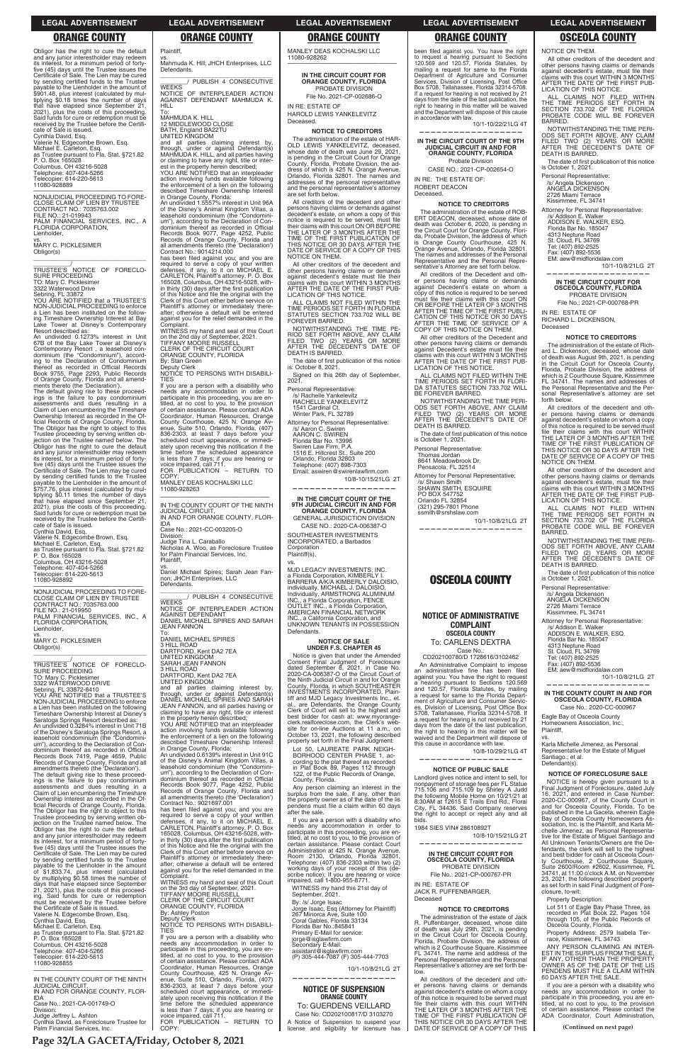## ORANGE COUNTY

Obligor has the right to cure the default and any junior interestholder may redeem its interest, for a minimum period of forty-five (45) days until the Trustee issues the Certificate of Sale. The Lien may be cured by sending certified funds to the Trustee payable to the Lienholder in the amount of $901.48, plus interest (calculated by multiplying $0.18 times the number of days that have elapsed since September 21, 2021), plus the costs of this proceeding. Said funds for cure or redemption must be received by the Trustee before the Certificate of Sale is issued.
Cynthia David, Esq.
Valerie N. Edgecombe Brown, Esq.
Michael E. Carleton, Esq.
as Trustee pursuant to Fla. Stat. §721.82
P. O. Box 165028
Columbus, OH 43216-5028
Telephone: 407-404-5266
Telecopier: 614-220-5613
11080-928889

NONJUDICIAL PROCEEDING TO FORECLOSE CLAIM OF LIEN BY TRUSTEE
CONTRACT NO.: 7035763.002
FILE NO.: 21-019943
PALM FINANCIAL SERVICES, INC., A FLORIDA CORPORATION,
Lienholder,
vs.
MARY C. PICKLESIMER
Obligor(s)
_______________/

TRUSTEE'S NOTICE OF FORECLOSURE PROCEEDING
TO: Mary C. Picklesimer
3322 Waterwood Drive
Sebring, FL 33872
YOU ARE NOTIFIED that a TRUSTEE'S NON-JUDICIAL PROCEEDING to enforce a Lien has been instituted on the following Timeshare Ownership Interest at Bay Lake Tower at Disney's Contemporary Resort described as:
An undivided 0.1273% interest in Unit 67B of the Bay Lake Tower at Disney's Contemporary Resort , a leasehold condominium (the "Condominium"), according to the Declaration of Condominium thereof as recorded in Official Records Book 9755, Page 2293, Public Records of Orange County, Florida and all amendments thereto (the 'Declaration').
The default giving rise to these proceedings is the failure to pay condominium assessments and dues resulting in a Claim of Lien encumbering the Timeshare Ownership Interest as recorded in the Official Records of Orange County, Florida. The Obligor has the right to object to this Trustee proceeding by serving written objection on the Trustee named below. The Obligor has the right to cure the default and any junior interestholder may redeem its interest, for a minimum period of forty-five (45) days until the Trustee issues the Certificate of Sale. The Lien may be cured by sending certified funds to the Trustee payable to the Lienholder in the amount of $757.76, plus interest (calculated by multiplying $0.11 times the number of days that have elapsed since September 21, 2021), plus the costs of this proceeding. Said funds for cure or redemption must be received by the Trustee before the Certificate of Sale is issued.
Cynthia David, Esq.
Valerie N. Edgecombe Brown, Esq.
Michael E. Carleton, Esq.
as Trustee pursuant to Fla. Stat. §721.82
P. O. Box 165028
Columbus, OH 43216-5028
Telephone: 407-404-5266
Telecopier: 614-220-5613
11080-928892

NONJUDICIAL PROCEEDING TO FORECLOSE CLAIM OF LIEN BY TRUSTEE
CONTRACT NO.: 7035763.000
FILE NO.: 21-019950
PALM FINANCIAL SERVICES, INC., A FLORIDA CORPORATION,
Lienholder,
vs.
MARY C. PICKLESIMER
Obligor(s)
_______________/

TRUSTEE'S NOTICE OF FORECLOSURE PROCEEDING
TO: Mary C. Picklesimer
3322 WATERWOOD DRIVE
Sebring, FL 33872-8410
YOU ARE NOTIFIED that a TRUSTEE'S NON-JUDICIAL PROCEEDING to enforce a Lien has been instituted on the following Timeshare Ownership Interest at Disney's Saratoga Springs Resort described as:
An undivided 0.3284% interest in Unit 71B of the Disney's Saratoga Springs Resort, a leasehold condominium (the "Condominium"), according to the Declaration of Condominium thereof as recorded in Official Records Book 7419, Page 4659, Public Records of Orange County, Florida and all amendments thereto (the 'Declaration').
The default giving rise to these proceedings is the failure to pay condominium assessments and dues resulting in a Claim of Lien encumbering the Timeshare Ownership Interest as recorded in the Official Records of Orange County, Florida. The Obligor has the right to object to this Trustee proceeding by serving written objection on the Trustee named below. The Obligor has the right to cure the default and any junior interestholder may redeem its interest, for a minimum period of forty-five (45) days until the Trustee issues the Certificate of Sale. The Lien may be cured by sending certified funds to the Trustee payable to the Lienholder in the amount of $1,833.74, plus interest (calculated by multiplying $0.58 times the number of days that have elapsed since September 21, 2021), plus the costs of this proceeding. Said funds for cure or redemption must be received by the Trustee before the Certificate of Sale is issued.
Valerie N. Edgecombe Brown, Esq.
Cynthia David, Esq.
Michael E. Carleton, Esq.
as Trustee pursuant to Fla. Stat. §721.82
P. O. Box 165028
Columbus, OH 43216-5028
Telephone: 407-404-5266
Telecopier: 614-220-5613
11080-928855

IN THE COUNTY COURT OF THE NINTH JUDICIAL CIRCUIT,
IN AND FOR ORANGE COUNTY, FLORIDA
Case No.: 2021-CA-001749-O
Division:
Judge Jeffrey L. Ashton
Cynthia David, as Foreclosure Trustee for Palm Financial Services, Inc.
Plaintiff,
vs.
Mahmuda K. Hill; JHCH Enterprises, LLC
Defendants.
_______________/ PUBLISH 4 CONSECUTIVE WEEKS

NOTICE OF INTERPLEADER ACTION AGAINST DEFENDANT MAHMUDA K. HILL
To:
MAHMUDA K. HILL
12 MIDDLEWOOD CLOSE
BATH, England BA22TU
UNITED KINGDOM
and all parties claiming interest by, through, under or against Defendant(s) MAHMUDA K. HILL, and all parties having or claiming to have any right, title or interest in the property herein described;
YOU ARE NOTIFIED that an interpleader action involving funds available following the enforcement of a lien on the following described Timeshare Ownership Interest in Orange County, Florida:
An undivided 1.5557% interest in Unit 96A of the Disney's Animal Kingdom Villas, a leasehold condominium (the "Condominium"), according to the Declaration of Condominium thereof as recorded in Official Records Book 9077, Page 4252, Public Records of Orange County, Florida and all amendments thereto (the 'Declaration')
Contract No.: 9014214.000
has been filed against you; and you are required to serve a copy of your written defenses, if any, to it on MICHAEL E. CARLETON, Plaintiff's attorney, P. O. Box 165028, Columbus, OH 43216-5028, within thirty (30) days after the first publication of this Notice and file the original with the Clerk of this Court either before service on Plaintiff's attorney or immediately thereafter; otherwise a default will be entered against you for the relief demanded in the Complaint.
WITNESS my hand and seal of this Court on the 2nd day of September, 2021.
TIFFANY MOORE RUSSELL
CLERK OF THE CIRCUIT COURT
ORANGE COUNTY, FLORIDA
By: Stan Green
Deputy Clerk
NOTICE TO PERSONS WITH DISABILITIES
If you are a person with a disability who needs any accommodation in order to participate in this proceeding, you are entitled, at no cost to you, to the provision of certain assistance. Please contact ADA Coordinator, Human Resources, Orange County Courthouse, 425 N. Orange Avenue, Suite 510, Orlando, Florida, (407) 836-2303, at least 7 days before your scheduled court appearance, or immediately upon receiving this notification if the time before the scheduled appearance is less than 7 days; if you are hearing or voice impaired, call 711.
FOR PUBLICATION – RETURN TO COPY:
MANLEY DEAS KOCHALSKI LLC
11080-928263

IN THE COUNTY COURT OF THE NINTH JUDICIAL CIRCUIT,
IN AND FOR ORANGE COUNTY, FLORIDA
Case No.: 2021-CC-003205-O
Division:
Judge Tina L. Caraballo
Nicholas A. Woo, as Foreclosure Trustee for Palm Financial Services, Inc.
Plaintiff,
vs.
Daniel Michael Spires; Sarah Jean Fannon; JHCH Enterprises, LLC
Defendants.
_______________/ PUBLISH 4 CONSECUTIVE WEEKS

NOTICE OF INTERPLEADER ACTION AGAINST DEFENDANT DANIEL MICHAEL SPIRES AND SARAH JEAN FANNON
To:
DANIEL MICHAEL SPIRES
3 HILL ROAD
DARTFORD, Kent DA2 7EA
UNITED KINGDOM
SARAH JEAN FANNON
3 HILL ROAD
DARTFORD, Kent DA2 7EA
UNITED KINGDOM
and all parties claiming interest by, through, under or against Defendant(s) DANIEL MICHAEL SPIRES AND SARAH JEAN FANNON, and all parties having or claiming to have any right, title or interest in the property herein described;
YOU ARE NOTIFIED that an interpleader action involving funds available following the enforcement of a lien on the following described Timeshare Ownership Interest in Orange County, Florida:
An undivided 0.6139% interest in Unit 91C of the Disney's Animal Kingdom Villas, a leasehold condominium (the "Condominium"), according to the Declaration of Condominium thereof as recorded in Official Records Book 9077, Page 4252, Public Records of Orange County, Florida and all amendments thereto (the 'Declaration')
Contract No.: 9021697.001
has been filed against you; and you are required to serve a copy of your written defenses, if any, to it on MICHAEL E. CARLETON, Plaintiff's attorney, P. O. Box 165028, Columbus, OH 43216-5028, within thirty (30) days after the first publication of this Notice and file the original with the Clerk of this Court either before service on Plaintiff's attorney or immediately thereafter; otherwise a default will be entered against you for the relief demanded in the Complaint.
WITNESS my hand and seal of this Court on the 3rd day of September, 2021.
TIFFANY MOORE RUSSELL
CLERK OF THE CIRCUIT COURT
ORANGE COUNTY, FLORIDA
By: Ashley Poston
Deputy Clerk
NOTICE TO PERSONS WITH DISABILITIES
If you are a person with a disability who needs any accommodation in order to participate in this proceeding, you are entitled, at no cost to you, to the provision of certain assistance. Please contact ADA Coordinator, Human Resources, Orange County Courthouse, 425 N. Orange Avenue, Suite 510, Orlando, Florida, (407) 836-2303, at least 7 days before your scheduled court appearance, or immediately upon receiving this notification if the time before the scheduled appearance is less than 7 days; if you are hearing or voice impaired, call 711.
FOR PUBLICATION – RETURN TO COPY:
MANLEY DEAS KOCHALSKI LLC
11080-928262

IN THE CIRCUIT COURT FOR ORANGE COUNTY, FLORIDA
PROBATE DIVISION
File No. 2021-CP-002686-O
IN RE: ESTATE OF
HAROLD LEWIS YANKELEVITZ
Deceased.

NOTICE TO CREDITORS
The administration of the estate of HAROLD LEWIS YANKELEVITZ, deceased, whose date of death was June 29, 2021, is pending in the Circuit Court for Orange County, Florida, Probate Division, the address of which is 425 N. Orange Avenue, Orlando, Florida 32801. The names and addresses of the personal representative and the personal representative's attorney are set forth below.
All creditors of the decedent and other persons having claims or demands against decedent's estate, on whom a copy of this notice is required to be served, must file their claims with this court ON OR BEFORE THE LATER OF 3 MONTHS AFTER THE TIME OF THE FIRST PUBLICATION OF THIS NOTICE OR 30 DAYS AFTER THE DATE OF SERVICE OF A COPY OF THIS NOTICE ON THEM.
All other creditors of the decedent and other persons having claims or demands against decedent's estate must file their claims with this court WITHIN 3 MONTHS AFTER THE DATE OF THE FIRST PUBLICATION OF THIS NOTICE.
ALL CLAIMS NOT FILED WITHIN THE TIME PERIODS SET FORTH IN FLORIDA STATUTES SECTION 733.702 WILL BE FOREVER BARRED.
NOTWITHSTANDING THE TIME PERIOD SET FORTH ABOVE, ANY CLAIM FILED TWO (2) YEARS OR MORE AFTER THE DECEDENT'S DATE OF DEATH IS BARRED.
The date of first publication of this notice is: October 8, 2021.
Signed on this 26th day of September, 2021.
Personal Representative:
/s/ Rachelle Yankelevitz
RACHELLE YANKELEVITZ
1541 Cardinal Ct.
Winter Park, FL 32789
Attorney for Personal Representative:
/s/ Aaron C. Swiren
AARON C. SWIREN
Florida Bar No. 13996
Swiren Law Firm, P.A.
1516 E. Hillcrest St., Suite 200
Orlando, Florida 32803
Telephone: (407) 898-7303
Email: aswiren@swirenlawfirm.com
10/8-10/15/21LG 2T

IN THE CIRCUIT COURT OF THE 9TH JUDICIAL CIRCUIT IN AND FOR ORANGE COUNTY, FLORIDA
GENERAL JURISDICTION DIVISION
CASE NO.: 2020-CA-006387-O
SOUTHEASTER INVESTMENTS INCORPORATED, a Barbados Corporation
Plaintiff(s),
vs.
MJD LEGACY INVESTMENTS, INC. a Florida Corporation, KIMBERLY I. BARRERA A/K/A KIMBERLY DALOISIO, individually, MICHAEL J. DALOISIO, individually, ARMSTRONG ALUMINUM INC., a Florida Corporation, FENCE OUTLET INC., a Florida Corporation, AMERICAN FINANCIAL NETWORK INC., a California Corporation, and UNKNOWN TENANTS IN POSSESSION
Defendants.

NOTICE OF SALE UNDER F.S. CHAPTER 45
Notice is given that under the Amended Consent Final Judgment of Foreclosure dated September 8, 2021, in Case No. 2020-CA-006387-O of the Circuit Court of the Ninth Judicial Circuit in and for Orange County, Florida, in which SOUTHEASTER INVESTMENTS INCORPORATED, Plaintiff and MJD Legacy Investments Inc., et. al., are Defendants, the Orange County Clerk of Court will sell to the highest and best bidder for cash at: www.myorangeclerk.realforeclose.com, the Clerk's website for on-line Auctions at 11 a.m., on October 13, 2021, the following described property set forth in the Final Judgment:
Lot 50, LAUREATE PARK NEIGHBORHOOD CENTER PHASE 1, according to the plat thereof as recorded in Plat Book 89, Pages 112 through 122, of the Public Records of Orange, County, Florida.
Any person claiming an interest in the surplus from the sale, if any, other than the property owner as of the date of the lis pendens must file a claim within 60 days after the sale.
If you are a person with a disability who needs any accommodation in order to participate in this proceeding, you are entitled, at no cost to you, to the provision of certain assistance. Please contact Court Administration at 425 N. Orange Avenue, Room 2130, Orlando, Florida 32801, Telephone: (407) 836-2303 within two (2) working days of your receipt of this (describe notice); If you are hearing or voice impaired, call 1-800-955-8771.
WITNESS my hand this 21st day of September, 2021.
By: /s/ Jorge Isaac
Jorge Isaac, Esq (Attorney for Plaintiff)
267 Minorca Ave, Suite 100
Coral Gables, Florida 33134
Florida Bar No.:845841
Primary E-Mail for service: jorge@isglawfirm.com
Secondary E-Mail: assistant@isglawfirm.com
(P) 305-444-7087 (F) 305-444-7703
10/1-10/8/21LG 2T

NOTICE OF SUSPENSION
ORANGE COUNTY
To: GUERDENS VEILLARD
Case No: CD202100817/D 3103270
A Notice of Suspension to suspend your license and eligibility for licensure has been filed against you. You have the right to request a hearing pursuant to Sections 120.569 and 120.57, Florida Statutes, by mailing a request for same to the Florida Department of Agriculture and Consumer Services, Division of Licensing, Post Office Box 5708, Tallahassee, Florida 32314-5708. If a request for hearing is not received by 21 days from the date of the last publication, the right to hearing in this matter will be waived and the Department will dispose of this cause in accordance with law.
10/1-10/22/21LG 4T

IN THE CIRCUIT COURT OF THE 9TH JUDICIAL CIRCUIT IN AND FOR ORANGE COUNTY, FLORIDA
Probate Division
CASE NO.: 2021-CP-002654-O
IN RE: THE ESTATE OF:
ROBERT DEACON
Deceased.

NOTICE TO CREDITORS
The administration of the estate of ROBERT DEACON, deceased, whose date of death was October 6, 2020, is pending in the Circuit Court for Orange County, Florida, Probate Division, the address of which is Orange County Courthouse, 425 N. Orange Avenue, Orlando, Florida 32801. The names and addresses of the Personal Representative and the Personal Representative's Attorney are set forth below.
All creditors of the Decedent and other persons having claims or demands against Decedent's estate on whom a copy of this notice is required to be served must file their claims with this court ON OR BEFORE THE LATER OF 3 MONTHS AFTER THE TIME OF THE FIRST PUBLICATION OF THIS NOTICE OR 30 DAYS AFTER THE DATE OF SERVICE OF A COPY OF THIS NOTICE ON THEM.
All other creditors of the Decedent and other persons having claims or demands against Decedent's estate must file their claims with this court WITHIN 3 MONTHS AFTER THE DATE OF THE FIRST PUBLICATION OF THIS NOTICE.
ALL CLAIMS NOT FILED WITHIN THE TIME PERIODS SET FORTH IN FLORIDA STATUTES SECTION 733.702 WILL BE FOREVER BARRED.
NOTWITHSTANDING THE TIME PERIODS SET FORTH ABOVE, ANY CLAIM FILED TWO (2) YEARS OR MORE AFTER THE DECEDENT'S DATE OF DEATH IS BARRED.
The date of first publication of this notice is October 1, 2021.
Personal Representative:
Thomas Jordan
8641 Meadowbrook Dr.
Pensacola, FL 32514
Attorney for Personal Representative:
/s/ Shawn Smith
SHAWN SMITH, ESQUIRE
PO BOX 547752
Orlando FL 32854
(321) 295-7801 Phone
ssmith@srshslaw.com
10/1-10/8/21LG 2T

## OSCEOLA COUNTY

NOTICE OF ADMINISTRATIVE COMPLAINT
OSCEOLA COUNTY
To: CARLENS DEXTRA
Case No.: CD202100780/D 1728616/3102462
An Administrative Complaint to impose an administrative fine has been filed against you. You have the right to request a hearing pursuant to Sections 120.569 and 120.57, Florida Statutes, by mailing a request for same to the Florida Department of Agriculture and Consumer Services, Division of Licensing, Post Office Box 5708, Tallahassee, Florida 32314-5708. If a request for hearing is not received by 21 days from the date of the last publication, the right to hearing in this matter will be waived and the Department will dispose of this cause in accordance with law.
10/8-10/29/21LG 4T

NOTICE OF PUBLIC SALE
Landlord gives notice and intent to sell, for nonpayment of storage fees per FL Statue 715.105 and 715.109 by Shirley A Judd the following Mobile Home on 10/21/21 at 8:30AM at 12615 E Trails End Rd., Floral City, FL 34436. Said Company reserves the right to accept or reject any and all bids.
1984 SIES VIN# 28610892T
10/8-10/15/21LG 2T

IN THE CIRCUIT COURT FOR OSCEOLA COUNTY, FLORIDA
PROBATE DIVISION
File No.: 2021-CP-000767-PR
IN RE: ESTATE OF
JACK R. PUFFENBARGER,
Deceased

NOTICE TO CREDITORS
The administration of the estate of Jack R. Puffenbarger, deceased, whose date of death was July 29th, 2021, is pending in the Circuit Court for Osceola County, Florida, Probate Division, the address of which is 2 Courthouse Square. Kissimmee FL 34741. The name and address of the Personal Representative and the Personal Representative's attorney are set forth below.
All creditors of the decedent and other persons having claims or demands against decedent's estate on whom a copy of this notice is required to be served must file their claims with this court WITHIN THE LATER OF 3 MONTHS AFTER THE TIME OF THE FIRST PUBLICATION OF THIS NOTICE OR 30 DAYS AFTER THE DATE OF SERVICE OF A COPY OF THIS NOTICE ON THEM.
All other creditors of the decedent and other persons having claims or demands against decedent's estate, must file their claims with this court WITHIN 3 MONTHS AFTER THE DATE OF THE FIRST PUBLICATION OF THIS NOTICE.
ALL CLAIMS NOT FILED WITHIN THE TIME PERIODS SET FORTH IN SECTION 733.702 OF THE FLORIDA PROBATE CODE WILL BE FOREVER BARRED.
NOTWITHSTANDING THE TIME PERIODS SET FORTH ABOVE, ANY CLAIM FILED TWO (2) YEARS OR MORE AFTER THE DECEDENT'S DATE OF DEATH IS BARRED.
The date of first publication of this notice is October 1, 2021.
Personal Representative:
/s/ Angela Dickenson
ANGELA DICKENSON
2726 Miami Terrace
Kissimmee, FL 34741
Attorney for Personal Representative:
/s/ Addison E. Walker
ADDISON E. WALKER, ESQ.
Florida Bar No. 185047
4313 Neptune Road
St. Cloud, FL 34769
Tel: (407) 892-5525
Fax: (407) 892-5536
EM: aew@midfloridalaw.com
10/1-10/8/21LG 2T

IN THE CIRCUIT COURT FOR OSCEOLA COUNTY, FLORIDA
PROBATE DIVISION
File No.: 2021-CP-000768-PR
IN RE: ESTATE OF
RICHARD L. DICKENSON,
Deceased

NOTICE TO CREDITORS
The administration of the estate of Richard L. Dickenson, deceased, whose date of death was August 9th, 2021, is pending in the Circuit Court for Osceola County, Florida, Probate Division, the address of which is 2 Courthouse Square, Kissimmee FL 34741. The names and addresses of the Personal Representative and the Personal Representative's attorney are set forth below.
All creditors of the decedent and other persons having claims or demands against decedent's estate on whom a copy of this notice is required to be served must file their claims with this court WITHIN THE LATER OF 3 MONTHS AFTER THE TIME OF THE FIRST PUBLICATION OF THIS NOTICE OR 30 DAYS AFTER THE DATE OF SERVICE OF A COPY OF THIS NOTICE ON THEM.
All other creditors of the decedent and other persons having claims or demands against decedent's estate, must file their claims with this court WITHIN 3 MONTHS AFTER THE DATE OF THE FIRST PUBLICATION OF THIS NOTICE.
ALL CLAIMS NOT FILED WITHIN THE TIME PERIODS SET FORTH IN SECTION 733.702 OF THE FLORIDA PROBATE CODE WILL BE FOREVER BARRED.
NOTWITHSTANDING THE TIME PERIODS SET FORTH ABOVE, ANY CLAIM FILED TWO (2) YEARS OR MORE AFTER THE DECEDENT'S DATE OF DEATH IS BARRED.
The date of first publication of this notice is October 1, 2021.
Personal Representative:
/s/ Angela Dickenson
ANGELA DICKENSON
2726 Miami Terrace
Kissimmee, FL 34741
Attorney for Personal Representative:
/s/ Addison E. Walker
ADDISON E. WALKER, ESQ.
Florida Bar No. 185047
4313 Neptune Road
St. Cloud, FL 34769
Tel: (407) 892-5525
Fax: (407) 892-5536
EM: aew@midfloridalaw.com
10/1-10/8/21LG 2T

IN THE COUNTY COURT IN AND FOR OSCEOLA COUNTY, FLORIDA
Case No.: 2020-CC-000967
Eagle Bay of Osceola County Homeowners Association, Inc.,
Plaintiff,
vs.
Karla Michelle Jimenez, as Personal Representative for the Estate of Miguel Santiago.; et al.
Defendant(s).

NOTICE OF FORECLOSURE SALE
NOTICE is hereby given pursuant to a Final Judgment of Foreclosure, dated July 16, 2021, and entered in Case Number: 2020-CC-000967, of the County Court in and for Osceola County, Florida. To be published in the La Gaceta, wherein Eagle Bay of Osceola County Homeowners Association, Inc. is the Plaintiff, and Karla Michelle Jimenez, as Personal Representative for the Estate of Miguel Santiago and All Unknown Tenants/Owners are the Defendants, the clerk will sell to the highest and best bidder for cash at Osceola County Courthouse, 2 Courthouse Square, Suite 2600/Room #2602, Kissimmee, FL 34741, at 11:00 o'clock A.M. on November 23, 2021, the following described property as set forth in said Final Judgment of Foreclosure, to-wit:
Property Description:
Lot 511 of Eagle Bay Phase Three, as recorded in Plat Book 22; Pages 104 through 105, of the Public Records of Osceola County, Florida.
Property Address: 2579 Isabela Terrace, Kissimmee, FL 34743
ANY PERSON CLAIMING AN INTEREST IN THE SURPLUS FROM THE SALE, IF ANY, OTHER THAN THE PROPERTY OWNER AS OF THE DATE OF THE LIS PENDENS MUST FILE A CLAIM WITHIN 60 DAYS AFTER THE SALE.
If you are a person with a disability who needs any accommodation in order to participate in this proceeding, you are entitled, at no cost to you, to the provision of certain assistance. Please contact the ADA Coordinator, Court Administration,

(Continued on next page)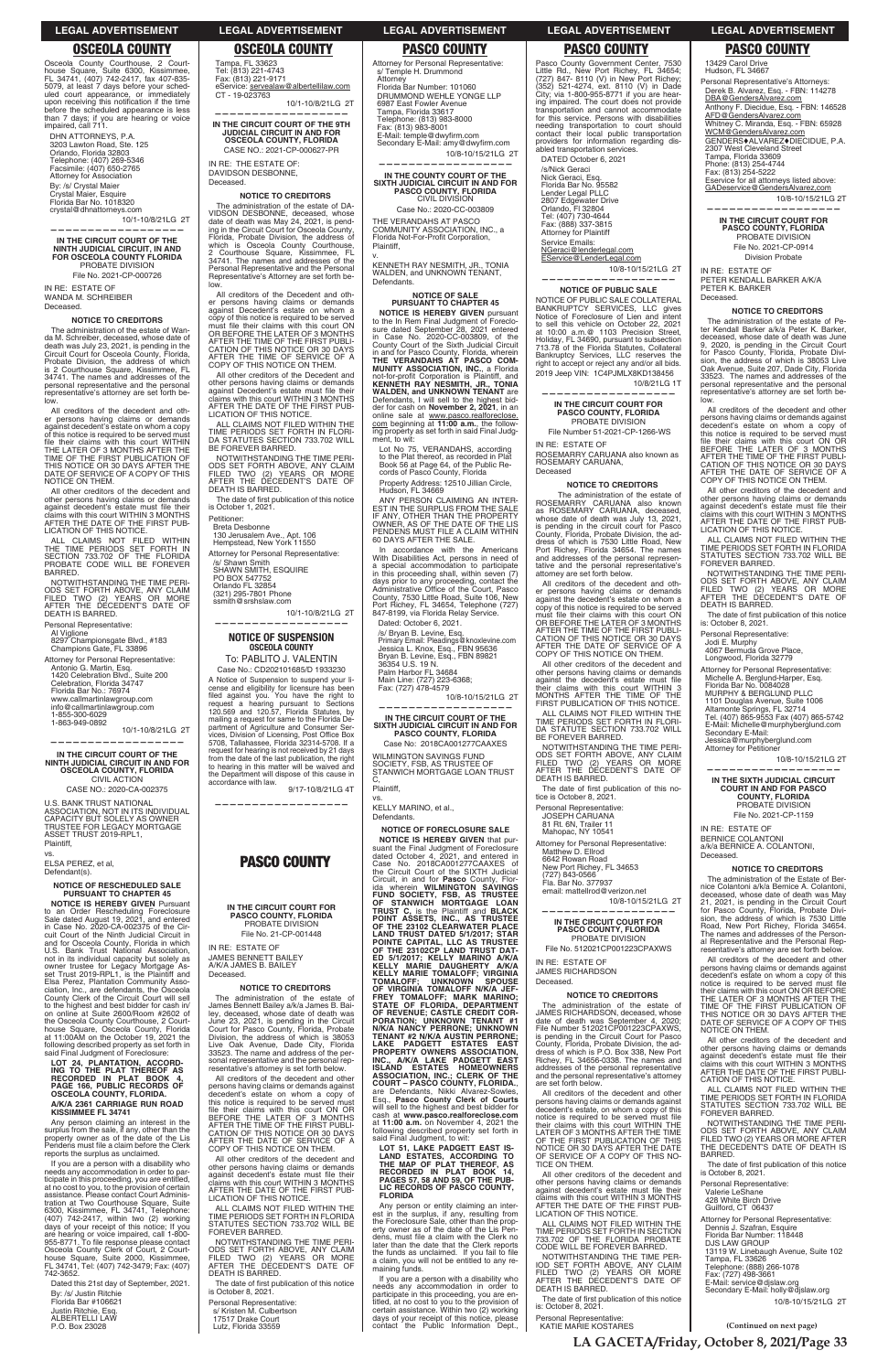## OSCEOLA COUNTY

Osceola County Courthouse, 2 Courthouse Square, Suite 6300, Kissimmee, FL 34741, (407) 742-2417, fax 407-835-5079, at least 7 days before your scheduled court appearance, or immediately upon receiving this notification if the time before the scheduled appearance is less than 7 days; if you are hearing or voice impaired, call 711.

DHN ATTORNEYS, P.A.
3203 Lawton Road, Ste. 125
Orlando, Florida 32803
Telephone: (407) 269-5346
Facsimile: (407) 650-2765
Attorney for Association
By: /s/ Crystal Maier
Crystal Maier, Esquire
Florida Bar No. 1018320
crystal@dhnattorneys.com

10/1-10/8/21LG 2T

---

**IN THE CIRCUIT COURT OF THE NINTH JUDICIAL CIRCUIT, IN AND FOR OSCEOLA COUNTY FLORIDA**
PROBATE DIVISION
File No. 2021-CP-000726

IN RE: ESTATE OF
WANDA M. SCHREIBER
Deceased.

**NOTICE TO CREDITORS**

The administration of the estate of Wanda M. Schreiber, deceased, whose date of death was July 23, 2021, is pending in the Circuit Court for Osceola County, Florida, Probate Division, the address of which is 2 Courthouse Square, Kissimmee, FL 34741. The names and addresses of the personal representative and the personal representative's attorney are set forth below.

All creditors of the decedent and other persons having claims or demands against decedent's estate on whom a copy of this notice is required to be served must file their claims with this court WITHIN THE LATER OF 3 MONTHS AFTER THE TIME OF THE FIRST PUBLICATION OF THIS NOTICE OR 30 DAYS AFTER THE DATE OF SERVICE OF A COPY OF THIS NOTICE ON THEM.

All other creditors of the decedent and other persons having claims or demands against decedent's estate must file their claims with this court WITHIN 3 MONTHS AFTER THE DATE OF THE FIRST PUBLICATION OF THIS NOTICE.

ALL CLAIMS NOT FILED WITHIN THE TIME PERIODS SET FORTH IN SECTION 733.702 OF THE FLORIDA PROBATE CODE WILL BE FOREVER BARRED.

NOTWITHSTANDING THE TIME PERIODS SET FORTH ABOVE, ANY CLAIM FILED TWO (2) YEARS OR MORE AFTER THE DECEDENT'S DATE OF DEATH IS BARRED.

Personal Representative:
Al Viglione
8297 Championsgate Blvd., #183
Champions Gate, FL 33896

Attorney for Personal Representative:
Antonio G. Martin, Esq.
1420 Celebration Blvd., Suite 200
Celebration, Florida 34747
Florida Bar No.: 76974
www.callmartinlawgroup.com
info@callmartinlawgroup.com
1-855-300-6029
1-863-949-0892

10/1-10/8/21LG 2T

---

**IN THE CIRCUIT COURT OF THE NINTH JUDICIAL CIRCUIT IN AND FOR OSCEOLA COUNTY, FLORIDA**
CIVIL ACTION
CASE NO.: 2020-CA-002375

U.S. BANK TRUST NATIONAL ASSOCIATION, NOT IN ITS INDIVIDUAL CAPACITY BUT SOLELY AS OWNER TRUSTEE FOR LEGACY MORTGAGE ASSET TRUST 2019-RPL1,
Plaintiff,

vs.

ELSA PEREZ, et al,
Defendant(s).

**NOTICE OF RESCHEDULED SALE PURSUANT TO CHAPTER 45**

**NOTICE IS HEREBY GIVEN** Pursuant to an Order Rescheduling Foreclosure Sale dated August 19, 2021, and entered in Case No. 2020-CA-002375 of the Circuit Court of the Ninth Judicial Circuit in and for Osceola County, Florida in which U.S. Bank Trust National Association, not in its individual capacity but solely as owner trustee for Legacy Mortgage Asset Trust 2019-RPL1, is the Plaintiff and Elsa Perez, Plantation Community Association, Inc., are defendants, the Osceola County Clerk of the Circuit Court will sell to the highest and best bidder for cash in/on online at Suite 2600/Room #2602 of the Osceola County Courthouse, 2 Courthouse Square, Osceola County, Florida at 11:00AM on the October 19, 2021 the following described property as set forth in said Final Judgment of Foreclosure:

**LOT 24, PLANTATION, ACCORDING TO THE PLAT THEREOF AS RECORDED IN PLAT BOOK 4, PAGE 156, PUBLIC RECORDS OF OSCEOLA COUNTY, FLORIDA.**

**A/K/A 2361 CARRIAGE RUN ROAD KISSIMMEE FL 34741**

Any person claiming an interest in the surplus from the sale, if any, other than the property owner as of the date of the Lis Pendens must file a claim before the Clerk reports the surplus as unclaimed.

If you are a person with a disability who needs any accommodation in order to participate in this proceeding, you are entitled, at no cost to you, to the provision of certain assistance. Please contact Court Administration at Two Courthouse Square, Suite 6300, Kissimmee, FL 34741, Telephone: (407) 742-2417, within two (2) working days of your receipt of this notice; If you are hearing or voice impaired, call 1-800-955-8771. To file response please contact Osceola County Clerk of Court, 2 Courthouse Square, Suite 2000, Kissimmee, FL 34741, Tel: (407) 742-3479; Fax: (407) 742-3652.

Dated this 21st day of September, 2021.

By: /s/ Justin Ritchie
Florida Bar #106621
Justin Ritchie, Esq.
ALBERTELLI LAW
P.O. Box 23028
Tampa, FL 33623
Tel: (813) 221-4743
Fax: (813) 221-9171
eService: servealaw@albertellilaw.com
CT - 19-023763

10/1-10/8/21LG 2T

---

**IN THE CIRCUIT COURT OF THE 9TH JUDICIAL CIRCUIT IN AND FOR OSCEOLA COUNTY, FLORIDA**
CASE NO.: 2021-CP-000627-PR

IN RE: THE ESTATE OF:
DAVIDSON DESBONNE,
Deceased.

**NOTICE TO CREDITORS**

The administration of the estate of DAVIDSON DESBONNE, deceased, whose date of death was May 24, 2021, is pending in the Circuit Court for Osceola County, Florida, Probate Division, the address of which is Osceola County Courthouse, 2 Courthouse Square, Kissimmee, FL 34741. The names and addresses of the Personal Representative and the Personal Representative's Attorney are set forth below.

All creditors of the Decedent and other persons having claims or demands against Decedent's estate on whom a copy of this notice is required to be served must file their claims with this Court ON OR BEFORE THE LATER OF 3 MONTHS AFTER THE TIME OF THE FIRST PUBLICATION OF THIS NOTICE OR 30 DAYS AFTER THE TIME OF THE SERVICE OF A COPY OF THIS NOTICE ON THEM.

All other creditors of the Decedent and other persons having claims or demands against Decedent's estate must file their claims with this court WITHIN 3 MONTHS AFTER THE DATE OF THE FIRST PUBLICATION OF THIS NOTICE.

ALL CLAIMS NOT FILED WITHIN THE TIME PERIODS SET FORTH IN FLORIDA STATUTES SECTION 733.702 WILL BE FOREVER BARRED.

NOTWITHSTANDING THE TIME PERIODS SET FORTH ABOVE, ANY CLAIM FILED TWO (2) YEARS OR MORE AFTER THE DECEDENT'S DATE OF DEATH IS BARRED.

The date of first publication of this notice is October 1, 2021.

Petitioner:
Breta Desbonne
130 Jerusalem Ave., Apt. 106
Hempstead, New York 11550

Attorney for Personal Representative:
/s/ Shawn Smith
SHAWN SMITH, ESQUIRE
PO BOX 547752
Orlando FL 32854
(321) 295-7801 Phone
ssmith@srshslaw.com

10/1-10/8/21LG 2T

---

**NOTICE OF SUSPENSION**
**OSCEOLA COUNTY**

To: PABLITO J. VALENTIN
Case No.: CD202101685/D 1933230

A Notice of Suspension to suspend your license and eligibility for licensure has been filed against you. You have the right to request a hearing pursuant to Sections 120.569 and 120.57, Florida Statutes, by mailing a request for same to the Florida Department of Agriculture and Consumer Services, Division of Licensing, Post Office Box 5708, Tallahassee, Florida 32314-5708. If a request for hearing is not received by 21 days from the date of the last publication, the right to hearing in this matter will be waived and the Department will dispose of this cause in accordance with law.

9/17-10/8/21LG 4T

---

## PASCO COUNTY

**IN THE CIRCUIT COURT FOR PASCO COUNTY, FLORIDA**
PROBATE DIVISION
File No. 21-CP-001448

IN RE: ESTATE OF
JAMES BENNETT BAILEY
A/K/A JAMES B. BAILEY
Deceased.

**NOTICE TO CREDITORS**

The administration of the estate of James Bennett Bailey a/k/a James B. Bailey, deceased, whose date of death was June 23, 2021, is pending in the Circuit Court for Pasco County, Florida, Probate Division, the address of which is 38053 Live Oak Avenue, Dade City, Florida 33523. The name and address of the personal representative and the personal representative's attorney are set forth below.

All creditors of the decedent and other persons having claims or demands against decedent's estate on whom a copy of this notice is required to be served must file their claims with this court ON OR BEFORE THE LATER OF 3 MONTHS AFTER THE TIME OF THE FIRST PUBLICATION OF THIS NOTICE OR 30 DAYS AFTER THE DATE OF SERVICE OF A COPY OF THIS NOTICE ON THEM.

All other creditors of the decedent and other persons having claims or demands against decedent's estate must file their claims with this court WITHIN 3 MONTHS AFTER THE DATE OF THE FIRST PUBLICATION OF THIS NOTICE.

ALL CLAIMS NOT FILED WITHIN THE TIME PERIODS SET FORTH IN FLORIDA STATUTES SECTION 733.702 WILL BE FOREVER BARRED.

NOTWITHSTANDING THE TIME PERIODS SET FORTH ABOVE, ANY CLAIM FILED TWO (2) YEARS OR MORE AFTER THE DECEDENT'S DATE OF DEATH IS BARRED.

The date of first publication of this notice is October 8, 2021.

Personal Representative:
s/ Kristen M. Culbertson
17517 Drake Court
Lutz, Florida 33559

Attorney for Personal Representative:
s/ Temple H. Drummond
Attorney
Florida Bar Number: 101060
DRUMMOND WEHLE YONGE LLP
6987 East Fowler Avenue
Tampa, Florida 33617
Telephone: (813) 983-8000
Fax: (813) 983-8001
E-Mail: temple@dwyfirm.com
Secondary E-Mail: amy@dwyfirm.com

10/8-10/15/21LG 2T

---

**IN THE COUNTY COURT OF THE SIXTH JUDICIAL CIRCUIT IN AND FOR PASCO COUNTY, FLORIDA**
CIVIL DIVISION
Case No.: 2020-CC-003809

THE VERANDAHS AT PASCO COMMUNITY ASSOCIATION, INC., a Florida Not-For-Profit Corporation,
Plaintiff,

v.

KENNETH RAY NESMITH, JR., TONIA WALDEN, and UNKNOWN TENANT,
Defendants.

**NOTICE OF SALE PURSUANT TO CHAPTER 45**

**NOTICE IS HEREBY GIVEN** pursuant to the In Rem Final Judgment of Foreclosure dated September 28, 2021 entered in Case No. 2020-CC-003809, of the County Court of the Sixth Judicial Circuit in and for Pasco County, Florida, wherein **THE VERANDAHS AT PASCO COMMUNITY ASSOCIATION, INC.**, a Florida not-for-profit Corporation is Plaintiff, and **KENNETH RAY NESMITH, JR., TONIA WALDEN, and UNKNOWN TENANT** are Defendants, I will sell to the highest bidder for cash on **November 2, 2021**, in an online sale at www.pasco.realforeclose.com beginning at **11:00 a.m.**, the following property as set forth in said Final Judgment, to wit:

Lot No. 75, VERANDAHS, according to the Plat thereof, as recorded in Plat Book 56 at Page 64, of the Public Records of Pasco County, Florida.

Property Address: 12510 Jillian Circle, Hudson, FL 34669

ANY PERSON CLAIMING AN INTEREST IN THE SURPLUS FROM THE SALE IF ANY, OTHER THAN THE PROPERTY OWNER, AS OF THE DATE OF THE LIS PENDENS MUST FILE A CLAIM WITHIN 60 DAYS AFTER THE SALE.

In accordance with the Americans With Disabilities Act, persons in need of a special accommodation to participate in this proceeding shall, within seven (7) days prior to any proceeding, contact the Administrative Office of the Court, Pasco County, 7530 Little Road, Suite 106, New Port Richey, FL 34654, Telephone (727) 847-8199, via Florida Relay Service.

Dated: October 6, 2021.

/s/ Bryan B. Levine, Esq.
Primary Email: Pleadings@knoxlevine.com
Jessica L. Knox, Esq., FBN 95636
Bryan B. Levine, Esq., FBN 89821
36354 U.S. 19 N.
Palm Harbor FL 34684
Main Line: (727) 223-6368;
Fax: (727) 478-4579

10/8-10/15/21LG 2T

---

**IN THE CIRCUIT COURT OF THE SIXTH JUDICIAL CIRCUIT IN AND FOR PASCO COUNTY, FLORIDA**
Case No: 2018CA001277CAAXES

WILMINGTON SAVINGS FUND SOCIETY, FSB, AS TRUSTEE OF STANWICH MORTGAGE LOAN TRUST C,
Plaintiff,

vs.

KELLY MARINO, et al.,
Defendants.

**NOTICE OF FORECLOSURE SALE**

**NOTICE IS HEREBY GIVEN** that pursuant the Final Judgment of Foreclosure dated October 4, 2021, and entered in Case No. 2018CA001277CAAXES of the Circuit Court of the SIXTH Judicial Circuit, in and for **Pasco** County, Florida wherein **WILMINGTON SAVINGS FUND SOCIETY, FSB, AS TRUSTEE OF STANWICH MORTGAGE LOAN TRUST C,** is the Plaintiff and **BLACK POINT ASSETS, INC., AS TRUSTEE OF THE 23102 CLEARWATER PLACE LAND TRUST DATED 5/1/2017; STAR POINTE CAPITAL, LLC AS TRUSTEE OF THE 23102CP LAND TRUST DATED 5/1/2017; KELLY MARINO A/K/A KELLY MARIE DAUGHERTY A/K/A KELLY MARIE TOMALOFF; VIRGINIA TOMALOFF; UNKNOWN SPOUSE OF VIRGINIA TOMALOFF N/K/A JEFFREY TOMALOFF; MARK MARINO; STATE OF FLORIDA, DEPARTMENT OF REVENUE; CASTLE CREDIT CORPORATION; UNKNOWN TENANT #1 N/K/A NANCY PERRONE; UNKNOWN TENANT #2 N/K/A AUSTIN PERRONE; LAKE PADGETT ESTATES EAST PROPERTY OWNERS ASSOCIATION, INC., A/K/A LAKE PADGETT EAST ISLAND ESTATES HOMEOWNERS ASSOCIATION, INC.; CLERK OF THE COURT - PASCO COUNTY, FLORIDA,** are Defendants, Nikki Alvarez-Sowles, Esq., **Pasco County Clerk of Courts** will sell to the highest and best bidder for cash at **www.pasco.realforeclose.com** at **11:00 a.m.** on **November 4, 2021** the following described property set forth in said Final Judgment, to wit:

**LOT 51, LAKE PADGETT EAST ISLAND ESTATES, ACCORDING TO THE MAP OF PLAT THEREOF, AS RECORDED IN PLAT BOOK 14, PAGES 57, 58 AND 59, OF THE PUBLIC RECORDS OF PASCO COUNTY, FLORIDA**

Any person or entity claiming an interest in the surplus, if any, resulting from the Foreclosure Sale, other than the property owner as of the date of the Lis Pendens, must file a claim with the Clerk no later than the date that the Clerk reports the funds as unclaimed. If you fail to file a claim, you will not be entitled to any remaining funds.

If you are a person with a disability who needs any accommodation in order to participate in this proceeding, you are entitled, at no cost to you, to the provision of certain assistance. Within two (2) working days of your receipt of this notice, please contact the Public Information Dept., Pasco County Government Center, 7530 Little Rd., New Port Richey, FL 34654; (727) 847- 8110 (V) in New Port Richey; (352) 521-4274, ext. 8110 (V) in Dade City; via 1-800-955-8771 if you are hearing impaired. The court does not provide transportation and cannot accommodate for this service. Persons with disabilities needing transportation to court should contact their local public transportation providers for information regarding disabled transportation services.

DATED October 6, 2021

/s/Nick Geraci
Nick Geraci, Esq.
Florida Bar No. 95582
Lender Legal PLLC
2807 Edgewater Drive
Orlando, Fl 32804
Tel: (407) 730-4644
Fax: (888) 337-3815
Attorney for Plaintiff
Service Emails:
NGeraci@lenderlegal.com
EService@LenderLegal.com

10/8-10/15/21LG 2T

---

**NOTICE OF PUBLIC SALE**

NOTICE OF PUBLIC SALE COLLATERAL BANKRUPTCY SERVICES, LLC gives Notice of Foreclosure of Lien and intent to sell this vehicle on October 22, 2021 at 10:00 a.m.@ 1103 Precision Street, Holiday, FL 34690, pursuant to subsection 713.78 of the Florida Statutes, Collateral Bankruptcy Services, LLC reserves the right to accept or reject any and/or all bids.

2019 Jeep VIN: 1C4PJMLX8KD138456

10/8/21LG 1T

---

**IN THE CIRCUIT COURT FOR PASCO COUNTY, FLORIDA**
PROBATE DIVISION
File Number 51-2021-CP-1266-WS

IN RE: ESTATE OF
ROSEMARRY CARUANA also known as ROSEMARY CARUANA,
Deceased

**NOTICE TO CREDITORS**

The administration of the estate of ROSEMARRY CARUANA also known as ROSEMARY CARUANA, deceased, whose date of death was July 13, 2021, is pending in the circuit court for Pasco County, Florida, Probate Division, the address of which is 7530 Little Road, New Port Richey, Florida 34654. The names and addresses of the personal representative and the personal representative's attorney are set forth below.

All creditors of the decedent and other persons having claims or demands against the decedent's estate on whom a copy of this notice is required to be served must file their claims with this court ON OR BEFORE THE LATER OF 3 MONTHS AFTER THE TIME OF THE FIRST PUBLICATION OF THIS NOTICE OR 30 DAYS AFTER THE DATE OF SERVICE OF A COPY OF THIS NOTICE ON THEM.

All other creditors of the decedent and other persons having claims or demands against the decedent's estate must file their claims with this court WITHIN 3 MONTHS AFTER THE DATE OF THE FIRST PUBLICATION OF THIS NOTICE.

ALL CLAIMS NOT FILED WITHIN THE TIME PERIODS SET FORTH IN FLORIDA STATUTES SECTION 733.702 WILL BE FOREVER BARRED.

NOTWITHSTANDING THE TIME PERIODS SET FORTH ABOVE, ANY CLAIM FILED TWO (2) YEARS OR MORE AFTER THE DECEDENT'S DATE OF DEATH IS BARRED.

The date of first publication of this notice is October 8, 2021.

Personal Representative:
JOSEPH CARUANA
81 Rt. 6N, Trailer 11
Mahopac, NY 10541

Attorney for Personal Representative:
Matthew D. Ellrod
6642 Rowan Road
New Port Richey, FL 34653
(727) 843-0566
Fla. Bar No. 377937
email: mattellrod@verizon.net

10/8-10/15/21LG 2T

---

**IN THE CIRCUIT COURT FOR PASCO COUNTY, FLORIDA**
PROBATE DIVISION
File No. 512021CP001223CPAXWS

IN RE: ESTATE OF
JAMES RICHARDSON
Deceased.

**NOTICE TO CREDITORS**

The administration of the estate of JAMES RICHARDSON, deceased, whose date of death was September 4, 2020; File Number 512021CP001223CPAXWS, is pending in the Circuit Court for Pasco County, Florida, Probate Division, the address of which is P.O. Box 338, New Port Richey, FL 34656-0338. The names and addresses of the personal representative and the personal representative's attorney are set forth below.

All creditors of the decedent and other persons having claims or demands against decedent's estate, on whom a copy of this notice is required to be served must file their claims with this court WITHIN THE LATER OF 3 MONTHS AFTER THE TIME OF THE FIRST PUBLICATION OF THIS NOTICE OR 30 DAYS AFTER THE DATE OF SERVICE OF A COPY OF THIS NOTICE ON THEM.

All other creditors of the decedent and other persons having claims or demands against decedent's estate must file their claims with this court WITHIN 3 MONTHS AFTER THE DATE OF THE FIRST PUBLICATION OF THIS NOTICE.

ALL CLAIMS NOT FILED WITHIN THE TIME PERIODS SET FORTH IN SECTION 733.702 OF THE FLORIDA PROBATE CODE WILL BE FOREVER BARRED.

NOTWITHSTANDING THE TIME PERIOD SET FORTH ABOVE, ANY CLAIM FILED TWO (2) YEARS OR MORE AFTER THE DECEDENT'S DATE OF DEATH IS BARRED.

The date of first publication of this notice is: October 8, 2021.

Personal Representative:
KATIE MARIE KOSTARES
13429 Carol Drive
Hudson, FL 34667

Personal Representative's Attorneys:
Derek B. Alvarez, Esq. - FBN: 114278
DBA@GendersAlvarez.com
Anthony F. Diecidue, Esq. - FBN: 146528
AFD@GendersAlvarez.com
Whitney C. Miranda, Esq. - FBN: 65928
WCM@GendersAlvarez.com
GENDERS♦ALVAREZ♦DIECIDUE, P.A.
2307 West Cleveland Street
Tampa, Florida 33609
Phone: (813) 254-4744
Fax: (813) 254-5222
Eservice for all attorneys listed above:
GADeservice@GendersAlvarez.com

10/8-10/15/21LG 2T

---

**IN THE CIRCUIT COURT FOR PASCO COUNTY, FLORIDA**
PROBATE DIVISION
File No. 2021-CP-0914
Division Probate

IN RE: ESTATE OF
PETER KENDALL BARKER A/K/A PETER K. BARKER
Deceased.

**NOTICE TO CREDITORS**

The administration of the estate of Peter Kendall Barker a/k/a Peter K. Barker, deceased, whose date of death was June 20, 2020, is pending in the Circuit Court for Pasco County, Florida, Probate Division, the address of which is 38053 Live Oak Avenue, Suite 207, Dade City, Florida 33523. The names and addresses of the personal representative and the personal representative's attorney are set forth below.

All creditors of the decedent and other persons having claims or demands against decedent's estate on whom a copy of this notice is required to be served must file their claims with this court ON OR BEFORE THE LATER OF 3 MONTHS AFTER THE TIME OF THE FIRST PUBLICATION OF THIS NOTICE OR 30 DAYS AFTER THE DATE OF SERVICE OF A COPY OF THIS NOTICE ON THEM.

All other creditors of the decedent and other persons having claims or demands against decedent's estate must file their claims with this court WITHIN 3 MONTHS AFTER THE DATE OF THE FIRST PUBLICATION OF THIS NOTICE.

ALL CLAIMS NOT FILED WITHIN THE TIME PERIODS SET FORTH IN FLORIDA STATUTES SECTION 733.702 WILL BE FOREVER BARRED.

NOTWITHSTANDING THE TIME PERIODS SET FORTH ABOVE, ANY CLAIM FILED TWO (2) YEARS OR MORE AFTER THE DECEDENT'S DATE OF DEATH IS BARRED.

The date of first publication of this notice is: October 8, 2021.

Personal Representative:
Jodi E. Murphy
4067 Bermuda Grove Place,
Longwood, Florida 32779

Attorney for Personal Representative:
Michelle A. Berglund-Harper, Esq.
Florida Bar No. 0084028
MURPHY & BERGLUND PLLC
1101 Douglas Avenue, Suite 1006
Altamonte Springs, FL 32714
Tel. (407) 865-9553 Fax (407) 865-5742
E-Mail: Michelle@murphyberglund.com
Secondary E-Mail:
Jessica@murphyberglund.com
Attorney for Petitioner

10/8-10/15/21LG 2T

---

**IN THE SIXTH JUDICIAL CIRCUIT COURT IN AND FOR PASCO COUNTY, FLORIDA**
PROBATE DIVISION
File No. 2021-CP-1159

IN RE: ESTATE OF
BERNICE COLANTONI
a/k/a BERNICE A. COLANTONI,
Deceased.

**NOTICE TO CREDITORS**

The administration of the Estate of Bernice Colantoni a/k/a Bernice A. Colantoni, deceased, whose date of death was May 21, 2021, is pending in the Circuit Court for Pasco County, Florida, Probate Division, the address of which is 7530 Little Road, New Port Richey, Florida 34654. The names and addresses of the Personal Representative and the Personal Representative's attorney are set forth below.

All creditors of the decedent and other persons having claims or demands against decedent's estate on whom a copy of this notice is required to be served must file their claims with this court ON OR BEFORE THE LATER OF 3 MONTHS AFTER THE TIME OF THE FIRST PUBLICATION OF THIS NOTICE OR 30 DAYS AFTER THE DATE OF SERVICE OF A COPY OF THIS NOTICE ON THEM.

All other creditors of the decedent and other persons having claims or demands against decedent's estate must file their claims with this court WITHIN 3 MONTHS AFTER THE DATE OF THE FIRST PUBLICATION OF THIS NOTICE.

ALL CLAIMS NOT FILED WITHIN THE TIME PERIODS SET FORTH IN FLORIDA STATUTES SECTION 733.702 WILL BE FOREVER BARRED.

NOTWITHSTANDING THE TIME PERIODS SET FORTH ABOVE, ANY CLAIM FILED TWO (2) YEARS OR MORE AFTER THE DECEDENT'S DATE OF DEATH IS BARRED.

The date of first publication of this notice is October 8, 2021.

Personal Representative:
Valerie LeShane
428 White Birch Drive
Guilford, CT 06437

Attorney for Personal Representative:
Dennis J. Szafran, Esquire
Florida Bar Number: 118448
DJS LAW GROUP
13119 W. Linebaugh Avenue, Suite 102
Tampa, FL 33626
Telephone: (888) 266-1078
Fax: (727) 498-3661
E-Mail: service@djslaw.org
Secondary E-Mail: holly@djslaw.org

10/8-10/15/21LG 2T

**(Continued on next page)**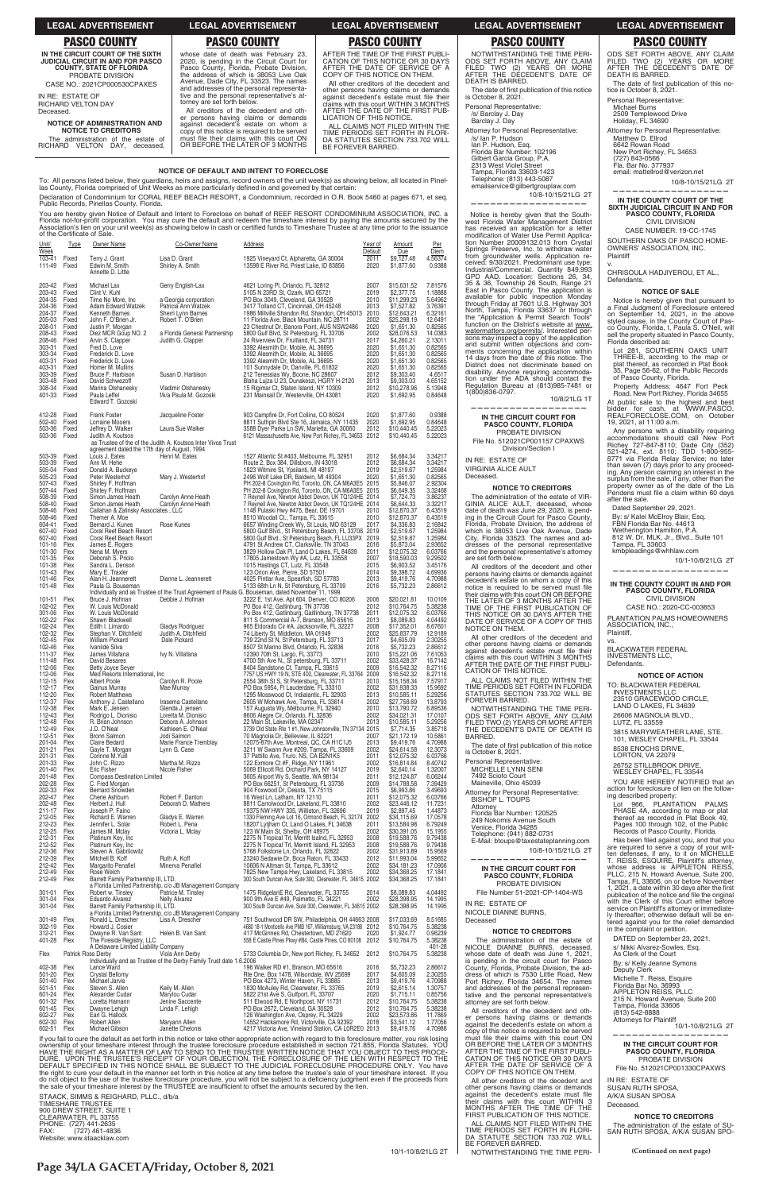## PASCO COUNTY

**IN THE CIRCUIT COURT OF THE SIXTH JUDICIAL CIRCUIT IN AND FOR PASCO COUNTY, STATE OF FLORIDA**
PROBATE DIVISION
CASE NO.: 2021CP000530CPAXES

IN RE: ESTATE OF
RICHARD VELTON DAY
Deceased.

**NOTICE OF ADMINISTRATION AND NOTICE TO CREDITORS**

The administration of the estate of RICHARD VELTON DAY, deceased, whose date of death was February 23, 2020, is pending in the Circuit Court for Pasco County, Florida, Probate Division, the address of which is 38053 Live Oak Avenue, Dade City, FL 33523. The names and addresses of the personal representative and the personal representative's attorney are set forth below.

All creditors of the decedent and other persons having claims or demands against decedent's estate on whom a copy of this notice is required to be served must file their claims with this court ON OR BEFORE THE LATER OF 3 MONTHS AFTER THE TIME OF THE FIRST PUBLICATION OF THIS NOTICE OR 30 DAYS AFTER THE DATE OF SERVICE OF A COPY OF THIS NOTICE ON THEM.

All other creditors of the decedent and other persons having claims or demands against decedent's estate must file their claims with this court WITHIN 3 MONTHS AFTER THE DATE OF THE FIRST PUBLICATION OF THIS NOTICE.

ALL CLAIMS NOT FILED WITHIN THE TIME PERIODS SET FORTH IN FLORIDA STATUTES SECTION 733.702 WILL BE FOREVER BARRED.

NOTWITHSTANDING THE TIME PERIODS SET FORTH ABOVE, ANY CLAIM FILED TWO (2) YEARS OR MORE AFTER THE DECEDENT'S DATE OF DEATH IS BARRED.

The date of first publication of this notice is October 8, 2021.

Personal Representative:
/s/ Barclay J. Day
Barclay J. Day

Attorney for Personal Representative:
/s/ Ian P. Hudson
Ian P. Hudson, Esq.
Florida Bar Number: 102196
Gilbert Garcia Group, P.A.
2313 West Violet Street
Tampa, Florida 33603-1423
Telephone: (813) 443-5087
emailservice@gilbertgrouplaw.com

10-8-10/15/21LG 2T

---

### NOTICE OF DEFAULT AND INTENT TO FORECLOSE

To: All persons listed below, their guardians, heirs and assigns, record owners of the unit week(s) as showing below, all located in Pinellas County, Florida comprised of Unit Weeks as more particularly defined in and governed by that certain:

Declaration of Condominium for CORAL REEF BEACH RESORT, a Condominium, recorded in O.R. Book 5460 at pages 671, et seq. Public Records, Pinellas County, Florida.

You are hereby given Notice of Default and Intent to Foreclose on behalf of REEF RESORT CONDOMINIUM ASSOCIATION, INC. a Florida not-for-profit corporation. You may cure the default and redeem the timeshare interest by paying the amounts secured by the Association's lien on your unit week(s) as showing below in cash or certified funds to Timeshare Trustee at any time prior to the issuance of the Certificate of Sale.

| Unit/ Week | Type | Owner Name | Co-Owner Name | Address | Year of Default | Amount Due | Per Diem |
|---|---|---|---|---|---|---|---|
| 103-41 | Fixed | Terry J. Grant | Lisa D. Grant | 1925 Vineyard Ct, Alpharetta, GA 30004 | 2011 | $9,127.48 | 4.56374 |
| 111-49 | Fixed | Edwin M. Smith / Annette D. Little | Shirley A. Smith | 13598 E River Rd, Priest Lake, ID 83856 | 2020 | $1,877.60 | 0.9388 |
| 203-42 | Fixed | Michael Lax | Gerry English-Lax | 4621 Loring Pl, Orlando, FL 32812 | 2007 | $15,631.52 | 7.81576 |
| 203-43 | Fixed | Clint V. Kuhl | | 5105 N 23RD St, Ozark, MO 65721 | 2019 | $2,377.75 | 1.18888 |
| 204-35 | Fixed | Time No More, Inc | a Georgia corporation | PO Box 3049, Cleveland, GA 30528 | 2010 | $11,289.23 | 5.64962 |
| 204-36 | Fixed | Adam Edward Watzek | Patricia Ann Watzek | 3417 Tolland CT, Cincinnati, OH 45248 | 2013 | $7,527.82 | 3.76391 |
| 204-37 | Fixed | Kenneth Barnes | Sherri Lynn Barnes | 1986 Millville Shandon Rd, Shandon, OH 45013 | 2010 | $12,643.21 | 6.32161 |
| 205-03 | Fixed | John F. O'Brien Jr. | Robert T. O'Brien | 11 Florida Ave, Black Mountain, NC 28711 | 2002 | $25,298.19 | 12.6491 |
| 208-01 | Fixed | Justin P. Morgan | | 23 Chestnut Dr, Banora Point, AUS NSW2486 | 2020 | $1,651.30 | 0.82565 |
| 208-43 | Fixed | Diez MCR Group NO. 2 | a Florida General Partnership | 5800 Gulf Blvd, St Petersburg, FL 33706 | 2002 | $28,076.53 | 14.0383 |
| 208-46 | Fixed | Arvin S. Clapper | Judith G. Clapper | 24 Riverview Dr, Fruitland, FL 34731 | 2017 | $4,260.21 | 2.13011 |
| 303-31 | Fixed | Fred D. Love | | 3392 Alesmith Dr, Mobile, AL 36695 | 2020 | $1,651.30 | 0.82565 |
| 303-34 | Fixed | Frederick D. Love | | 3392 Alesmith Dr, Mobile, AL 36695 | 2020 | $1,651.30 | 0.82565 |
| 403-31 | Fixed | Frederick D. Love | | 3392 Alesmith Dr, Mobile, AL 36695 | 2020 | $1,651.30 | 0.82565 |
| 403-33 | Fixed | Homer M. Mullins | | 101 Sunnydale Dr, Danville, FL 61832 | 2020 | $1,651.30 | 0.82565 |
| 303-39 | Fixed | Bruce F. Harbison | Susan D. Harbison | 212 Tinnessias Wy, Boone, NC 28607 | 2012 | $9,303.40 | 4.6517 |
| 303-48 | Fixed | David Schwezoff | | Blaha Lujza U 23, Dunakeszi, HGRY H-2120 | 2013 | $9,303.03 | 4.65152 |
| 308-34 | Fixed | Marina Olshanesky | Vladimir Olshanesky | 15 Rigimar Ct, Staten Island, NY 10309 | 2012 | $10,278.96 | 5.13948 |
| 401-33 | Fixed | Paula Leffel / Edward T. Gozoski | f/k/a Paula M. Gozoski | 231 Mainsail Dr, Westerville, OH 43081 | 2020 | $1,692.95 | 0.84648 |
| 412-28 | Fixed | Frank Foster | Jacqueline Foster | 903 Campfire Dr, Fort Collins, CO 80524 | 2020 | $1,877.60 | 0.9388 |
| 502-40 | Fixed | Lorraine Moore | | 8811 Sutphin Blvd Ste 16, Jamaica, NY 11435 | 2020 | $1,692.95 | 0.84648 |
| 503-36 | Fixed | Jeffrey D. Walker | Laura Sue Walker | 3588 Dyer Parke Ln SW, Marietta, GA 30060 | 2012 | $10,440.45 | 5.22023 |
| 503-36 | Fixed | Judith A. Koutsos / as Trustee of the of the Judith A. Koutsos Inter Vivos Trust agreement dated the 17th day of August, 1994 | | 6121 Massachusetts Ave, New Port Richey, FL 34653 | 2012 | $10,440.45 | 5.22023 |
| 503-39 | Fixed | Louis J. Eates | Henri M. Eates | 1527 Atlantic St #403, Melbourne, FL 32951 | 2012 | $6,684.34 | 3.34217 |
| 503-39 | Fixed | Ann M. Hehe | | Route 2, Box 384, Dillsboro, IN 43018 | 2012 | $6,684.34 | 3.34217 |
| 505-04 | Fixed | Donald A. Buckeye | | 1823 Wilmire St, Ypsilanti, MI 48197 | 2019 | $2,519.67 | 1.25984 |
| 505-23 | Fixed | Peter Westerhof | Mary J. Westerhof | 2496 Wolf Lake DR, Baldwin, MI 49304 | 2020 | $1,651.30 | 0.82565 |
| 507-43 | Fixed | Shirley F. Hoffman | | PH 202-8 Covington Rd, Toronto, ON, CA M6A3E5 | 2015 | $5,846.07 | 2.92304 |
| 507-44 | Fixed | Shirley F. Hoffman | | PH 202-8 Covington Rd, Toronto, ON, CA M6A3E5 | 2015 | $6,649.35 | 3.32468 |
| 508-39 | Fixed | Simon James Heath | Carolyn Anne Heath | 7 Reynell Ave, Newton Abbot Devon, UK TQ124HE | 2014 | $7,724.73 | 3.86237 |
| 508-40 | Fixed | Simon James Heath | Carolyn Anne Heath | 7 Reynell Ave, Newton Abbot Devon, UK TQ124HE | 2014 | $6,644.33 | 3.32217 |
| 508-45 | Fixed | Callahan & Zalinsky Associates, LLC | | 1148 Pulaski Hwy #475, Bear, DE 19701 | 2010 | $12,870.37 | 6.43519 |
| 508-46 | Fixed | Therner A. Moe | | 8510 Woodall Ct., Tampa, FL 33615 | 2010 | $12,870.37 | 6.43519 |
| 604-41 | Fixed | Bernard J. Kunes | Rose Kunes | 6657 Winding Creek Wy, St Louis, MO 63129 | 2017 | $4,336.83 | 2.16842 |
| 607-40 | Fixed | Coral Reef Beach Resort | | 5800 Gulf Blvd., St Petersburg Beach, FL 33706 | 2019 | $2,519.67 | 1.25984 |
| 607-40 | Fixed | Coral Reef Beach Resort | | 5800 Gulf Blvd., St Petersburg Beach, FL LU33PX | 2019 | $2,519.67 | 1.25984 |
| 101-16 | Flex | James E. Rogers | | 4791 St Andrew CT, Clarksville, TN 37043 | 2016 | $5,873.04 | 2.93652 |
| 101-30 | Flex | Nena M. Myers | | 3829 Hollow Oak Pl, Land O Lakes, FL 84639 | 2011 | $12,075.32 | 6.03766 |
| 101-35 | Flex | Deborah S. Priolo | | 17805 Jamestown Wy #A, Lutz, FL 33558 | 2007 | $18,590.03 | 9.29502 |
| 101-38 | Flex | Sandra L. Denson | | 1015 Hastings CT, Lutz, FL 33548 | 2015 | $6,903.52 | 3.45176 |
| 101-43 | Flex | Mary E. Traxler | | 123 Orion Ave, Pierre, SD 57501 | 2014 | $9,398.72 | 4.69936 |
| 101-46 | Flex | Alan H. Jeanneret | Dianne L. Jeanneret | 4025 Pintar Ave, Spearfish, SD 57783 | 2013 | $9,419.76 | 4.70988 |
| 101-48 | Flex | Paula G. Bouseman / Individually and as Trustee of the Trust Agreement of Paula G. Bouseman, dated November 11, 1999 | | 5139 88th Ln N, St Petersburg, FL 33709 | 2016 | $5,732.23 | 2.86612 |
| 101-51 | Flex | Bruce J. Hofman | Debbie J. Hofman | 3222 E. 1st Ave, Apt 604, Denver, CO 80206 | 2006 | $20,021.81 | 10.0109 |
| 102-02 | Flex | W. Louis McDonald | | P0 Box 412, Gatlinburg, TN 37738 | 2012 | $10,764.75 | 5.38238 |
| 301-06 | Flex | W. Louis McDonald | | Po Box 412, Gatlinburg, Gatlinburg, TN 37738 | 2011 | $12,075.32 | 6.03766 |
| 102-02 | Flex | Shawn Blackwell | | 811 S Commercial A-7, Branson, MO 65616 | 2013 | $8,089.83 | 4.04492 |
| 102-24 | Flex | Edith I. Linnardo | Gladys Rodriguez | 965 Eldorado Cir #A, Jacksonville, FL 32227 | 2008 | $17,352.01 | 8.67601 |
| 102-32 | Flex | Stephan V. Ditchfield | Judith A. Ditchfield | 14 Liberty St, Middleton, MA 01949 | 2002 | $25,837.79 | 12.9189 |
| 102-45 | Flex | William Pickard | Dale Pickard | 739 22nd St N, St Petersburg, FL 33713 | 2017 | $4,605.09 | 2.30255 |
| 102-46 | Flex | Ivanilde Silva | | 8507 St Marino Blvd, Orlando, FL 32836 | 2016 | $5,732.23 | 2.86612 |
| 111-37 | Flex | James Villafana | Ivy N. Villafana | 12390 70th St, Largo, FL 33773 | 2010 | $15,221.06 | 7.61053 |
| 111-48 | Flex | David Besares | | 4700 5th Ave N., St petersburg, FL 33711 | 2002 | $33,428.37 | 16.7142 |
| 112-06 | Flex | Betty Joyce Seyer | | 8404 Sandstone Ct, Tampa, FL 33615 | 2009 | $16,542.32 | 8.27116 |
| 112-06 | Flex | Med Resorts International, Inc | | 7757 US HWY 19 N, STE 400, Clearwater, FL 33764 | 2009 | $16,542.32 | 8.27116 |
| 112-15 | Flex | Albert Poole | Carolyn R. Poole | 2554 38th St S, St Petersburg, FL 33711 | 2010 | $15,158.34 | 7.57917 |
| 112-17 | Flex | Gairus Murray | Mae Murray | PO Box 5954, Ft Lauderdale, FL 33310 | 2002 | $31,938.33 | 15.9692 |
| 112-20 | Flex | Robert Matthews | | 1295 Mosswood Ct, Indialantic, FL 32903 | 2013 | $10,585.11 | 5.29256 |
| 112-37 | Flex | Anthony J. Castellano | Irasema Castellano | 2605 W Mohawk Ave, Tampa, FL 33614 | 2002 | $27,758.69 | 13.8793 |
| 112-38 | Flex | Mark E. Jensen | Glenda J. jensen | 157 Augusta Wy, Melbourne, FL 32940 | 2010 | $13,790.72 | 6.89536 |
| 112-43 | Flex | Rodrigo L. Dionisio | Loretta M. Dionisio | 8606 Alegre Cir, Orlando, FL 32836 | 2002 | $34,021.31 | 17.0107 |
| 112-48 | Flex | R. Brian Johnson | Debora A. Johnson | 22 Main St, Lakeville, MA 02347 | 2013 | $10,585.11 | 5.29256 |
| 112-49 | Flex | J.D. O'Neal | Kathleen E. O'Neal | 3739 Old State Rte 1 #1, New Johnsonville, TN 37134 | 2015 | $7,714.35 | 3.85718 |
| 112-51 | Flex | Bronn Salmon | Jodi Salmon | 70 Magnolia Dr, Belleview, IL 62221 | 2007 | $21,172.19 | 10.5861 |
| 201-04 | Flex | Claire Bedard | Marie France Tremblay | 12075-87th Ave, Montreal, QC, CA H1C1J5 | 2013 | $9,419.76 | 4.70988 |
| 201-21 | Flex | Gayle T. Morgan | Lynn G. Case | 3211 W Swann Ave #209, Tampa, FL 33609 | 2002 | $24,614.58 | 12.3073 |
| 201-31 | Flex | Corinne M. Yuill | | 37 Pattillo Ave, Truro, NS, CA B2N1K5 | 2011 | $12,075.32 | 6.03766 |
| 201-33 | Flex | John C. Rizzo | Martha M. Rizzo | 122 Exmore Ct #F, Ridge, NY 11961 | 2002 | $16,814.84 | 8.40742 |
| 201-40 | Flex | Eric Fisher | Nicole Fisher | 5069 Ellicott Rd, Orchard Park, NY 14127 | 2019 | $2,640.14 | 1.32007 |
| 201-48 | Flex | Compass Destination Limited | | 3605 Airport Wy S, Seattle, WA 98134 | 2011 | $12,124.87 | 6.06244 |
| 202-28 | Flex | C. Fred Morgan | | PO Box 66251, St Petersburg, FL 33736 | 2009 | $14,788.58 | 7.39429 |
| 202-33 | Flex | Bernard Snowden | | 904 Foxwood Dr, Desota, TX 75115 | 2015 | $6,993.86 | 3.49693 |
| 202-47 | Flex | Cherie Ashburn | Robert F. Danton | 16 West Ln, Latham, NY 12110 | 2011 | $12,075.32 | 6.03766 |
| 202-48 | Flex | Herbert J. Hull | Deborah D. Mathers | 8811 Carrotwood Dr, Lakeland, FL 33810 | 2002 | $23,446.12 | 11.7231 |
| 211-17 | Flex | Joseph P. Fano | | 19375 NW HWY 335, Williston, FL 32696 | 2019 | $2,897.45 | 1.44873 |
| 212-05 | Flex | Richard E. Warren | Gladys E. Warren | 1330 Fleming Ave Lot 16, Ormond Beach, FL 32174 | 2002 | $34,115.69 | 17.0578 |
| 212-23 | Flex | Jennifer L. Solar | Robert L. Pena | 18207 Lytham Ct, Land O Lakes, FL 34638 | 2011 | $13,584.98 | 6.79249 |
| 212-25 | Flex | James M. Mclay | Victoria L. Mclay | 123 W Main St, Shelby, OH 48975 | 2002 | $30,391.05 | 15.1955 |
| 212-31 | Flex | Platinum Key, Inc | | 2275 N Tropical Trl, Merritt Island, FL 32953 | 2008 | $19,588.76 | 9.79438 |
| 212-52 | Flex | Platinum Key, Inc | | 2275 N Tropical Trl, Merritt Island, FL 32953 | 2008 | $19,588.76 | 9.79438 |
| 212-36 | Flex | Steven A. Gabrilowitz | | 5768 Folkstone Ln, Orlando, FL 32822 | 2002 | $31,913.89 | 15.9569 |
| 212-39 | Flex | Mitchell B. Koff | Ruth A. Koff | 23240 Sedawie Dr, Boca Raton, FL 33433 | 2012 | $11,993.04 | 5.99652 |
| 212-42 | Flex | Margarito Penafiel | Minerva Penafiel | 10606 N Allman St, Tampa, FL 33612 | 2002 | $34,181.23 | 17.0906 |
| 212-49 | Flex | Rosé Welch | | 7825 New Tampa Hwy, Lakeland, FL 33815 | 2002 | $34,368.25 | 17.1841 |
| 212-49 | Flex | Barrett Family Partnership III, LTD. / a Florida Limited Partnership, c/o JB Management Company | | 300 South Duncan Ave, Suite 300, Clearwater, FL 34615 | 2002 | $34,368.25 | 17.1841 |
| 301-01 | Flex | Robert W. Tinsley | Patrice M. Tinsley | 1475 RidgelanE Rd, Clearwater, FL 33755 | 2014 | $8,089.83 | 4.04492 |
| 301-04 | Flex | Eduardo Alvarez | Nelly Alvarez | 900 9th Ave E #49, Palmetto, FL 34221 | 2002 | $28,398.95 | 14.1995 |
| 301-04 | Flex | Barrett Family Partnership III, LTD. / a Florida Limited Partnership, c/o JB Management Company | | 300 South Duncan Ave, Suite 300, Clearwater, FL 34615 | 2002 | $28,398.95 | 14.1995 |
| 301-49 | Flex | Ronald L. Drescher | Lisa A. Drescher | 751 Southwood DR SW, Philadelphia, OH 44663 | 2008 | $17,033.69 | 8.51685 |
| 302-19 | Flex | Howard J. Cosier | | 4860 18-1 Monticello Ave PMB 167, Williamsburg, VA 23188 | 2012 | $10,764.75 | 5.38238 |
| 312-21 | Flex | Dwayne R. Van Sant | Helen B. Van Sant | 417 McGinnes Rd, Chestertown, MD 21620 | 2020 | $1,924.77 | 0.96239 |
| 401-28 | Flex | The Fireside Registry, LLC / A Delaware Limited Liability Company | | 558 E Castle Pines Pkwy #B4, Castle Pines, CO 80108 | 2012 | $10,764.75 | 5.38238 / 401-28 |
| Flex | | Patrick Ross Derby / Individually and as Trustee of the Derby Family Trust date 1.6.2006 | Viola Ann Derby | 5733 Columbia Dr, New port Richey, FL 34652 | 2012 | $10,764.75 | 5.38238 |
| 402-38 | Flex | Lance Ward | | 196 Walker RD #1, Branson, MO 65616 | 2016 | $5,732.23 | 2.86612 |
| 501-20 | Flex | Crystal Bellomy | | Rte One, Box 1478, Wilsondale, WV 25699 | 2017 | $4,605.09 | 2.30255 |
| 501-40 | Flex | Michael Jarvis | | PO Box 4273, Winter Haven, FL 33885 | 2013 | $9,419.76 | 4.70988 |
| 501-51 | Flex | Steven S. Allen | Kelly M. Allen | 1830 McAuley Rd, Clearwater, FL 33765 | 2019 | $2,615.14 | 1.30757 |
| 601-24 | Flex | Alexander Cudar | Marylou Cudar | 5822 21st Ave S, Gulfport, FL 33707 | 2020 | $1,715.11 | 0.85756 |
| 601-32 | Flex | Loretta Hamann | Jenine Saccente | 511 Elwood Rd, E Northport, NY 11731 | 2012 | $10,764.75 | 5.38238 |
| 601-45 | Flex | Dwayne Lehigh | Linda F. Lehigh | PO Box 2672, Cleveland, GA 30528 | 2012 | $10,764.75 | 5.38238 |
| 602-27 | Flex | Earl G. Hallock | | 126 Washington Ave, Ospray, FL 34229 | 2002 | $23,573.86 | 11.7869 |
| 602-30 | Flex | Robert Allen | Maryann Allen | 14552 Hackamore Rd, Victorville, CA 92392 | 2018 | $3,541.12 | 1.77056 |
| 602-51 | Flex | Michael Gibson | Janette Chelonis | 4217 Victoria Ave, Vineland Station, CA L0R2E0 | 2013 | $9,419.76 | 4.70988 |

If you fail to cure the default as set forth in this notice or take other appropriate action with regard to this foreclosure matter, you risk losing ownership of your timeshare interest through the trustee foreclosure procedure established in section 721.855, Florida Statutes. YOU HAVE THE RIGHT AS A MATTER OF LAW TO SEND TO THE TRUSTEE WRITTEN NOTICE THAT YOU OBJECT TO THIS PROCEDURE. UPON THE TRUSTEE'S RECEIPT OF YOUR OBJECTION, THE FORECLOSURE OF THE LIEN WITH RESPECT TO THE DEFAULT SPECIFIED IN THIS NOTICE SHALL BE SUBJECT TO THE JUDICIAL FORECLOSURE PROCEDURE ONLY. You have the right to cure your default in the manner set forth in this notice at any time before the trustee's sale of your timeshare interest. If you do not object to the use of the trustee foreclosure procedure, you will not be subject to a deficiency judgment even if the proceeds from the sale of your timeshare interest by the TRUSTEE are insufficient to offset the amounts secured by the lien.

STAACK, SIMMS & REIGHARD, PLLC., d/b/a
TIMESHARE TRUSTEE
900 DREW STREET, SUITE 1
CLEARWATER, FL 33755
PHONE: (727) 441-2635
FAX: (727) 461-4836
Website: www.staacklaw.com

10/1-10/8/21LG 2T

---

Notice is hereby given that the Southwest Florida Water Management District has received an application for a letter modification of Water Use Permit Application Number 20009132.013 from Crystal Springs Preserve, Inc. to withdraw water from groundwater wells. Application received: 9/30/2021. Predominant use type: Industrial/Commercial. Quantity 849,993 GPD AAD. Location: Sections 26, 34, 35 & 36, Township 26 South, Range 21 East in Pasco County. The application is available for public inspection Monday through Friday at 7601 U.S. Highway 301 North, Tampa, Florida 33637 or through the "Application & Permit Search Tools" function on the District's website at www.watermatters.org/permits/. Interested persons may inspect a copy of the application and submit written objections and comments concerning the application within 14 days from the date of this notice. The District does not discriminate based on disability. Anyone requiring accommodation under the ADA should contact the Regulation Bureau at (813)985-7481 or 1(800)836-0797.

10/8/21LG 1T

---

**IN THE CIRCUIT COURT FOR PASCO COUNTY, FLORIDA**
PROBATE DIVISION
File No. 512021CP001157 CPAXWS
Division/Section I

IN RE: ESTATE OF
VIRGINIA ALICE AULT
Deceased.

**NOTICE TO CREDITORS**

The administration of the estate of VIRGINIA ALICE AULT, deceased, whose date of death was June 29, 2020, is pending in the Circuit Court for Pasco County, Florida, Probate Division, the address of which is 38053 Live Oak Avenue, Dade City, Florida 33523. The names and addresses of the personal representative and the personal representative's attorney are set forth below.

All creditors of the decedent and other persons having claims or demands against decedent's estate on whom a copy of this notice is required to be served must file their claims with this court ON OR BEFORE THE LATER OF 3 MONTHS AFTER THE TIME OF THE FIRST PUBLICATION OF THIS NOTICE OR 30 DAYS AFTER THE DATE OF SERVICE OF A COPY OF THIS NOTICE ON THEM.

All other creditors of the decedent and other persons having claims or demands against decedent's estate must file their claims with this court WITHIN 3 MONTHS AFTER THE DATE OF THE FIRST PUBLICATION OF THIS NOTICE.

ALL CLAIMS NOT FILED WITHIN THE TIME PERIODS SET FORTH IN FLORIDA STATUTES SECTION 733.702 WILL BE FOREVER BARRED.

NOTWITHSTANDING THE TIME PERIODS SET FORTH ABOVE, ANY CLAIM FILED TWO (2) YEARS OR MORE AFTER THE DECEDENT'S DATE OF DEATH IS BARRED.

The date of first publication of this notice is October 8, 2021.

Personal Representative:
MICHELLE LYNN SENI
7492 Scioto Court
Maineville, Ohio 45039

Attorney for Personal Representative:
BISHOP L. TOUPS
Attorney
Florida Bar Number: 120525
249 Nokomis Avenue South
Venice, Florida 34285
Telephone: (941) 882-0731
E-Mail: btoups@taxestateplanning.com

10-8-10/15/21LG 2T

---

**IN THE CIRCUIT COURT FOR PASCO COUNTY, FLORIDA**
PROBATE DIVISION
File Number 51-2021-CP-1404-WS

IN RE: ESTATE OF
NICOLE DIANNE BURNS,
Deceased

**NOTICE TO CREDITORS**

The administration of the estate of NICOLE DIANNE BURNS, deceased, whose date of death was June 1, 2021, is pending in the circuit court for Pasco County, Florida, Probate Division, the address of which is 7530 Little Road, New Port Richey, Florida 34654. The names and addresses of the personal representative and the personal representative's attorney are set forth below.

All creditors of the decedent and other persons having claims or demands against the decedent's estate on whom a copy of this notice is required to be served must file their claims with this court ON OR BEFORE THE LATER OF 3 MONTHS AFTER THE TIME OF THE FIRST PUBLICATION OF THIS NOTICE OR 30 DAYS AFTER THE DATE OF SERVICE OF A COPY OF THIS NOTICE ON THEM.

All other creditors of the decedent and other persons having claims or demands against the decedent's estate must file their claims with this court WITHIN 3 MONTHS AFTER THE DATE OF THE FIRST PUBLICATION OF THIS NOTICE.

ALL CLAIMS NOT FILED WITHIN THE TIME PERIODS SET FORTH IN FLORIDA STATUTES SECTION 733.702 WILL BE FOREVER BARRED.

NOTWITHSTANDING THE TIME PERIODS SET FORTH ABOVE, ANY CLAIM FILED TWO (2) YEARS OR MORE AFTER THE DECEDENT'S DATE OF DEATH IS BARRED.

The date of first publication of this notice is October 8, 2021.

Personal Representative:
Michael Burns
2509 Templewood Drive
Holiday, FL 34690

Attorney for Personal Representative:
Matthew D. Ellrod
6642 Rowan Road
New Port Richey, FL 34653
(727) 843-0566
Fla. Bar No. 377937
email: mattellrod@verizon.net

10-8-10/15/21LG 2T

---

**IN THE COUNTY COURT OF THE SIXTH JUDICIAL CIRCUIT IN AND FOR PASCO COUNTY, FLORIDA**
CIVIL DIVISION
CASE NUMBER: 19-CC-1745

SOUTHERN OAKS OF PASCO HOMEOWNERS' ASSOCIATION, INC.
Plaintiff
v.
CHRISOULA HADJIYEROU, ET AL.,
Defendants.

**NOTICE OF SALE**

Notice is hereby given that pursuant to a Final Judgment of Foreclosure entered on September 14, 2021, in the above styled cause, in the County Court of Pasco County, Florida, I, Paula S. O'Neil, will sell the property situated in Pasco County, Florida described as:

Lot 281, SOUTHERN OAKS UNIT THREE-B, according to the map or plat thereof, as recorded in Plat Book 35, Page 56-62, of the Public Records of Pasco County, Florida.

Property Address: 4647 Fort Peck Road, New Port Richey, Florida 34655

At public sale to the highest and best bidder for cash, at WWW.PASCO.REALFORECLOSE.COM, on October 19, 2021, at 11:00 a.m.

Any persons with a disability requiring accommodations should call New Port Richey 727-847-8110; Dade City (352) 521-4274, ext. 8110; TDD 1-800-955-8771 via Florida Relay Service; no later than seven (7) days prior to any proceeding. Any person claiming an interest in the surplus from the sale, if any, other than the property owner as of the date of the Lis Pendens must file a claim within 60 days after the sale.

Dated September 29, 2021.

By: s/ Kalei McElroy Blair, Esq.
FBN Florida Bar No. 44613
Wetherington Hamilton, P.A.
812 W. Dr. MLK, Jr., Blvd., Suite 101
Tampa, FL 33603
kmbpleadings@whhlaw.com

10-1-10/8/21LG 2T

---

**IN THE COUNTY COURT IN AND FOR PASCO COUNTY, FLORIDA**
CIVIL DIVISION
CASE NO.: 2020-CC-003653

PLANTATION PALMS HOMEOWNERS ASSOCIATION, INC.,
Plaintiff,
vs.
BLACKWATER FEDERAL INVESTMENTS LLC,
Defendants.

**NOTICE OF ACTION**

TO: BLACKWATER FEDERAL INVESTMENTS LLC
23510 GRACEWOOD CIRCLE,
LAND O LAKES, FL 34639

26606 MAGNOLIA BLVD.,
LUTZ, FL 33559

3815 MARYWEATHER LANE, STE. 101, WESLEY CHAPEL, FL 33544

8538 ENOCHS DRIVE,
LORTON, VA 22079

26752 STILLBROOK DRIVE,
WESLEY CHAPEL, FL 33544

YOU ARE HEREBY NOTIFIED that an action for foreclosure of lien on the following described property:

Lot 966, PLANTATION PALMS PHASE 4A, according to map or plat thereof as recorded in Plat Book 49, Pages 100 through 102, of the Public Records of Pasco County, Florida.

Has been filed against you, and that you are required to serve a copy of your written defenses, if any, to it on MICHELLE T. REISS, ESQUIRE, Plaintiff's attorney, whose address is APPLETON REISS, PLLC, 215 N. Howard Avenue, Suite 200, Tampa, FL 33606, on or before November 1, 2021, a date within 30 days after the first publication of the notice and file the original with the Clerk of this Court either before service on Plaintiff's attorney or immediately thereafter; otherwise default will be entered against you for the relief demanded in the complaint or petition.

DATED on September 23, 2021.

s/ Nikki Alvarez-Sowles, Esq.
As Clerk of the Court

By: s/ Kelly Jeanne Symons
Deputy Clerk

Michelle T. Reiss, Esquire
Florida Bar No. 36993
APPLETON REISS, PLLC
215 N. Howard Avenue, Suite 200
Tampa, Florida 33606
(813) 542-8888
Attorneys for Plaintiff

10-1-10/8/21LG 2T

---

**IN THE CIRCUIT COURT FOR PASCO COUNTY, FLORIDA**
PROBATE DIVISION
File No. 512021CP001330CPAXWS

IN RE: ESTATE OF
SUSAN RUTH SPOSA,
A/K/A SUSAN SPOSA
Deceased.

**NOTICE TO CREDITORS**

The administration of the estate of SUSAN RUTH SPOSA, A/K/A SUSAN SPO-

**(Continued on next page)**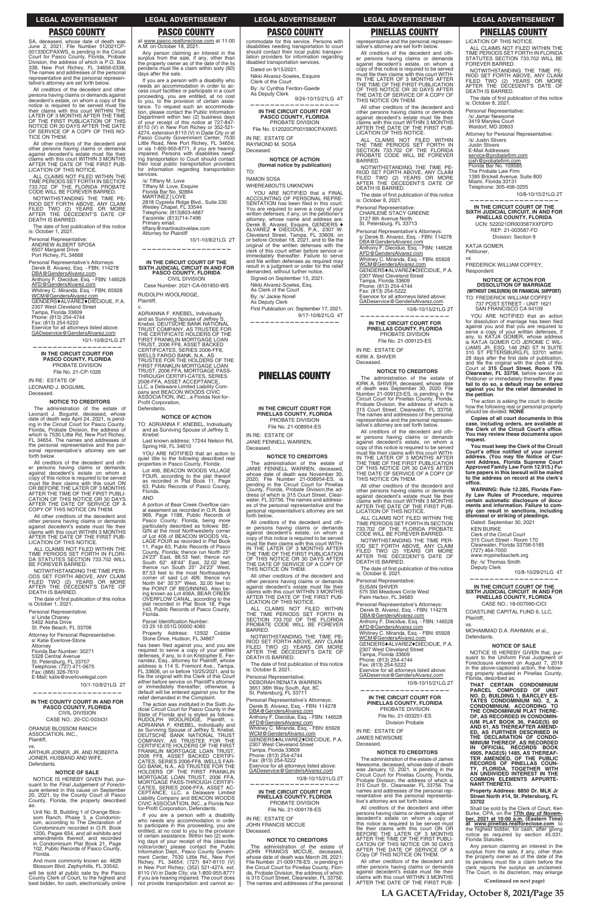# PASCO COUNTY

SA, deceased, whose date of death was June 2, 2021; File Number 512021CP-001330CPAXWS, is pending in the Circuit Court for Pasco County, Florida, Probate Division, the address of which is P.O. Box 338, New Port Richey, FL 34656-0338. The names and addresses of the personal representative and the personal representative's attorney are set forth below.

All creditors of the decedent and other persons having claims or demands against decedent's estate, on whom a copy of this notice is required to be served must file their claims with this court WITHIN THE LATER OF 3 MONTHS AFTER THE TIME OF THE FIRST PUBLICATION OF THIS NOTICE OR 30 DAYS AFTER THE DATE OF SERVICE OF A COPY OF THIS NOTICE ON THEM.

All other creditors of the decedent and other persons having claims or demands against decedent's estate must file their claims with this court WITHIN 3 MONTHS AFTER THE DATE OF THE FIRST PUBLICATION OF THIS NOTICE.

ALL CLAIMS NOT FILED WITHIN THE TIME PERIODS SET FORTH IN SECTION 733.702 OF THE FLORIDA PROBATE CODE WILL BE FOREVER BARRED.

NOTWITHSTANDING THE TIME PERIOD SET FORTH ABOVE, ANY CLAIM FILED TWO (2) YEARS OR MORE AFTER THE DECEDENT'S DATE OF DEATH IS BARRED.

The date of first publication of this notice is: October 1, 2021.

Personal Representative:
ANDREW ALBERT SPOSA
6507 Margaret Drive
Port Richey, FL 34668

Personal Representative's Attorneys:
Derek B. Alvarez, Esq. - FBN: 114278
DBA@GendersAlvarez.com
Anthony F. Diecidue, Esq. - FBN: 146528
AFD@GendersAlvarez.com
Whitney C. Miranda, Esq. - FBN: 65928
WCM@GendersAlvarez.com
GENDERS♦ALVAREZ♦DIECIDUE, P.A.
2307 West Cleveland Street
Tampa, Florida 33609
Phone: (813) 254-4744
Fax: (813) 254-5222
Eservice for all attorneys listed above:
GADeservice@GendersAlvarez.com

10/1-10/8/21LG 2T

---

**IN THE CIRCUIT COURT FOR PASCO COUNTY, FLORIDA**
PROBATE DIVISION
File No. 21-CP-1026

IN RE: ESTATE OF
LEONARD J. BOGUMIL
Deceased.

**NOTICE TO CREDITORS**

The administration of the estate of Leonard J. Bogumil, deceased, whose date of death was April 24, 2021, is pending in the Circuit Court for Pasco County, Florida, Probate Division, the address of which is 7530 Little Rd, New Port Richey, FL 34654. The names and addresses of the personal representative and the personal representative's attorney are set forth below.

All creditors of the decedent and other persons having claims or demands against decedent's estate on whom a copy of this notice is required to be served must file their claims with this court ON OR BEFORE THE LATER OF 3 MONTHS AFTER THE TIME OF THE FIRST PUBLICATION OF THIS NOTICE OR 30 DAYS AFTER THE DATE OF SERVICE OF A COPY OF THIS NOTICE ON THEM.

All other creditors of the decedent and other persons having claims or demands against decedent's estate must file their claims with this court WITHIN 3 MONTHS AFTER THE DATE OF THE FIRST PUBLICATION OF THIS NOTICE.

ALL CLAIMS NOT FILED WITHIN THE TIME PERIODS SET FORTH IN FLORIDA STATUTES SECTION 733.702 WILL BE FOREVER BARRED.

NOTWITHSTANDING THE TIME PERIODS SET FORTH ABOVE, ANY CLAIM FILED TWO (2) YEARS OR MORE AFTER THE DECEDENT'S DATE OF DEATH IS BARRED.

The date of first publication of this notice is October 1, 2021.

Personal Representative:
s/ Linda Chaney
5402 Aloha Drive
St. Pete Beach, FL 33706

Attorney for Personal Representative:
s/ Katie Everlove-Stone
Attorney
Florida Bar Number: 30271
5328 Central Avenue
St. Petersburg, FL 33707
Telephone: (727) 471-0675
Fax: (866) 326-7610
E-Mail: katie@everlovelegal.com

10/1-10/8/21LG 2T

---

**IN THE COUNTY COURT IN AND FOR PASCO COUNTY, FLORIDA**
CIVIL DIVISION
CASE NO.: 20-CC-003431

ORANGE BLOSSOM RANCH ASSOCIATION, INC.,
Plaintiff,
vs.
ARTHUR JOINER, JR. AND ROBERTA JOINER, HUSBAND AND WIFE,
Defendants.

**NOTICE OF SALE**

NOTICE IS HEREBY GIVEN that, pursuant to the *Final Judgment of Foreclosure* entered in this cause on September 20, 2021, by the County Court of Pasco County, Florida, the property described as:

Unit No. B, Building 1 of Orange Blossom Ranch, Phase 3, a Condominium, according to The Declaration of Condominium recorded in O.R. Book 1200, Pages 654, and all exhibits and amendments thereof, and recorded in Condominium Plat Book 21, Page 102, Public Records of Pasco County, Florida.

And more commonly known as: 4626 Blossom Blvd, Zephyrhills, FL 33542.

will be sold at public sale by the Pasco County Clerk of Court, to the highest and best bidder, for cash, electronically online at www.pasco.realforeclose.com at 11:00 A.M. on October 18, 2021.

Any person claiming an interest in the surplus from the sale, if any, other than the property owner as of the date of the lis pendens must file a claim within sixty (60) days after the sale.

If you are a person with a disability who needs an accommodation in order to access court facilities or participate in a court proceeding, you are entitled, at no cost to you, to the provision of certain assistance. To request such an accommodation, please contact the Public Information Department within two (2) business days of your receipt of this notice at 727-847-8110 (V) in New Port Richey or 352-521-4274, extension 8110 (V) in Dade City or at Pasco County Government Center, 7530 Little Road, New Port Richey, FL 34654; or via 1-800-955-8771, if you are hearing impaired. Persons with disabilities needing transportation to Court should contact their local public transportation providers for information regarding transportation services.

/s/ Tiffany M. Love
Tiffany M. Love, Esquire
Florida Bar No. 92884
MARTINEZ | LOVE
2818 Cypress Ridge Blvd., Suite 230
Wesley Chapel, FL 33544
Telephone: (813)803-4887
Facsimile: (813)714-7496
Primary email:
tiffany@martinezlovelaw.com
Attorney for Plaintiff

10/1-10/8/21LG 2T

---

**IN THE CIRCUIT COURT OF THE SIXTH JUDICIAL CIRCUIT IN AND FOR PASCO COUNTY, FLORIDA**
CIVIL DIVISION
Case Number: 2021-CA-001850-WS

RUDOLPH WOOLRIDGE,
Plaintiff,
v.
ADRIANNA F. KNEBEL, Individually and as Surviving Spouse of Jeffrey S. Knebel, DEUTSCHE BANK NATIONAL TRUST COMPANY, AS TRUSTEE FOR THE CERTIFICATE HOLDERS OF THE FIRST FRANKLIN MORTGAGE LOAN TRUST, 2006 FF8, ASSET BACKED CERTIFICATES, SERIES 2006-FF8, WELLS FARGO BANK, N.A., AS TRUSTEE FOR THE HOLDERS OF THE FIRST FRANKLIN MORTGAGE LOAN TRUST, 2006 FFA, MORTGAGE PASS-THROUGH CERTIFI-CATES, SERIES 2006-FFA, ASSET ACCEPTANCE, LLC, a Delaware Limited Liability Company and BEACON WOODS CIVIC ASSOCIATION, INC., a Florida Not-for-Profit Corporation,
Defendants.

**NOTICE OF ACTION**

TO: ADRIANNA F. KNEBEL, Individually and as Surviving Spouse of Jeffrey S. Knebel
Last known address: 17244 Nelson Rd, Spring Hill, FL 34610

YOU ARE NOTIFIED that an action to quiet title to the following described real properties in Pasco County, Florida:

Lot 406, BEACON WOODS VILLAGE FOUR, according to the plat thereof as recorded in Plat Book 11, Page 63, Public Records of Pasco County, Florida.

AND

A portion of Bear Creek Overflow canal easement as recorded in O.R. Book 966, Page 1188, Public Records of Pasco County, Florida, being more particularly described as follows: BEGIN at the most Northwesterly corner of Lot 406 of BEACON WOODS VILLAGE FOUR as recorded in Plat Book 11, Page 63, Public Records of Pasco County, Florida; thence run North 25° 24'23" East, 88.53 feet; thence run South 62° 48'44" East, 32.02 feet; thence run South 25° 24'23" West, 87.53 feet to the most Northeasterly corner of said Lot 406; thence run North 64° 35'37" West, 32.00 feet to the POINT OF BEGINNING. Also being known as Lot 406A, BEAR CREEK OVERFLOW CANAL, according to the plat recorded in Plat Book 16, Page 143, Public Records of Pasco County, Florida.

Parcel Identification Number:
03 25 16 051G 00000 4060

Property Address: 12502 Cobble Stone Drive, Hudson, FL 34667

has been filed against you, and you are required to serve a copy of your written defenses, if any, to it on Kristopher E. Fernandez, Esq., attorney for Plaintiff, whose address is 114 S. Fremont Ave., Tampa, FL 33606, on or before 10/25/2021, and to file the original with the Clerk of this Court either before service on Plaintiff's attorney or immediately thereafter; otherwise, a default will be entered against you for the relief demanded in the Complaint.

The action was instituted in the Sixth Judicial Circuit Court for Pasco County in the State of Florida and is styled as follows: RUDOLPH WOOLRIDGE, Plaintiff, v. ADRIANNA F. KNEBEL, Individually and as Surviving Spouse of Jeffrey S. Knebel, DEUTSCHE BANK NATIONAL TRUST COMPANY, AS TRUSTEE FOR THE CERTIFICATE HOLDERS OF THE FIRST FRANKLIN MORTGAGE LOAN TRUST, 2006 FF8, ASSET BACKED CERTIFICATES, SERIES 2006-FF8, WELLS FARGO BANK, N.A., AS TRUSTEE FOR THE HOLDERS OF THE FIRST FRANKLIN MORTGAGE LOAN TRUST, 2006 FFA, MORTGAGE PASS-THROUGH CERTIFICATES, SERIES 2006-FFA, ASSET ACCEPTANCE, LLC, a Delaware Limited Liability Company and BEACON WOODS CIVIC ASSOCIATION, INC., a Florida Not-for-Profit Corporation, Defendants.

If you are a person with a disability who needs any accommodation in order to participate in this proceeding, you are entitled, at no cost to you to the provision of certain assistance. Within two (2) working days of your receipt of this (describe notice/order) please contact the Public Information Dept., Pasco County Government Center, 7530 Little Rd., New Port Richey, FL 34654; (727) 847-8110 (V) in New Port Richey; (352) 521-4274, ext. 8110 (V) in Dade City; via 1-800-955-8771 if you are hearing impaired. The court does not provide transportation and cannot accommodate for this service. Persons with disabilities needing transportation to court should contact their local public transportation providers for information regarding disabled transportation services.

Dated on 9/15/2021.

Nikki Alvarez-Sowles, Esquire
Clerk of the Court
By: /s/ Cynthia Ferdon-Gaede
As Deputy Clerk

9/24-10/15/21LG 4T

---

**IN THE CIRCUIT COURT FOR PASCO COUNTY, FLORIDA**
PROBATE DIVISION
File No. 512020CP001580CPAXWS

IN RE: ESTATE OF
RAYMOND M. SOSA
Deceased.

**NOTICE OF ACTION**
**(formal notice by publication)**

TO:
RAMON SOSA
WHEREABOUTS UNKNOWN

YOU ARE NOTIFIED that a FINAL ACCOUNTING OF PERSONAL REPRESENTATION has been filed in this court. You are required to serve a copy of your written defenses, if any, on the petitioner's attorney, whose name and address are: Derek B. Alvarez, Esquire, GENDERS ♦ ALVAREZ ♦ DIECIDUE, P.A., 2307 W. Cleveland Street, Tampa, FL 33609, on or before October 18, 2021, and to file the original of the written defenses with the clerk of this court either before service or immediately thereafter. Failure to serve and file written defenses as required may result in a judgment or order for the relief demanded, without further notice.

Signed on September 15, 2021.

Nikki Alvarez-Sowles, Esq.
As Clerk of the Court
By: /s/ Jackie Norell
As Deputy Clerk

First Publication on: September 17, 2021.

9/17-10/8/21LG 4T

---

# PINELLAS COUNTY

**IN THE CIRCUIT COURT FOR PINELLAS COUNTY, FLORIDA**
PROBATE DIVISION
File No. 21-008954-ES

IN RE: ESTATE OF
JANIE FENNELL WARREN,
Deceased.

**NOTICE TO CREDITORS**

The administration of the estate of JANIE FENNELL WARREN, deceased, whose date of death was November 30, 2020; File Number 21-008954-ES, is pending in the Circuit Court for Pinellas County, Florida, Probate Division,the address of which is 315 Court Street, Clearwater, FL 33756. The names and addresses of the personal representative and the personal representative's attorney are set forth below.

All creditors of the decedent and other persons having claims or demands against decedent's estate, on whom a copy of this notice is required to be served must file their claims with this court WITHIN THE LATER OF 3 MONTHS AFTER THE TIME OF THE FIRST PUBLICATION OF THIS NOTICE OR 30 DAYS AFTER THE DATE OF SERVICE OF A COPY OF THIS NOTICE ON THEM.

All other creditors of the decedent and other persons having claims or demands against decedent's estate must file their claims with this court WITHIN 3 MONTHS AFTER THE DATE OF THE FIRST PUBLICATION OF THIS NOTICE.

ALL CLAIMS NOT FILED WITHIN THE TIME PERIODS SET FORTH IN SECTION 733.702 OF THE FLORIDA PROBATE CODE WILL BE FOREVER BARRED.

NOTWITHSTANDING THE TIME PERIOD SET FORTH ABOVE, ANY CLAIM FILED TWO (2) YEARS OR MORE AFTER THE DECEDENT'S DATE OF DEATH IS BARRED.

The date of first publication of this notice is: October 8, 2021.

Personal Representative:
DEBORAH RENATA WARREN
3651 38th Way South, Apt. 8C
St. Petersburg, FL 33711

Personal Representative's Attorneys:
Derek B. Alvarez, Esq. - FBN: 114278
DBA@GendersAlvarez.com
Anthony F. Diecidue, Esq. - FBN: 146528
AFD@GendersAlvarez.com
Whitney C. Miranda, Esq. - FBN: 65928
WCM@GendersAlvarez.com
GENDERS♦ALVAREZ♦DIECIDUE, P.A.
2307 West Cleveland Street
Tampa, Florida 33609
Phone: (813) 254-4744
Fax: (813) 254-5222
Eservice for all attorneys listed above:
GADeservice@GendersAlvarez.com

10/8-10/15/21LG 2T

---

**IN THE CIRCUIT COURT FOR PINELLAS COUNTY, FLORIDA**
PROBATE DIVISION
File No. 21-009178-ES

IN RE: ESTATE OF
JOHN FRANCIS MCCUE
Deceased.

**NOTICE TO CREDITORS**

The administration of the estate of JOHN FRANCIS MCCUE, deceased, whose date of death was March 28, 2021; File Number 21-009178-ES, is pending in the Circuit Court for Pinellas County, Florida, Probate Division, the address of which is 315 Court Street, Clearwater, FL 33756. The names and addresses of the personal representative and the personal representative's attorney are set forth below.

All creditors of the decedent and other persons having claims or demands against decedent's estate, on whom a copy of this notice is required to be served must file their claims with this court WITHIN THE LATER OF 3 MONTHS AFTER THE TIME OF THE FIRST PUBLICATION OF THIS NOTICE OR 30 DAYS AFTER THE DATE OF SERVICE OF A COPY OF THIS NOTICE ON THEM.

All other creditors of the decedent and other persons having claims or demands against decedent's estate must file their claims with this court WITHIN 3 MONTHS AFTER THE DATE OF THE FIRST PUBLICATION OF THIS NOTICE.

ALL CLAIMS NOT FILED WITHIN THE TIME PERIODS SET FORTH IN SECTION 733.702 OF THE FLORIDA PROBATE CODE WILL BE FOREVER BARRED.

NOTWITHSTANDING THE TIME PERIOD SET FORTH ABOVE, ANY CLAIM FILED TWO (2) YEARS OR MORE AFTER THE DECEDENT'S DATE OF DEATH IS BARRED.

The date of first publication of this notice is: October 8, 2021.

Personal Representative:
CHARLENE STACY GREENE
3127 8th Avenue North
St. Petersburg, FL 33713

Personal Representative's Attorneys:
s/ Derek B. Alvarez, Esq. - FBN: 114278
DBA@GendersAlvarez.com
Anthony F. Diecidue, Esq. - FBN: 146528
AFD@GendersAlvarez.com
Whitney C. Miranda, Esq. - FBN: 65928
WCM@GendersAlvarez.com
GENDERS♦ALVAREZ♦DIECIDUE, P.A.
2307 West Cleveland Street
Tampa, Florida 33609
Phone: (813) 254-4744
Fax: (813) 254-5222
Eservice for all attorneys listed above:
GADeservice@GendersAlvarez.com

10/8-10/15/21LG 2T

---

**IN THE CIRCUIT COURT FOR PINELLAS COUNTY, FLORIDA**
PROBATE DIVISION
File No. 21-009123-ES

IN RE: ESTATE OF
KIRK A. SHIVER
Deceased.

**NOTICE TO CREDITORS**

The administration of the estate of KIRK A. SHIVER, deceased, whose date of death was September 30, 2020; File Number 21-009123-ES, is pending in the Circuit Court for Pinellas County, Florida, Probate Division, the address of which is 315 Court Street, Clearwater, FL 33756. The names and addresses of the personal representative and the personal representative's attorney are set forth below.

All creditors of the decedent and other persons having claims or demands against decedent's estate, on whom a copy of this notice is required to be served must file their claims with this court WITHIN THE LATER OF 3 MONTHS AFTER THE TIME OF THE FIRST PUBLICATION OF THIS NOTICE OR 30 DAYS AFTER THE DATE OF SERVICE OF A COPY OF THIS NOTICE ON THEM.

All other creditors of the decedent and other persons having claims or demands against decedent's estate must file their claims with this court WITHIN 3 MONTHS AFTER THE DATE OF THE FIRST PUBLICATION OF THIS NOTICE.

ALL CLAIMS NOT FILED WITHIN THE TIME PERIODS SET FORTH IN SECTION 733.702 OF THE FLORIDA PROBATE CODE WILL BE FOREVER BARRED.

NOTWITHSTANDING THE TIME PERIOD SET FORTH ABOVE, ANY CLAIM FILED TWO (2) YEARS OR MORE AFTER THE DECEDENT'S DATE OF DEATH IS BARRED.

The date of first publication of this notice is: October 8, 2021.

Personal Representative:
SUSAN SHIVER
575 Still Meadows Circle West
Palm Harbor, FL 34683

Personal Representative's Attorneys:
Derek B. Alvarez, Esq. - FBN: 114278
DBA@GendersAlvarez.com
Anthony F. Diecidue, Esq. - FBN: 146528
AFD@GendersAlvarez.com
Whitney C. Miranda, Esq. - FBN: 65928
WCM@GendersAlvarez.com
GENDERS♦ALVAREZ♦DIECIDUE, P.A.
2307 West Cleveland Street
Tampa, Florida 33609
Phone: (813) 254-4744
Fax: (813) 254-5222
Eservice for all attorneys listed above:
GADeservice@GendersAlvarez.com

10/8-10/15/21LG 2T

---

**IN THE CIRCUIT COURT FOR PINELLAS COUNTY, FLORIDA**
PROBATE DIVISION
File No. 21-003251-ES
Division Probate

IN RE: ESTATE OF
JAMES NEWSOME
Deceased.

**NOTICE TO CREDITORS**

The administration of the estate of James Newsome, deceased, whose date of death was January 12, 2021, is pending in the Circuit Court for Pinellas County, Florida, Probate Division, the address of which is 315 Court St., Clearwater, FL 33756. The names and addresses of the personal representative and the personal representative's attorney are set forth below.

All creditors of the decedent and other persons having claims or demands against decedent's estate on whom a copy of this notice is required to be served must file their claims with this court ON OR BEFORE THE LATER OF 3 MONTHS AFTER THE TIME OF THE FIRST PUBLICATION OF THIS NOTICE OR 30 DAYS AFTER THE DATE OF SERVICE OF A COpy OF THIS NOTICE ON THEM.

All other creditors of the decedent and other persons having claims or demands against decedent's estate must file their claims with this court WITHIN 3 MONTHS AFTER THE DATE OF THE FIRST PUBLICATION OF THIS NOTICE.

ALL CLAIMS NOT FILED WITHIN THE TIME PERIODS SET FORTH IN FLORIDA STATUTES SECTION 733.702 WILL BE FOREVER BARRED.

NOTWITHSTANDING THE TIME PERIODS SET FORTH ABOVE, ANY CLAIM FILED TWO (2) YEARS OR MORE AFTER THE DECEDENT'S DATE OF DEATH IS BARRED.

The date of first publication of this notice is: October 8, 2021.

Personal Representative:
/s/ Jamar Newsome
3419 Marylea Court
Waldorf, MD 20603

Attorney for Personal Representative:
/s/ Justin Stivers
Justin Stivers
E-Mail Addresses:
service@probatefirm.com
josh@probatefirm.com
Florida Bar No. 109585
The Probate Law Firm
1395 Brickell Avenue, Suite 800
Miami, Florida 33131
Telephone: 305-456-3255

10/8-10/15/21LG 2T

---

**IN THE CIRCUIT COURT OF THE SIXTH JUDICIAL CIRCUIT, IN AND FOR PINELLAS COUNTY, FLORIDA**
UCN: 522021DR003587XXFDFD
REF: 21-003587-FD
Division: Section 9

KATJA GOMER,
Petitioner,
vs
FREDERICK WILLIAM COFFEY,
Respondent

**NOTICE OF ACTION FOR DISSOLUTION OF MARRIAGE**
**(WITHOUT CHILD(REN) OR FINANCIAL SUPPORT)**

TO: FREDERICK WILLIAM COFFEY
737 POST STREET - UNIT 1621
SAN FRANCISCO CA 94109

YOU ARE NOTIFIED that an action for dissolution of marriage has been filed against you and that you are required to serve a copy of your written defenses, if any, to KATJA GOMER, whose address is KATJA GOMER C/O JEROME C WILLIAMS JR, ESQ, 146 2ND ST N SUITE 310 ST PETERSBURG,FL 33701 within 28 days after the first date of publication, and file the original with the clerk of this Court at **315 Court Street, Room 170, Clearwater, FL 33756**, before service on Petitioner or immediately thereafter. **If you fail to do so, a default may be entered against you for the relief demanded in the petition.**

The action is asking the court to decide how the following real or personal property should be divided: **NONE**

**Copies of all court documents in this case, including orders, are available at the Clerk of the Circuit Court's office. You may review these documents upon request.**

**You must keep the Clerk of the Circuit Court's office notified of your current address. (You may file Notice of Current Address, Florida Supreme Court Approved Family Law Form 12.915.) Future papers in this lawsuit will be mailed to the address on record at the clerk's office.**

**WARNING: Rule 12.285, Florida Family Law Rules of Procedure, requires certain automatic disclosure of documents and information. Failure to comply can result in sanctions, including dismissal or striking of pleadings.**

Dated: September 30, 2021
KEN BURKE
Clerk of the Circuit Court
315 Court Street - Room 170
Clearwater, Florida 33756-5165
(727) 464-7000
www.mypinellasclerk.org
By: /s/ Thomas Smith
Deputy Clerk

10/8-10/29/21LG 4T

---

**IN THE CIRCUIT COURT OF THE SIXTH JUDICIAL CIRCUIT IN AND FOR PINELLAS COUNTY, FLORIDA**
CASE NO.: 18-007090-CICI

COASTLINE CAPITAL FUND 6, LLC,
Plaintiff,
vs.
MOHAMMAD D.A. RAHMAN; et al.,
Defendants.

**NOTICE OF SALE**

NOTICE IS HEREBY GIVEN that, pursuant to the Uniform Final Judgment of Foreclosure entered on August 7, 2019 in the above-captioned action, the following property situated in Pinellas County, Florida, described as:

**THAT CERTAIN CONDOMINIUM PARCEL COMPOSED OF UNIT NO. D, BUILDING 1, BARCLEY ESTATES CONDOMINIUM NO. 2, A CONDOMINIUM, ACCORDING TO THE CONDOMINIUM PLAT THEREOF, AS RECORDED IN CONDOMINIUM PLAT BOOK 36, PAGE(S) 60 AND 61, AS THEREAFTER AMENDED, AS FURTHER DESCRIBED IN THE DECLARATION OF CONDOMINIUM THEREOF, AS RECORDED IN OFFICIAL RECORDS BOOK 4905, PAGE(S) 1485, AS THEREAFTER AMENDED, OF THE PUBLIC RECORDS OF PINELLAS COUNTY, FLORIDA, TOGETHER WITH AN UNDIVIDED INTEREST IN THE COMMON ELEMENTS APPURTENANT THERETO.**

**Property Address: 8850 Dr. MLK Jr Street North #14, St. Petersburg, FL 33702**

Shall be sold by the Clerk of Court, Ken Burke, CPA, on the **17th day of November, 2021 at 10:00 a.m. (Eastern Time)** at **www.pinellas.realforeclose.com** to the highest bidder, for cash, after giving notice as required by section 45.031, Florida Statutes.

Any person claiming an interest in the surplus from the sale, if any, other than the property owner as of the date of the lis pendens must file a claim before the clerk reports the surplus as unclaimed. The Court, in its discretion, may enlarge

**(Continued on next page)**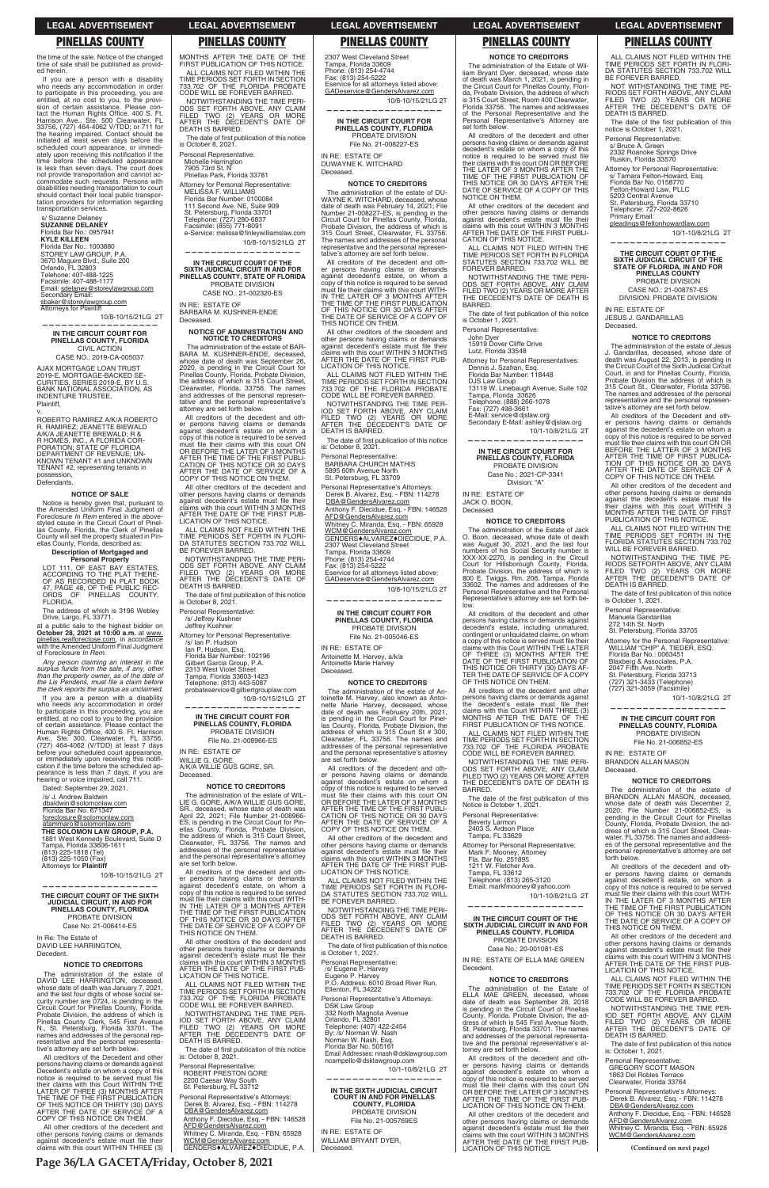the time of the sale. Notice of the changed time of sale shall be published as provided herein.

If you are a person with a disability who needs any accommodation in order to participate in this proceeding, you are entitled, at no cost to you, to the provision of certain assistance. Please contact the Human Rights Office. 400 S. Ft. Harrison Ave., Ste. 500 Clearwater, FL 33756, (727) 464-4062 V/TDD; or 711 for the hearing impaired. Contact should be initiated at least seven days before the scheduled court appearance, or immediately upon receiving this notification if the time before the scheduled appearance is less than seven days. The court does not provide transportation and cannot accommodate such requests. Persons with disabilities needing transportation to court should contact their local public transportation providers for information regarding transportation services.

s/ Suzanne Delaney
**SUZANNE DELANEY**
Florida Bar No.: 0957941
**KYLE KILLEEN**
Florida Bar No.: 1003880
STOREY LAW GROUP, P.A.
3670 Maguire Blvd., Suite 200
Orlando, FL 32803
Telephone: 407-488-1225
Facsimile: 407-488-1177
Email: sdelaney@storeylawgroup.com
Secondary Email:
sbaker@storeylawgroup.com
Attorneys for Plaintiff

10/8-10/15/21LG 2T

---

**IN THE CIRCUIT COURT FOR PINELLAS COUNTY, FLORIDA**
CIVIL ACTION
CASE NO.: 2019-CA-005037

AJAX MORTGAGE LOAN TRUST 2019-E, MORTGAGE-BACKED SECURITIES, SERIES 2019-E, BY U.S. BANK NATIONAL ASSOCIATION, AS INDENTURE TRUSTEE,
Plaintiff,
v.
ROBERTO RAMIREZ A/K/A ROBERTO R. RAMIREZ; JEANETTE BIEWALD A/K/A JEANETTE BREWALD; R & R HOMES, INC., A FLORIDA CORPORATION; STATE OF FLORIDA DEPARTMENT OF REVENUE; UNKNOWN TENANT #1 and UNKNOWN TENANT #2, representing tenants in possession,
Defendants.

**NOTICE OF SALE**

Notice is hereby given that, pursuant to the Amended Uniform Final Judgment of Foreclosure *In Rem* entered in the above-styled cause in the Circuit Court of Pinellas County, Florida, the Clerk of Pinellas County will sell the property situated in Pinellas County, Florida, described as:

**Description of Mortgaged and Personal Property**

LOT 111, OF EAST BAY ESTATES, ACCORDING TO THE PLAT THEREOF, AS RECORDED IN PLAT BOOK 47, PAGE 48, OF THE PUBLIC RECORDS OF PINELLAS COUNTY, FLORIDA.

The address of which is 3196 Webley Drive, Largo, FL 33771.

at a public sale to the highest bidder on **October 28, 2021 at 10:00 a.m.** at www.pinellas.realforeclose.com, in accordance with the Amended Uniform Final Judgment of Foreclosure *In Rem*.

*Any person claiming an interest in the surplus funds from the sale, if any, other than the property owner, as of the date of the Lis Pendens, must file a claim before the clerk reports the surplus as unclaimed.*

If you are a person with a disability who needs any accommodation in order to participate in this proceeding, you are entitled, at no cost to you to the provision of certain assistance. Please contact the Human Rights Office, 400 S. Ft. Harrison Ave., Ste. 300, Clearwater, FL 33756, (727) 464-4062 (V/TDD) at least 7 days before your scheduled court appearance, or immediately upon receiving this notification if the time before the scheduled appearance is less than 7 days; if you are hearing or voice impaired, call 711.

Dated: September 29, 2021.

/s/ J. Andrew Baldwin
dbaldwin@solomonlaw.com
Florida Bar No. 671347
foreclosure@solomonlaw.com
atammaro@solomonlaw.com
**THE SOLOMON LAW GROUP, P.A.**
1881 West Kennedy Boulevard, Suite D
Tampa, Florida 33606-1611
(813) 225-1818 (Tel)
(813) 225-1050 (Fax)
Attorneys for **Plaintiff**

10/8-10/15/21LG 2T

---

**THE CIRCUIT COURT OF THE SIXTH JUDICIAL CIRCUIT, IN AND FOR PINELLAS COUNTY, FLORIDA**
PROBATE DIVISION
Case No: 21-006414-ES

In Re: The Estate of
DAVID LEE HARRINGTON,
Decedent.

**NOTICE TO CREDITORS**

The administration of the estate of DAVID LEE HARRINGTON, deceased, whose date of death was January 7, 2021, and the last four digits of whose social security number are 0724, is pending in the Circuit Court for Pinellas County, Florida, Probate Division, the address of which is Pinellas County Clerk, 545 First Avenue N., St. Petersburg, Florida 33701. The names and addresses of the personal representative and the personal representative's attorney are set forth below.

All creditors of the Decedent and other persons having claims or demands against Decedent's estate on whom a copy of this notice is required to be served must file their claims with this Court WITHIN THE LATER OF THREE (3) MONTHS AFTER THE TIME OF THE FIRST PUBLICATION OF THIS NOTICE OR THIRTY (30) DAYS AFTER THE DATE OF SERVICE OF A COPY OF THIS NOTICE ON THEM.

All other creditors of the decedent and other persons having claims or demands against decedent's estate must file their claims with this court WITHIN THREE (3) MONTHS AFTER THE DATE OF THE FIRST PUBLICATION OF THIS NOTICE.

ALL CLAIMS NOT FILED WITHIN THE TIME PERIODS SET FORTH IN SECTION 733.702 OF THE FLORIDA PROBATE CODE WILL BE FOREVER BARRED.

NOTWITHSTANDING THE TIME PERIODS SET FORTH ABOVE, ANY CLAIM FILED TWO (2) YEARS OR MORE AFTER THE DECEDENT'S DATE OF DEATH IS BARRED.

The date of first publication of this notice is October 8, 2021.

Personal Representative:
Michelle Harrington
7905 73rd St. N
Pinellas Park, Florida 33781

Attorney for Personal Representative:
MELISSA F. WILLIAMS
Florida Bar Number 0100084
111 Second Ave. NE, Suite 909
St. Petersburg, Florida 33701
Telephone: (727) 280-6837
Facsimile: (855) 771-8091
e-Service: melissa@finleywilliamslaw.com

10/8-10/15/21LG 2T

---

**IN THE CIRCUIT COURT OF THE SIXTH JUDICIAL CIRCUIT IN AND FOR PINELLAS COUNTY, STATE OF FLORIDA**
PROBATE DIVISION
CASE NO.: 21-002320-ES

IN RE: ESTATE OF
BARBARA M. KUSHNER-ENDE
Deceased.

**NOTICE OF ADMINISTRATION AND NOTICE TO CREDITORS**

The administration of the estate of BARBARA M. KUSHNER-ENDE, deceased, whose date of death was September 26, 2020, is pending in the Circuit Court for Pinellas County, Florida, Probate Division, the address of which is 315 Court Street, Clearwater, Florida 33756. The names and addresses of the personal representative and the personal representative's attorney are set forth below.

All creditors of the decedent and other persons having claims or demands against decedent's estate on whom a copy of this notice is required to be served must file their claims with this court ON OR BEFORE THE LATER OF 3 MONTHS AFTER THE TIME OF THE FIRST PUBLICATION OF THIS NOTICE OR 30 DAYS AFTER THE DATE OF SERVICE OF A COPY OF THIS NOTICE ON THEM.

All other creditors of the decedent and other persons having claims or demands against decedent's estate must file their claims with this court WITHIN 3 MONTHS AFTER THE DATE OF THE FIRST PUBLICATION OF THIS NOTICE.

ALL CLAIMS NOT FILED WITHIN THE TIME PERIODS SET FORTH IN FLORIDA STATUTES SECTION 733.702 WILL BE FOREVER BARRED.

NOTWITHSTANDING THE TIME PERIODS SET FORTH ABOVE, ANY CLAIM FILED TWO (2) YEARS OR MORE AFTER THE DECEDENT'S DATE OF DEATH IS BARRED.

The date of first publication of this notice is October 8, 2021.

Personal Representative:
/s/ Jeffrey Kushner
Jeffrey Kushner

Attorney for Personal Representative:
/s/ Ian P. Hudson
Ian P. Hudson, Esq.
Florida Bar Number: 102196
Gilbert Garcia Group, P.A.
2313 West Violet Street
Tampa, Florida 33603-1423
Telephone: (813) 443-5087
probateservice@gilbertgrouplaw.com

10/8-10/15/21LG 2T

---

**IN THE CIRCUIT COURT FOR PINELLAS COUNTY, FLORIDA**
PROBATE DIVISION
File No. 21-008966-ES

IN RE: ESTATE OF
WILLIE G. GORE,
A/K/A WILLIE GUS GORE, SR.
Deceased.

**NOTICE TO CREDITORS**

The administration of the estate of WILLIE G. GORE, A/K/A WILLIE GUS GORE, SR., deceased, whose date of death was April 22, 2021; File Number 21-008966-ES, is pending in the Circuit Court for Pinellas County, Florida, Probate Division, the address of which is 315 Court Street, Clearwater, FL 33756. The names and addresses of the personal representative and the personal representative's attorney are set forth below.

All creditors of the decedent and other persons having claims or demands against decedent's estate, on whom a copy of this notice is required to be served must file their claims with this court WITHIN THE LATER OF 3 MONTHS AFTER THE TIME OF THE FIRST PUBLICATION OF THIS NOTICE OR 30 DAYS AFTER THE DATE OF SERVICE OF A COPY OF THIS NOTICE ON THEM.

All other creditors of the decedent and other persons having claims or demands against decedent's estate must file their claims with this court WITHIN 3 MONTHS AFTER THE DATE OF THE FIRST PUBLICATION OF THIS NOTICE.

ALL CLAIMS NOT FILED WITHIN THE TIME PERIODS SET FORTH IN SECTION 733.702 OF THE FLORIDA PROBATE CODE WILL BE FOREVER BARRED.

NOTWITHSTANDING THE TIME PERIOD SET FORTH ABOVE, ANY CLAIM FILED TWO (2) YEARS OR MORE AFTER THE DECEDENT'S DATE OF DEATH IS BARRED.

The date of first publication of this notice is: October 8, 2021.

Personal Representative:
ROBERT PRESTON GORE
2200 Caesar Way South
St. Petersburg, FL 33712

Personal Representative's Attorneys:
Derek B. Alvarez, Esq. - FBN: 114278
DBA@GendersAlvarez.com
Anthony F. Diecidue, Esq. - FBN: 146528
AFD@GendersAlvarez.com
Whitney C. Miranda, Esq. - FBN: 65928
WCM@GendersAlvarez.com
GENDERS♦ALVAREZ♦DIECIDUE, P.A.
2307 West Cleveland Street
Tampa, Florida 33609
Phone: (813) 254-4744
Fax: (813) 254-5222
Eservice for all attorneys listed above:
GADeservice@GendersAlvarez.com

10/8-10/15/21LG 2T

---

**IN THE CIRCUIT COURT FOR PINELLAS COUNTY, FLORIDA**
PROBATE DIVISION
File No. 21-008227-ES

IN RE: ESTATE OF
DUWAYNE K. WITCHARD
Deceased.

**NOTICE TO CREDITORS**

The administration of the estate of DUWAYNE K. WITCHARD, deceased, whose date of death was February 14, 2021; File Number 21-008227-ES, is pending in the Circuit Court for Pinellas County, Florida, Probate Division, the address of which is 315 Court Street, Clearwater, FL 33756. The names and addresses of the personal representative and the personal representative's attorney are set forth below.

All creditors of the decedent and other persons having claims or demands against decedent's estate, on whom a copy of this notice is required to be served must file their claims with this court WITHIN THE LATER OF 3 MONTHS AFTER THE TIME OF THE FIRST PUBLICATION OF THIS NOTICE OR 30 DAYS AFTER THE DATE OF SERVICE OF A COPY OF THIS NOTICE ON THEM.

All other creditors of the decedent and other persons having claims or demands against decedent's estate must file their claims with this court WITHIN 3 MONTHS AFTER THE DATE OF THE FIRST PUBLICATION OF THIS NOTICE.

ALL CLAIMS NOT FILED WITHIN THE TIME PERIODS SET FORTH IN SECTION 733.702 OF THE FLORIDA PROBATE CODE WILL BE FOREVER BARRED.

NOTWITHSTANDING THE TIME PERIOD SET FORTH ABOVE, ANY CLAIM FILED TWO (2) YEARS OR MORE AFTER THE DECEDENT'S DATE OF DEATH IS BARRED.

The date of first publication of this notice is: October 8, 2021.

Personal Representative:
BARBARA CHURCH MATHIS
5895 60th Avenue North
St. Petersburg, FL 33709

Personal Representative's Attorneys:
Derek B. Alvarez, Esq. - FBN: 114278
DBA@GendersAlvarez.com
Anthony F. Diecidue, Esq. - FBN: 146528
AFD@GendersAlvarez.com
Whitney C. Miranda, Esq. - FBN: 65928
WCM@GendersAlvarez.com
GENDERS♦ALVAREZ♦DIECIDUE, P.A.
2307 West Cleveland Street
Tampa, Florida 33609
Phone: (813) 254-4744
Fax: (813) 254-5222
Eservice for all attorneys listed above:
GADeservice@GendersAlvarez.com

10/8-10/15/21LG 2T

---

**IN THE CIRCUIT COURT FOR PINELLAS COUNTY, FLORIDA**
PROBATE DIVISION
File No. 21-005046-ES

IN RE: ESTATE OF
Antoinette M. Harvey, a/k/a
Antoinette Marie Harvey
Deceased.

**NOTICE TO CREDITORS**

The administration of the estate of Antoinette M. Harvey, also known as Antoinette Marie Harvey, deceased, whose date of death was February 20th, 2021, is pending in the Circuit Court for Pinellas County, Florida, Probate Division, the address of which is 315 Court St # 300, Clearwater, FL 33756. The names and addresses of the personal representative and the personal representative's attorney are set forth below.

All creditors of the decedent and other persons having claims or demands against decedent's estate on whom a copy of this notice is required to be served must file their claims with this court ON OR BEFORE THE LATER OF 3 MONTHS AFTER THE TIME OF THE FIRST PUBLICATION OF THIS NOTICE OR 30 DAYS AFTER THE DATE OF SERVICE OF A COPY OF THIS NOTICE ON THEM.

All other creditors of the decedent and other persons having claims or demands against decedent's estate must file their claims with this court WITHIN 3 MONTHS AFTER THE DATE OF THE FIRST PUBLICATION OF THIS NOTICE.

ALL CLAIMS NOT FILED WITHIN THE TIME PERIODS SET FORTH IN FLORIDA STATUTES SECTION 733.702 WILL BE FOREVER BARRED.

NOTWITHSTANDING THE TIME PERIODS SET FORTH ABOVE, ANY CLAIM FILED TWO (2) YEARS OR MORE AFTER THE DECEDENT'S DATE OF DEATH IS BARRED.

The date of first publication of this notice is October 1, 2021.

Personal Representative:
/s/ Eugene P. Harvey
Eugene P. Harvey
P.O. Address: 6010 Broad River Run, Ellenton, FL 34222

Personal Representative's Attorneys:
DSK Law Group
332 North Magnolia Avenue
Orlando, FL 32801
Telephone: (407) 422-2454
By: /s/ Norman W. Nash
Norman W. Nash, Esq.
Florida Bar No. 505161
Email Addresses: nnash@dsklawgroup.com
ncampello@dsklawgroup.com

10/1-10/8/21LG 2T

---

**IN THE SIXTH JUDICIAL CIRCUIT COURT IN AND FOR PINELLAS COUNTY, FLORIDA**
PROBATE DIVISION
File No. 21-005769ES

IN RE: ESTATE OF
WILLIAM BRYANT DYER,
Deceased.

**NOTICE TO CREDITORS**

The administration of the Estate of William Bryant Dyer, deceased, whose date of death was March 1, 2021, is pending in the Circuit Court for Pinellas County, Florida, Probate Division, the address of which is 315 Court Street, Room 400 Clearwater, Florida 33756. The names and addresses of the Personal Representative and the Personal Representative's Attorney are set forth below.

All creditors of the decedent and other persons having claims or demands against decedent's estate on whom a copy of this notice is required to be served must file their claims with this court ON OR BEFORE THE LATER OF 3 MONTHS AFTER THE TIME OF THE FIRST PUBLICATION OF THIS NOTICE OR 30 DAYS AFTER THE DATE OF SERVICE OF A COPY OF THIS NOTICE ON THEM.

All other creditors of the decedent and other persons having claims or demands against decedent's estate must file their claims with this court WITHIN 3 MONTHS AFTER THE DATE OF THE FIRST PUBLICATION OF THIS NOTICE.

ALL CLAIMS NOT FILED WITHIN THE TIME PERIODS SET FORTH IN FLORIDA STATUTES SECTION 733.702 WILL BE FOREVER BARRED.

NOTWITHSTANDING THE TIME PERIODS SET FORTH ABOVE, ANY CLAIM FILED TWO (2) YEARS OR MORE AFTER THE DECEDENT'S DATE OF DEATH IS BARRED.

The date of first publication of this notice is October 1, 2021.

Personal Representative:
John Dyer
15919 Dover Cliffe Drive
Lutz, Florida 33548

Attorney for Personal Representatives:
Dennis J. Szafran, Esq.
Florida Bar Number: 118448
DJS Law Group
13119 W. Linebaugh Avenue, Suite 102
Tampa, Florida 33626
Telephone: (888) 266-1078
Fax: (727) 498-3661
E-Mail: service@djslaw.org
Secondary E-Mail: ashley@djslaw.org

10/1-10/8/21LG 2T

---

**IN THE CIRCUIT COURT FOR PINELLAS COUNTY, FLORIDA**
PROBATE DIVISION
Case No.: 2021-CP-3341
Division: "A"

IN RE: ESTATE OF
JACK O. BOON,
Deceased.

**NOTICE TO CREDITORS**

The administration of the Estate of Jack O. Boon, deceased, whose date of death was August 30, 2021, and the last four numbers of his Social Security number is XXX-XX-2270, is pending in the Circuit Court for Hillsborough County, Florida, Probate Division, the address of which is 800 E. Twiggs, Rm. 206, Tampa, Florida 33602. The names and addresses of the Personal Representative and the Personal Representative's attorney are set forth below.

All creditors of the decedent and other persons having claims or demands against decedent's estate, including unmatured, contingent or unliquidated claims, on whom a copy of this notice is served must file their claims with this Court WITHIN THE LATER OF THREE (3) MONTHS AFTER THE DATE OF THE FIRST PUBLICATION OF THIS NOTICE OR THIRTY (30) DAYS AFTER THE DATE OF SERVICE OF A COPY OF THIS NOTICE ON THEM.

All other creditors of the decedent and persons having claims or demands against the decedent's estate must file their claims with this Court WITHIN THREE (3) MONTHS AFTER THE DATE OF THE FIRST PUBLICATION OF THIS NOTICE.

ALL CLAIMS NOT FILED WITHIN THE TIME PERIODS SET FORTH IN SECTION 733.702 OF THE FLORIDA PROBATE CODE WILL BE FOREVER BARRED.

NOTWITHSTANDING THE TIME PERIODS SET FORTH ABOVE, ANY CLAIM FILED TWO (2) YEARS OR MORE AFTER THE DECEDENT'S DATE OF DEATH IS BARRED.

The date of the first publication of this Notice is October 1, 2021.

Personal Representative:
Beverly Larmon
2403 S. Adison Place
Tampa, FL 33629

Attorney for Personal Representative:
Mark F. Mooney, Attorney
Fla. Bar No. 251895
1211 W. Fletcher Ave.
Tampa, FL 33612
Telephone: (813) 265-3120
Email: markfmooney@yahoo.com

10/1-10/8/21LG 2T

---

**IN THE CIRCUIT COURT OF THE SIXTH JUDICIAL CIRCUIT IN AND FOR PINELLAS COUNTY, FLORIDA**
PROBATE DIVISION
Case No.: 20-001081-ES

IN RE: ESTATE OF ELLA MAE GREEN
Decedent.

**NOTICE TO CREDITORS**

The administration of the Estate of ELLA MAE GREEN, deceased, whose date of death was September 28, 2018 is pending in the Circuit Court of Pinellas County, Florida, Probate Division, the address of which is 545 First Avenue North, St. Petersburg, Florida 33701. The names and addresses of the personal representative and the personal representative's attorney are set forth below.

All creditors of the decedent and other persons having claims or demands against decedent's estate on whom a copy of this notice is required to be served must file their claims with this court ON OR BEFORE THE LATER OF 3 MONTHS AFTER THE TIME OF THE FIRST PUBLICATION OF THIS NOTICE.

All other creditors of the decedent and other persons having claims or demands against decedent's estate must file their claims with this court WITHIN 3 MONTHS AFTER THE DATE OF THE FIRST PUBLICATION OF THIS NOTICE.

ALL CLAIMS NOT FILED WITHIN THE TIME PERIODS SET FORTH IN FLORIDA STATUTES SECTION 733.702 WILL BE FOREVER BARRED.

NOT WITHSTANDING THE TIME PERIODS SET FORTH ABOVE, ANY CLAIM FILED TWO (2) YEARS OR MORE AFTER THE DECEDENT'S DATE OF DEATH IS BARRED.

The date of the first publication of this notice is October 1, 2021.

Personal Representative:
s/ Bruce A. Green
2332 Roanoke Springs Drive
Ruskin, Florida 33570

Attorney for Personal Representative:
s/ Tamara Felton-Howard, Esq.
Florida Bar No. 0158770
Felton-Howard Law, PLLC
5203 Central Avenue
St. Petersburg, Florida 33710
Telephone: 727-202-8626
Primary Email:
pleadings@feltonhowardlaw.com

10/1-10/8/21LG 2T

---

**THE CIRCUIT COURT OF THE SIXTH JUDICIAL CIRCUIT OF THE STATE OF FLORIDA, IN AND FOR PINELLAS COUNTY**
PROBATE DIVISION
CASE NO.: 21-008757-ES
DIVISION: PROBATE DIVISION

IN RE: ESTATE OF
JESUS J. GANDARILLAS
Deceased.

**NOTICE TO CREDITORS**

The administration of the estate of Jesus J. Gandarillas, deceased, whose date of death was August 22, 2013, is pending in the Circuit Court of the Sixth Judicial Circuit Court, in and for Pinellas County, Florida, Probate Division the address of which is 315 Court St., Clearwater, Florida 33756. The names and addresses of the personal representative and the personal representative's attorney are set forth below.

All creditors of the Decedent and other persons having claims or demands against the decedent's estate on whom a copy of this notice is required to be served must file their claims with this court ON OR BEFORE THE LATTER OF 3 MONTHS AFTER THE TIME OF THE FIRST PUBLICATION OF THIS NOTICE OR 30 DAYS AFTER THE DATE OF SERVICE OF A COPY OF THIS NOTICE ON THEM.

All other creditors of the decedent and other persons having claims or demands against the decedent's estate must file their claims with this court WITHIN 3 MONTHS AFTER THE DATE OF THE FIRST PUBLICATION OF THIS NOTICE.

ALL CLAIMS NOT FILED WITHIN THE TIME PERIODS SET FORTH IN THE FLORIDA STATUTES SECTION 733.702 WILL BE FOREVER BARRED.

NOTWITHSTANDING THE TIME PERIODS SET FORTH ABOVE, ANY CLAIM FILED TWO (2) YEARS OR MORE AFTER THE DECEDENT'S DATE OF DEATH IS BARRED.

The date of first publication of this notice is October 1, 2021.

Personal Representative:
Manuela Gandarillas
272 14th St. North
St. Petersburg, Florida 33705

Attorney for the Personal Representative:
WILLIAM "CHIP" A. TIEDER, ESQ.
Florida Bar No.: 0063451
Blaxberg & Associates, P.A.
2047 Fifth Ave. North
St. Petersburg, Florida 33713
(727) 321-3433 (Telephone)
(727) 321-3059 (Facsimile)

10/1-10/8/21LG 2T

---

**IN THE CIRCUIT COURT FOR PINELLAS COUNTY, FLORIDA**
PROBATE DIVISION
File No. 21-006852-ES

IN RE: ESTATE OF
BRANDON ALLAN MASON
Deceased.

**NOTICE TO CREDITORS**

The administration of the estate of BRANDON ALLAN MASON, deceased, whose date of death was December 2, 2020; File Number 21-006852-ES, is pending in the Circuit Court for Pinellas County, Florida, Probate Division, the address of which is 315 Court Street, Clearwater, FL 33756. The names and addresses of the personal representative and the personal representative's attorney are set forth below.

All creditors of the decedent and other persons having claims or demands against decedent's estate, on whom a copy of this notice is required to be served must file their claims with this court WITHIN THE LATER OF 3 MONTHS AFTER THE TIME OF THE FIRST PUBLICATION OF THIS NOTICE OR 30 DAYS AFTER THE DATE OF SERVICE OF A COPY OF THIS NOTICE ON THEM.

All other creditors of the decedent and other persons having claims or demands against decedent's estate must file their claims with this court WITHIN 3 MONTHS AFTER THE DATE OF THE FIRST PUBLICATION OF THIS NOTICE.

ALL CLAIMS NOT FILED WITHIN THE TIME PERIODS SET FORTH IN SECTION 733.702 OF THE FLORIDA PROBATE CODE WILL BE FOREVER BARRED.

NOTWITHSTANDING THE TIME PERIOD SET FORTH ABOVE, ANY CLAIM FILED TWO (2) YEARS OR MORE AFTER THE DECEDENT'S DATE OF DEATH IS BARRED.

The date of first publication of this notice is: October 1, 2021.

Personal Representative:
GREGORY SCOTT MASON
1863 Del Robles Terrace
Clearwater, Florida 33764

Personal Representative's Attorneys:
Derek B. Alvarez, Esq. - FBN: 114278
DBA@GendersAlvarez.com
Anthony F. Diecidue, Esq. - FBN: 146528
AFD@GendersAlvarez.com
Whitney C. Miranda, Esq. - FBN: 65928
WCM@GendersAlvarez.com

**(Continued on next page)**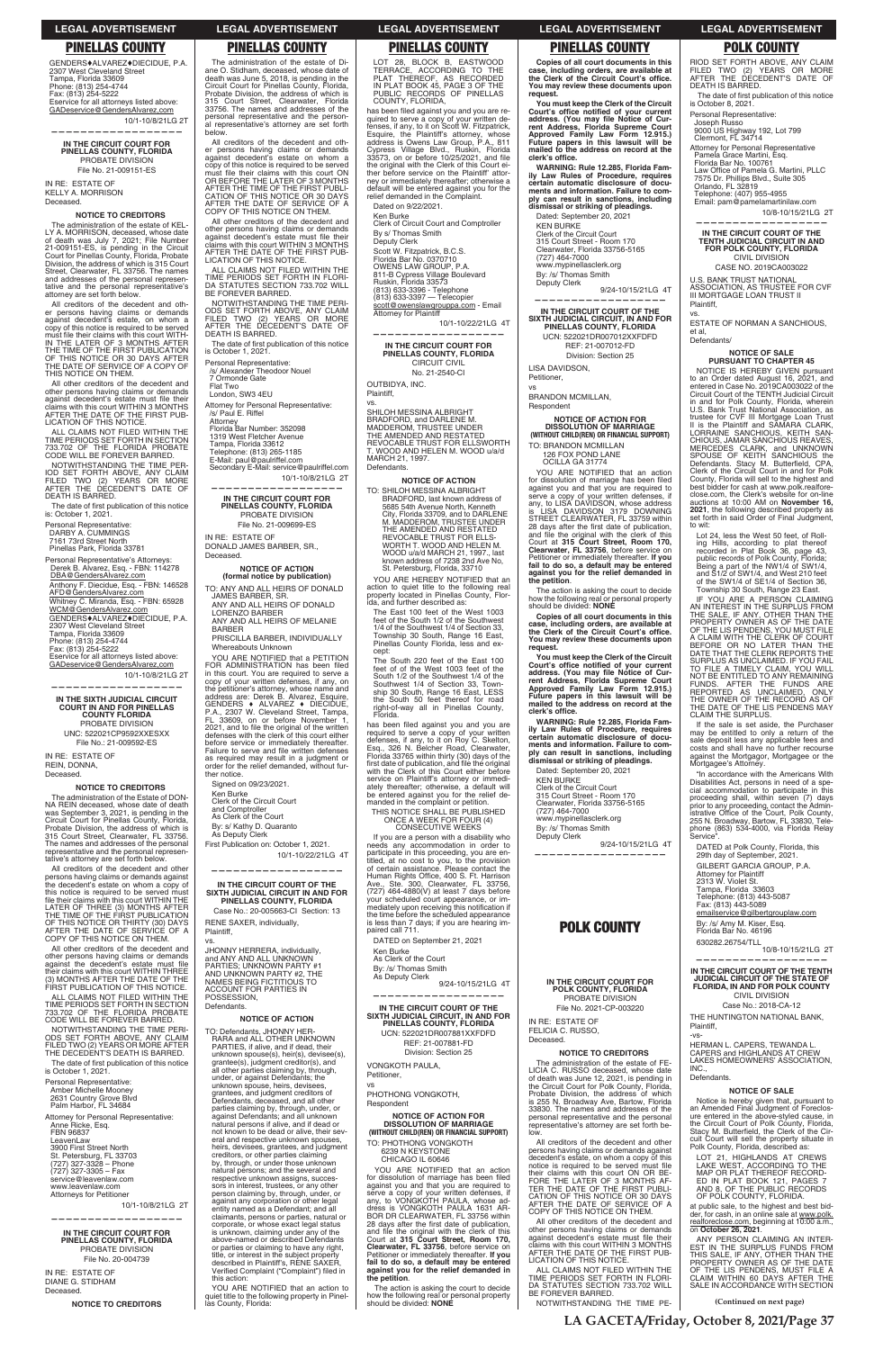# PINELLAS COUNTY

GENDERS♦ALVAREZ♦DIECIDUE, P.A.
2307 West Cleveland Street
Tampa, Florida 33609
Phone: (813) 254-4744
Fax: (813) 254-5222
Eservice for all attorneys listed above:
GADEservice@GendersAlvarez.com

10/1-10/8/21LG 2T

---

**IN THE CIRCUIT COURT FOR PINELLAS COUNTY, FLORIDA**
PROBATE DIVISION
File No. 21-009151-ES

IN RE: ESTATE OF
KELLY A. MORRISON
Deceased.

**NOTICE TO CREDITORS**

The administration of the estate of KELLY A. MORRISON, deceased, whose date of death was July 7, 2021; File Number 21-009151-ES, is pending in the Circuit Court for Pinellas County, Florida, Probate Division, the address of which is 315 Court Street, Clearwater, FL 33756. The names and addresses of the personal representative and the personal representative's attorney are set forth below.

All creditors of the decedent and other persons having claims or demands against decedent's estate, on whom a copy of this notice is required to be served must file their claims with this court WITHIN THE LATER OF 3 MONTHS AFTER THE TIME OF THE FIRST PUBLICATION OF THIS NOTICE OR 30 DAYS AFTER THE DATE OF SERVICE OF A COPY OF THIS NOTICE ON THEM.

All other creditors of the decedent and other persons having claims or demands against decedent's estate must file their claims with this court WITHIN 3 MONTHS AFTER THE DATE OF THE FIRST PUBLICATION OF THIS NOTICE.

ALL CLAIMS NOT FILED WITHIN THE TIME PERIODS SET FORTH IN SECTION 733.702 OF THE FLORIDA PROBATE CODE WILL BE FOREVER BARRED.

NOTWITHSTANDING THE TIME PERIOD SET FORTH ABOVE, ANY CLAIM FILED TWO (2) YEARS OR MORE AFTER THE DECEDENT'S DATE OF DEATH IS BARRED.

The date of first publication of this notice is: October 1, 2021.

Personal Representative:
DARBY A. CUMMINGS
7161 73rd Street North
Pinellas Park, Florida 33781

Personal Representative's Attorneys:
Derek B. Alvarez, Esq. - FBN: 114278
DBA@GendersAlvarez.com
Anthony F. Diecidue, Esq. - FBN: 146528
AFD@GendersAlvarez.com
Whitney C. Miranda, Esq. - FBN: 65928
WCM@GendersAlvarez.com
GENDERS♦ALVAREZ♦DIECIDUE, P.A.
2307 West Cleveland Street
Tampa, Florida 33609
Phone: (813) 254-4744
Fax: (813) 254-5222
Eservice for all attorneys listed above:
GADEservice@GendersAlvarez.com

10/1-10/8/21LG 2T

---

**IN THE SIXTH JUDICIAL CIRCUIT COURT IN AND FOR PINELLAS COUNTY FLORIDA**
PROBATE DIVISION
UNC: 522021CP9592XXESXX
File No.: 21-009592-ES

IN RE: ESTATE OF
REIN, DONNA,
Deceased.

**NOTICE TO CREDITORS**

The administration of the Estate of DONNA REIN deceased, whose date of death was September 3, 2021, is pending in the Circuit Court for Pinellas County, Florida, Probate Division, the address of which is 315 Court Street, Clearwater, FL 33756. The names and addresses of the personal representative and the personal representative's attorney are set forth below.

All creditors of the decedent and other persons having claims or demands against the decedent's estate on whom a copy of this notice is required to be served must file their claims with this court WITHIN THE LATER OF THREE (3) MONTHS AFTER THE TIME OF THE FIRST PUBLICATION OF THIS NOTICE OR THIRTY (30) DAYS AFTER THE DATE OF SERVICE OF A COPY OF THIS NOTICE ON THEM.

All other creditors of the decedent and other persons having claims or demands against the decedent's estate must file their claims with this court WITHIN THREE (3) MONTHS AFTER THE DATE OF THE FIRST PUBLICATION OF THIS NOTICE.

ALL CLAIMS NOT FILED WITHIN THE TIME PERIODS SET FORTH IN SECTION 733.702 OF THE FLORIDA PROBATE CODE WILL BE FOREVER BARRED.

NOTWITHSTANDING THE TIME PERIODS SET FORTH ABOVE, ANY CLAIM FILED TWO (2) YEARS OR MORE AFTER THE DECEDENT'S DATE OF DEATH IS BARRED.

The date of first publication of this notice is October 1, 2021.

Personal Representative:
Amber Michelle Mooney
2631 Country Grove Blvd
Palm Harbor, FL 34684

Attorney for Personal Representative:
Anne Ricke, Esq.
FBN 96837
LeavenLaw
3900 First Street North
St. Petersburg, FL 33703
(727) 327-3328 – Phone
(727) 327-3305 – Fax
service@leavenlaw.com
www.leavenlaw.com
Attorneys for Petitioner

10/1-10/8/21LG 2T

---

**IN THE CIRCUIT COURT FOR PINELLAS COUNTY, FLORIDA**
PROBATE DIVISION
File No. 20-004739

IN RE: ESTATE OF
DIANE G. STIDHAM
Deceased.

**NOTICE TO CREDITORS**

The administration of the estate of Diane O. Stidham, deceased, whose date of death was June 5, 2018, is pending in the Circuit Court for Pinellas County, Florida, Probate Division, the address of which is 315 Court Street, Clearwater, Florida 33756. The names and addresses of the personal representative and the personal representative's attorney are set forth below.

All creditors of the decedent and other persons having claims or demands against decedent's estate on whom a copy of this notice is required to be served must file their claims with this court ON OR BEFORE THE LATER OF 3 MONTHS AFTER THE TIME OF THE FIRST PUBLICATION OF THIS NOTICE OR 30 DAYS AFTER THE DATE OF SERVICE OF A COPY OF THIS NOTICE ON THEM.

All other creditors of the decedent and other persons having claims or demands against decedent's estate must file their claims with this court WITHIN 3 MONTHS AFTER THE DATE OF THE FIRST PUBLICATION OF THIS NOTICE.

ALL CLAIMS NOT FILED WITHIN THE TIME PERIODS SET FORTH IN FLORIDA STATUTES SECTION 733.702 WILL BE FOREVER BARRED.

NOTWITHSTANDING THE TIME PERIODS SET FORTH ABOVE, ANY CLAIM FILED TWO (2) YEARS OR MORE AFTER THE DECEDENT'S DATE OF DEATH IS BARRED.

The date of first publication of this notice is October 1, 2021.

Personal Representative:
/s/ Alexander Theodoor Nouel
7 Ormonde Gate
Flat Two
London, SW3 4EU

Attorney for Personal Representative:
/s/ Paul E. Riffel
Attorney
Florida Bar Number: 352098
1319 West Fletcher Avenue
Tampa, Florida 33612
Telephone: (813) 265-1185
E-Mail: paul@paulriffel.com
Secondary E-Mail: service@paulriffel.com

10/1-10/8/21LG 2T

---

**IN THE CIRCUIT COURT FOR PINELLAS COUNTY, FLORIDA**
PROBATE DIVISION
File No. 21-009699-ES

IN RE: ESTATE OF
DONALD JAMES BARBER, SR.,
Deceased.

**NOTICE OF ACTION**
**(formal notice by publication)**

TO: ANY AND ALL HEIRS OF DONALD JAMES BARBER, SR.
ANY AND ALL HEIRS OF DONALD LORENZO BARBER
ANY AND ALL HEIRS OF MELANIE BARBER
PRISCILLA BARBER, INDIVIDUALLY
Whereabouts Unknown

YOU ARE NOTIFIED that a PETITION FOR ADMINISTRATION has been filed in this court. You are required to serve a copy of your written objections, if any, on the petitioner's attorney, whose name and address are: Derek B. Alvarez, Esquire, GENDERS ♦ ALVAREZ ♦ DIECIDUE, P.A., 2307 W. Cleveland Street, Tampa, FL 33609, on or before November 1, 2021, and to file the original of the written defenses with the clerk of this court either before service or immediately thereafter. Failure to serve and file written defenses as required may result in a judgment or order for the relief demanded, without further notice.

Signed on 09/23/2021.

Ken Burke
Clerk of the Circuit Court
and Comptroller
As Clerk of the Court
By: s/ Kathy D. Quaranto
As Deputy Clerk

First Publication on: October 1, 2021.

10/1-10/22/21LG 4T

---

**IN THE CIRCUIT COURT OF THE SIXTH JUDICIAL CIRCUIT IN AND FOR PINELLAS COUNTY, FLORIDA**
Case No.: 20-005663-CI Section: 13

RENE SAXER, individually,
Plaintiff,

vs.

JHONNY HERRERA, individually, and ANY AND ALL UNKNOWN PARTIES; UNKNOWN PARTY #1 AND UNKNOWN PARTY #2, THE NAMES BEING FICTITIOUS TO ACCOUNT FOR PARTIES IN POSSESSION,
Defendants.

**NOTICE OF ACTION**

TO: Defendants, JHONNY HERRARA and ALL OTHER UNKNOWN PARTIES, if alive, and if dead, their unknown spouse(s), heir(s), devisee(s), grantee(s), judgment creditor(s), and all other parties claiming by, through, under, or against Defendants; the unknown spouse, heirs, devisees, grantees, and judgment creditors of Defendants, deceased, and all other parties claiming by, through, under, or against Defendants; and all unknown natural persons if alive, and if dead or not known to be dead or alive, their several and respective unknown spouses, heirs, devisees, grantees, and judgment creditors, or other parties claiming by, through, or under those unknown natural persons; and the several and respective unknown assigns, successors in interest, trustees, or any other person claiming by, through, under, or against any corporation or other legal entity named as a Defendant; and all claimants, persons or parties, natural or corporate, or whose exact legal status is unknown, claiming under any of the above-named or described Defendants or parties or claiming to have any right, title, or interest in the subject property described in Plaintiff's, RENE SAXER, Verified Complaint ("Complaint") filed in this action:

YOU ARE NOTIFIED that an action to quiet title to the following property in Pinellas County, Florida:

LOT 28, BLOCK B, EASTWOOD TERRACE, ACCORDING TO THE PLAT THEREOF, AS RECORDED IN PLAT BOOK 45, PAGE 3 OF THE PUBLIC RECORDS OF PINELLAS COUNTY, FLORIDA,

has been filed against you and you are required to serve a copy of your written defenses, if any, to it on Scott W. Fitzpatrick, Esquire, the Plaintiff's attorney, whose address is Owens Law Group, P.A., 811 Cypress Village Blvd., Ruskin, Florida 33573, on or before 10/25/2021, and file the original with the Clerk of this Court either before service on the Plaintiff' attorney or immediately thereafter; otherwise a default will be entered against you for the relief demanded in the Complaint.

Dated on 9/22/2021.

Ken Burke
Clerk of Circuit Court and Comptroller
By s/ Thomas Smith
Deputy Clerk
Scott W. Fitzpatrick, B.C.S.
Florida Bar No. 0370710
OWENS LAW GROUP, P.A.
811-B Cypress Village Boulevard
Ruskin, Florida 33573
(813) 633-3396 - Telephone
(813) 633-3397 — Telecopier
scott@owenslawgrouppa.com - Email
Attorney for Plaintiff

10/1-10/22/21LG 4T

---

**IN THE CIRCUIT COURT FOR PINELLAS COUNTY, FLORIDA**
CIRCUIT CIVIL
No. 21-2540-CI

OUTBIDYA, INC.
Plaintiff,

vs.

SHILOH MESSINA ALBRIGHT BRADFORD, and DARLENE M. MADDEROM, TRUSTEE UNDER THE AMENDED AND RESTATED REVOCABLE TRUST FOR ELLSWORTH T. WOOD AND HELEN M. WOOD u/a/d MARCH 21, 1997.
Defendants.

**NOTICE OF ACTION**

TO: SHILOH MESSINA ALBRIGHT BRADFORD, last known address of 5685 54th Avenue North, Kenneth City, Florida 33709, and to DARLENE M. MADDEROM, TRUSTEE UNDER THE AMENDED AND RESTATED REVOCABLE TRUST FOR ELLSWORTH T. WOOD AND HELEN M. WOOD u/a/d MARCH 21, 1997., last known address of 7238 2nd Ave No, St. Petersburg, Florida, 33710

YOU ARE HEREBY NOTIFIED that an action to quiet title to the following real property located in Pinellas County, Florida, and further described as:

The East 100 feet of the West 1003 feet of the South 1/2 of the Southwest 1/4 of the Southwest 1/4 of Section 33, Township 30 South, Range 16 East, Pinellas County Florida, less and except:

The South 220 feet of the East 100 feet of of the West 1003 feet of the South 1/2 of the Southwest 1/4 of the Southwest 1/4 of Section 33, Township 30 South, Range 16 East, LESS the South 50 feet thereof for road right-of-way all in Pinellas County, Florida.

has been filed against you and you are required to serve a copy of your written defenses, if any, to it on Roy C. Skelton, Esq., 326 N. Belcher Road, Clearwater, Florida 33765 within thirty (30) days of the first date of publication, and file the original with the Clerk of this Court either before service on Plaintiff's attorney or immediately thereafter; otherwise, a default will be entered against you for the relief demanded in the complaint or petition.

THIS NOTICE SHALL BE PUBLISHED ONCE A WEEK FOR FOUR (4) CONSECUTIVE WEEKS

If you are a person with a disability who needs any accommodation in order to participate in this proceeding, you are entitled, at no cost to you, to the provision of certain assistance. Please contact the Human Rights Office, 400 S. Ft. Harrison Ave., Ste. 300, Clearwater, FL 33756, (727) 464-4880(V) at least 7 days before your scheduled court appearance, or immediately upon receiving this notification if the time before the scheduled appearance is less than 7 days; if you are hearing impaired call 711.

DATED on September 21, 2021

Ken Burke
As Clerk of the Court
By: /s/ Thomas Smith
As Deputy Clerk

9/24-10/15/21LG 4T

---

**IN THE CIRCUIT COURT OF THE SIXTH JUDICIAL CIRCUIT, IN AND FOR PINELLAS COUNTY, FLORIDA**
UCN: 522021DR007881XXFDFD
REF: 21-007881-FD
Division: Section 25

VONGKOTH PAULA,
Petitioner,

vs

PHOTHONG VONGKOTH,
Respondent

**NOTICE OF ACTION FOR DISSOLUTION OF MARRIAGE**
**(WITHOUT CHILD(REN) OR FINANCIAL SUPPORT)**

TO: PHOTHONG VONGKOTH
6239 N KEYSTONE
CHICAGO IL 60646

YOU ARE NOTIFIED that an action for dissolution of marriage has been filed against you and that you are required to serve a copy of your written defenses, if any, to VONGKOTH PAULA, whose address is VONGKOTH PAULA 1631 ARBOR DR CLEARWATER, FL 33756 within 28 days after the first date of publication, and file the original with the clerk of this Court at **315 Court Street, Room 170, Clearwater, FL 33756**, before service on Petitioner or immediately thereafter. **If you fail to do so, a default may be entered against you for the relief demanded in the petition**.

The action is asking the court to decide how the following real or personal property should be divided: **NONE**

**Copies of all court documents in this case, including orders, are available at the Clerk of the Circuit Court's office. You may review these documents upon request.**

**You must keep the Clerk of the Circuit Court's office notified of your current address. (You may file Notice of Current Address, Florida Supreme Court Approved Family Law Form 12.915.) Future papers in this lawsuit will be mailed to the address on record at the clerk's office.**

**WARNING: Rule 12.285, Florida Family Law Rules of Procedure, requires certain automatic disclosure of documents and information. Failure to comply can result in sanctions, including dismissal or striking of pleadings.**

Dated: September 20, 2021
KEN BURKE
Clerk of the Circuit Court
315 Court Street - Room 170
Clearwater, Florida 33756-5165
(727) 464-7000
www.mypinellasclerk.org
By: /s/ Thomas Smith
Deputy Clerk

9/24-10/15/21LG 4T

---

**IN THE CIRCUIT COURT OF THE SIXTH JUDICIAL CIRCUIT, IN AND FOR PINELLAS COUNTY, FLORIDA**
UCN: 522021DR007012XXFDFD
REF: 21-007012-FD
Division: Section 25

LISA DAVIDSON,
Petitioner,

vs

BRANDON MCMILLAN,
Respondent

**NOTICE OF ACTION FOR DISSOLUTION OF MARRIAGE**
**(WITHOUT CHILD(REN) OR FINANCIAL SUPPORT)**

TO: BRANDON MCMILLAN
126 FOX POND LANE
OCILLA GA 31774

YOU ARE NOTIFIED that an action for dissolution of marriage has been filed against you and that you are required to serve a copy of your written defenses, if any, to LISA DAVIDSON, whose address is LISA DAVIDSON 3179 DOWNING STREET CLEARWATER, FL 33759 within 28 days after the first date of publication, and file the original with the clerk of this Court at **315 Court Street, Room 170, Clearwater, FL 33756**, before service on Petitioner or immediately thereafter. **If you fail to do so, a default may be entered against you for the relief demanded in the petition**.

The action is asking the court to decide how the following real or personal property should be divided: **NONE**

**Copies of all court documents in this case, including orders, are available at the Clerk of the Circuit Court's office. You may review these documents upon request.**

**You must keep the Clerk of the Circuit Court's office notified of your current address. (You may file Notice of Current Address, Florida Supreme Court Approved Family Law Form 12.915.) Future papers in this lawsuit will be mailed to the address on record at the clerk's office.**

**WARNING: Rule 12.285, Florida Family Law Rules of Procedure, requires certain automatic disclosure of documents and information. Failure to comply can result in sanctions, including dismissal or striking of pleadings.**

Dated: September 20, 2021
KEN BURKE
Clerk of the Circuit Court
315 Court Street - Room 170
Clearwater, Florida 33756-5165
(727) 464-7000
www.mypinellasclerk.org
By: /s/ Thomas Smith
Deputy Clerk

9/24-10/15/21LG 4T

---

# POLK COUNTY

**IN THE CIRCUIT COURT FOR POLK COUNTY, FLORIDA**
PROBATE DIVISION
File No. 2021-CP-003220

IN RE: ESTATE OF
FELICIA C. RUSSO,
Deceased.

**NOTICE TO CREDITORS**

The administration of the estate of FELICIA C. RUSSO deceased, whose date of death was June 12, 2021, is pending in the Circuit Court for Polk County, Florida, Probate Division, the address of which is 255 N. Broadway Ave, Bartow, Florida 33830. The names and addresses of the personal representative and the personal representative's attorney are set forth below.

All creditors of the decedent and other persons having claims or demands against decedent's estate, on whom a copy of this notice is required to be served must file their claims with this court ON OR BEFORE THE LATER OF 3 MONTHS AFTER THE DATE OF THE FIRST PUBLICATION OF THIS NOTICE OR 30 DAYS AFTER THE DATE OF SERVICE OF A COPY OF THIS NOTICE ON THEM.

All other creditors of the decedent and other persons having claims or demands against decedent's estate must file their claims with this court WITHIN 3 MONTHS AFTER THE DATE OF THE FIRST PUBLICATION OF THIS NOTICE.

ALL CLAIMS NOT FILED WITHIN THE TIME PERIODS SET FORTH IN FLORIDA STATUTES SECTION 733.702 WILL BE FOREVER BARRED.

NOTWITHSTANDING THE TIME PERIOD SET FORTH ABOVE, ANY CLAIM FILED TWO (2) YEARS OR MORE AFTER THE DECEDENT'S DATE OF DEATH IS BARRED.

The date of first publication of this notice is October 8, 2021.

Personal Representative:
Joseph Russo
9000 US Highway 192, Lot 799
Clermont, FL 34714

Attorney for Personal Representative
Pamela Grace Martini, Esq.
Florida Bar No. 100761
Law Office of Pamela G. Martini, PLLC
7575 Dr. Phillips Blvd., Suite 305
Orlando, FL 32819
Telephone: (407) 955-4955
Email: pam@pamelamartinilaw.com

10/8-10/15/21LG 2T

---

**IN THE CIRCUIT COURT OF THE TENTH JUDICIAL CIRCUIT IN AND FOR POLK COUNTY, FLORIDA**
CIVIL DIVISION
CASE NO. 2019CA003022

U.S. BANK TRUST NATIONAL ASSOCIATION, AS TRUSTEE FOR CVF III MORTGAGE LOAN TRUST II
Plaintiff,

vs.

ESTATE OF NORMAN A SANCHIOUS, et al,
Defendants/

**NOTICE OF SALE PURSUANT TO CHAPTER 45**

NOTICE IS HEREBY GIVEN pursuant to an Order dated August 16, 2021, and entered in Case No. 2019CA003022 of the Circuit Court of the TENTH Judicial Circuit in and for Polk County, Florida, wherein U.S. Bank Trust National Association, as trustee for CVF III Mortgage Loan Trust II is the Plaintiff and SAMARA CLARK, LORRAINE SANCHIOUS, KEITH SANCHIOUS, JAMAR SANCHIOUS REAVES, MERCEDES CLARK, and UNKNOWN SPOUSE OF KEITH SANCHIOUS the Defendants. Stacy M. Butterfield, CPA, Clerk of the Circuit Court in and for Polk County, Florida will sell to the highest and best bidder for cash at www.polk.realforeclose.com, the Clerk's website for on-line auctions at 10:00 AM on **November 16, 2021**, the following described property as set forth in said Order of Final Judgment, to wit:

Lot 24, less the West 50 feet, of Rolling Hills, according to plat thereof recorded in Plat Book 36, page 43, public records of Polk County, Florida; Being a part of the NW1/4 of SW1/4, and S1/2 of SW1/4, and West 210 feet of the SW1/4 of SE1/4 of Section 36, Township 30 South, Range 23 East.

IF YOU ARE A PERSON CLAIMING AN INTEREST IN THE SURPLUS FROM THE SALE, IF ANY, OTHER THAN THE PROPERTY OWNER AS OF THE DATE OF THE LIS PENDENS, YOU MUST FILE A CLAIM WITH THE CLERK OF COURT BEFORE OR NO LATER THAN THE DATE THAT THE CLERK REPORTS THE SURPLUS AS UNCLAIMED. IF YOU FAIL TO FILE A TIMELY CLAIM, YOU WILL NOT BE ENTITLED TO ANY REMAINING FUNDS. AFTER THE FUNDS ARE REPORTED AS UNCLAIMED, ONLY THE OWNER OF THE RECORD AS OF THE DATE OF THE LIS PENDENS MAY CLAIM THE SURPLUS.

If the sale is set aside, the Purchaser may be entitled to only a return of the sale deposit less any applicable fees and costs and shall have no further recourse against the Mortgagor, Mortgagee or the Mortgagee's Attorney.

"In accordance with the Americans With Disabilities Act, persons in need of a special accommodation to participate in this proceeding shall, within seven (7) days prior to any proceeding, contact the Administrative Office of the Court, Polk County, 255 N. Broadway, Bartow, FL 33830, Telephone (863) 534-4000, via Florida Relay Service".

DATED at Polk County, Florida, this 29th day of September, 2021.

GILBERT GARCIA GROUP, P.A.
Attorney for Plaintiff
2313 W. Violet St.
Tampa, Florida 33603
Telephone: (813) 443-5087
Fax: (813) 443-5089
emailservice@gilbertgrouplaw.com
By: /s/ Amy M. Kiser, Esq.
Florida Bar No. 46196
630282.26754/TLL

10/8-10/15/21LG 2T

---

**IN THE CIRCUIT COURT OF THE TENTH JUDICIAL CIRCUIT OF THE STATE OF FLORIDA, IN AND FOR POLK COUNTY**
CIVIL DIVISION
Case No.: 2018-CA-12

THE HUNTINGTON NATIONAL BANK,
Plaintiff,

-vs-

HERMAN L. CAPERS, TEWANDA L. CAPERS and HIGHLANDS AT CREW LAKES HOMEOWNERS' ASSOCIATION, INC.,
Defendants.

**NOTICE OF SALE**

Notice is hereby given that, pursuant to an Amended Final Judgment of Foreclosure entered in the above-styled cause, in the Circuit Court of Polk County, Florida, Stacy M. Butterfield, the Clerk of the Circuit Court will sell the property situate in Polk County, Florida, described as:

LOT 21, HIGHLANDS AT CREWS LAKE WEST, ACCORDING TO THE MAP OR PLAT THEREOF RECORDED IN PLAT BOOK 121, PAGES 7 AND 8, OF THE PUBLIC RECORDS OF POLK COUNTY, FLORIDA.

at public sale, to the highest and best bidder, for cash, in an online sale at www.polk.realforeclose.com, beginning at 10:00 a.m., on **October 26, 2021**.

ANY PERSON CLAIMING AN INTEREST IN THE SURPLUS FUNDS FROM THIS SALE, IF ANY, OTHER THAN THE PROPERTY OWNER AS OF THE DATE OF THE LIS PENDENS, MUST FILE A CLAIM WITHIN 60 DAYS AFTER THE SALE IN ACCORDANCE WITH SECTION

**(Continued on next page)**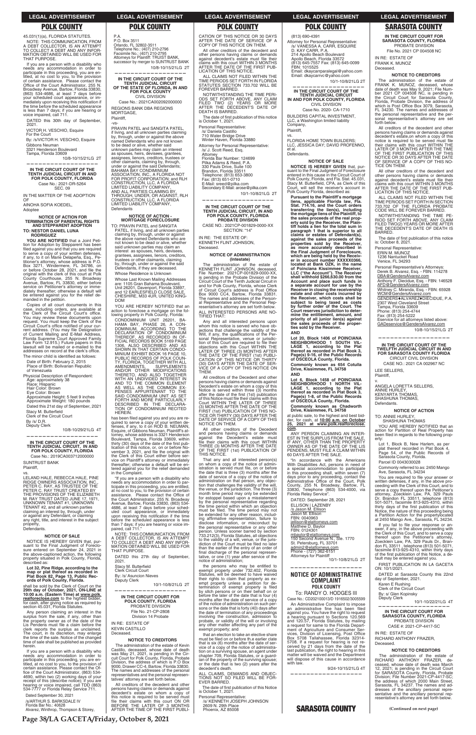45.031(1)(a), FLORIDA STATUTES.

NOTE: THIS COMMUNICATION, FROM A DEBT COLLECTOR, IS AN ATTEMPT TO COLLECT A DEBT AND ANY INFORMATION OBTAINED WILL BE USED FOR THAT PURPOSE.

If you are a person with a disability who needs any accommodation in order to participate in this proceeding, you are entitled, at no cost to you, to the provision of certain assistance. Please contact the Office of the Court Administrator, 255 N. Broadway Avenue, Bartow, Florida 33830, (863) 534-4686, at least 7 days before your scheduled court appearance, or immediately upon receiving this notification if the time before the scheduled appearance is less than 7 days; if you are hearing or voice impaired, call 711.

DATED this 30th day of September, 2021.

VICTOR H. VESCHIO, Esquire
For the Court
By: /s/VICTOR H. VESCHIO, Esquire
Gibbons Neuman
3321 Henderson Boulevard
Tampa, Florida 33609

10/8-10/15/21LG 2T

---

**IN THE CIRCUIT COURT OF THE TENTH JUDICIAL CIRCUIT IN AND FOR POLK COUNTY, FLORIDA**

Case No.: 2021-DR-5264
SEC. 09

IN THE MATTER OF THE ADOPTION OF
AINOHA SOFIA KOEDEL,
Adoptee

**NOTICE OF ACTION FOR TERMINATION OF PARENTAL RIGHTS AND STEPPARENT ADOPTION**

**TO: NESTOR DANIEL LUNA RODRIGUEZ**

**YOU ARE NOTIFIED** that a Joint Petition for Adoption by Stepparent has been filed against you and that you are required to serve a copy of your written defenses, if any, to it on Marie Delapeña, Esq., Petitioner's attorney, whose address is P.O. Box 3271, Windermere, FL 34786, on or before October 28, 2021, and file the original with the clerk of this court at Polk County Courthouse, 255 N. Broadway Avenue, Bartow, FL 33830, either before service on Petitioner's attorney or immediately thereafter; otherwise a default will be entered against you for the relief demanded in the petition.

Copies of all court documents in this case, including orders, are available at the Clerk of the Circuit Court's office. You may review these documents upon request. You must keep the Clerk of the Circuit Court's office notified of your current address. (You may file Designation of Current Mailing and E-Mail Address, Florida Supreme Court Approved Family Law Form 12.915.) Future papers in this lawsuit will be mailed or e-mailed to the addresses on record at the clerk's office.

The minor child is identified as follows:

Date of Birth: February 2, 2015
Place of Birth: Bolivarian Republic of Venezuela

Physical Description of Respondent:
Age: approximately 38
Race: Hispanic
Hair Color: Brown
Eye Color: Brown
Approximate Height: 5 feet 9 inches
Approximate Weight: 180 pounds

Dated this 21st day of September, 2021
Stacy M. Butterfield
Clerk of the Circuit Court
By /s/ D.R.
Deputy Clerk

10/8-10/29/21LG 4T

---

**IN THE CIRCUIT COURT OF THE TENTH JUDICIAL CIRCUIT, IN AND FOR POLK COUNTY, FLORIDA**

Case No.: 2019CA003712000000

SUNTRUST BANK
Plaintiff,
vs.
LELAND HALE, REBECCA HALE, PINE RIDGE OWNERS ASSOCIATION, INC., PETER C. RAY, AS TRUSTEE OF THE PETER C. RAY TRUST CREATED BY THE PROVISIONS OF THE ELIZABETH M. RAY TRUST DATED JUNE 17, 1971, UNKNOWN TENANT #1, UNKNOWN TENANT #2, and all unknown parties claiming an interest by, through, under or against any Defendant, or claiming any right, title, and interest in the subject property,
Defendants.

**NOTICE OF SALE**

NOTICE IS HEREBY GIVEN that, pursuant to the Final Judgment of Foreclosure entered on September 24, 2021 in the above-captioned action, the following property situated in Polk County, Florida, described as:

**Lot 32, Pine Ridge, according to the map or plat thereof as recorded in Plat Book 82, Page 13, Public Records of Polk County, Florida.**

shall be sold by the Clerk of Court on the **29th day of October, 2021, ON-LINE at 10:00 a.m. (Eastern Time) at www.polk.realforeclose.com** to the highest bidder, for cash, after giving notice as required by section 45.031, Florida Statutes.

Any person claiming an interest in the surplus from the sale, if any, other than the property owner as of the date of the Lis Pendens must file a claim before the clerk reports the surplus as unclaimed. The court, in its discretion, may enlarge the time of the sale. Notice of the changed time of sale shall be published as provided herein.

If you are a person with a disability who needs any accommodation in order to participate in this proceeding, you are entitled, at no cost to you, to the provision of certain assistance. Please contact the Office of the Court Administrator, (863) 534-4690, within two (2) working days of your receipt of this (describe notice); if you are hearing or voice impaired, call TDD (863) 534-7777 or Florida Relay Service 711.

Dated September 30, 2021
/s/ARTHUR S. BARKSDALE IV
Florida Bar No.: 40628
Alvarez, Winthrop, Thompson & Storey, P.A.
P.O. Box 3511
Orlando, FL 32802-3511
Telephone No.: (407) 210-2796
Facsimile No.: (407) 210-2795
Attorneys for Plaintiff: TRUIST BANK, successor by merger to SUNTRUST BANK

10/8-10/15/21LG 2T

---

**IN THE CIRCUIT COURT OF THE TENTH JUDICIAL CIRCUIT OF THE STATE OF FLORIDA, IN AND FOR POLK COUNTY**

CIVIL DIVISION
Case No.: 2021CA002092000000

REGIONS BANK DBA REGIONS MORTGAGE,
Plaintiff,
-vs-
PRAVIN PATEL and SANGITA PATEL, if living, and all unknown parties claiming by, through, under or against the above named Defendants who are not known to be dead or alive, whether said unknown parties may claim an interest as spouses, heirs, devisees, grantees, assignees, lienors, creditors, trustees or other claimants, claiming by, through, under or against the said Defendants; BAHAMA BAY CONDOMINIUM ASSOCIATION, INC., A FLORIDA NOT FOR PROFIT CORPORATION; and RLH CONSTRUCTION, LLC, A FLORIDA LIMITED LIABILITY COMPANY, AND ALL PARTIES CLAIMING BY, THROUGH, UNDER, OR AGAINST, RLH CONSTRUCTION, LLC, A FLORIDA LIMITED LIABILITY COMPANY,
Defendants

**NOTICE OF ACTION - MORTGAGE FORECLOSURE**

TO: PRAVIN PATEL and SANGITA PATEL, if living, and all unknown parties claiming by, through, under or against the above named Defendants who are not known to be dead or alive, whether said unknown parties may claim an interest as spouses, heirs, devisees, grantees, assignees, lienors, creditors, trustees or other claimants, claiming by, through, under or against the said Defendants, if they are deceased.

Whose Residence is Unknown

Whose Last Known Mailing Addresses are: 1105 Gran Bahama Boulevard, Unit 26201, Davenport, Florida 33897, and 12 EARLESFIELD CLOSE SALE, CHESHIRE, M33 4UR, UNITED KINGDOM

YOU ARE HEREBY NOTIFIED that an action to foreclose a mortgage on the following property in Polk County, Florida:

CONDOMINIUM UNIT 26201, BAHAMA BAY, PHASE 26, A CONDOMINIUM, ACCORDING TO THE DECLARATION OF CONDOMINIUM THEREOF, AS RECORDED IN OFFICIAL RECORDS BOOK 5169 PAGE 1306, ALSO DESCRIBED AND AS SHOWN IN THAT CERTAIN CONDOMINIUM EXHIBIT BOOK 16 PAGE 10, PUBLIC RECORDS OF POLK COUNTY, FLORIDA, TOGETHER WITH ALL AMENDMENTS, SUPPLEMENTS AND/OR OTHER MODIFICATIONS THERETO, AND ALSO TOGETHER WITH AN UNDIVIDED INTEREST IN AND TO THE COMMON ELEMENT AS WELL AS THE COMMON EXPENSES APPURTENANT TO THE SAID CONDOMINIUM UNIT AS SET FORTH AND MORE PARTICULARLY DESCRIBED IN THE DECLARATION OF CONDOMINIUM RECITED HEREIN.

has been filed against you and you are required to serve a copy of your written defenses, if any, to it on ROD B. NEUMAN, Esquire, of Gibbons Neuman, Plaintiff's attorney, whose address is 3321 Henderson Boulevard, Tampa, Florida 33609, within thirty (30) days of the date of the first publication of this notice, or on before November 3, 2021, and file the original with the Clerk of this Court either before service on Plaintiff's attorney or immediately thereafter; otherwise a default will be entered against you for the relief demanded in the Complaint.

"If you are a person with a disability who needs any accommodation in order to participate in this proceeding, you are entitled, at no cost to you, to the provision of certain assistance. Please contact the Office of the Court Administrator, 255 N. Broadway Avenue, Bartow, Florida 33830, (863) 534-4686, at least 7 days before your scheduled court appearance, or immediately upon receiving this notification if the time before the scheduled appearance is less than 7 days; if you are hearing or voice impaired, call 711."

NOTE: THIS COMMUNICATION, FROM A DEBT COLLECTOR, IS AN ATTEMPT TO COLLECT A DEBT AND ANY INFORMATION OBTAINED WILL BE USED FOR THAT PURPOSE.

DATED this 27th day of September, 2021.

Stacy M. Butterfield
Clerk Circuit Court
By: /s/ Asuncion Nieves
Deputy Clerk

10/1-10/8/21LG 2T

---

**IN THE CIRCUIT COURT FOR POLK COUNTY, FLORIDA**

PROBATE DIVISION
File No. 21-CP-2808
Division 14 Probate

IN RE: ESTATE OF
KEVIN CASTILLO
Deceased.

**NOTICE TO CREDITORS**

The administration of the estate of Kevin Castillo, deceased, whose date of death was May 21, 2021, is pending in the Circuit Court for Polk County, Florida, Probate Division, the address of which is P.O Box 9000, Drawer CC-4, Bartow, Florida 33830. The names and addresses of the personal representatives and the personal representatives' attorney are set forth below.

All creditors of the decedent and other persons having claims or demands against decedent's estate on whom a copy of this notice is required to be served must file their claims with this court ON OR BEFORE THE LATER OF 3 MONTHS AFTER THE TIME OF THE FIRST PUBLICATION OF THIS NOTICE OR 30 DAYS AFTER THE DATE OF SERVICE OF A COPY OF THIS NOTICE ON THEM.

All other creditors of the decedent and other persons having claims or demands against decedent's estate must file their claims with this court WITHIN 3 MONTHS AFTER THE DATE OF THE FIRST PUBLICATION OF THIS NOTICE.

ALL CLAIMS NOT FILED WITHIN THE TIME PERIODS SET FORTH IN FLORIDA STATUTES SECTION 733.702 WILL BE FOREVER BARRED.

NOTWITHSTANDING THE TIME PERIODS SET FORTH ABOVE, ANY CLAIM FILED TWO (2) YEARS OR MORE AFTER THE DECEDENT'S DATE OF DEATH IS BARRED.

The date of first publication of this notice is October 1, 2021.

Personal Representative:
/s/ Daniela Castillo
710 Water Bridge Drive
Winter Haven, Florida 33880

Attorney for Personal Representative:
/s/ J. Scott Reed, Esq.
Attorney
Florida Bar Number: 124699
Pilka Adams & Reed, P.A.
330 Pauls Drive, Suite 100
Brandon, Florida 33511
Telephone: (813) 653-3800
Fax: (813) 651-0710
E-Mail: sreed@pilka.com
Secondary E-Mail: arose@pilka.com

10/1-10/8/21LG 2T

---

**IN THE CIRCUIT COURT OF THE TENTH JUDICIAL CIRCUIT, IN AND FOR POLK COUNTY, FLORIDA PROBATE DIVISION**

CASE NO.: 2021CP-001829-0000-XX
SECTION: "14"

IN RE: THE ESTATE OF:
KENNETH FLINT JOHNSON,
Deceased.

**NOTICE OF ADMINISTRATION (Intestate)**

The administration of the estate of KENNETH FLINT JOHNSON, deceased, File Number: 2021CP-001829-0000-XX, is pending in the Probate Division of the Circuit Court of the Tenth Judicial Circuit in and for Polk County, Florida, whose Clerk of Circuit Court's address is Post Office Box 9000 CC4, Bartow, Florida 33831. The names and addresses of the Personal Representative and the Personal Representative's attorney are set forth below.

ALL INTERESTED PERSONS ARE NOTIFIED THAT:

Any and all interested persons upon whom this notice is served who have objections that challenge the validity of the Will, if any, the qualifications of the Personal Representative, venue or jurisdiction of this Court are required to file their objections with this Court WITHIN THE LATER OF THREE (3) MONTHS AFTER THE DATE OF THE FIRST (1st) PUBLICATION OF THIS NOTICE OR THIRTY (30) DAYS AFTER THE DATE OF SERVICE OF A COPY OF THIS NOTICE ON THEM.

All creditors of the Decedent and other persons having claims or demands against Decedent's estate on whom a copy of this Notice is served within three (3) months after the date of the first (1st) publication of this Notice must file their claims with this Court WITHIN THE LATER OF THREE (3) MONTHS AFTER THE DATE OF THE FIRST (1st) PUBLICATION OF THIS NOTICE OR THIRTY (30) DAYS AFTER THE DATE OF SERVICE OF A COPY OF THIS NOTICE ON THEM.

All other creditors of the Decedent and persons having claims or demands against the Decedent's estate must file their claims with this Court WITHIN THREE (3) MONTHS AFTER THE DATE OF THE FIRST (1st) PUBLICATION OF THIS NOTICE.

That any and all interested person(s) on whom a copy of the notice of administration is served must file, on or before the date that is three (3) months after the date of service of a copy of the notice of administration on that person, any objection that challenges the validity of the will, the venue, or the jurisdiction. The three (3) month time period may only be extended for estoppel based upon a misstatement by the personal representative regarding the time period within which an objection must be filed. The time period may not be extended for any other reason, including affirmative representation, failure to disclose information, or misconduct by the personal representative or any other person. Unless sooner barred by section 733.212(3), Florida Statutes, all objections to the validity of a will, venue, or the jurisdiction of the Court must be filed no later than the earlier of the entry of an order of final discharge of the personal representative, or one (1) year after service of the notice of administration;

the persons who may be entitled to exempt property under 732.402, Florida Statutes, will be deemed to have waived their rights to claim that property as exempt property unless a petition for determination of exempt property is filed by such persons or on their behalf on or before the later of the date that is four (4) months after the date of service of a copy of the notice of administration on such persons or the date that is forty (40) days after the date of termination of any proceedings involving the construction, admission to probate, or validity of the will or involving any other matter affecting any part of the exempt property; and

that an election to take an elective share must be filed on or before th.e earlier date that is six (6) months after the date of service of a copy of the notice of administration on a surviving spouse, an agent under chapter 709, Florida Statutes, or a guardian of the property of the surviving spouse; or the date that is two (2) years after the decedent's death.

ALL CLAIMS, DEMANDS AND OBJECTIONS NOT SO FILED WILL BE FOREVER BARRED.

The date of first publication of this Notice is October 1, 2021.

Personal Representative:
/s/ KENNETH JOSEPH JOHNSON
2609 N. 29th Place
Phoenix, AZ 85008
(813) 690-4391

Attorney for Personal Representative:
/s/ VANESSA A. CARR, ESQUIRE
D. KAY CARR, P.A.
214 Apollo Beach Boulevard
Apollo Beach, Florida 33572
(813) 645-7557 Fax: (813) 645-0099
FBN: 1015525
Email: dkaycarrparalegal@yahoo.com
Email: dkaycarrvc@yahoo.com

10/1-10/8/21LG 2T

---

**IN THE CIRCUIT COURT OF THE TENTH JUDICIAL CIRCUIT IN AND FOR POLK COUNTY, FLORIDA**

CIVIL DIVISION
Case No. 2020- CA-1710

BUILDERS CAPITAL INVESTMENT, LLC, a Washington limited liability Company,
Plaintiff,
vs.
FLORIDA HOME TOWN BUILDERS; LLC, JESSICA DAY; DAVID PROFENNO, et al.
Defendants.

**NOTICE OF SALE**

**NOTICE IS HEREBY GIVEN** that, pursuant to the Final Judgment of Foreclosure entered in this cause in the Circuit Court of Polk County, Florida, and Fla. Stat. 45.031, Stacy M. Butterfield, CPA, as Clerk of this Court, will sell the receiver's account in Polk County Florida, described as:

**Pursuant to the Plaintiff's mortgage liens, applicable Florida law, Fla. Stat. 714.16, and the Court orders transferring the lien(s), including the mortgage liens of the Plaintiff, to the sales proceeds of the real property sold by the Receiver, the Plaintiff holds a lien for the total sum in paragraph 1 that is superior to all claims or estates of Defendant(s), against the sales proceeds of the properties sold by the Receiver, as more accurately described in the Final Judgment of Foreclosure, which are being held by the Receiver in account number XXXXX0366, located at Bank OZK, in the name of Poinciana Kissimmee Receiver, LLC ("the Account"). The Receiver shall withhold $266,630.00 from the Account and place such funds in a separate account for use by the Receiver in closing the receivership estate and other costs incurred by the Receiver, which costs shall be subject to being taxed as costs by further order of the Court. The Court reserves jurisdiction to determine the entitlement, amount, and priority of all junior lien(s) against the sales proceeds of the properties sold by the Receiver.**

**AND**

**Lot 20, Block 1406 of POINCIANA NEIGHBORHOOD 1 SOUTH VILLAGE 1, according to the Plat thereof as recorded in Plat Book 3, Page(s) 9-16, of the Public Records of OSCEOLA County, Florida.**

**Commonly known as 654 Cotulla Drive, Kissimmee, FL 34758**

**AND**

**Lot 6, Block 1458 of POINCIANA NEIGHBORHOOD 1 NORTH VILLAGE 1, according to the Plat thereof as recorded in Plat Book 3, Page(s) 1-8, of the Public Records of OSCEOLA County, Florida.**

**Commonly known as Chadworth Drive, Kissimmee, FL 34758**

at public sale, to the highest and best bidder, for cash, at **10:00 a.m. on October 25, 2021 at www.polk.realforeclose.com.**

ANY PERSON CLAIMING AN INTEREST IN THE SURPLUS FROM THE SALE, IF ANY, OTHER THAN THE PROPERTY OWNER AS OF THE DATE OF THE LIS PENDENS, MUST FILE A CLAIM WITHIN 60 DAYS AFTER THE SALE.

"In accordance with the Americans With Disabilities Act, persons in need of a special accommodation to participate in this proceeding shall, within seven (7) days prior to any proceeding, contact the Administrative Office of the Court, Polk County, 255 N. Broadway, Bartow, FL 33830, Telephone (863) 534-4000, via Florida Relay Service".

DATED: September 28, 2021
ELLISON | LAZENBY
/s Jason M. Ellison
Jason M. Ellison
FBN: 0040963
jellison@ellattorneys.com
Matthew D. Baylor
FBN: 0124301
mbaylor@ellattorneys.com
150 Second Avenue N., Ste. 1770
St. Petersburg, FL 33701
admin2@ellattorneys.com
Phone - (727) 362-6151
Attorneys for Plaintiff

10/1-10/8/21LG 2T

---

**NOTICE OF ADMINISTRATIVE COMPLAINT**
**POLK COUNTY**

To: RANDY O. HODGES III

Case No.: CD202100013/D 1916502/3005599

An Administrative Complaint to impose an administrative fine has been filed against you. You have the right to request a hearing pursuant to Sections 120.569 and 120.57, Florida Statutes, by mailing a request for same to the Florida Department of Agriculture and Consumer Services, Division of Licensing, Post Office Box 5708 Tallahassee, Florida 32314-5708. If a request for hearing is not received by 21 days from the date of the last publication, the right to hearing in this matter will be waived and the Department will dispose of this cause in accordance with law.

9/24-10/15/21LG 4T

---

## SARASOTA COUNTY

**IN THE CIRCUIT COURT FOR SARASOTA COUNTY, FLORIDA**

PROBATE DIVISION
File No. 2021 CP 004508 NC

IN RE: ESTATE OF
FRANK K. MUNOZ
Deceased.

**NOTICE TO CREDITORS**

The administration of the estate of FRANK K. MUNOZ, deceased, whose date of death was May 9, 2021; File Number 2021 CP 004508 NC, is pending in the Circuit Court for Sarasota County, Florida, Probate Division, the address of which is Post Office Box 3079, Sarasota, FL 34230. The names and addresses of the personal representative and the personal representative's attorney are set forth below.

All creditors of the decedent and other persons having claims or demands against decedent's estate on whom a copy of this notice is required to be served must file their claims with this court WITHIN THE LATER OF 3 MONTHS AFTER THE TIME OF THE FIRST PUBLICATION OF THIS NOTICE OR 30 DAYS AFTER THE DATE OF SERVICE OF A COPY OF THIS NOTICE ON THEM.

All other creditors of the decedent and other persons having claims or demands against decedent's estate must file their claims with this court WITHIN 3 MONTHS AFTER THE DATE OF THE FIRST PUBLICATION OF THIS NOTICE.

ALL CLAIMS NOT FILED WITHIN THE TIME PERIODS SET FORTH IN SECTION 733.702 OF THE FLORIDA PROBATE CODE WILL BE FOREVER BARRED.

NOTWITHSTANDING THE TIME PERIOD SET FORTH ABOVE, ANY CLAIM FILED TWO(2) YEARS OR MORE AFTER THE DECEDENT'S DATE OF DEATH IS BARRED.

The date of first publication of this notice is: October 8, 2021.

Personal Representative:
ERIN M. MUNOZ
1236 Nantucket Road
Venice, FL 34293

Personal Representative's Attorneys:
Derek B. Alvarez, Esq. - FBN: 114278
DBA@GendersAlvarez.com
Anthony F. Diecidue, Esq. - FBN: 146528
AFD@GendersAlvarez.com
Whitney C. Miranda, Esq. - FBN: 65928
WCM@GendersAlvarez.com
GENDERS♦ALVAREZ♦DIECIDUE, P.A.
2307 West Cleveland Street
Tampa, Florida 33609
Phone: (813) 254-4744
Fax: (813) 254-5222
Eservice for all attorneys listed above:
GADeservice@GendersAlvarez.com

10/8-10/15/21LG 2T

---

**IN THE CIRCUIT COURT OF THE TWELFTH JUDICIAL CIRCUIT IN AND FOR SARASOTA COUNTY FLORIDA**

CIRCUIT CIVIL DIVISION
CASE NO.: 2021 CA 002967 NC

LEE SELLERS,
Plaintiff,
v.
ANGELA LORETTA SELLERS, ANNIE HURLEY, KENYARTA THOMAS, SHASHUNA THOMAS,
Defendants.

**NOTICE OF ACTION**

TO: ANNIE HURLEY,
SHASHUNA THOMAS

YOU ARE HEREBY NOTIFIED that an action for Partition of Real Property has been filed in regards to the following property:

Lot 1, Block B, New Harlem, as per plat thereof recorded in Plat Book 4, Page 54, of the Public Records of Sarasota County, Florida.

Parcel ID 0043030028

Commonly referred to as: 2450 Mango Ave, Sarasota, FL 34234

You are required to file your answer or written defenses, if any, in the above proceeding with the Clerk of this Court, and to serve a copy thereof upon the Petitioner's attorney, Zoeckler Law, PA, 329 Pauls Dr. Brandon FL 33511, telephone (813) 501-5071, facsimile 813-925-4310, within thirty days of the first publication of this Notice, the nature of this proceeding being a Partition Action for the propertylocated at 2450 Mango Ave., Sarasota, FL 34234.

If you fail to file your response or answer, if any, in the above proceeding with the Clerk of this Court, and to serve a copy thereof upon the Petitioner's attorney, Zoeckler Law, PA, 329 Pauls Dr., Brandon FL 33511 , telephone (813) 501-5071, facsimile 813-925-4310, within thirty days of the first publication of this Notice, a default may be entered against you.

FIRST PUBLICATION IN LA GACETA ON: 10/1/2021.

DATED at Sarasota County this 22nd day of September, 2021.

Karen E Rushing
Clerk of the Circuit Court
By: s/ Glen Kopinsky
Deputy Clerk

10/1-10/22/21LG 4T

---

**IN THE CIRCUIT COURT FOR SARASOTA COUNTY, FLORIDA**

PROBATE DIVISION
CASE #: 2021-CP-4417-SC

IN RE: ESTATE OF
RICHARD ANTHONY FRAZER,
Deceased.

**NOTICE TO CREDITORS**

The administration of the estate of RICHARD ANTHONY FRAZER, deceased, whose date of death was March 12, 2021; is pending in the Circuit Court for SARASOTA County, Florida, Probate Division; File Number 2021-CP-4417-SC; the address of which 2000 Main Street, Sarasota, FL 34237. The names and addresses of the personal representative and the ancillary personal representative's attorney are set forth below.

**(Continued on next page)**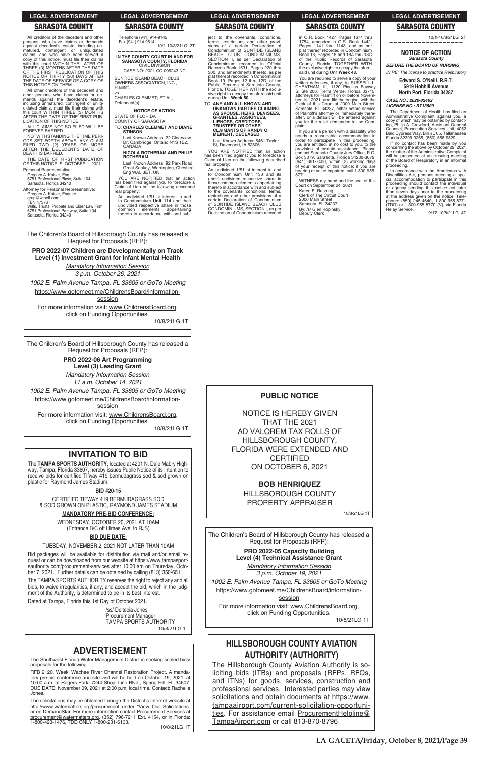## LEGAL ADVERTISEMENT

### SARASOTA COUNTY

All creditors of the decedent and other persons, who have claims or demands against decedent's estate, including unmatured, contingent or unliquidated claims, and who have been served a copy of this notice, must file their claims with this court WITHIN THE LATER OF THREE (3) MONTHS AFTER THE DATE OF THE FIRST PUBLICATION OF THIS NOTICE OR THIRTY (30) DAYS AFTER THE DATE OF SERVICE OF A COPY OF THIS NOTICE ON THEM.

All other creditors of the decedent and other persons who have claims or demands against the decedent's estate, including unmatured, contingent or unliquidated claims, must file their claims with this court WITHIN THREE (3) MONTHS AFTER THE DATE OF THE FIRST PUBLICATION OF THIS NOTICE.

ALL CLAIMS NOT SO FILED WILL BE FOREVER BARRED.

NOTWITHSTANDING THE TIME PERIODS SET FORTH ABOVE, ANY CLAIM FILED TWO (2) YEARS OR MORE AFTER THE DECEDENT'S DATE OF DEATH IS BARRED.

THE DATE OF FIRST PUBLICATION OF THIS NOTICE IS: OCTOBER 1, 2021.

Personal Representative:
Gregory A. Kaiser, Esq.
6751 Professional Pkwy, Suite 104
Sarasota, Florida 34240

Attorney for Personal Representative:
Gregory A. Kaiser, Esquire
greg@wtpelf.com
FBN 47376
Wills, Trusts, Probate and Elder Law Firm
6751 Professional Parkway, Suite 104
Sarasota, Florida 34240

Telephone (941) 914-9145
Fax (941) 914-9514

10/1-10/8/21LG 2T

---

## LEGAL ADVERTISEMENT

### SARASOTA COUNTY

**IN THE COUNTY COURT IN AND FOR SARASOTA COUNTY, FLORIDA**
CIVIL DIVISION
CASE NO: 2021 CC 006243 NC

SUNTIDE ISLAND BEACH CLUB OWNERS ASSOCIATION, INC.,
Plaintiff,
vs.
CHARLES CLEMMET; ET AL,
Defendant(s).

**NOTICE OF ACTION**

STATE OF FLORIDA
COUNTY OF SARASOTA

TO: **CHARLES CLEMMET AND DIANE STINSON**
Last Known Address: 22 Clearview Dr, Cambridge, Ontario N1S 1B2, CANADA

**NICOLA ROTHERAM AND PHILIP ROTHERAM**
Last Known Address: 92 Park Road Great Sankey, Warrington, Cheshire, Eng WA5 3ET, UK

YOU ARE NOTIFIED that an action has been filed against you to foreclose a Claim of Lien on the following described real property:

An undivided 1/51 st interest in and to Condominium **Unit 114** and their undivided respective share in those common elements appertaining thereto in accordance with and subject to the covenants, conditions, terms, restrictions and other provisions of a certain Declaration of Condominium of SUNTIDE ISLAND BEACH CLUB CONDOMINIUMS, SECTION II, as per Declaration of Condominium recorded in Official Records Book 1531, Pages 220 thru 300, and amendments thereto, as per plat thereof recorded in Condominium Book 19, Pages 12 thru 12D, of the Public Records of Sarasota County, Florida. TOGETHER WITH the exclusive right to occupy the aforesaid unit during Unit **Week 50**.

TO: **ANY AND ALL KNOWN AND UNKNOWN PARTIES CLAIMING AS SPOUSE, HEIRS, DEVISEES, GRANTEES, ASSIGNEES, LIENORS, CREDITORS, TRUSTEES OR OTHER CLAIMANTS OF RANDY O. MEINERT, DECEASED**

Last Known Address: 5461 Taylor St, Davenport, IA 52806

YOU ARE NOTIFIED that an action has been filed against you to foreclose a Claim of Lien on the following described real property:

An undivided 1/51 st interest in and to Condominium Unit 133 and its (their) undivided respective share in those common elements appertaining thereto in accordance with and subject to the covenants, conditions, terms, restrictions and other provisions of a certain Declaration of Condominium of SUNTIDE ISLAND BEACH CLUB CONDOMINIUMS, SECTION I, as per Declaration of Condominium recorded in O.R. Book 1427, Pages 1674 thru 1754, amended in O.R. Book 1442, Pages 1141 thru 1143, and as per plat thereof recorded in Condominium Book 16, Pages 18 and 18A thru 18C of the Public Records of Sarasota County, Florida. TOGETHER WITH the exclusive right to occupy the aforesaid unit during Unit **Week 43**.

You are required to serve a copy of your written defenses, if any, to RUSSELL L. CHEATHAM, III, 1120 Pinellas Bayway S, Ste 200, Tierra Verde, Florida 33715, attorneys for Plaintiff on or before November 1st, 2021, and file the original with the Clerk of this Court at 2000 Main Street, Sarasota, FL 34237, either before service of Plaintiff's attorney or immediately thereafter, or a default will be entered against you for the relief demanded in the Complaint.

If you are a person with a disability who needs a reasonable accommodation in order to participate in this proceeding, you are entitled, at no cost to you, to the provision of certain assistance. Please contact Sarasota County Jury Office, P.O. Box 3079, Sarasota, Florida 34230-3079, (941) 861-7400, within (2) working days of your receipt of this notice; if you are hearing or voice impaired, call 1-800-955-8771.

WITNESS my hand and the seal of this Court on September 24, 2021.

Karen E. Rushing
Clerk of The Circuit Court
2000 Main Street
Sarasota, FL 34237
By: /s/ Glen Kopinsky
Deputy Clerk

10/1-10/8/21LG 2T

---

## LEGAL ADVERTISEMENT

### SARASOTA COUNTY

**NOTICE OF ACTION**
*Sarasota County*

***BEFORE THE BOARD OF NURSING***

*IN RE: The license to practice Respiratory*

**Edward S. O'Neill, R.R.T.**
**5919 Hobhill Avenue**
**North Port, Florida 34287**

***CASE NO.: 2020-32462***
***LICENSE NO.: RT13509***

The Department of Health has filed an Administrative Complaint against you, a copy of which may be obtained by contacting, Philip A. Crawford, Assistant General Counsel, Prosecution Services Unit, 4052 Bald Cypress Way, Bin #C65, Tallahassee Florida 32399-3265, (850) 558-9829.

If no contact has been made by you concerning the above by October 29, 2021 the matter of the Administrative Complaint will be presented at an ensuing meeting of the Board of Respiratory in an informal proceeding.

In accordance with the Americans with Disabilities Act, persons needing a special accommodation to participate in this proceeding should contact the individual or agency sending this notice not later than seven days prior to the proceeding at the address given on the notice. Telephone: (850) 245-4640, 1-800-955-8771 (TDD) or 1-800-955-8770 (V), via Florida Relay Service.

9/17-10/8/21LG 4T

---

The Children's Board of Hillsborough County has released a Request for Proposals (RFP):

**PRO 2022-07 Children are Developmentally on Track Level (1) Investment Grant for Infant Mental Health**

*Mandatory Information Session*
*3 p.m. October 26, 2021*

*1002 E. Palm Avenue Tampa, FL 33605 or GoTo Meeting*

https://www.gotomeet.me/ChildrensBoard/information-session

For more information visit: www.ChildrensBoard.org, click on Funding Opportunities.

10/8/21LG 1T

---

The Children's Board of Hillsborough County has released a Request for Proposals (RFP):

**PRO 2022-06 Art Programming Level (3) Leading Grant**

*Mandatory Information Session*
*11 a.m. October 14, 2021*

*1002 E. Palm Avenue Tampa, FL 33605 or GoTo Meeting*

https://www.gotomeet.me/ChildrensBoard/information-session

For more information visit: www.ChildrensBoard.org, click on Funding Opportunities.

10/8/21LG 1T

---

## INVITATION TO BID

The **TAMPA SPORTS AUTHORITY**, located at 4201 N. Dale Mabry Highway, Tampa, Florida 33607, hereby issues Public Notice of its intention to receive bids for certified Tifway 419 bermudagrass sod & sod grown on plastic for Raymond James Stadium.

**BID #20-15**

CERTIFIED TIFWAY 419 BERMUDAGRASS SOD & SOD GROWN ON PLASTIC, RAYMOND JAMES STADIUM

**MANDATORY PRE-BID CONFERENCE:**

WEDNESDAY, OCTOBER 20, 2021 AT 10AM
(Entrance B/C off Himes Ave. to RJS)

**BID DUE DATE:**

TUESDAY, NOVEMBER 2, 2021 NOT LATER THAN 10AM

Bid packages will be available for distribution via mail and/or email request or can be downloaded from our website at https://www.tampasportsauthority.com/procurement-services after 10:00 am on Thursday, October 7, 2021. Further details can be obtained by calling (813) 350-6511.

The TAMPA SPORTS AUTHORITY reserves the right to reject any and all bids, to waive irregularities, if any, and accept the bid, which in the judgment of the Authority, is determined to be in its best interest.

Dated at Tampa, Florida this 1st Day of October 2021.

/ss/ Deltecia Jones
Procurement Manager
TAMPA SPORTS AUTHORITY

10/8/21LG 1T

---

## ADVERTISEMENT

The Southwest Florida Water Management District is seeking sealed bids/proposals for the following:

RFB 2120, Weeki Wachee River Channel Restoration Project. A mandatory pre-bid conference and site visit will be held on October 19, 2021 at 10:00 a.m. at Rogers Park, 7244 Shoal Line Blvd., Spring Hill, FL 34607. DUE DATE: November 09, 2021 at 2:00 p.m. local time. Contact: Rachelle Jones.

The solicitations may be obtained through the District's Internet website at http://www.watermatters.org/procurement under "View Our Solicitations" or on DemandStar. For more information contact Procurement Services at procurement@watermatters.org, (352) 796-7211 Ext. 4154, or in Florida: 1-800-423-1476, TDD ONLY 1-800-231-6103.

10/8/21LG 1T

---

## PUBLIC NOTICE

NOTICE IS HEREBY GIVEN THAT THE 2021 AD VALOREM TAX ROLLS OF HILLSBOROUGH COUNTY, FLORIDA WERE EXTENDED AND CERTIFIED ON OCTOBER 6, 2021

**BOB HENRIQUEZ**
HILLSBOROUGH COUNTY PROPERTY APPRAISER

10/8/21LG 1T

---

The Children's Board of Hillsborough County has released a Request for Proposals (RFP):

**PRO 2022-05 Capacity Building Level (4) Technical Assistance Grant**

*Mandatory Information Session*
*3 p.m. October 19, 2021*

*1002 E. Palm Avenue Tampa, FL 33605 or GoTo Meeting*

https://www.gotomeet.me/ChildrensBoard/information-session

For more information visit: www.ChildrensBoard.org, click on Funding Opportunities.

10/8/21LG 1T

---

## HILLSBOROUGH COUNTY AVIATION AUTHORITY (AUTHORITY)

The Hillsborough County Aviation Authority is soliciting bids (ITBs) and proposals (RFPs, RFQs, and ITNs) for goods, services, construction and professional services. Interested parties may view solicitations and obtain documents at https://www.tampaairport.com/current-solicitation-opportunities. For assistance email ProcurementHelpline@TampaAirport.com or call 813-870-8796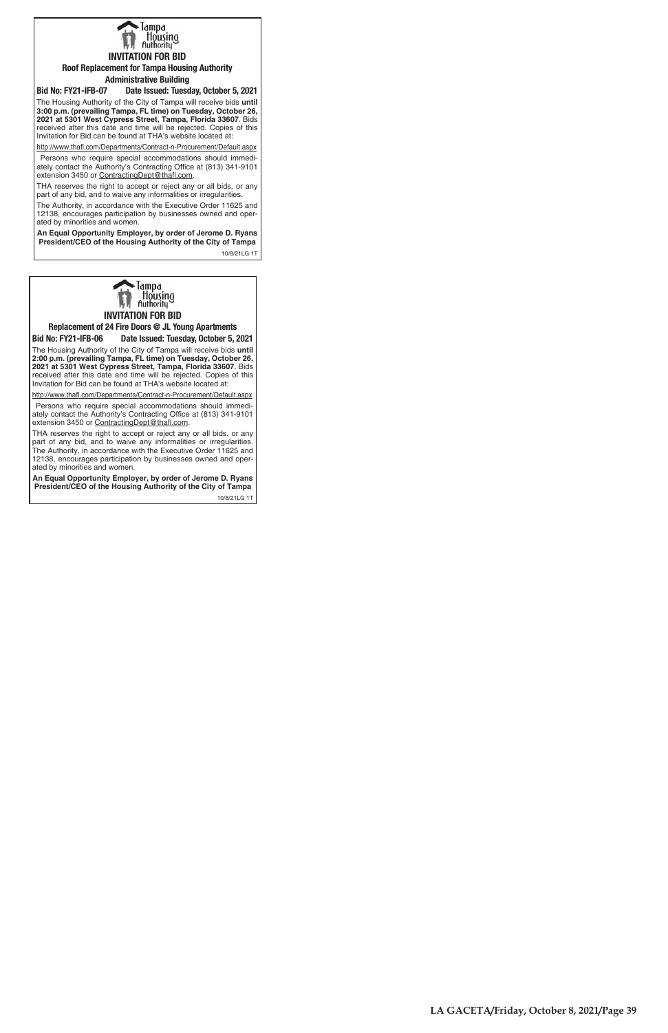Tampa Housing Authority

## INVITATION FOR BID

### Roof Replacement for Tampa Housing Authority Administrative Building

**Bid No: FY21-IFB-07 Date Issued: Tuesday, October 5, 2021**

The Housing Authority of the City of Tampa will receive bids **until 3:00 p.m. (prevailing Tampa, FL time) on Tuesday, October 26, 2021 at 5301 West Cypress Street, Tampa, Florida 33607**. Bids received after this date and time will be rejected. Copies of this Invitation for Bid can be found at THA's website located at:

http://www.thafl.com/Departments/Contract-n-Procurement/Default.aspx

Persons who require special accommodations should immediately contact the Authority's Contracting Office at (813) 341-9101 extension 3450 or ContractingDept@thafl.com.

THA reserves the right to accept or reject any or all bids, or any part of any bid, and to waive any informalities or irregularities.

The Authority, in accordance with the Executive Order 11625 and 12138, encourages participation by businesses owned and operated by minorities and women.

**An Equal Opportunity Employer, by order of Jerome D. Ryans President/CEO of the Housing Authority of the City of Tampa**

10/8/21LG 1T

---

Tampa Housing Authority

## INVITATION FOR BID

### Replacement of 24 Fire Doors @ JL Young Apartments

**Bid No: FY21-IFB-06 Date Issued: Tuesday, October 5, 2021**

The Housing Authority of the City of Tampa will receive bids **until 2:00 p.m. (prevailing Tampa, FL time) on Tuesday, October 26, 2021 at 5301 West Cypress Street, Tampa, Florida 33607**. Bids received after this date and time will be rejected. Copies of this Invitation for Bid can be found at THA's website located at:

http://www.thafl.com/Departments/Contract-n-Procurement/Default.aspx

Persons who require special accommodations should immediately contact the Authority's Contracting Office at (813) 341-9101 extension 3450 or ContractingDept@thafl.com.

THA reserves the right to accept or reject any or all bids, or any part of any bid, and to waive any informalities or irregularities. The Authority, in accordance with the Executive Order 11625 and 12138, encourages participation by businesses owned and operated by minorities and women.

**An Equal Opportunity Employer, by order of Jerome D. Ryans President/CEO of the Housing Authority of the City of Tampa**

10/8/21LG 1T